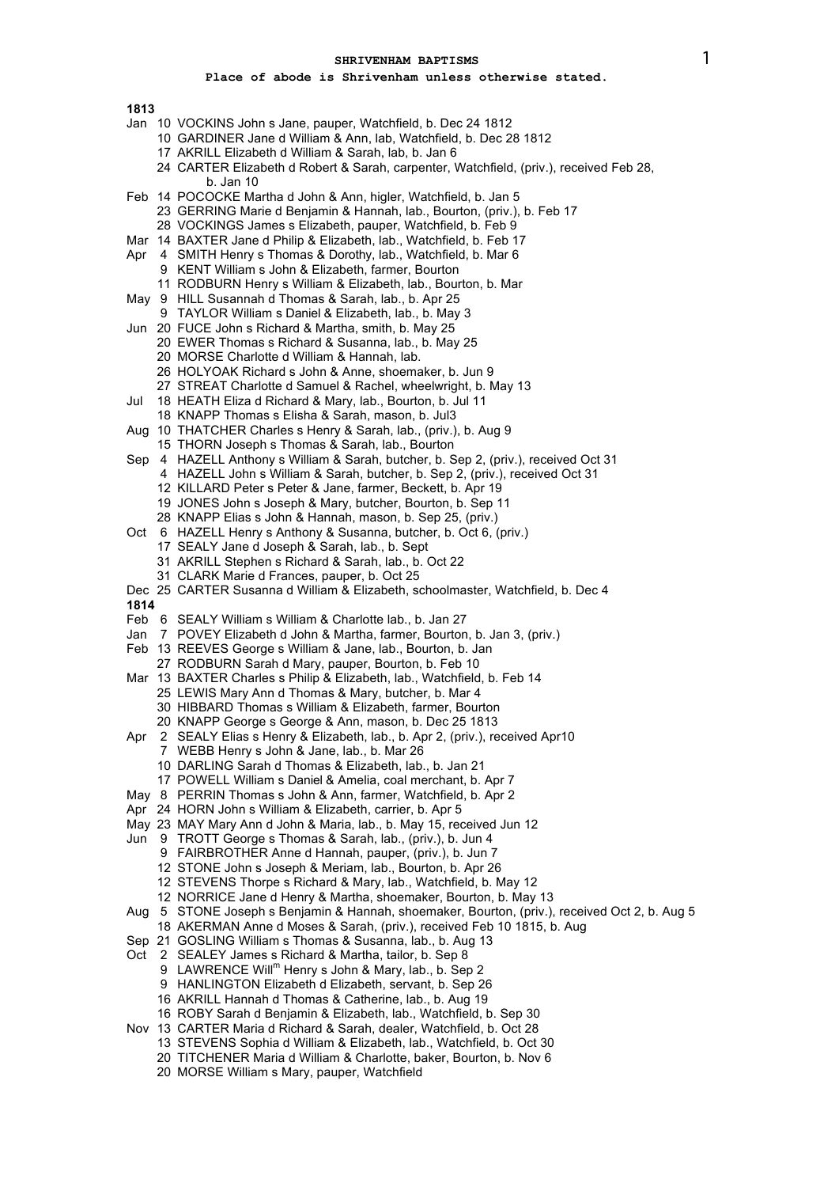**SHRIVENHAM BAPTISMS**

**Place of abode is Shrivenham unless otherwise stated.**

**1813**

Jan 10 VOCKINS John s Jane, pauper, Watchfield, b. Dec 24 1812
10 GARDINER Jane d William & Ann, lab, Watchfield, b. Dec 28 1812
17 AKRILL Elizabeth d William & Sarah, lab, b. Jan 6
24 CARTER Elizabeth d Robert & Sarah, carpenter, Watchfield, (priv.), received Feb 28, b. Jan 10
Feb 14 POCOCKE Martha d John & Ann, higler, Watchfield, b. Jan 5
23 GERRING Marie d Benjamin & Hannah, lab., Bourton, (priv.), b. Feb 17
28 VOCKINGS James s Elizabeth, pauper, Watchfield, b. Feb 9
Mar 14 BAXTER Jane d Philip & Elizabeth, lab., Watchfield, b. Feb 17
Apr 4 SMITH Henry s Thomas & Dorothy, lab., Watchfield, b. Mar 6
9 KENT William s John & Elizabeth, farmer, Bourton
11 RODBURN Henry s William & Elizabeth, lab., Bourton, b. Mar
May 9 HILL Susannah d Thomas & Sarah, lab., b. Apr 25
9 TAYLOR William s Daniel & Elizabeth, lab., b. May 3
Jun 20 FUCE John s Richard & Martha, smith, b. May 25
20 EWER Thomas s Richard & Susanna, lab., b. May 25
20 MORSE Charlotte d William & Hannah, lab.
26 HOLYOAK Richard s John & Anne, shoemaker, b. Jun 9
27 STREAT Charlotte d Samuel & Rachel, wheelwright, b. May 13
Jul 18 HEATH Eliza d Richard & Mary, lab., Bourton, b. Jul 11
18 KNAPP Thomas s Elisha & Sarah, mason, b. Jul3
Aug 10 THATCHER Charles s Henry & Sarah, lab., (priv.), b. Aug 9
15 THORN Joseph s Thomas & Sarah, lab., Bourton
Sep 4 HAZELL Anthony s William & Sarah, butcher, b. Sep 2, (priv.), received Oct 31
4 HAZELL John s William & Sarah, butcher, b. Sep 2, (priv.), received Oct 31
12 KILLARD Peter s Peter & Jane, farmer, Beckett, b. Apr 19
19 JONES John s Joseph & Mary, butcher, Bourton, b. Sep 11
28 KNAPP Elias s John & Hannah, mason, b. Sep 25, (priv.)
Oct 6 HAZELL Henry s Anthony & Susanna, butcher, b. Oct 6, (priv.)
17 SEALY Jane d Joseph & Sarah, lab., b. Sept
31 AKRILL Stephen s Richard & Sarah, lab., b. Oct 22
31 CLARK Marie d Frances, pauper, b. Oct 25
Dec 25 CARTER Susanna d William & Elizabeth, schoolmaster, Watchfield, b. Dec 4

**1814**

Feb 6 SEALY William s William & Charlotte lab., b. Jan 27
Jan 7 POVEY Elizabeth d John & Martha, farmer, Bourton, b. Jan 3, (priv.)
Feb 13 REEVES George s William & Jane, lab., Bourton, b. Jan
27 RODBURN Sarah d Mary, pauper, Bourton, b. Feb 10
Mar 13 BAXTER Charles s Philip & Elizabeth, lab., Watchfield, b. Feb 14
25 LEWIS Mary Ann d Thomas & Mary, butcher, b. Mar 4
30 HIBBARD Thomas s William & Elizabeth, farmer, Bourton
20 KNAPP George s George & Ann, mason, b. Dec 25 1813
Apr 2 SEALY Elias s Henry & Elizabeth, lab., b. Apr 2, (priv.), received Apr10
7 WEBB Henry s John & Jane, lab., b. Mar 26
10 DARLING Sarah d Thomas & Elizabeth, lab., b. Jan 21
17 POWELL William s Daniel & Amelia, coal merchant, b. Apr 7
May 8 PERRIN Thomas s John & Ann, farmer, Watchfield, b. Apr 2
Apr 24 HORN John s William & Elizabeth, carrier, b. Apr 5
May 23 MAY Mary Ann d John & Maria, lab., b. May 15, received Jun 12
Jun 9 TROTT George s Thomas & Sarah, lab., (priv.), b. Jun 4
9 FAIRBROTHER Anne d Hannah, pauper, (priv.), b. Jun 7
12 STONE John s Joseph & Meriam, lab., Bourton, b. Apr 26
12 STEVENS Thorpe s Richard & Mary, lab., Watchfield, b. May 12
12 NORRICE Jane d Henry & Martha, shoemaker, Bourton, b. May 13
Aug 5 STONE Joseph s Benjamin & Hannah, shoemaker, Bourton, (priv.), received Oct 2, b. Aug 5
18 AKERMAN Anne d Moses & Sarah, (priv.), received Feb 10 1815, b. Aug
Sep 21 GOSLING William s Thomas & Susanna, lab., b. Aug 13
Oct 2 SEALEY James s Richard & Martha, tailor, b. Sep 8
9 LAWRENCE Will[m] Henry s John & Mary, lab., b. Sep 2
9 HANLINGTON Elizabeth d Elizabeth, servant, b. Sep 26
16 AKRILL Hannah d Thomas & Catherine, lab., b. Aug 19
16 ROBY Sarah d Benjamin & Elizabeth, lab., Watchfield, b. Sep 30
Nov 13 CARTER Maria d Richard & Sarah, dealer, Watchfield, b. Oct 28
13 STEVENS Sophia d William & Elizabeth, lab., Watchfield, b. Oct 30
20 TITCHENER Maria d William & Charlotte, baker, Bourton, b. Nov 6
20 MORSE William s Mary, pauper, Watchfield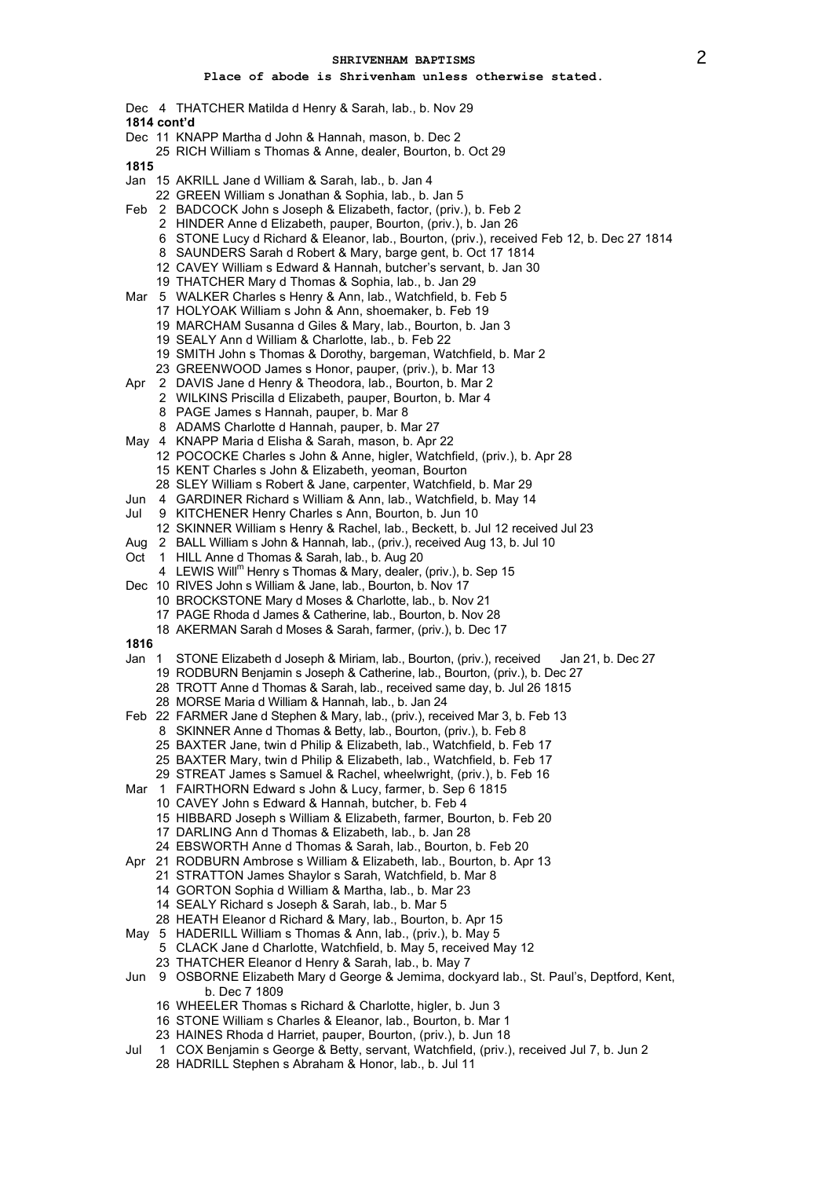Place of abode is Shrivenham unless otherwise stated.

Dec 4 THATCHER Matilda d Henry & Sarah, lab., b. Nov 29

**1814 cont'd**

Dec 11 KNAPP Martha d John & Hannah, mason, b. Dec 2
25 RICH William s Thomas & Anne, dealer, Bourton, b. Oct 29

**1815**

Jan 15 AKRILL Jane d William & Sarah, lab., b. Jan 4
22 GREEN William s Jonathan & Sophia, lab., b. Jan 5
Feb 2 BADCOCK John s Joseph & Elizabeth, factor, (priv.), b. Feb 2
2 HINDER Anne d Elizabeth, pauper, Bourton, (priv.), b. Jan 26
6 STONE Lucy d Richard & Eleanor, lab., Bourton, (priv.), received Feb 12, b. Dec 27 1814
8 SAUNDERS Sarah d Robert & Mary, barge gent, b. Oct 17 1814
12 CAVEY William s Edward & Hannah, butcher's servant, b. Jan 30
19 THATCHER Mary d Thomas & Sophia, lab., b. Jan 29
Mar 5 WALKER Charles s Henry & Ann, lab., Watchfield, b. Feb 5
17 HOLYOAK William s John & Ann, shoemaker, b. Feb 19
19 MARCHAM Susanna d Giles & Mary, lab., Bourton, b. Jan 3
19 SEALY Ann d William & Charlotte, lab., b. Feb 22
19 SMITH John s Thomas & Dorothy, bargeman, Watchfield, b. Mar 2
23 GREENWOOD James s Honor, pauper, (priv.), b. Mar 13
Apr 2 DAVIS Jane d Henry & Theodora, lab., Bourton, b. Mar 2
2 WILKINS Priscilla d Elizabeth, pauper, Bourton, b. Mar 4
8 PAGE James s Hannah, pauper, b. Mar 8
8 ADAMS Charlotte d Hannah, pauper, b. Mar 27
May 4 KNAPP Maria d Elisha & Sarah, mason, b. Apr 22
12 POCOCKE Charles s John & Anne, higler, Watchfield, (priv.), b. Apr 28
15 KENT Charles s John & Elizabeth, yeoman, Bourton
28 SLEY William s Robert & Jane, carpenter, Watchfield, b. Mar 29
Jun 4 GARDINER Richard s William & Ann, lab., Watchfield, b. May 14
Jul 9 KITCHENER Henry Charles s Ann, Bourton, b. Jun 10
12 SKINNER William s Henry & Rachel, lab., Beckett, b. Jul 12 received Jul 23
Aug 2 BALL William s John & Hannah, lab., (priv.), received Aug 13, b. Jul 10
Oct 1 HILL Anne d Thomas & Sarah, lab., b. Aug 20
4 LEWIS Will[m] Henry s Thomas & Mary, dealer, (priv.), b. Sep 15
Dec 10 RIVES John s William & Jane, lab., Bourton, b. Nov 17
10 BROCKSTONE Mary d Moses & Charlotte, lab., b. Nov 21
17 PAGE Rhoda d James & Catherine, lab., Bourton, b. Nov 28
18 AKERMAN Sarah d Moses & Sarah, farmer, (priv.), b. Dec 17

**1816**

Jan 1 STONE Elizabeth d Joseph & Miriam, lab., Bourton, (priv.), received Jan 21, b. Dec 27
19 RODBURN Benjamin s Joseph & Catherine, lab., Bourton, (priv.), b. Dec 27
28 TROTT Anne d Thomas & Sarah, lab., received same day, b. Jul 26 1815
28 MORSE Maria d William & Hannah, lab., b. Jan 24
Feb 22 FARMER Jane d Stephen & Mary, lab., (priv.), received Mar 3, b. Feb 13
8 SKINNER Anne d Thomas & Betty, lab., Bourton, (priv.), b. Feb 8
25 BAXTER Jane, twin d Philip & Elizabeth, lab., Watchfield, b. Feb 17
25 BAXTER Mary, twin d Philip & Elizabeth, lab., Watchfield, b. Feb 17
29 STREAT James s Samuel & Rachel, wheelwright, (priv.), b. Feb 16
Mar 1 FAIRTHORN Edward s John & Lucy, farmer, b. Sep 6 1815
10 CAVEY John s Edward & Hannah, butcher, b. Feb 4
15 HIBBARD Joseph s William & Elizabeth, farmer, Bourton, b. Feb 20
17 DARLING Ann d Thomas & Elizabeth, lab., b. Jan 28
24 EBSWORTH Anne d Thomas & Sarah, lab., Bourton, b. Feb 20
Apr 21 RODBURN Ambrose s William & Elizabeth, lab., Bourton, b. Apr 13
21 STRATTON James Shaylor s Sarah, Watchfield, b. Mar 8
14 GORTON Sophia d William & Martha, lab., b. Mar 23
14 SEALY Richard s Joseph & Sarah, lab., b. Mar 5
28 HEATH Eleanor d Richard & Mary, lab., Bourton, b. Apr 15
May 5 HADERILL William s Thomas & Ann, lab., (priv.), b. May 5
5 CLACK Jane d Charlotte, Watchfield, b. May 5, received May 12
23 THATCHER Eleanor d Henry & Sarah, lab., b. May 7
Jun 9 OSBORNE Elizabeth Mary d George & Jemima, dockyard lab., St. Paul's, Deptford, Kent, b. Dec 7 1809
16 WHEELER Thomas s Richard & Charlotte, higler, b. Jun 3
16 STONE William s Charles & Eleanor, lab., Bourton, b. Mar 1
23 HAINES Rhoda d Harriet, pauper, Bourton, (priv.), b. Jun 18
Jul 1 COX Benjamin s George & Betty, servant, Watchfield, (priv.), received Jul 7, b. Jun 2
28 HADRILL Stephen s Abraham & Honor, lab., b. Jul 11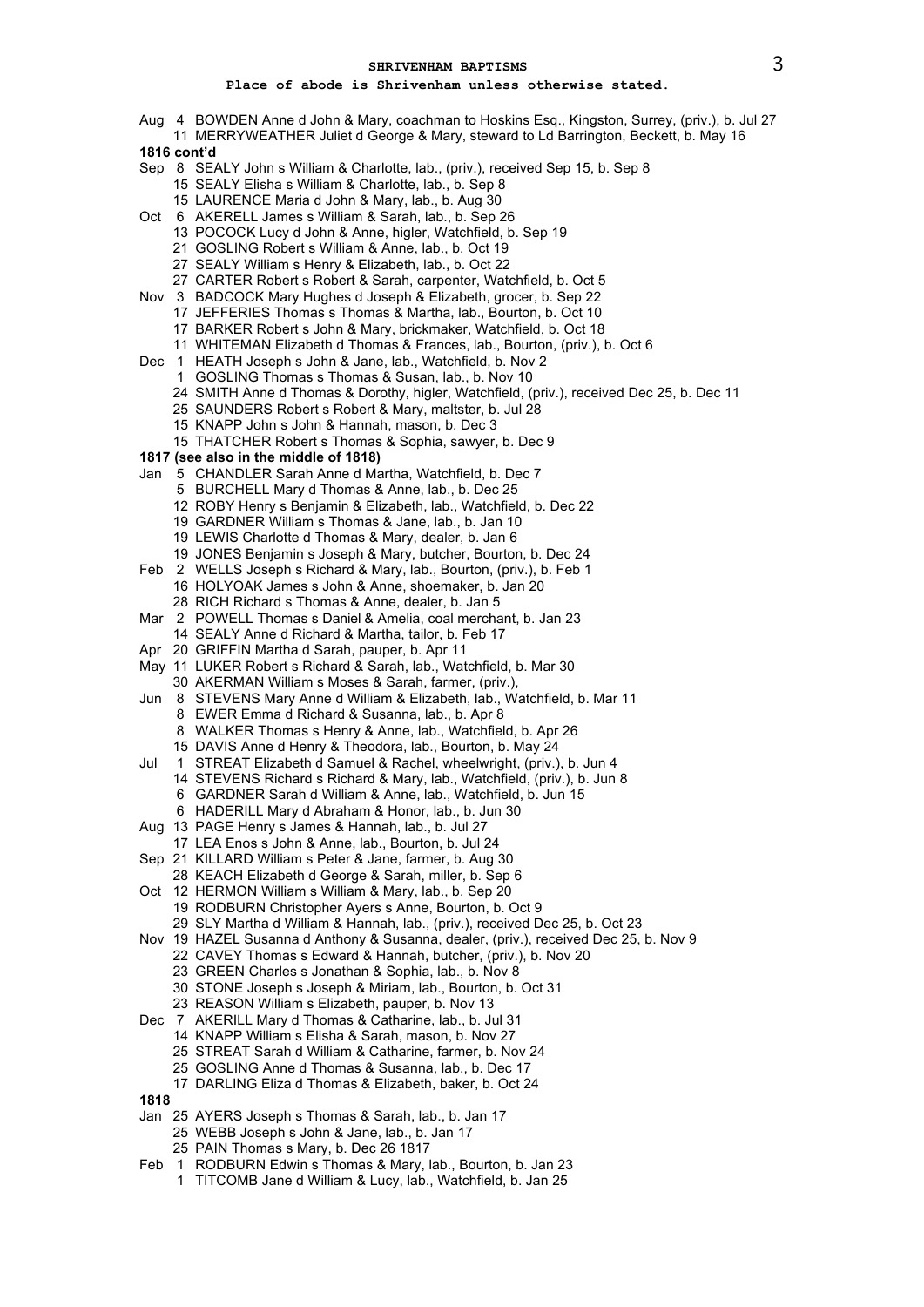Place of abode is Shrivenham unless otherwise stated.

Aug 4 BOWDEN Anne d John & Mary, coachman to Hoskins Esq., Kingston, Surrey, (priv.), b. Jul 27
11 MERRYWEATHER Juliet d George & Mary, steward to Ld Barrington, Beckett, b. May 16

**1816 cont'd**

Sep 8 SEALY John s William & Charlotte, lab., (priv.), received Sep 15, b. Sep 8
15 SEALY Elisha s William & Charlotte, lab., b. Sep 8
15 LAURENCE Maria d John & Mary, lab., b. Aug 30
Oct 6 AKERELL James s William & Sarah, lab., b. Sep 26
13 POCOCK Lucy d John & Anne, higler, Watchfield, b. Sep 19
21 GOSLING Robert s William & Anne, lab., b. Oct 19
27 SEALY William s Henry & Elizabeth, lab., b. Oct 22
27 CARTER Robert s Robert & Sarah, carpenter, Watchfield, b. Oct 5
Nov 3 BADCOCK Mary Hughes d Joseph & Elizabeth, grocer, b. Sep 22
17 JEFFERIES Thomas s Thomas & Martha, lab., Bourton, b. Oct 10
17 BARKER Robert s John & Mary, brickmaker, Watchfield, b. Oct 18
11 WHITEMAN Elizabeth d Thomas & Frances, lab., Bourton, (priv.), b. Oct 6
Dec 1 HEATH Joseph s John & Jane, lab., Watchfield, b. Nov 2
1 GOSLING Thomas s Thomas & Susan, lab., b. Nov 10
24 SMITH Anne d Thomas & Dorothy, higler, Watchfield, (priv.), received Dec 25, b. Dec 11
25 SAUNDERS Robert s Robert & Mary, maltster, b. Jul 28
15 KNAPP John s John & Hannah, mason, b. Dec 3
15 THATCHER Robert s Thomas & Sophia, sawyer, b. Dec 9

**1817 (see also in the middle of 1818)**

Jan 5 CHANDLER Sarah Anne d Martha, Watchfield, b. Dec 7
5 BURCHELL Mary d Thomas & Anne, lab., b. Dec 25
12 ROBY Henry s Benjamin & Elizabeth, lab., Watchfield, b. Dec 22
19 GARDNER William s Thomas & Jane, lab., b. Jan 10
19 LEWIS Charlotte d Thomas & Mary, dealer, b. Jan 6
19 JONES Benjamin s Joseph & Mary, butcher, Bourton, b. Dec 24
Feb 2 WELLS Joseph s Richard & Mary, lab., Bourton, (priv.), b. Feb 1
16 HOLYOAK James s John & Anne, shoemaker, b. Jan 20
28 RICH Richard s Thomas & Anne, dealer, b. Jan 5
Mar 2 POWELL Thomas s Daniel & Amelia, coal merchant, b. Jan 23
14 SEALY Anne d Richard & Martha, tailor, b. Feb 17
Apr 20 GRIFFIN Martha d Sarah, pauper, b. Apr 11
May 11 LUKER Robert s Richard & Sarah, lab., Watchfield, b. Mar 30
30 AKERMAN William s Moses & Sarah, farmer, (priv.),
Jun 8 STEVENS Mary Anne d William & Elizabeth, lab., Watchfield, b. Mar 11
8 EWER Emma d Richard & Susanna, lab., b. Apr 8
8 WALKER Thomas s Henry & Anne, lab., Watchfield, b. Apr 26
15 DAVIS Anne d Henry & Theodora, lab., Bourton, b. May 24
Jul 1 STREAT Elizabeth d Samuel & Rachel, wheelwright, (priv.), b. Jun 4
14 STEVENS Richard s Richard & Mary, lab., Watchfield, (priv.), b. Jun 8
6 GARDNER Sarah d William & Anne, lab., Watchfield, b. Jun 15
6 HADERILL Mary d Abraham & Honor, lab., b. Jun 30
Aug 13 PAGE Henry s James & Hannah, lab., b. Jul 27
17 LEA Enos s John & Anne, lab., Bourton, b. Jul 24
Sep 21 KILLARD William s Peter & Jane, farmer, b. Aug 30
28 KEACH Elizabeth d George & Sarah, miller, b. Sep 6
Oct 12 HERMON William s William & Mary, lab., b. Sep 20
19 RODBURN Christopher Ayers s Anne, Bourton, b. Oct 9
29 SLY Martha d William & Hannah, lab., (priv.), received Dec 25, b. Oct 23
Nov 19 HAZEL Susanna d Anthony & Susanna, dealer, (priv.), received Dec 25, b. Nov 9
22 CAVEY Thomas s Edward & Hannah, butcher, (priv.), b. Nov 20
23 GREEN Charles s Jonathan & Sophia, lab., b. Nov 8
30 STONE Joseph s Joseph & Miriam, lab., Bourton, b. Oct 31
23 REASON William s Elizabeth, pauper, b. Nov 13
Dec 7 AKERILL Mary d Thomas & Catharine, lab., b. Jul 31
14 KNAPP William s Elisha & Sarah, mason, b. Nov 27
25 STREAT Sarah d William & Catharine, farmer, b. Nov 24
25 GOSLING Anne d Thomas & Susanna, lab., b. Dec 17
17 DARLING Eliza d Thomas & Elizabeth, baker, b. Oct 24

**1818**

Jan 25 AYERS Joseph s Thomas & Sarah, lab., b. Jan 17
25 WEBB Joseph s John & Jane, lab., b. Jan 17
25 PAIN Thomas s Mary, b. Dec 26 1817
Feb 1 RODBURN Edwin s Thomas & Mary, lab., Bourton, b. Jan 23
1 TITCOMB Jane d William & Lucy, lab., Watchfield, b. Jan 25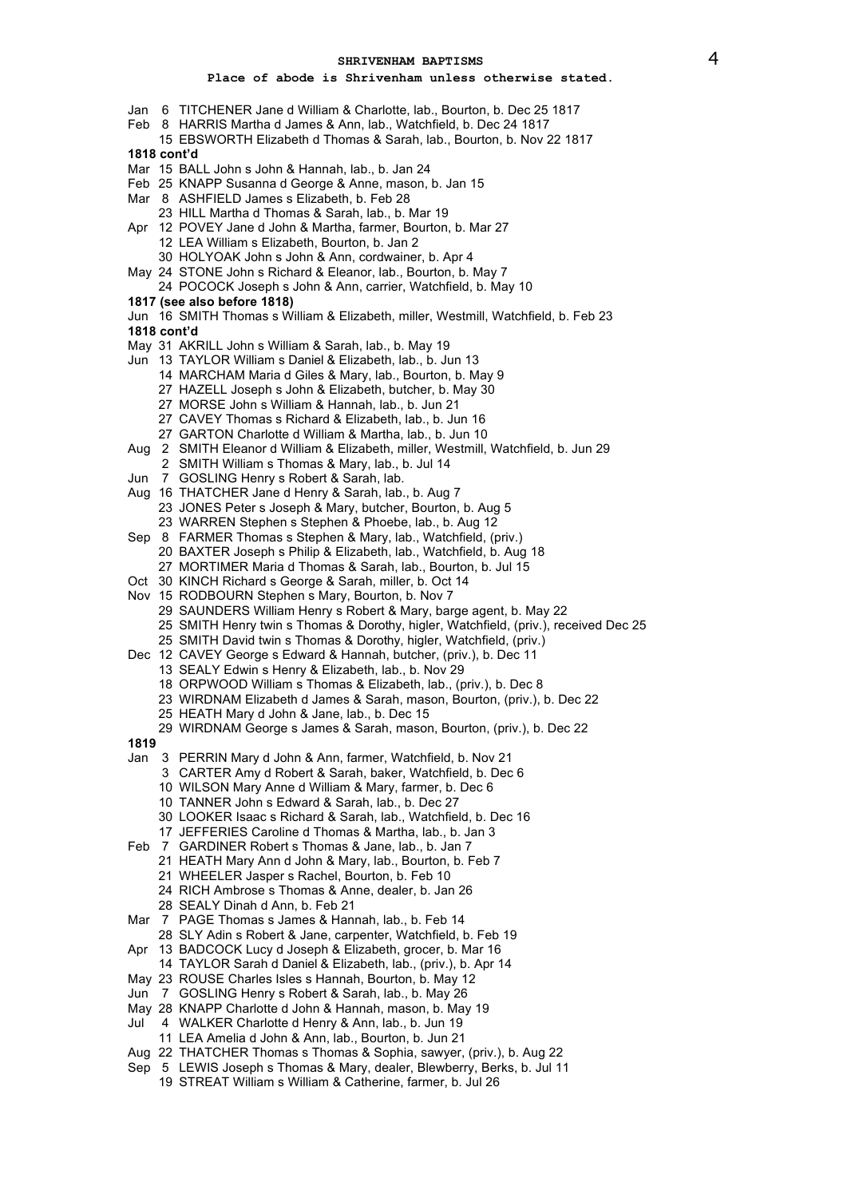## SHRIVENHAM BAPTISMS

**Place of abode is Shrivenham unless otherwise stated.**

Jan 6 TITCHENER Jane d William & Charlotte, lab., Bourton, b. Dec 25 1817
Feb 8 HARRIS Martha d James & Ann, lab., Watchfield, b. Dec 24 1817
15 EBSWORTH Elizabeth d Thomas & Sarah, lab., Bourton, b. Nov 22 1817

**1818 cont'd**

Mar 15 BALL John s John & Hannah, lab., b. Jan 24
Feb 25 KNAPP Susanna d George & Anne, mason, b. Jan 15
Mar 8 ASHFIELD James s Elizabeth, b. Feb 28
23 HILL Martha d Thomas & Sarah, lab., b. Mar 19
Apr 12 POVEY Jane d John & Martha, farmer, Bourton, b. Mar 27
12 LEA William s Elizabeth, Bourton, b. Jan 2
30 HOLYOAK John s John & Ann, cordwainer, b. Apr 4
May 24 STONE John s Richard & Eleanor, lab., Bourton, b. May 7
24 POCOCK Joseph s John & Ann, carrier, Watchfield, b. May 10

**1817 (see also before 1818)**

Jun 16 SMITH Thomas s William & Elizabeth, miller, Westmill, Watchfield, b. Feb 23

**1818 cont'd**

May 31 AKRILL John s William & Sarah, lab., b. May 19
Jun 13 TAYLOR William s Daniel & Elizabeth, lab., b. Jun 13
14 MARCHAM Maria d Giles & Mary, lab., Bourton, b. May 9
27 HAZELL Joseph s John & Elizabeth, butcher, b. May 30
27 MORSE John s William & Hannah, lab., b. Jun 21
27 CAVEY Thomas s Richard & Elizabeth, lab., b. Jun 16
27 GARTON Charlotte d William & Martha, lab., b. Jun 10
Aug 2 SMITH Eleanor d William & Elizabeth, miller, Westmill, Watchfield, b. Jun 29
2 SMITH William s Thomas & Mary, lab., b. Jul 14
Jun 7 GOSLING Henry s Robert & Sarah, lab.
Aug 16 THATCHER Jane d Henry & Sarah, lab., b. Aug 7
23 JONES Peter s Joseph & Mary, butcher, Bourton, b. Aug 5
23 WARREN Stephen s Stephen & Phoebe, lab., b. Aug 12
Sep 8 FARMER Thomas s Stephen & Mary, lab., Watchfield, (priv.)
20 BAXTER Joseph s Philip & Elizabeth, lab., Watchfield, b. Aug 18
27 MORTIMER Maria d Thomas & Sarah, lab., Bourton, b. Jul 15
Oct 30 KINCH Richard s George & Sarah, miller, b. Oct 14
Nov 15 RODBOURN Stephen s Mary, Bourton, b. Nov 7
29 SAUNDERS William Henry s Robert & Mary, barge agent, b. May 22
25 SMITH Henry twin s Thomas & Dorothy, higler, Watchfield, (priv.), received Dec 25
25 SMITH David twin s Thomas & Dorothy, higler, Watchfield, (priv.)
Dec 12 CAVEY George s Edward & Hannah, butcher, (priv.), b. Dec 11
13 SEALY Edwin s Henry & Elizabeth, lab., b. Nov 29
18 ORPWOOD William s Thomas & Elizabeth, lab., (priv.), b. Dec 8
23 WIRDNAM Elizabeth d James & Sarah, mason, Bourton, (priv.), b. Dec 22
25 HEATH Mary d John & Jane, lab., b. Dec 15
29 WIRDNAM George s James & Sarah, mason, Bourton, (priv.), b. Dec 22

**1819**

Jan 3 PERRIN Mary d John & Ann, farmer, Watchfield, b. Nov 21
3 CARTER Amy d Robert & Sarah, baker, Watchfield, b. Dec 6
10 WILSON Mary Anne d William & Mary, farmer, b. Dec 6
10 TANNER John s Edward & Sarah, lab., b. Dec 27
30 LOOKER Isaac s Richard & Sarah, lab., Watchfield, b. Dec 16
17 JEFFERIES Caroline d Thomas & Martha, lab., b. Jan 3
Feb 7 GARDINER Robert s Thomas & Jane, lab., b. Jan 7
21 HEATH Mary Ann d John & Mary, lab., Bourton, b. Feb 7
21 WHEELER Jasper s Rachel, Bourton, b. Feb 10
24 RICH Ambrose s Thomas & Anne, dealer, b. Jan 26
28 SEALY Dinah d Ann, b. Feb 21
Mar 7 PAGE Thomas s James & Hannah, lab., b. Feb 14
28 SLY Adin s Robert & Jane, carpenter, Watchfield, b. Feb 19
Apr 13 BADCOCK Lucy d Joseph & Elizabeth, grocer, b. Mar 16
14 TAYLOR Sarah d Daniel & Elizabeth, lab., (priv.), b. Apr 14
May 23 ROUSE Charles Isles s Hannah, Bourton, b. May 12
Jun 7 GOSLING Henry s Robert & Sarah, lab., b. May 26
May 28 KNAPP Charlotte d John & Hannah, mason, b. May 19
Jul 4 WALKER Charlotte d Henry & Ann, lab., b. Jun 19
11 LEA Amelia d John & Ann, lab., Bourton, b. Jun 21
Aug 22 THATCHER Thomas s Thomas & Sophia, sawyer, (priv.), b. Aug 22
Sep 5 LEWIS Joseph s Thomas & Mary, dealer, Blewberry, Berks, b. Jul 11
19 STREAT William s William & Catherine, farmer, b. Jul 26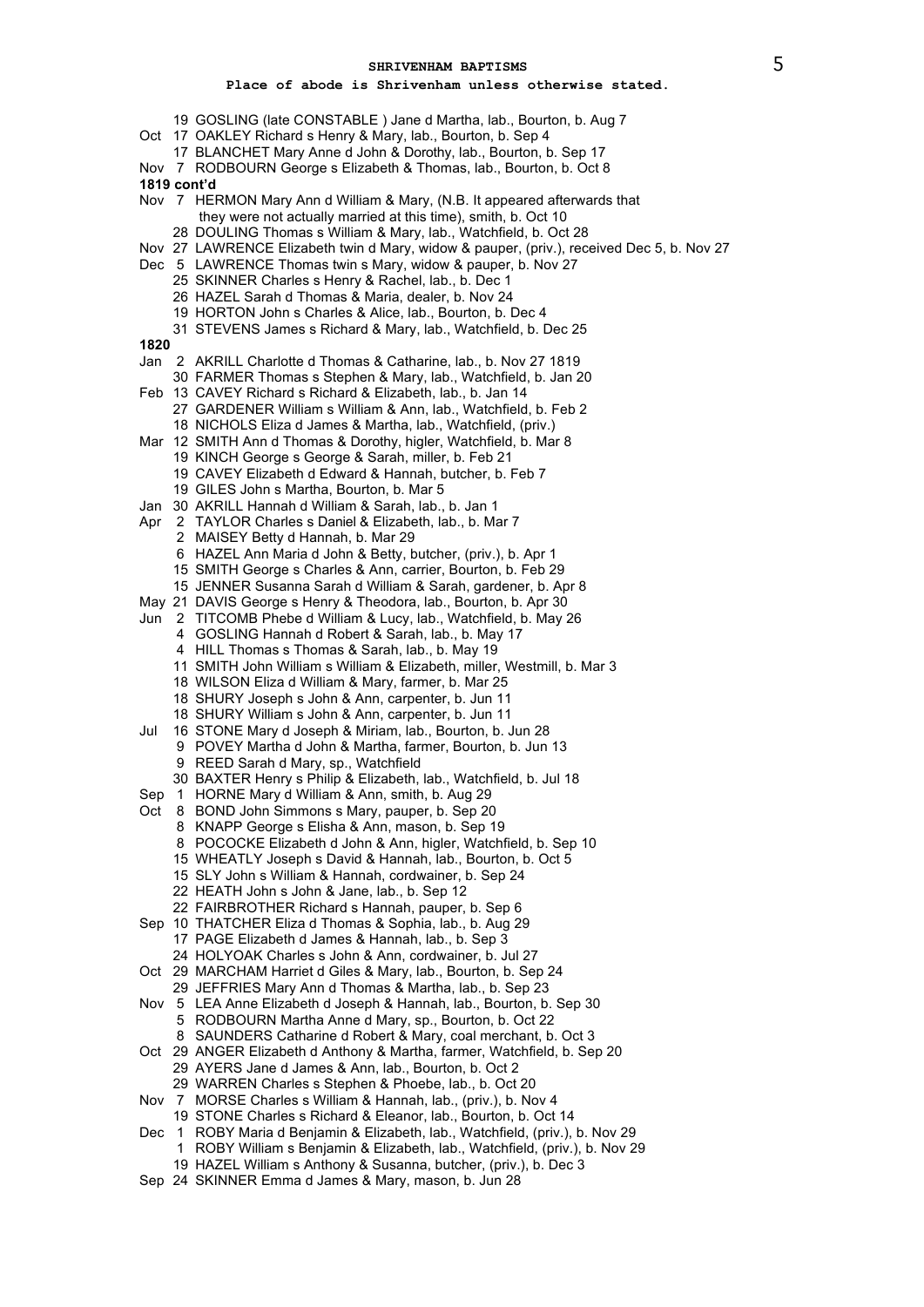## SHRIVENHAM BAPTISMS

**Place of abode is Shrivenham unless otherwise stated.**

19 GOSLING (late CONSTABLE ) Jane d Martha, lab., Bourton, b. Aug 7
Oct 17 OAKLEY Richard s Henry & Mary, lab., Bourton, b. Sep 4
17 BLANCHET Mary Anne d John & Dorothy, lab., Bourton, b. Sep 17
Nov 7 RODBOURN George s Elizabeth & Thomas, lab., Bourton, b. Oct 8

**1819 cont'd**

Nov 7 HERMON Mary Ann d William & Mary, (N.B. It appeared afterwards that they were not actually married at this time), smith, b. Oct 10
28 DOULING Thomas s William & Mary, lab., Watchfield, b. Oct 28
Nov 27 LAWRENCE Elizabeth twin d Mary, widow & pauper, (priv.), received Dec 5, b. Nov 27
Dec 5 LAWRENCE Thomas twin s Mary, widow & pauper, b. Nov 27
25 SKINNER Charles s Henry & Rachel, lab., b. Dec 1
26 HAZEL Sarah d Thomas & Maria, dealer, b. Nov 24
19 HORTON John s Charles & Alice, lab., Bourton, b. Dec 4
31 STEVENS James s Richard & Mary, lab., Watchfield, b. Dec 25

**1820**

Jan 2 AKRILL Charlotte d Thomas & Catharine, lab., b. Nov 27 1819
30 FARMER Thomas s Stephen & Mary, lab., Watchfield, b. Jan 20
Feb 13 CAVEY Richard s Richard & Elizabeth, lab., b. Jan 14
27 GARDENER William s William & Ann, lab., Watchfield, b. Feb 2
18 NICHOLS Eliza d James & Martha, lab., Watchfield, (priv.)
Mar 12 SMITH Ann d Thomas & Dorothy, higler, Watchfield, b. Mar 8
19 KINCH George s George & Sarah, miller, b. Feb 21
19 CAVEY Elizabeth d Edward & Hannah, butcher, b. Feb 7
19 GILES John s Martha, Bourton, b. Mar 5
Jan 30 AKRILL Hannah d William & Sarah, lab., b. Jan 1
Apr 2 TAYLOR Charles s Daniel & Elizabeth, lab., b. Mar 7
2 MAISEY Betty d Hannah, b. Mar 29
6 HAZEL Ann Maria d John & Betty, butcher, (priv.), b. Apr 1
15 SMITH George s Charles & Ann, carrier, Bourton, b. Feb 29
15 JENNER Susanna Sarah d William & Sarah, gardener, b. Apr 8
May 21 DAVIS George s Henry & Theodora, lab., Bourton, b. Apr 30
Jun 2 TITCOMB Phebe d William & Lucy, lab., Watchfield, b. May 26
4 GOSLING Hannah d Robert & Sarah, lab., b. May 17
4 HILL Thomas s Thomas & Sarah, lab., b. May 19
11 SMITH John William s William & Elizabeth, miller, Westmill, b. Mar 3
18 WILSON Eliza d William & Mary, farmer, b. Mar 25
18 SHURY Joseph s John & Ann, carpenter, b. Jun 11
18 SHURY William s John & Ann, carpenter, b. Jun 11
Jul 16 STONE Mary d Joseph & Miriam, lab., Bourton, b. Jun 28
9 POVEY Martha d John & Martha, farmer, Bourton, b. Jun 13
9 REED Sarah d Mary, sp., Watchfield
30 BAXTER Henry s Philip & Elizabeth, lab., Watchfield, b. Jul 18
Sep 1 HORNE Mary d William & Ann, smith, b. Aug 29
Oct 8 BOND John Simmons s Mary, pauper, b. Sep 20
8 KNAPP George s Elisha & Ann, mason, b. Sep 19
8 POCOCKE Elizabeth d John & Ann, higler, Watchfield, b. Sep 10
15 WHEATLY Joseph s David & Hannah, lab., Bourton, b. Oct 5
15 SLY John s William & Hannah, cordwainer, b. Sep 24
22 HEATH John s John & Jane, lab., b. Sep 12
22 FAIRBROTHER Richard s Hannah, pauper, b. Sep 6
Sep 10 THATCHER Eliza d Thomas & Sophia, lab., b. Aug 29
17 PAGE Elizabeth d James & Hannah, lab., b. Sep 3
24 HOLYOAK Charles s John & Ann, cordwainer, b. Jul 27
Oct 29 MARCHAM Harriet d Giles & Mary, lab., Bourton, b. Sep 24
29 JEFFRIES Mary Ann d Thomas & Martha, lab., b. Sep 23
Nov 5 LEA Anne Elizabeth d Joseph & Hannah, lab., Bourton, b. Sep 30
5 RODBOURN Martha Anne d Mary, sp., Bourton, b. Oct 22
8 SAUNDERS Catharine d Robert & Mary, coal merchant, b. Oct 3
Oct 29 ANGER Elizabeth d Anthony & Martha, farmer, Watchfield, b. Sep 20
29 AYERS Jane d James & Ann, lab., Bourton, b. Oct 2
29 WARREN Charles s Stephen & Phoebe, lab., b. Oct 20
Nov 7 MORSE Charles s William & Hannah, lab., (priv.), b. Nov 4
19 STONE Charles s Richard & Eleanor, lab., Bourton, b. Oct 14
Dec 1 ROBY Maria d Benjamin & Elizabeth, lab., Watchfield, (priv.), b. Nov 29
1 ROBY William s Benjamin & Elizabeth, lab., Watchfield, (priv.), b. Nov 29
19 HAZEL William s Anthony & Susanna, butcher, (priv.), b. Dec 3
Sep 24 SKINNER Emma d James & Mary, mason, b. Jun 28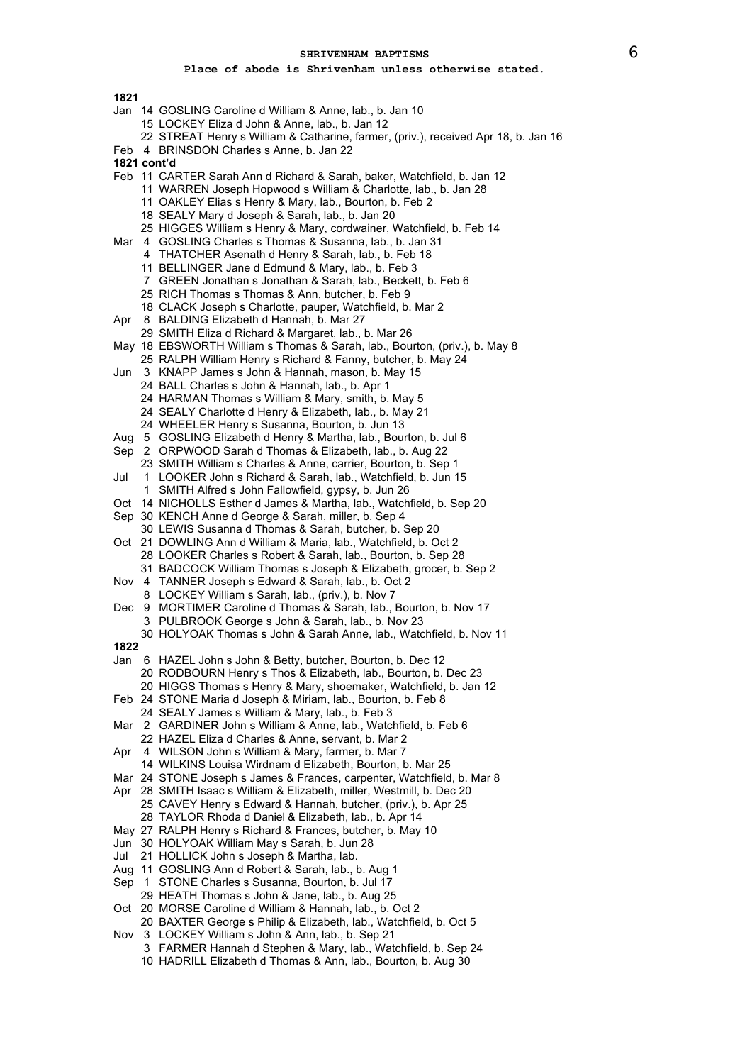**SHRIVENHAM BAPTISMS**

**Place of abode is Shrivenham unless otherwise stated.**

**1821**

Jan 14 GOSLING Caroline d William & Anne, lab., b. Jan 10
15 LOCKEY Eliza d John & Anne, lab., b. Jan 12
22 STREAT Henry s William & Catharine, farmer, (priv.), received Apr 18, b. Jan 16
Feb 4 BRINSDON Charles s Anne, b. Jan 22

**1821 cont'd**

Feb 11 CARTER Sarah Ann d Richard & Sarah, baker, Watchfield, b. Jan 12
11 WARREN Joseph Hopwood s William & Charlotte, lab., b. Jan 28
11 OAKLEY Elias s Henry & Mary, lab., Bourton, b. Feb 2
18 SEALY Mary d Joseph & Sarah, lab., b. Jan 20
25 HIGGES William s Henry & Mary, cordwainer, Watchfield, b. Feb 14
Mar 4 GOSLING Charles s Thomas & Susanna, lab., b. Jan 31
4 THATCHER Asenath d Henry & Sarah, lab., b. Feb 18
11 BELLINGER Jane d Edmund & Mary, lab., b. Feb 3
7 GREEN Jonathan s Jonathan & Sarah, lab., Beckett, b. Feb 6
25 RICH Thomas s Thomas & Ann, butcher, b. Feb 9
18 CLACK Joseph s Charlotte, pauper, Watchfield, b. Mar 2
Apr 8 BALDING Elizabeth d Hannah, b. Mar 27
29 SMITH Eliza d Richard & Margaret, lab., b. Mar 26
May 18 EBSWORTH William s Thomas & Sarah, lab., Bourton, (priv.), b. May 8
25 RALPH William Henry s Richard & Fanny, butcher, b. May 24
Jun 3 KNAPP James s John & Hannah, mason, b. May 15
24 BALL Charles s John & Hannah, lab., b. Apr 1
24 HARMAN Thomas s William & Mary, smith, b. May 5
24 SEALY Charlotte d Henry & Elizabeth, lab., b. May 21
24 WHEELER Henry s Susanna, Bourton, b. Jun 13
Aug 5 GOSLING Elizabeth d Henry & Martha, lab., Bourton, b. Jul 6
Sep 2 ORPWOOD Sarah d Thomas & Elizabeth, lab., b. Aug 22
23 SMITH William s Charles & Anne, carrier, Bourton, b. Sep 1
Jul 1 LOOKER John s Richard & Sarah, lab., Watchfield, b. Jun 15
1 SMITH Alfred s John Fallowfield, gypsy, b. Jun 26
Oct 14 NICHOLLS Esther d James & Martha, lab., Watchfield, b. Sep 20
Sep 30 KENCH Anne d George & Sarah, miller, b. Sep 4
30 LEWIS Susanna d Thomas & Sarah, butcher, b. Sep 20
Oct 21 DOWLING Ann d William & Maria, lab., Watchfield, b. Oct 2
28 LOOKER Charles s Robert & Sarah, lab., Bourton, b. Sep 28
31 BADCOCK William Thomas s Joseph & Elizabeth, grocer, b. Sep 2
Nov 4 TANNER Joseph s Edward & Sarah, lab., b. Oct 2
8 LOCKEY William s Sarah, lab., (priv.), b. Nov 7
Dec 9 MORTIMER Caroline d Thomas & Sarah, lab., Bourton, b. Nov 17
3 PULBROOK George s John & Sarah, lab., b. Nov 23
30 HOLYOAK Thomas s John & Sarah Anne, lab., Watchfield, b. Nov 11

**1822**

Jan 6 HAZEL John s John & Betty, butcher, Bourton, b. Dec 12
20 RODBOURN Henry s Thos & Elizabeth, lab., Bourton, b. Dec 23
20 HIGGS Thomas s Henry & Mary, shoemaker, Watchfield, b. Jan 12
Feb 24 STONE Maria d Joseph & Miriam, lab., Bourton, b. Feb 8
24 SEALY James s William & Mary, lab., b. Feb 3
Mar 2 GARDINER John s William & Anne, lab., Watchfield, b. Feb 6
22 HAZEL Eliza d Charles & Anne, servant, b. Mar 2
Apr 4 WILSON John s William & Mary, farmer, b. Mar 7
14 WILKINS Louisa Wirdnam d Elizabeth, Bourton, b. Mar 25
Mar 24 STONE Joseph s James & Frances, carpenter, Watchfield, b. Mar 8
Apr 28 SMITH Isaac s William & Elizabeth, miller, Westmill, b. Dec 20
25 CAVEY Henry s Edward & Hannah, butcher, (priv.), b. Apr 25
28 TAYLOR Rhoda d Daniel & Elizabeth, lab., b. Apr 14
May 27 RALPH Henry s Richard & Frances, butcher, b. May 10
Jun 30 HOLYOAK William May s Sarah, b. Jun 28
Jul 21 HOLLICK John s Joseph & Martha, lab.
Aug 11 GOSLING Ann d Robert & Sarah, lab., b. Aug 1
Sep 1 STONE Charles s Susanna, Bourton, b. Jul 17
29 HEATH Thomas s John & Jane, lab., b. Aug 25
Oct 20 MORSE Caroline d William & Hannah, lab., b. Oct 2
20 BAXTER George s Philip & Elizabeth, lab., Watchfield, b. Oct 5
Nov 3 LOCKEY William s John & Ann, lab., b. Sep 21
3 FARMER Hannah d Stephen & Mary, lab., Watchfield, b. Sep 24
10 HADRILL Elizabeth d Thomas & Ann, lab., Bourton, b. Aug 30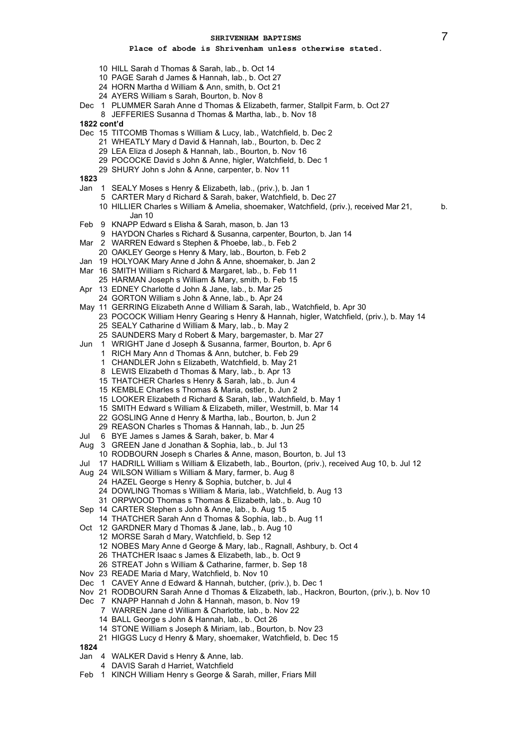# SHRIVENHAM BAPTISMS

**Place of abode is Shrivenham unless otherwise stated.**

10 HILL Sarah d Thomas & Sarah, lab., b. Oct 14
10 PAGE Sarah d James & Hannah, lab., b. Oct 27
24 HORN Martha d William & Ann, smith, b. Oct 21
24 AYERS William s Sarah, Bourton, b. Nov 8
Dec 1 PLUMMER Sarah Anne d Thomas & Elizabeth, farmer, Stallpit Farm, b. Oct 27
8 JEFFERIES Susanna d Thomas & Martha, lab., b. Nov 18

**1822 cont'd**

Dec 15 TITCOMB Thomas s William & Lucy, lab., Watchfield, b. Dec 2
21 WHEATLY Mary d David & Hannah, lab., Bourton, b. Dec 2
29 LEA Eliza d Joseph & Hannah, lab., Bourton, b. Nov 16
29 POCOCKE David s John & Anne, higler, Watchfield, b. Dec 1
29 SHURY John s John & Anne, carpenter, b. Nov 11

**1823**

Jan 1 SEALY Moses s Henry & Elizabeth, lab., (priv.), b. Jan 1
5 CARTER Mary d Richard & Sarah, baker, Watchfield, b. Dec 27
10 HILLIER Charles s William & Amelia, shoemaker, Watchfield, (priv.), received Mar 21, b. Jan 10
Feb 9 KNAPP Edward s Elisha & Sarah, mason, b. Jan 13
9 HAYDON Charles s Richard & Susanna, carpenter, Bourton, b. Jan 14
Mar 2 WARREN Edward s Stephen & Phoebe, lab., b. Feb 2
20 OAKLEY George s Henry & Mary, lab., Bourton, b. Feb 2
Jan 19 HOLYOAK Mary Anne d John & Anne, shoemaker, b. Jan 2
Mar 16 SMITH William s Richard & Margaret, lab., b. Feb 11
25 HARMAN Joseph s William & Mary, smith, b. Feb 15
Apr 13 EDNEY Charlotte d John & Jane, lab., b. Mar 25
24 GORTON William s John & Anne, lab., b. Apr 24
May 11 GERRING Elizabeth Anne d William & Sarah, lab., Watchfield, b. Apr 30
23 POCOCK William Henry Gearing s Henry & Hannah, higler, Watchfield, (priv.), b. May 14
25 SEALY Catharine d William & Mary, lab., b. May 2
25 SAUNDERS Mary d Robert & Mary, bargemaster, b. Mar 27
Jun 1 WRIGHT Jane d Joseph & Susanna, farmer, Bourton, b. Apr 6
1 RICH Mary Ann d Thomas & Ann, butcher, b. Feb 29
1 CHANDLER John s Elizabeth, Watchfield, b. May 21
8 LEWIS Elizabeth d Thomas & Mary, lab., b. Apr 13
15 THATCHER Charles s Henry & Sarah, lab., b. Jun 4
15 KEMBLE Charles s Thomas & Maria, ostler, b. Jun 2
15 LOOKER Elizabeth d Richard & Sarah, lab., Watchfield, b. May 1
15 SMITH Edward s William & Elizabeth, miller, Westmill, b. Mar 14
22 GOSLING Anne d Henry & Martha, lab., Bourton, b. Jun 2
29 REASON Charles s Thomas & Hannah, lab., b. Jun 25
Jul 6 BYE James s James & Sarah, baker, b. Mar 4
Aug 3 GREEN Jane d Jonathan & Sophia, lab., b. Jul 13
10 RODBOURN Joseph s Charles & Anne, mason, Bourton, b. Jul 13
Jul 17 HADRILL William s William & Elizabeth, lab., Bourton, (priv.), received Aug 10, b. Jul 12
Aug 24 WILSON William s William & Mary, farmer, b. Aug 8
24 HAZEL George s Henry & Sophia, butcher, b. Jul 4
24 DOWLING Thomas s William & Maria, lab., Watchfield, b. Aug 13
31 ORPWOOD Thomas s Thomas & Elizabeth, lab., b. Aug 10
Sep 14 CARTER Stephen s John & Anne, lab., b. Aug 15
14 THATCHER Sarah Ann d Thomas & Sophia, lab., b. Aug 11
Oct 12 GARDNER Mary d Thomas & Jane, lab., b. Aug 10
12 MORSE Sarah d Mary, Watchfield, b. Sep 12
12 NOBES Mary Anne d George & Mary, lab., Ragnall, Ashbury, b. Oct 4
26 THATCHER Isaac s James & Elizabeth, lab., b. Oct 9
26 STREAT John s William & Catharine, farmer, b. Sep 18
Nov 23 READE Maria d Mary, Watchfield, b. Nov 10
Dec 1 CAVEY Anne d Edward & Hannah, butcher, (priv.), b. Dec 1
Nov 21 RODBOURN Sarah Anne d Thomas & Elizabeth, lab., Hackron, Bourton, (priv.), b. Nov 10
Dec 7 KNAPP Hannah d John & Hannah, mason, b. Nov 19
7 WARREN Jane d William & Charlotte, lab., b. Nov 22
14 BALL George s John & Hannah, lab., b. Oct 26
14 STONE William s Joseph & Miriam, lab., Bourton, b. Nov 23
21 HIGGS Lucy d Henry & Mary, shoemaker, Watchfield, b. Dec 15

**1824**

Jan 4 WALKER David s Henry & Anne, lab.
4 DAVIS Sarah d Harriet, Watchfield
Feb 1 KINCH William Henry s George & Sarah, miller, Friars Mill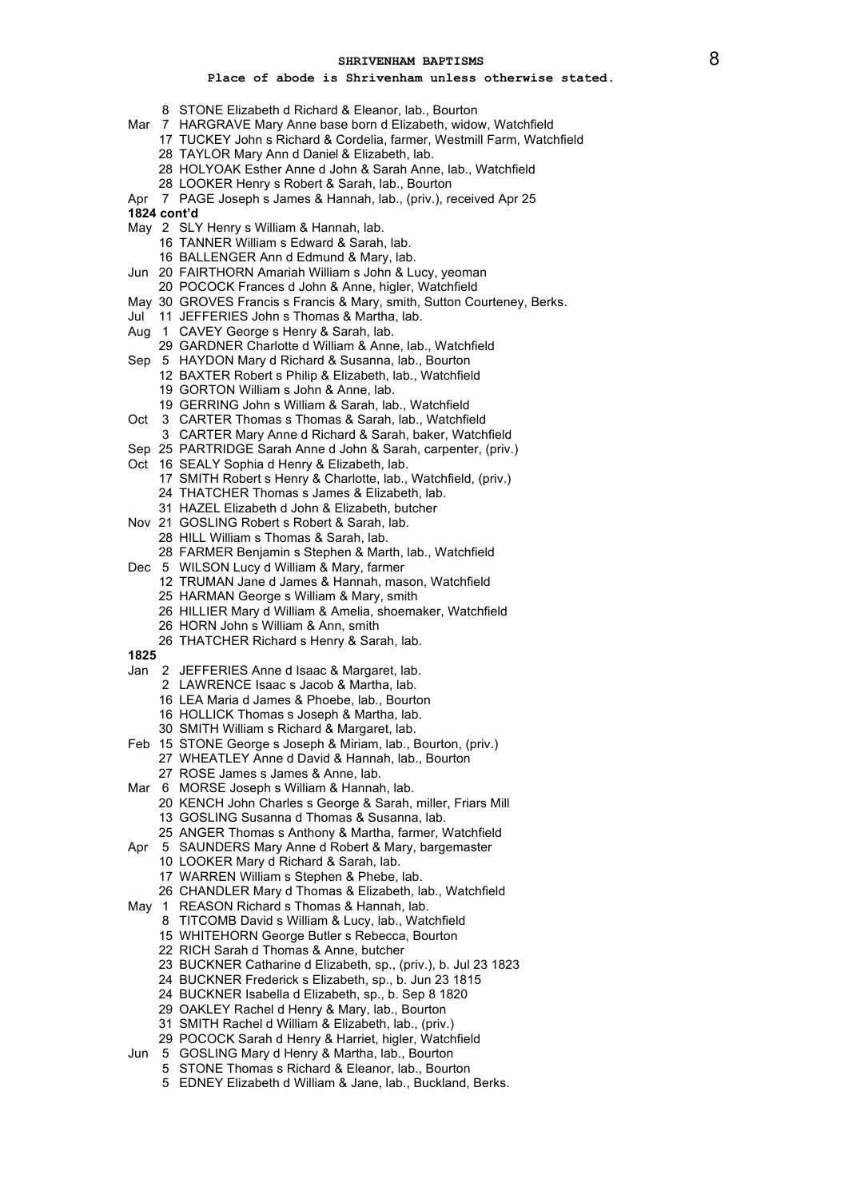# SHRIVENHAM BAPTISMS

**Place of abode is Shrivenham unless otherwise stated.**

- 8 STONE Elizabeth d Richard & Eleanor, lab., Bourton
- Mar 7 HARGRAVE Mary Anne base born d Elizabeth, widow, Watchfield
- 17 TUCKEY John s Richard & Cordelia, farmer, Westmill Farm, Watchfield
- 28 TAYLOR Mary Ann d Daniel & Elizabeth, lab.
- 28 HOLYOAK Esther Anne d John & Sarah Anne, lab., Watchfield
- 28 LOOKER Henry s Robert & Sarah, lab., Bourton
- Apr 7 PAGE Joseph s James & Hannah, lab., (priv.), received Apr 25

**1824 cont'd**

- May 2 SLY Henry s William & Hannah, lab.
- 16 TANNER William s Edward & Sarah, lab.
- 16 BALLENGER Ann d Edmund & Mary, lab.
- Jun 20 FAIRTHORN Amariah William s John & Lucy, yeoman
- 20 POCOCK Frances d John & Anne, higler, Watchfield
- May 30 GROVES Francis s Francis & Mary, smith, Sutton Courteney, Berks.
- Jul 11 JEFFERIES John s Thomas & Martha, lab.
- Aug 1 CAVEY George s Henry & Sarah, lab.
- 29 GARDNER Charlotte d William & Anne, lab., Watchfield
- Sep 5 HAYDON Mary d Richard & Susanna, lab., Bourton
- 12 BAXTER Robert s Philip & Elizabeth, lab., Watchfield
- 19 GORTON William s John & Anne, lab.
- 19 GERRING John s William & Sarah, lab., Watchfield
- Oct 3 CARTER Thomas s Thomas & Sarah, lab., Watchfield
- 3 CARTER Mary Anne d Richard & Sarah, baker, Watchfield
- Sep 25 PARTRIDGE Sarah Anne d John & Sarah, carpenter, (priv.)
- Oct 16 SEALY Sophia d Henry & Elizabeth, lab.
- 17 SMITH Robert s Henry & Charlotte, lab., Watchfield, (priv.)
- 24 THATCHER Thomas s James & Elizabeth, lab.
- 31 HAZEL Elizabeth d John & Elizabeth, butcher
- Nov 21 GOSLING Robert s Robert & Sarah, lab.
- 28 HILL William s Thomas & Sarah, lab.
- 28 FARMER Benjamin s Stephen & Marth, lab., Watchfield
- Dec 5 WILSON Lucy d William & Mary, farmer
- 12 TRUMAN Jane d James & Hannah, mason, Watchfield
- 25 HARMAN George s William & Mary, smith
- 26 HILLIER Mary d William & Amelia, shoemaker, Watchfield
- 26 HORN John s William & Ann, smith
- 26 THATCHER Richard s Henry & Sarah, lab.

**1825**

- Jan 2 JEFFERIES Anne d Isaac & Margaret, lab.
- 2 LAWRENCE Isaac s Jacob & Martha, lab.
- 16 LEA Maria d James & Phoebe, lab., Bourton
- 16 HOLLICK Thomas s Joseph & Martha, lab.
- 30 SMITH William s Richard & Margaret, lab.
- Feb 15 STONE George s Joseph & Miriam, lab., Bourton, (priv.)
- 27 WHEATLEY Anne d David & Hannah, lab., Bourton
- 27 ROSE James s James & Anne, lab.
- Mar 6 MORSE Joseph s William & Hannah, lab.
- 20 KENCH John Charles s George & Sarah, miller, Friars Mill
- 13 GOSLING Susanna d Thomas & Susanna, lab.
- 25 ANGER Thomas s Anthony & Martha, farmer, Watchfield
- Apr 5 SAUNDERS Mary Anne d Robert & Mary, bargemaster
- 10 LOOKER Mary d Richard & Sarah, lab.
- 17 WARREN William s Stephen & Phebe, lab.
- 26 CHANDLER Mary d Thomas & Elizabeth, lab., Watchfield
- May 1 REASON Richard s Thomas & Hannah, lab.
- 8 TITCOMB David s William & Lucy, lab., Watchfield
- 15 WHITEHORN George Butler s Rebecca, Bourton
- 22 RICH Sarah d Thomas & Anne, butcher
- 23 BUCKNER Catharine d Elizabeth, sp., (priv.), b. Jul 23 1823
- 24 BUCKNER Frederick s Elizabeth, sp., b. Jun 23 1815
- 24 BUCKNER Isabella d Elizabeth, sp., b. Sep 8 1820
- 29 OAKLEY Rachel d Henry & Mary, lab., Bourton
- 31 SMITH Rachel d William & Elizabeth, lab., (priv.)
- 29 POCOCK Sarah d Henry & Harriet, higler, Watchfield
- Jun 5 GOSLING Mary d Henry & Martha, lab., Bourton
- 5 STONE Thomas s Richard & Eleanor, lab., Bourton
- 5 EDNEY Elizabeth d William & Jane, lab., Buckland, Berks.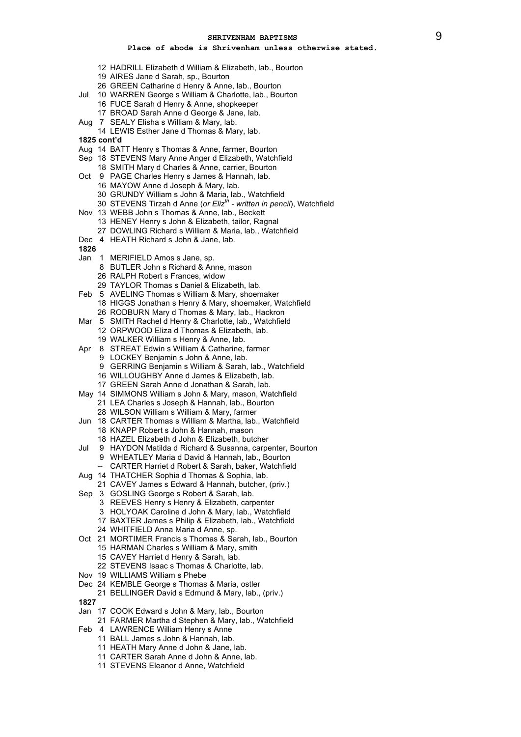**SHRIVENHAM BAPTISMS**

**Place of abode is Shrivenham unless otherwise stated.**

12 HADRILL Elizabeth d William & Elizabeth, lab., Bourton
19 AIRES Jane d Sarah, sp., Bourton
26 GREEN Catharine d Henry & Anne, lab., Bourton
Jul 10 WARREN George s William & Charlotte, lab., Bourton
16 FUCE Sarah d Henry & Anne, shopkeeper
17 BROAD Sarah Anne d George & Jane, lab.
Aug 7 SEALY Elisha s William & Mary, lab.
14 LEWIS Esther Jane d Thomas & Mary, lab.

**1825 cont'd**

Aug 14 BATT Henry s Thomas & Anne, farmer, Bourton
Sep 18 STEVENS Mary Anne Anger d Elizabeth, Watchfield
18 SMITH Mary d Charles & Anne, carrier, Bourton
Oct 9 PAGE Charles Henry s James & Hannah, lab.
16 MAYOW Anne d Joseph & Mary, lab.
30 GRUNDY William s John & Maria, lab., Watchfield
30 STEVENS Tirzah d Anne (*or Eliz[th] - written in pencil*), Watchfield
Nov 13 WEBB John s Thomas & Anne, lab., Beckett
13 HENEY Henry s John & Elizabeth, tailor, Ragnal
27 DOWLING Richard s William & Maria, lab., Watchfield
Dec 4 HEATH Richard s John & Jane, lab.

**1826**

Jan 1 MERIFIELD Amos s Jane, sp.
8 BUTLER John s Richard & Anne, mason
26 RALPH Robert s Frances, widow
29 TAYLOR Thomas s Daniel & Elizabeth, lab.
Feb 5 AVELING Thomas s William & Mary, shoemaker
18 HIGGS Jonathan s Henry & Mary, shoemaker, Watchfield
26 RODBURN Mary d Thomas & Mary, lab., Hackron
Mar 5 SMITH Rachel d Henry & Charlotte, lab., Watchfield
12 ORPWOOD Eliza d Thomas & Elizabeth, lab.
19 WALKER William s Henry & Anne, lab.
Apr 8 STREAT Edwin s William & Catharine, farmer
9 LOCKEY Benjamin s John & Anne, lab.
9 GERRING Benjamin s William & Sarah, lab., Watchfield
16 WILLOUGHBY Anne d James & Elizabeth, lab.
17 GREEN Sarah Anne d Jonathan & Sarah, lab.
May 14 SIMMONS William s John & Mary, mason, Watchfield
21 LEA Charles s Joseph & Hannah, lab., Bourton
28 WILSON William s William & Mary, farmer
Jun 18 CARTER Thomas s William & Martha, lab., Watchfield
18 KNAPP Robert s John & Hannah, mason
18 HAZEL Elizabeth d John & Elizabeth, butcher
Jul 9 HAYDON Matilda d Richard & Susanna, carpenter, Bourton
9 WHEATLEY Maria d David & Hannah, lab., Bourton
-- CARTER Harriet d Robert & Sarah, baker, Watchfield
Aug 14 THATCHER Sophia d Thomas & Sophia, lab.
21 CAVEY James s Edward & Hannah, butcher, (priv.)
Sep 3 GOSLING George s Robert & Sarah, lab.
3 REEVES Henry s Henry & Elizabeth, carpenter
3 HOLYOAK Caroline d John & Mary, lab., Watchfield
17 BAXTER James s Philip & Elizabeth, lab., Watchfield
24 WHITFIELD Anna Maria d Anne, sp.
Oct 21 MORTIMER Francis s Thomas & Sarah, lab., Bourton
15 HARMAN Charles s William & Mary, smith
15 CAVEY Harriet d Henry & Sarah, lab.
22 STEVENS Isaac s Thomas & Charlotte, lab.
Nov 19 WILLIAMS William s Phebe
Dec 24 KEMBLE George s Thomas & Maria, ostler
21 BELLINGER David s Edmund & Mary, lab., (priv.)

**1827**

Jan 17 COOK Edward s John & Mary, lab., Bourton
21 FARMER Martha d Stephen & Mary, lab., Watchfield
Feb 4 LAWRENCE William Henry s Anne
11 BALL James s John & Hannah, lab.
11 HEATH Mary Anne d John & Jane, lab.
11 CARTER Sarah Anne d John & Anne, lab.
11 STEVENS Eleanor d Anne, Watchfield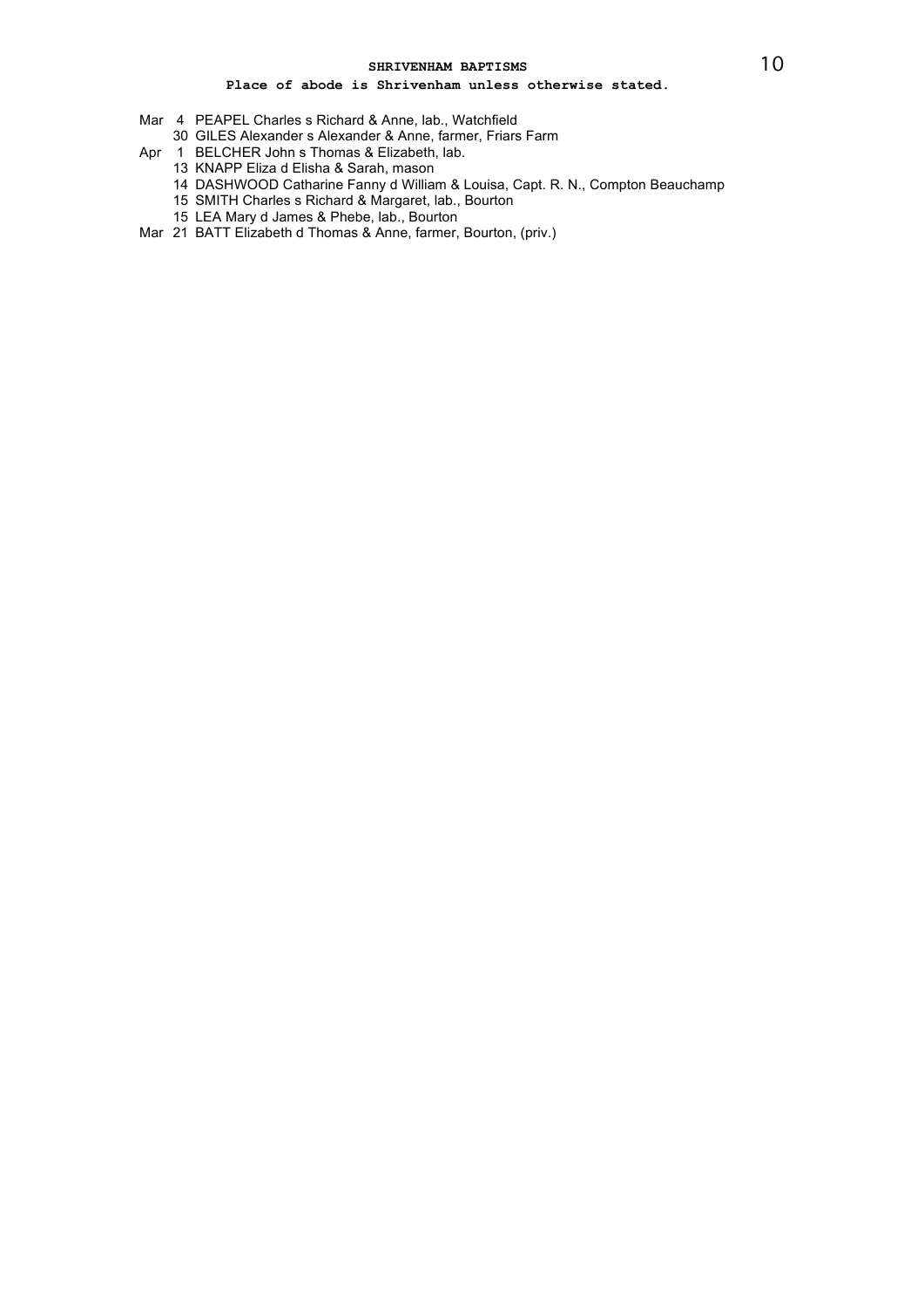**SHRIVENHAM BAPTISMS**

**Place of abode is Shrivenham unless otherwise stated.**

Mar 4 PEAPEL Charles s Richard & Anne, lab., Watchfield
30 GILES Alexander s Alexander & Anne, farmer, Friars Farm
Apr 1 BELCHER John s Thomas & Elizabeth, lab.
13 KNAPP Eliza d Elisha & Sarah, mason
14 DASHWOOD Catharine Fanny d William & Louisa, Capt. R. N., Compton Beauchamp
15 SMITH Charles s Richard & Margaret, lab., Bourton
15 LEA Mary d James & Phebe, lab., Bourton
Mar 21 BATT Elizabeth d Thomas & Anne, farmer, Bourton, (priv.)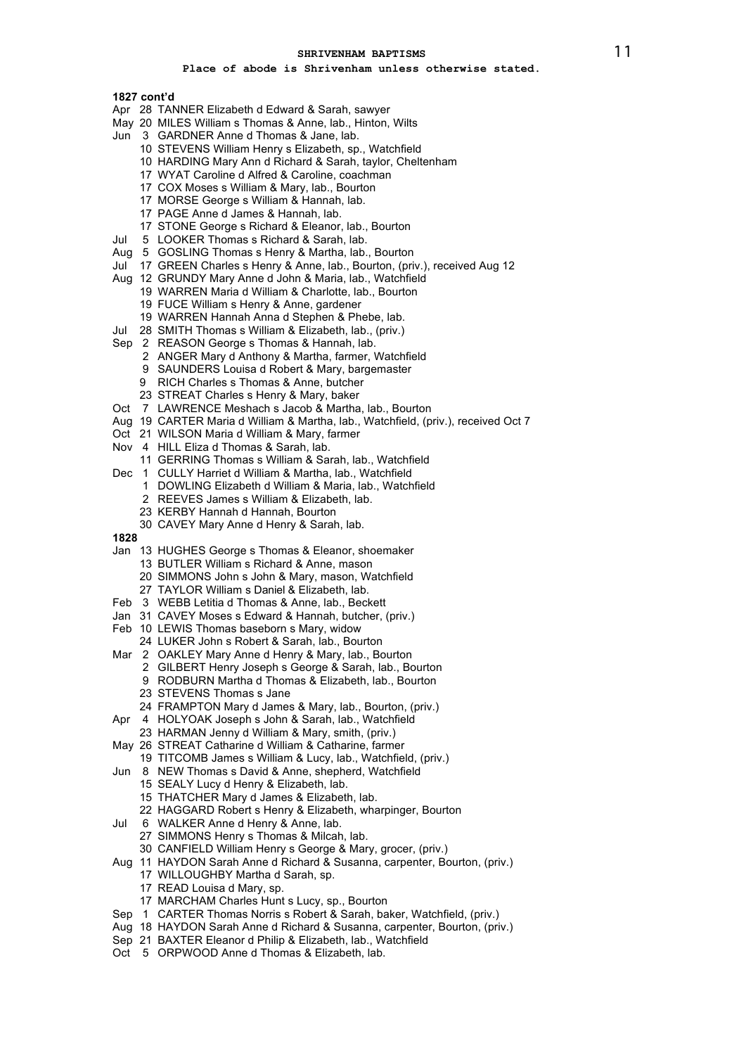**SHRIVENHAM BAPTISMS**

**Place of abode is Shrivenham unless otherwise stated.**

**1827 cont'd**

Apr 28 TANNER Elizabeth d Edward & Sarah, sawyer
May 20 MILES William s Thomas & Anne, lab., Hinton, Wilts
Jun 3 GARDNER Anne d Thomas & Jane, lab.
10 STEVENS William Henry s Elizabeth, sp., Watchfield
10 HARDING Mary Ann d Richard & Sarah, taylor, Cheltenham
17 WYAT Caroline d Alfred & Caroline, coachman
17 COX Moses s William & Mary, lab., Bourton
17 MORSE George s William & Hannah, lab.
17 PAGE Anne d James & Hannah, lab.
17 STONE George s Richard & Eleanor, lab., Bourton
Jul 5 LOOKER Thomas s Richard & Sarah, lab.
Aug 5 GOSLING Thomas s Henry & Martha, lab., Bourton
Jul 17 GREEN Charles s Henry & Anne, lab., Bourton, (priv.), received Aug 12
Aug 12 GRUNDY Mary Anne d John & Maria, lab., Watchfield
19 WARREN Maria d William & Charlotte, lab., Bourton
19 FUCE William s Henry & Anne, gardener
19 WARREN Hannah Anna d Stephen & Phebe, lab.
Jul 28 SMITH Thomas s William & Elizabeth, lab., (priv.)
Sep 2 REASON George s Thomas & Hannah, lab.
2 ANGER Mary d Anthony & Martha, farmer, Watchfield
9 SAUNDERS Louisa d Robert & Mary, bargemaster
9 RICH Charles s Thomas & Anne, butcher
23 STREAT Charles s Henry & Mary, baker
Oct 7 LAWRENCE Meshach s Jacob & Martha, lab., Bourton
Aug 19 CARTER Maria d William & Martha, lab., Watchfield, (priv.), received Oct 7
Oct 21 WILSON Maria d William & Mary, farmer
Nov 4 HILL Eliza d Thomas & Sarah, lab.
11 GERRING Thomas s William & Sarah, lab., Watchfield
Dec 1 CULLY Harriet d William & Martha, lab., Watchfield
1 DOWLING Elizabeth d William & Maria, lab., Watchfield
2 REEVES James s William & Elizabeth, lab.
23 KERBY Hannah d Hannah, Bourton
30 CAVEY Mary Anne d Henry & Sarah, lab.

**1828**

Jan 13 HUGHES George s Thomas & Eleanor, shoemaker
13 BUTLER William s Richard & Anne, mason
20 SIMMONS John s John & Mary, mason, Watchfield
27 TAYLOR William s Daniel & Elizabeth, lab.
Feb 3 WEBB Letitia d Thomas & Anne, lab., Beckett
Jan 31 CAVEY Moses s Edward & Hannah, butcher, (priv.)
Feb 10 LEWIS Thomas baseborn s Mary, widow
24 LUKER John s Robert & Sarah, lab., Bourton
Mar 2 OAKLEY Mary Anne d Henry & Mary, lab., Bourton
2 GILBERT Henry Joseph s George & Sarah, lab., Bourton
9 RODBURN Martha d Thomas & Elizabeth, lab., Bourton
23 STEVENS Thomas s Jane
24 FRAMPTON Mary d James & Mary, lab., Bourton, (priv.)
Apr 4 HOLYOAK Joseph s John & Sarah, lab., Watchfield
23 HARMAN Jenny d William & Mary, smith, (priv.)
May 26 STREAT Catharine d William & Catharine, farmer
19 TITCOMB James s William & Lucy, lab., Watchfield, (priv.)
Jun 8 NEW Thomas s David & Anne, shepherd, Watchfield
15 SEALY Lucy d Henry & Elizabeth, lab.
15 THATCHER Mary d James & Elizabeth, lab.
22 HAGGARD Robert s Henry & Elizabeth, wharpinger, Bourton
Jul 6 WALKER Anne d Henry & Anne, lab.
27 SIMMONS Henry s Thomas & Milcah, lab.
30 CANFIELD William Henry s George & Mary, grocer, (priv.)
Aug 11 HAYDON Sarah Anne d Richard & Susanna, carpenter, Bourton, (priv.)
17 WILLOUGHBY Martha d Sarah, sp.
17 READ Louisa d Mary, sp.
17 MARCHAM Charles Hunt s Lucy, sp., Bourton
Sep 1 CARTER Thomas Norris s Robert & Sarah, baker, Watchfield, (priv.)
Aug 18 HAYDON Sarah Anne d Richard & Susanna, carpenter, Bourton, (priv.)
Sep 21 BAXTER Eleanor d Philip & Elizabeth, lab., Watchfield
Oct 5 ORPWOOD Anne d Thomas & Elizabeth, lab.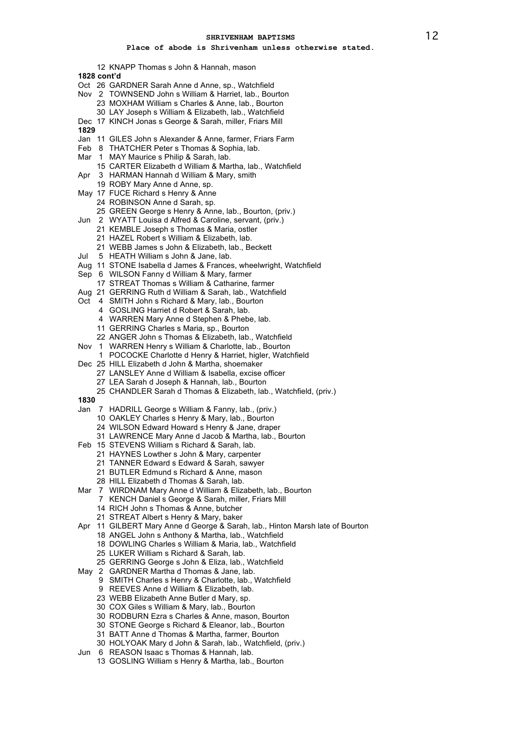**SHRIVENHAM BAPTISMS**

**Place of abode is Shrivenham unless otherwise stated.**

12 KNAPP Thomas s John & Hannah, mason

**1828 cont'd**

Oct 26 GARDNER Sarah Anne d Anne, sp., Watchfield
Nov 2 TOWNSEND John s William & Harriet, lab., Bourton
23 MOXHAM William s Charles & Anne, lab., Bourton
30 LAY Joseph s William & Elizabeth, lab., Watchfield
Dec 17 KINCH Jonas s George & Sarah, miller, Friars Mill

**1829**

Jan 11 GILES John s Alexander & Anne, farmer, Friars Farm
Feb 8 THATCHER Peter s Thomas & Sophia, lab.
Mar 1 MAY Maurice s Philip & Sarah, lab.
15 CARTER Elizabeth d William & Martha, lab., Watchfield
Apr 3 HARMAN Hannah d William & Mary, smith
19 ROBY Mary Anne d Anne, sp.
May 17 FUCE Richard s Henry & Anne
24 ROBINSON Anne d Sarah, sp.
25 GREEN George s Henry & Anne, lab., Bourton, (priv.)
Jun 2 WYATT Louisa d Alfred & Caroline, servant, (priv.)
21 KEMBLE Joseph s Thomas & Maria, ostler
21 HAZEL Robert s William & Elizabeth, lab.
21 WEBB James s John & Elizabeth, lab., Beckett
Jul 5 HEATH William s John & Jane, lab.
Aug 11 STONE Isabella d James & Frances, wheelwright, Watchfield
Sep 6 WILSON Fanny d William & Mary, farmer
17 STREAT Thomas s William & Catharine, farmer
Aug 21 GERRING Ruth d William & Sarah, lab., Watchfield
Oct 4 SMITH John s Richard & Mary, lab., Bourton
4 GOSLING Harriet d Robert & Sarah, lab.
4 WARREN Mary Anne d Stephen & Phebe, lab.
11 GERRING Charles s Maria, sp., Bourton
22 ANGER John s Thomas & Elizabeth, lab., Watchfield
Nov 1 WARREN Henry s William & Charlotte, lab., Bourton
1 POCOCKE Charlotte d Henry & Harriet, higler, Watchfield
Dec 25 HILL Elizabeth d John & Martha, shoemaker
27 LANSLEY Anne d William & Isabella, excise officer
27 LEA Sarah d Joseph & Hannah, lab., Bourton
25 CHANDLER Sarah d Thomas & Elizabeth, lab., Watchfield, (priv.)

**1830**

Jan 7 HADRILL George s William & Fanny, lab., (priv.)
10 OAKLEY Charles s Henry & Mary, lab., Bourton
24 WILSON Edward Howard s Henry & Jane, draper
31 LAWRENCE Mary Anne d Jacob & Martha, lab., Bourton
Feb 15 STEVENS William s Richard & Sarah, lab.
21 HAYNES Lowther s John & Mary, carpenter
21 TANNER Edward s Edward & Sarah, sawyer
21 BUTLER Edmund s Richard & Anne, mason
28 HILL Elizabeth d Thomas & Sarah, lab.
Mar 7 WIRDNAM Mary Anne d William & Elizabeth, lab., Bourton
7 KENCH Daniel s George & Sarah, miller, Friars Mill
14 RICH John s Thomas & Anne, butcher
21 STREAT Albert s Henry & Mary, baker
Apr 11 GILBERT Mary Anne d George & Sarah, lab., Hinton Marsh late of Bourton
18 ANGEL John s Anthony & Martha, lab., Watchfield
18 DOWLING Charles s William & Maria, lab., Watchfield
25 LUKER William s Richard & Sarah, lab.
25 GERRING George s John & Eliza, lab., Watchfield
May 2 GARDNER Martha d Thomas & Jane, lab.
9 SMITH Charles s Henry & Charlotte, lab., Watchfield
9 REEVES Anne d William & Elizabeth, lab.
23 WEBB Elizabeth Anne Butler d Mary, sp.
30 COX Giles s William & Mary, lab., Bourton
30 RODBURN Ezra s Charles & Anne, mason, Bourton
30 STONE George s Richard & Eleanor, lab., Bourton
31 BATT Anne d Thomas & Martha, farmer, Bourton
30 HOLYOAK Mary d John & Sarah, lab., Watchfield, (priv.)
Jun 6 REASON Isaac s Thomas & Hannah, lab.
13 GOSLING William s Henry & Martha, lab., Bourton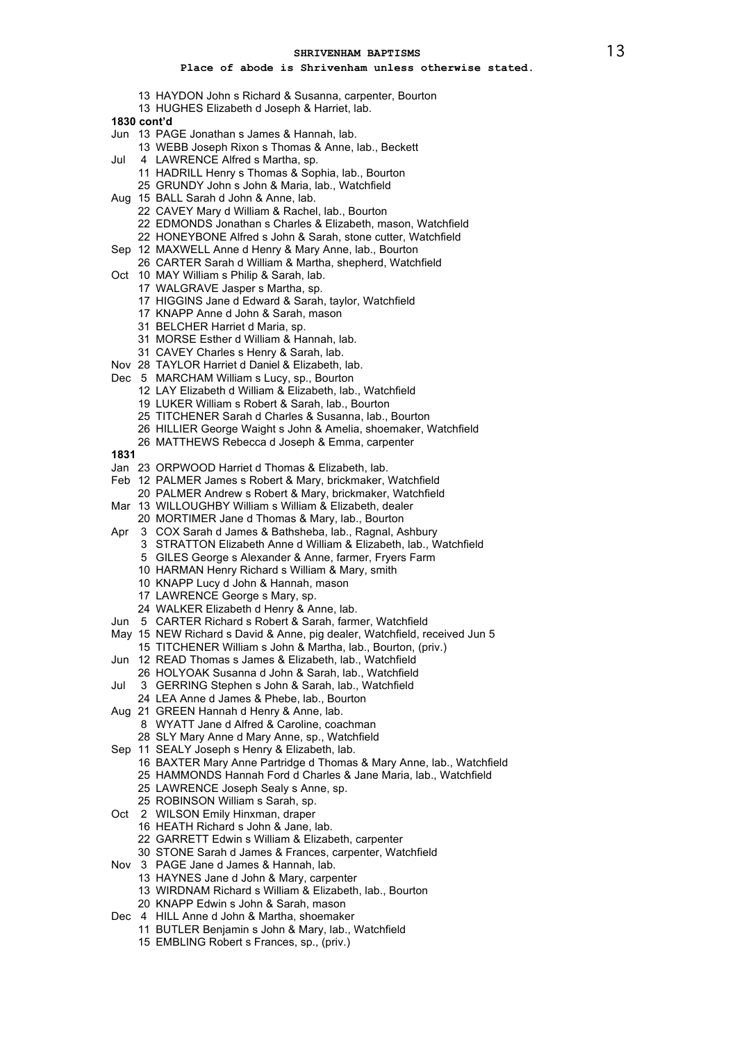**Place of abode is Shrivenham unless otherwise stated.**

13 HAYDON John s Richard & Susanna, carpenter, Bourton
13 HUGHES Elizabeth d Joseph & Harriet, lab.

**1830 cont'd**

Jun 13 PAGE Jonathan s James & Hannah, lab.
13 WEBB Joseph Rixon s Thomas & Anne, lab., Beckett
Jul 4 LAWRENCE Alfred s Martha, sp.
11 HADRILL Henry s Thomas & Sophia, lab., Bourton
25 GRUNDY John s John & Maria, lab., Watchfield
Aug 15 BALL Sarah d John & Anne, lab.
22 CAVEY Mary d William & Rachel, lab., Bourton
22 EDMONDS Jonathan s Charles & Elizabeth, mason, Watchfield
22 HONEYBONE Alfred s John & Sarah, stone cutter, Watchfield
Sep 12 MAXWELL Anne d Henry & Mary Anne, lab., Bourton
26 CARTER Sarah d William & Martha, shepherd, Watchfield
Oct 10 MAY William s Philip & Sarah, lab.
17 WALGRAVE Jasper s Martha, sp.
17 HIGGINS Jane d Edward & Sarah, taylor, Watchfield
17 KNAPP Anne d John & Sarah, mason
31 BELCHER Harriet d Maria, sp.
31 MORSE Esther d William & Hannah, lab.
31 CAVEY Charles s Henry & Sarah, lab.
Nov 28 TAYLOR Harriet d Daniel & Elizabeth, lab.
Dec 5 MARCHAM William s Lucy, sp., Bourton
12 LAY Elizabeth d William & Elizabeth, lab., Watchfield
19 LUKER William s Robert & Sarah, lab., Bourton
25 TITCHENER Sarah d Charles & Susanna, lab., Bourton
26 HILLIER George Waight s John & Amelia, shoemaker, Watchfield
26 MATTHEWS Rebecca d Joseph & Emma, carpenter

**1831**

Jan 23 ORPWOOD Harriet d Thomas & Elizabeth, lab.
Feb 12 PALMER James s Robert & Mary, brickmaker, Watchfield
20 PALMER Andrew s Robert & Mary, brickmaker, Watchfield
Mar 13 WILLOUGHBY William s William & Elizabeth, dealer
20 MORTIMER Jane d Thomas & Mary, lab., Bourton
Apr 3 COX Sarah d James & Bathsheba, lab., Ragnal, Ashbury
3 STRATTON Elizabeth Anne d William & Elizabeth, lab., Watchfield
5 GILES George s Alexander & Anne, farmer, Fryers Farm
10 HARMAN Henry Richard s William & Mary, smith
10 KNAPP Lucy d John & Hannah, mason
17 LAWRENCE George s Mary, sp.
24 WALKER Elizabeth d Henry & Anne, lab.
Jun 5 CARTER Richard s Robert & Sarah, farmer, Watchfield
May 15 NEW Richard s David & Anne, pig dealer, Watchfield, received Jun 5
15 TITCHENER William s John & Martha, lab., Bourton, (priv.)
Jun 12 READ Thomas s James & Elizabeth, lab., Watchfield
26 HOLYOAK Susanna d John & Sarah, lab., Watchfield
Jul 3 GERRING Stephen s John & Sarah, lab., Watchfield
24 LEA Anne d James & Phebe, lab., Bourton
Aug 21 GREEN Hannah d Henry & Anne, lab.
8 WYATT Jane d Alfred & Caroline, coachman
28 SLY Mary Anne d Mary Anne, sp., Watchfield
Sep 11 SEALY Joseph s Henry & Elizabeth, lab.
16 BAXTER Mary Anne Partridge d Thomas & Mary Anne, lab., Watchfield
25 HAMMONDS Hannah Ford d Charles & Jane Maria, lab., Watchfield
25 LAWRENCE Joseph Sealy s Anne, sp.
25 ROBINSON William s Sarah, sp.
Oct 2 WILSON Emily Hinxman, draper
16 HEATH Richard s John & Jane, lab.
22 GARRETT Edwin s William & Elizabeth, carpenter
30 STONE Sarah d James & Frances, carpenter, Watchfield
Nov 3 PAGE Jane d James & Hannah, lab.
13 HAYNES Jane d John & Mary, carpenter
13 WIRDNAM Richard s William & Elizabeth, lab., Bourton
20 KNAPP Edwin s John & Sarah, mason
Dec 4 HILL Anne d John & Martha, shoemaker
11 BUTLER Benjamin s John & Mary, lab., Watchfield
15 EMBLING Robert s Frances, sp., (priv.)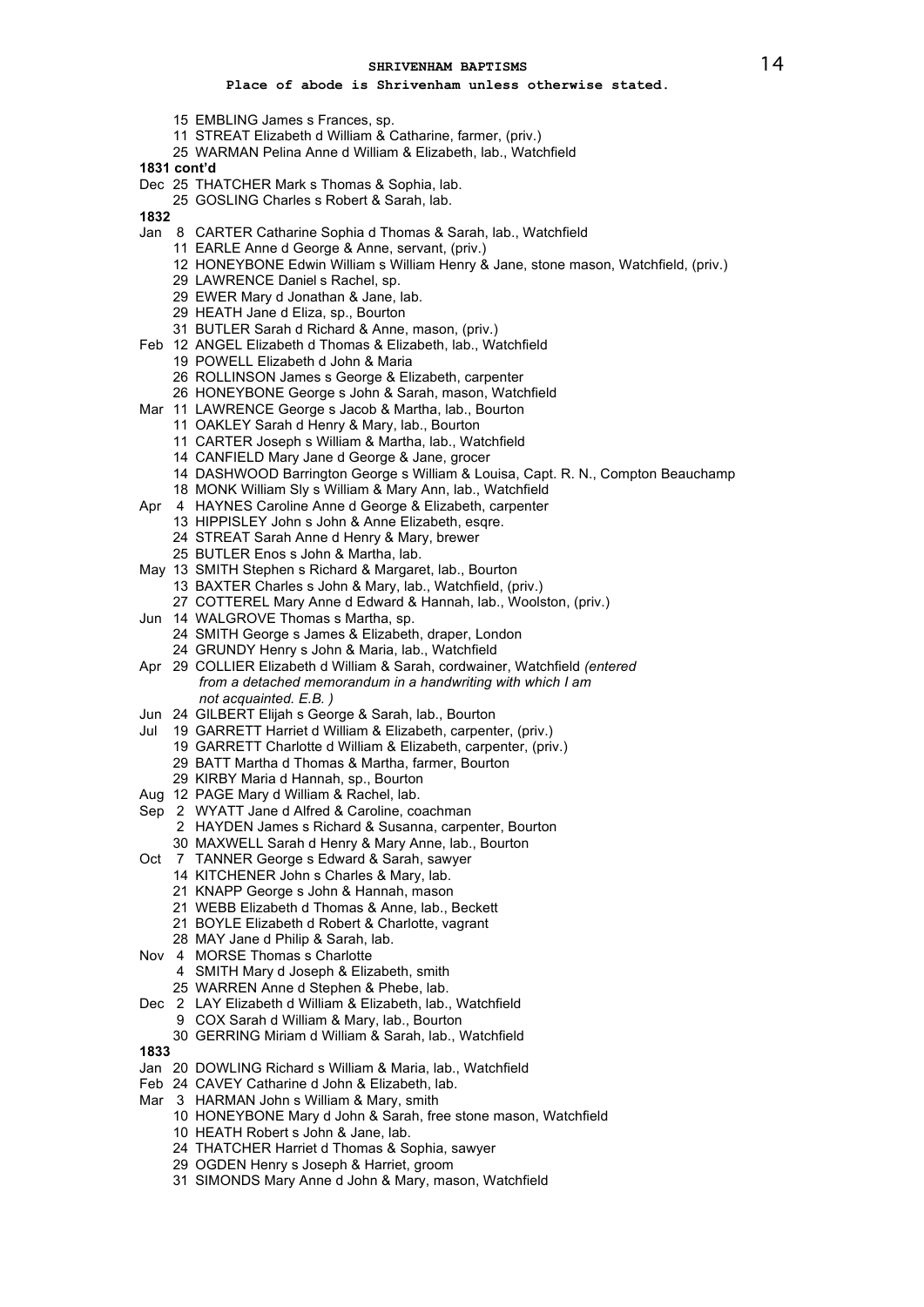**SHRIVENHAM BAPTISMS**

**Place of abode is Shrivenham unless otherwise stated.**

15 EMBLING James s Frances, sp.
11 STREAT Elizabeth d William & Catharine, farmer, (priv.)
25 WARMAN Pelina Anne d William & Elizabeth, lab., Watchfield

**1831 cont'd**

Dec 25 THATCHER Mark s Thomas & Sophia, lab.
25 GOSLING Charles s Robert & Sarah, lab.

**1832**

Jan 8 CARTER Catharine Sophia d Thomas & Sarah, lab., Watchfield
11 EARLE Anne d George & Anne, servant, (priv.)
12 HONEYBONE Edwin William s William Henry & Jane, stone mason, Watchfield, (priv.)
29 LAWRENCE Daniel s Rachel, sp.
29 EWER Mary d Jonathan & Jane, lab.
29 HEATH Jane d Eliza, sp., Bourton
31 BUTLER Sarah d Richard & Anne, mason, (priv.)

Feb 12 ANGEL Elizabeth d Thomas & Elizabeth, lab., Watchfield
19 POWELL Elizabeth d John & Maria
26 ROLLINSON James s George & Elizabeth, carpenter
26 HONEYBONE George s John & Sarah, mason, Watchfield

Mar 11 LAWRENCE George s Jacob & Martha, lab., Bourton
11 OAKLEY Sarah d Henry & Mary, lab., Bourton
11 CARTER Joseph s William & Martha, lab., Watchfield
14 CANFIELD Mary Jane d George & Jane, grocer
14 DASHWOOD Barrington George s William & Louisa, Capt. R. N., Compton Beauchamp
18 MONK William Sly s William & Mary Ann, lab., Watchfield

Apr 4 HAYNES Caroline Anne d George & Elizabeth, carpenter
13 HIPPISLEY John s John & Anne Elizabeth, esqre.
24 STREAT Sarah Anne d Henry & Mary, brewer
25 BUTLER Enos s John & Martha, lab.

May 13 SMITH Stephen s Richard & Margaret, lab., Bourton
13 BAXTER Charles s John & Mary, lab., Watchfield, (priv.)
27 COTTEREL Mary Anne d Edward & Hannah, lab., Woolston, (priv.)

Jun 14 WALGROVE Thomas s Martha, sp.
24 SMITH George s James & Elizabeth, draper, London
24 GRUNDY Henry s John & Maria, lab., Watchfield

Apr 29 COLLIER Elizabeth d William & Sarah, cordwainer, Watchfield *(entered from a detached memorandum in a handwriting with which I am not acquainted. E.B. )*

Jun 24 GILBERT Elijah s George & Sarah, lab., Bourton

Jul 19 GARRETT Harriet d William & Elizabeth, carpenter, (priv.)
19 GARRETT Charlotte d William & Elizabeth, carpenter, (priv.)
29 BATT Martha d Thomas & Martha, farmer, Bourton
29 KIRBY Maria d Hannah, sp., Bourton

Aug 12 PAGE Mary d William & Rachel, lab.

Sep 2 WYATT Jane d Alfred & Caroline, coachman
2 HAYDEN James s Richard & Susanna, carpenter, Bourton
30 MAXWELL Sarah d Henry & Mary Anne, lab., Bourton

Oct 7 TANNER George s Edward & Sarah, sawyer
14 KITCHENER John s Charles & Mary, lab.
21 KNAPP George s John & Hannah, mason
21 WEBB Elizabeth d Thomas & Anne, lab., Beckett
21 BOYLE Elizabeth d Robert & Charlotte, vagrant
28 MAY Jane d Philip & Sarah, lab.

Nov 4 MORSE Thomas s Charlotte
4 SMITH Mary d Joseph & Elizabeth, smith
25 WARREN Anne d Stephen & Phebe, lab.

Dec 2 LAY Elizabeth d William & Elizabeth, lab., Watchfield
9 COX Sarah d William & Mary, lab., Bourton
30 GERRING Miriam d William & Sarah, lab., Watchfield

**1833**

Jan 20 DOWLING Richard s William & Maria, lab., Watchfield

Feb 24 CAVEY Catharine d John & Elizabeth, lab.

Mar 3 HARMAN John s William & Mary, smith
10 HONEYBONE Mary d John & Sarah, free stone mason, Watchfield
10 HEATH Robert s John & Jane, lab.
24 THATCHER Harriet d Thomas & Sophia, sawyer
29 OGDEN Henry s Joseph & Harriet, groom
31 SIMONDS Mary Anne d John & Mary, mason, Watchfield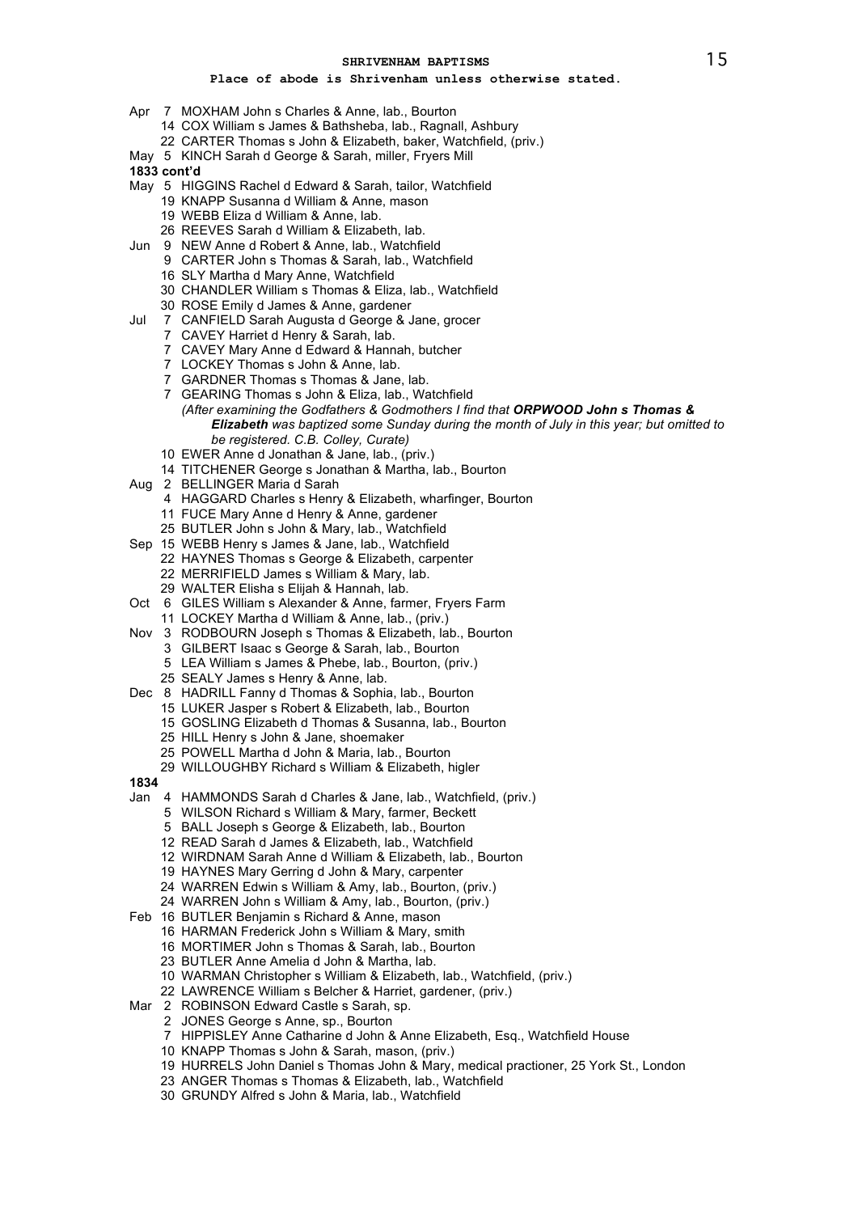**SHRIVENHAM BAPTISMS**

**Place of abode is Shrivenham unless otherwise stated.**

Apr 7 MOXHAM John s Charles & Anne, lab., Bourton
14 COX William s James & Bathsheba, lab., Ragnall, Ashbury
22 CARTER Thomas s John & Elizabeth, baker, Watchfield, (priv.)
May 5 KINCH Sarah d George & Sarah, miller, Fryers Mill

**1833 cont'd**

May 5 HIGGINS Rachel d Edward & Sarah, tailor, Watchfield
19 KNAPP Susanna d William & Anne, mason
19 WEBB Eliza d William & Anne, lab.
26 REEVES Sarah d William & Elizabeth, lab.
Jun 9 NEW Anne d Robert & Anne, lab., Watchfield
9 CARTER John s Thomas & Sarah, lab., Watchfield
16 SLY Martha d Mary Anne, Watchfield
30 CHANDLER William s Thomas & Eliza, lab., Watchfield
30 ROSE Emily d James & Anne, gardener
Jul 7 CANFIELD Sarah Augusta d George & Jane, grocer
7 CAVEY Harriet d Henry & Sarah, lab.
7 CAVEY Mary Anne d Edward & Hannah, butcher
7 LOCKEY Thomas s John & Anne, lab.
7 GARDNER Thomas s Thomas & Jane, lab.
7 GEARING Thomas s John & Eliza, lab., Watchfield
*(After examining the Godfathers & Godmothers I find that **ORPWOOD John s Thomas & Elizabeth** was baptized some Sunday during the month of July in this year; but omitted to be registered. C.B. Colley, Curate)*
10 EWER Anne d Jonathan & Jane, lab., (priv.)
14 TITCHENER George s Jonathan & Martha, lab., Bourton
Aug 2 BELLINGER Maria d Sarah
4 HAGGARD Charles s Henry & Elizabeth, wharfinger, Bourton
11 FUCE Mary Anne d Henry & Anne, gardener
25 BUTLER John s John & Mary, lab., Watchfield
Sep 15 WEBB Henry s James & Jane, lab., Watchfield
22 HAYNES Thomas s George & Elizabeth, carpenter
22 MERRIFIELD James s William & Mary, lab.
29 WALTER Elisha s Elijah & Hannah, lab.
Oct 6 GILES William s Alexander & Anne, farmer, Fryers Farm
11 LOCKEY Martha d William & Anne, lab., (priv.)
Nov 3 RODBOURN Joseph s Thomas & Elizabeth, lab., Bourton
3 GILBERT Isaac s George & Sarah, lab., Bourton
5 LEA William s James & Phebe, lab., Bourton, (priv.)
25 SEALY James s Henry & Anne, lab.
Dec 8 HADRILL Fanny d Thomas & Sophia, lab., Bourton
15 LUKER Jasper s Robert & Elizabeth, lab., Bourton
15 GOSLING Elizabeth d Thomas & Susanna, lab., Bourton
25 HILL Henry s John & Jane, shoemaker
25 POWELL Martha d John & Maria, lab., Bourton
29 WILLOUGHBY Richard s William & Elizabeth, higler

**1834**

Jan 4 HAMMONDS Sarah d Charles & Jane, lab., Watchfield, (priv.)
5 WILSON Richard s William & Mary, farmer, Beckett
5 BALL Joseph s George & Elizabeth, lab., Bourton
12 READ Sarah d James & Elizabeth, lab., Watchfield
12 WIRDNAM Sarah Anne d William & Elizabeth, lab., Bourton
19 HAYNES Mary Gerring d John & Mary, carpenter
24 WARREN Edwin s William & Amy, lab., Bourton, (priv.)
24 WARREN John s William & Amy, lab., Bourton, (priv.)
Feb 16 BUTLER Benjamin s Richard & Anne, mason
16 HARMAN Frederick John s William & Mary, smith
16 MORTIMER John s Thomas & Sarah, lab., Bourton
23 BUTLER Anne Amelia d John & Martha, lab.
10 WARMAN Christopher s William & Elizabeth, lab., Watchfield, (priv.)
22 LAWRENCE William s Belcher & Harriet, gardener, (priv.)
Mar 2 ROBINSON Edward Castle s Sarah, sp.
2 JONES George s Anne, sp., Bourton
7 HIPPISLEY Anne Catharine d John & Anne Elizabeth, Esq., Watchfield House
10 KNAPP Thomas s John & Sarah, mason, (priv.)
19 HURRELS John Daniel s Thomas John & Mary, medical practioner, 25 York St., London
23 ANGER Thomas s Thomas & Elizabeth, lab., Watchfield
30 GRUNDY Alfred s John & Maria, lab., Watchfield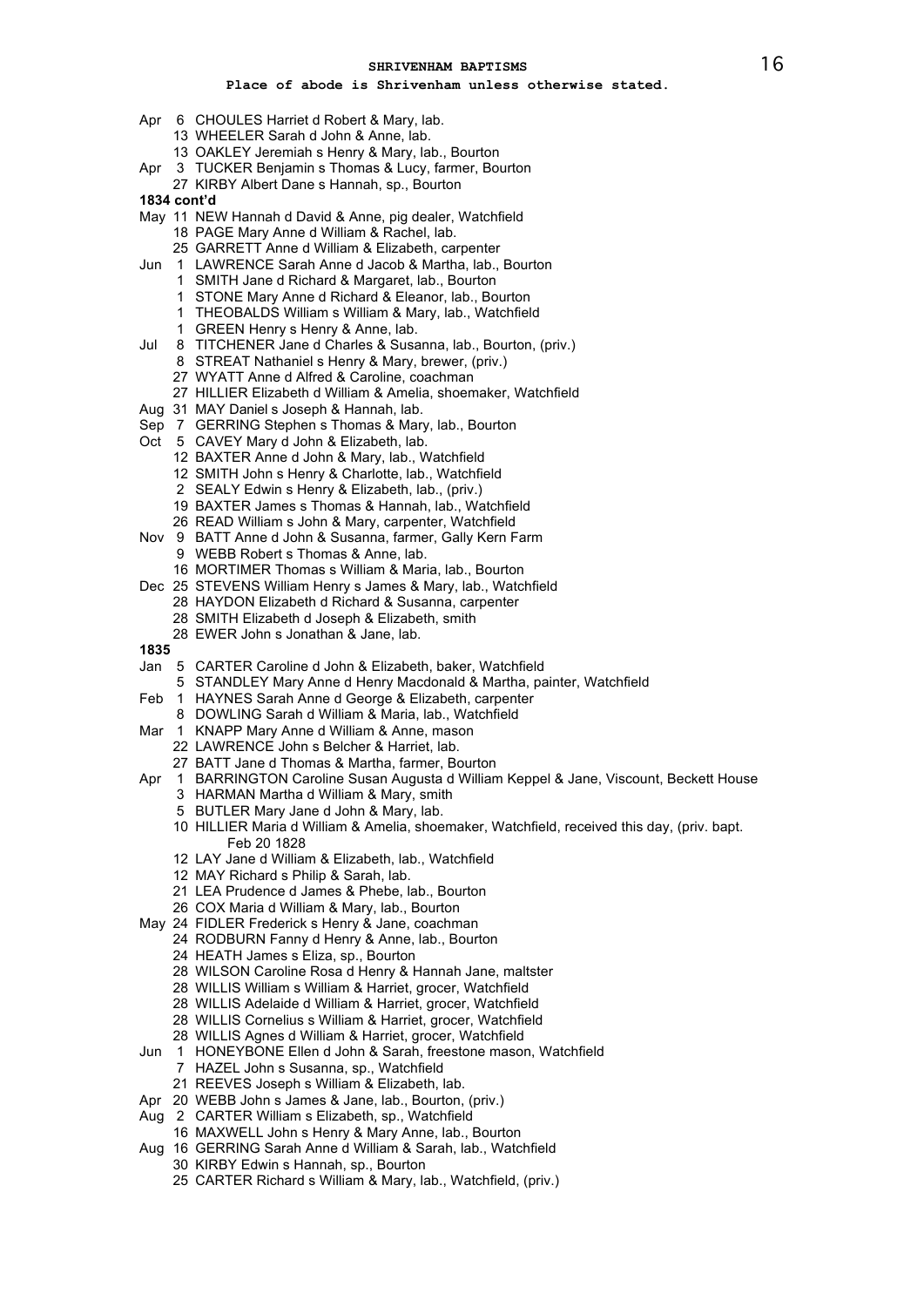**SHRIVENHAM BAPTISMS**

**Place of abode is Shrivenham unless otherwise stated.**

Apr 6 CHOULES Harriet d Robert & Mary, lab.
 13 WHEELER Sarah d John & Anne, lab.
 13 OAKLEY Jeremiah s Henry & Mary, lab., Bourton
Apr 3 TUCKER Benjamin s Thomas & Lucy, farmer, Bourton
 27 KIRBY Albert Dane s Hannah, sp., Bourton

**1834 cont'd**

May 11 NEW Hannah d David & Anne, pig dealer, Watchfield
 18 PAGE Mary Anne d William & Rachel, lab.
 25 GARRETT Anne d William & Elizabeth, carpenter
Jun 1 LAWRENCE Sarah Anne d Jacob & Martha, lab., Bourton
 1 SMITH Jane d Richard & Margaret, lab., Bourton
 1 STONE Mary Anne d Richard & Eleanor, lab., Bourton
 1 THEOBALDS William s William & Mary, lab., Watchfield
 1 GREEN Henry s Henry & Anne, lab.
Jul 8 TITCHENER Jane d Charles & Susanna, lab., Bourton, (priv.)
 8 STREAT Nathaniel s Henry & Mary, brewer, (priv.)
 27 WYATT Anne d Alfred & Caroline, coachman
 27 HILLIER Elizabeth d William & Amelia, shoemaker, Watchfield
Aug 31 MAY Daniel s Joseph & Hannah, lab.
Sep 7 GERRING Stephen s Thomas & Mary, lab., Bourton
Oct 5 CAVEY Mary d John & Elizabeth, lab.
 12 BAXTER Anne d John & Mary, lab., Watchfield
 12 SMITH John s Henry & Charlotte, lab., Watchfield
 2 SEALY Edwin s Henry & Elizabeth, lab., (priv.)
 19 BAXTER James s Thomas & Hannah, lab., Watchfield
 26 READ William s John & Mary, carpenter, Watchfield
Nov 9 BATT Anne d John & Susanna, farmer, Gally Kern Farm
 9 WEBB Robert s Thomas & Anne, lab.
 16 MORTIMER Thomas s William & Maria, lab., Bourton
Dec 25 STEVENS William Henry s James & Mary, lab., Watchfield
 28 HAYDON Elizabeth d Richard & Susanna, carpenter
 28 SMITH Elizabeth d Joseph & Elizabeth, smith
 28 EWER John s Jonathan & Jane, lab.

**1835**

Jan 5 CARTER Caroline d John & Elizabeth, baker, Watchfield
 5 STANDLEY Mary Anne d Henry Macdonald & Martha, painter, Watchfield
Feb 1 HAYNES Sarah Anne d George & Elizabeth, carpenter
 8 DOWLING Sarah d William & Maria, lab., Watchfield
Mar 1 KNAPP Mary Anne d William & Anne, mason
 22 LAWRENCE John s Belcher & Harriet, lab.
 27 BATT Jane d Thomas & Martha, farmer, Bourton
Apr 1 BARRINGTON Caroline Susan Augusta d William Keppel & Jane, Viscount, Beckett House
 3 HARMAN Martha d William & Mary, smith
 5 BUTLER Mary Jane d John & Mary, lab.
 10 HILLIER Maria d William & Amelia, shoemaker, Watchfield, received this day, (priv. bapt. Feb 20 1828
 12 LAY Jane d William & Elizabeth, lab., Watchfield
 12 MAY Richard s Philip & Sarah, lab.
 21 LEA Prudence d James & Phebe, lab., Bourton
 26 COX Maria d William & Mary, lab., Bourton
May 24 FIDLER Frederick s Henry & Jane, coachman
 24 RODBURN Fanny d Henry & Anne, lab., Bourton
 24 HEATH James s Eliza, sp., Bourton
 28 WILSON Caroline Rosa d Henry & Hannah Jane, maltster
 28 WILLIS William s William & Harriet, grocer, Watchfield
 28 WILLIS Adelaide d William & Harriet, grocer, Watchfield
 28 WILLIS Cornelius s William & Harriet, grocer, Watchfield
 28 WILLIS Agnes d William & Harriet, grocer, Watchfield
Jun 1 HONEYBONE Ellen d John & Sarah, freestone mason, Watchfield
 7 HAZEL John s Susanna, sp., Watchfield
 21 REEVES Joseph s William & Elizabeth, lab.
Apr 20 WEBB John s James & Jane, lab., Bourton, (priv.)
Aug 2 CARTER William s Elizabeth, sp., Watchfield
 16 MAXWELL John s Henry & Mary Anne, lab., Bourton
Aug 16 GERRING Sarah Anne d William & Sarah, lab., Watchfield
 30 KIRBY Edwin s Hannah, sp., Bourton
 25 CARTER Richard s William & Mary, lab., Watchfield, (priv.)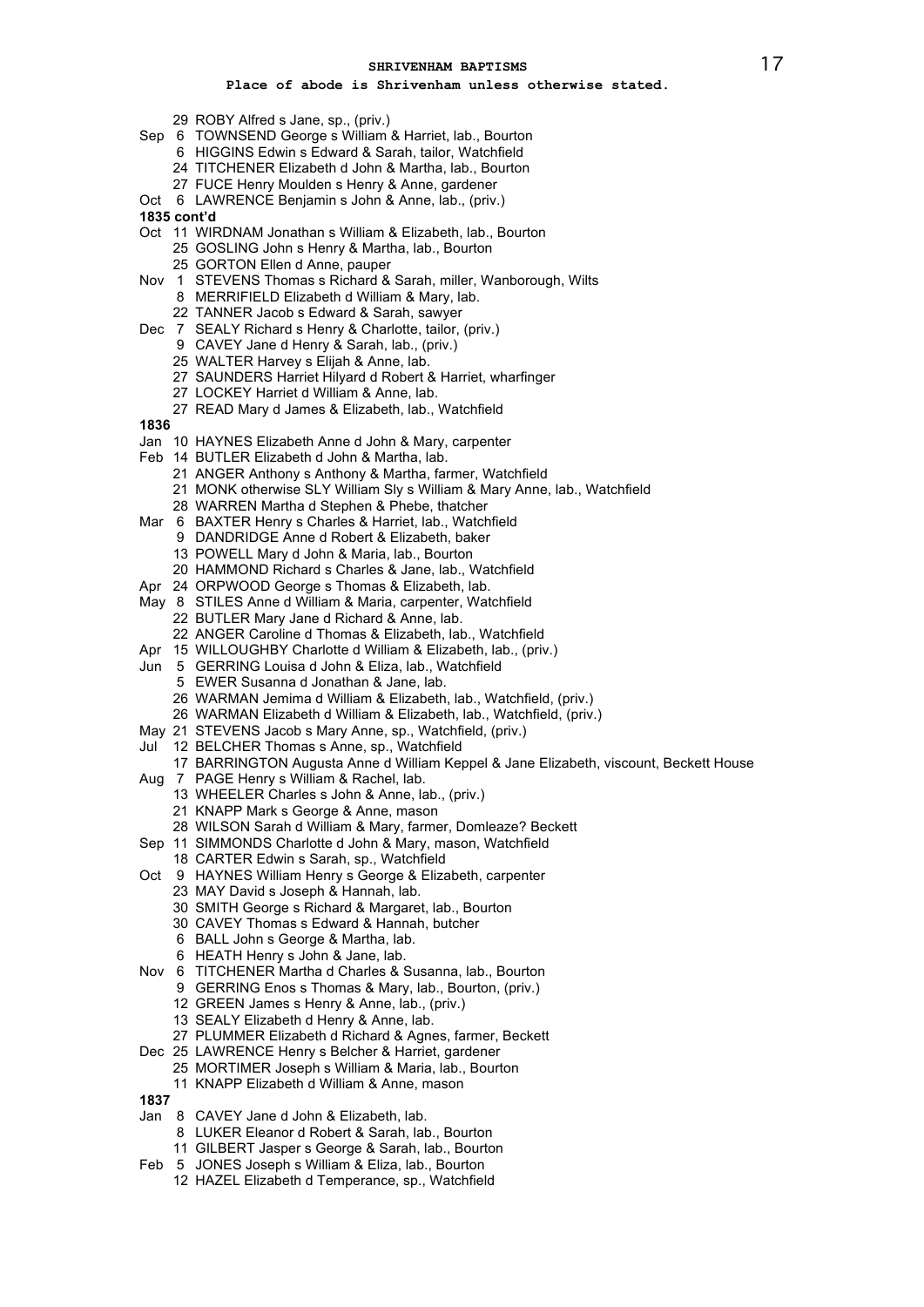# SHRIVENHAM BAPTISMS

**Place of abode is Shrivenham unless otherwise stated.**

29 ROBY Alfred s Jane, sp., (priv.)
Sep 6 TOWNSEND George s William & Harriet, lab., Bourton
6 HIGGINS Edwin s Edward & Sarah, tailor, Watchfield
24 TITCHENER Elizabeth d John & Martha, lab., Bourton
27 FUCE Henry Moulden s Henry & Anne, gardener
Oct 6 LAWRENCE Benjamin s John & Anne, lab., (priv.)

**1835 cont'd**

Oct 11 WIRDNAM Jonathan s William & Elizabeth, lab., Bourton
25 GOSLING John s Henry & Martha, lab., Bourton
25 GORTON Ellen d Anne, pauper
Nov 1 STEVENS Thomas s Richard & Sarah, miller, Wanborough, Wilts
8 MERRIFIELD Elizabeth d William & Mary, lab.
22 TANNER Jacob s Edward & Sarah, sawyer
Dec 7 SEALY Richard s Henry & Charlotte, tailor, (priv.)
9 CAVEY Jane d Henry & Sarah, lab., (priv.)
25 WALTER Harvey s Elijah & Anne, lab.
27 SAUNDERS Harriet Hilyard d Robert & Harriet, wharfinger
27 LOCKEY Harriet d William & Anne, lab.
27 READ Mary d James & Elizabeth, lab., Watchfield

**1836**

Jan 10 HAYNES Elizabeth Anne d John & Mary, carpenter
Feb 14 BUTLER Elizabeth d John & Martha, lab.
21 ANGER Anthony s Anthony & Martha, farmer, Watchfield
21 MONK otherwise SLY William Sly s William & Mary Anne, lab., Watchfield
28 WARREN Martha d Stephen & Phebe, thatcher
Mar 6 BAXTER Henry s Charles & Harriet, lab., Watchfield
9 DANDRIDGE Anne d Robert & Elizabeth, baker
13 POWELL Mary d John & Maria, lab., Bourton
20 HAMMOND Richard s Charles & Jane, lab., Watchfield
Apr 24 ORPWOOD George s Thomas & Elizabeth, lab.
May 8 STILES Anne d William & Maria, carpenter, Watchfield
22 BUTLER Mary Jane d Richard & Anne, lab.
22 ANGER Caroline d Thomas & Elizabeth, lab., Watchfield
Apr 15 WILLOUGHBY Charlotte d William & Elizabeth, lab., (priv.)
Jun 5 GERRING Louisa d John & Eliza, lab., Watchfield
5 EWER Susanna d Jonathan & Jane, lab.
26 WARMAN Jemima d William & Elizabeth, lab., Watchfield, (priv.)
26 WARMAN Elizabeth d William & Elizabeth, lab., Watchfield, (priv.)
May 21 STEVENS Jacob s Mary Anne, sp., Watchfield, (priv.)
Jul 12 BELCHER Thomas s Anne, sp., Watchfield
17 BARRINGTON Augusta Anne d William Keppel & Jane Elizabeth, viscount, Beckett House
Aug 7 PAGE Henry s William & Rachel, lab.
13 WHEELER Charles s John & Anne, lab., (priv.)
21 KNAPP Mark s George & Anne, mason
28 WILSON Sarah d William & Mary, farmer, Domleaze? Beckett
Sep 11 SIMMONDS Charlotte d John & Mary, mason, Watchfield
18 CARTER Edwin s Sarah, sp., Watchfield
Oct 9 HAYNES William Henry s George & Elizabeth, carpenter
23 MAY David s Joseph & Hannah, lab.
30 SMITH George s Richard & Margaret, lab., Bourton
30 CAVEY Thomas s Edward & Hannah, butcher
6 BALL John s George & Martha, lab.
6 HEATH Henry s John & Jane, lab.
Nov 6 TITCHENER Martha d Charles & Susanna, lab., Bourton
9 GERRING Enos s Thomas & Mary, lab., Bourton, (priv.)
12 GREEN James s Henry & Anne, lab., (priv.)
13 SEALY Elizabeth d Henry & Anne, lab.
27 PLUMMER Elizabeth d Richard & Agnes, farmer, Beckett
Dec 25 LAWRENCE Henry s Belcher & Harriet, gardener
25 MORTIMER Joseph s William & Maria, lab., Bourton
11 KNAPP Elizabeth d William & Anne, mason

**1837**

Jan 8 CAVEY Jane d John & Elizabeth, lab.
8 LUKER Eleanor d Robert & Sarah, lab., Bourton
11 GILBERT Jasper s George & Sarah, lab., Bourton
Feb 5 JONES Joseph s William & Eliza, lab., Bourton
12 HAZEL Elizabeth d Temperance, sp., Watchfield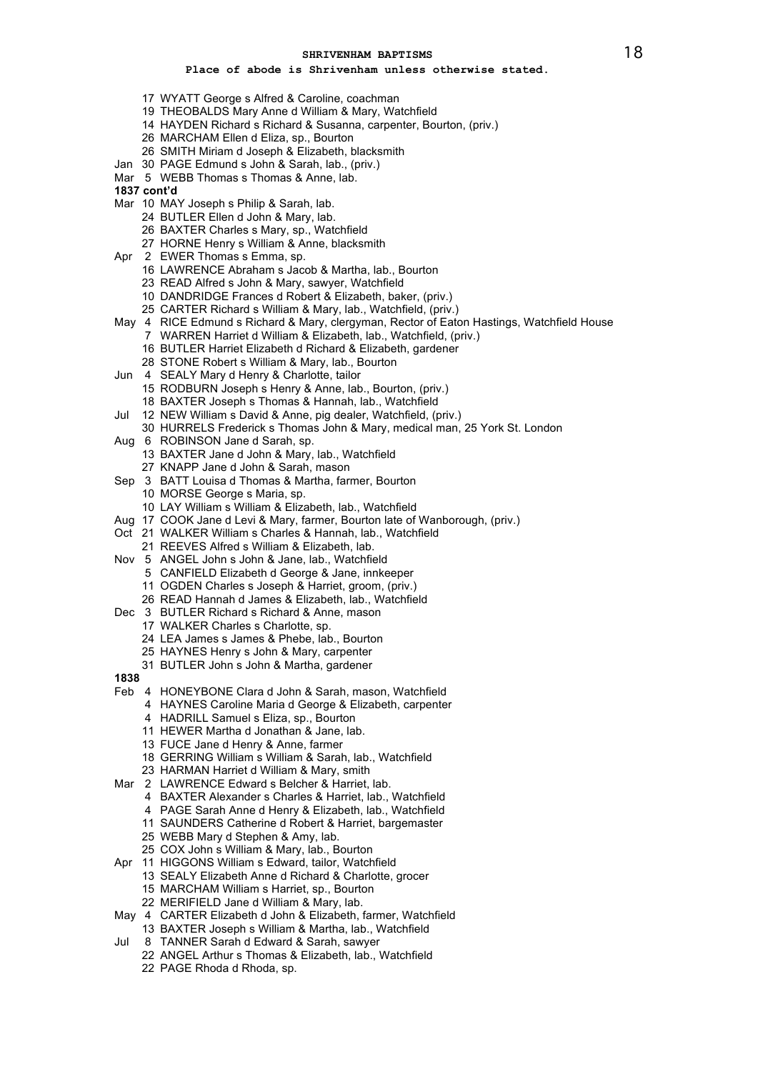**SHRIVENHAM BAPTISMS**

**Place of abode is Shrivenham unless otherwise stated.**

17 WYATT George s Alfred & Caroline, coachman
19 THEOBALDS Mary Anne d William & Mary, Watchfield
14 HAYDEN Richard s Richard & Susanna, carpenter, Bourton, (priv.)
26 MARCHAM Ellen d Eliza, sp., Bourton
26 SMITH Miriam d Joseph & Elizabeth, blacksmith
Jan 30 PAGE Edmund s John & Sarah, lab., (priv.)
Mar 5 WEBB Thomas s Thomas & Anne, lab.

**1837 cont'd**

Mar 10 MAY Joseph s Philip & Sarah, lab.
24 BUTLER Ellen d John & Mary, lab.
26 BAXTER Charles s Mary, sp., Watchfield
27 HORNE Henry s William & Anne, blacksmith
Apr 2 EWER Thomas s Emma, sp.
16 LAWRENCE Abraham s Jacob & Martha, lab., Bourton
23 READ Alfred s John & Mary, sawyer, Watchfield
10 DANDRIDGE Frances d Robert & Elizabeth, baker, (priv.)
25 CARTER Richard s William & Mary, lab., Watchfield, (priv.)
May 4 RICE Edmund s Richard & Mary, clergyman, Rector of Eaton Hastings, Watchfield House
7 WARREN Harriet d William & Elizabeth, lab., Watchfield, (priv.)
16 BUTLER Harriet Elizabeth d Richard & Elizabeth, gardener
28 STONE Robert s William & Mary, lab., Bourton
Jun 4 SEALY Mary d Henry & Charlotte, tailor
15 RODBURN Joseph s Henry & Anne, lab., Bourton, (priv.)
18 BAXTER Joseph s Thomas & Hannah, lab., Watchfield
Jul 12 NEW William s David & Anne, pig dealer, Watchfield, (priv.)
30 HURRELS Frederick s Thomas John & Mary, medical man, 25 York St. London
Aug 6 ROBINSON Jane d Sarah, sp.
13 BAXTER Jane d John & Mary, lab., Watchfield
27 KNAPP Jane d John & Sarah, mason
Sep 3 BATT Louisa d Thomas & Martha, farmer, Bourton
10 MORSE George s Maria, sp.
10 LAY William s William & Elizabeth, lab., Watchfield
Aug 17 COOK Jane d Levi & Mary, farmer, Bourton late of Wanborough, (priv.)
Oct 21 WALKER William s Charles & Hannah, lab., Watchfield
21 REEVES Alfred s William & Elizabeth, lab.
Nov 5 ANGEL John s John & Jane, lab., Watchfield
5 CANFIELD Elizabeth d George & Jane, innkeeper
11 OGDEN Charles s Joseph & Harriet, groom, (priv.)
26 READ Hannah d James & Elizabeth, lab., Watchfield
Dec 3 BUTLER Richard s Richard & Anne, mason
17 WALKER Charles s Charlotte, sp.
24 LEA James s James & Phebe, lab., Bourton
25 HAYNES Henry s John & Mary, carpenter
31 BUTLER John s John & Martha, gardener

**1838**

Feb 4 HONEYBONE Clara d John & Sarah, mason, Watchfield
4 HAYNES Caroline Maria d George & Elizabeth, carpenter
4 HADRILL Samuel s Eliza, sp., Bourton
11 HEWER Martha d Jonathan & Jane, lab.
13 FUCE Jane d Henry & Anne, farmer
18 GERRING William s William & Sarah, lab., Watchfield
23 HARMAN Harriet d William & Mary, smith
Mar 2 LAWRENCE Edward s Belcher & Harriet, lab.
4 BAXTER Alexander s Charles & Harriet, lab., Watchfield
4 PAGE Sarah Anne d Henry & Elizabeth, lab., Watchfield
11 SAUNDERS Catherine d Robert & Harriet, bargemaster
25 WEBB Mary d Stephen & Amy, lab.
25 COX John s William & Mary, lab., Bourton
Apr 11 HIGGONS William s Edward, tailor, Watchfield
13 SEALY Elizabeth Anne d Richard & Charlotte, grocer
15 MARCHAM William s Harriet, sp., Bourton
22 MERIFIELD Jane d William & Mary, lab.
May 4 CARTER Elizabeth d John & Elizabeth, farmer, Watchfield
13 BAXTER Joseph s William & Martha, lab., Watchfield
Jul 8 TANNER Sarah d Edward & Sarah, sawyer
22 ANGEL Arthur s Thomas & Elizabeth, lab., Watchfield
22 PAGE Rhoda d Rhoda, sp.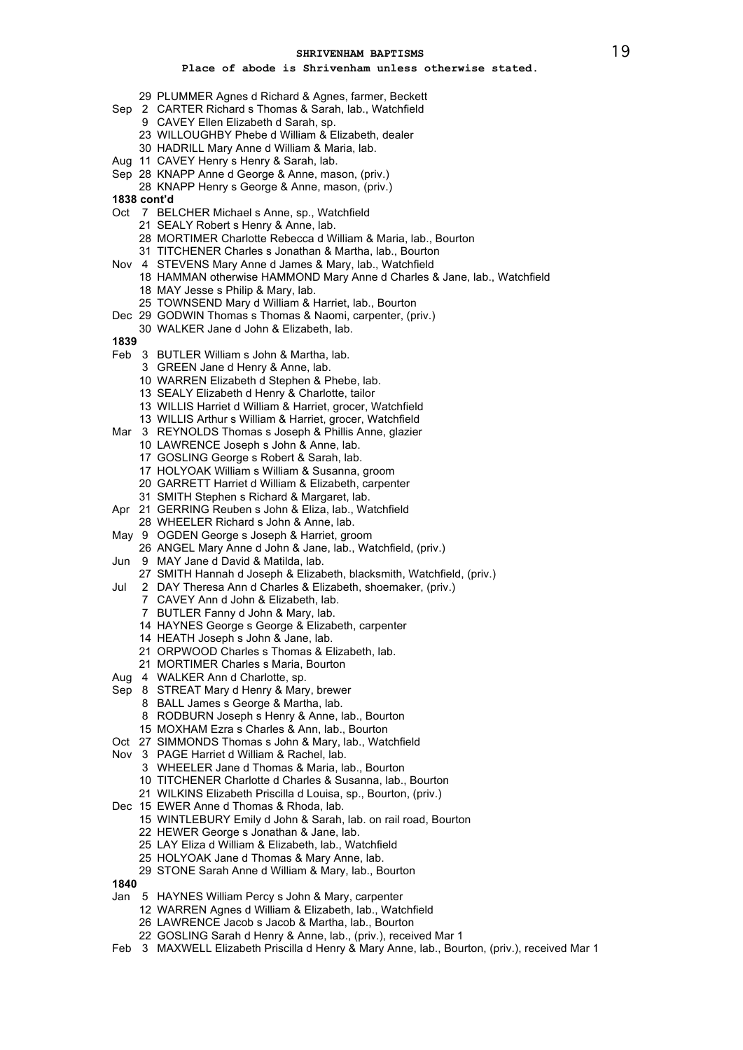## SHRIVENHAM BAPTISMS

**Place of abode is Shrivenham unless otherwise stated.**

29 PLUMMER Agnes d Richard & Agnes, farmer, Beckett
Sep 2 CARTER Richard s Thomas & Sarah, lab., Watchfield
9 CAVEY Ellen Elizabeth d Sarah, sp.
23 WILLOUGHBY Phebe d William & Elizabeth, dealer
30 HADRILL Mary Anne d William & Maria, lab.
Aug 11 CAVEY Henry s Henry & Sarah, lab.
Sep 28 KNAPP Anne d George & Anne, mason, (priv.)
28 KNAPP Henry s George & Anne, mason, (priv.)

**1838 cont'd**

Oct 7 BELCHER Michael s Anne, sp., Watchfield
21 SEALY Robert s Henry & Anne, lab.
28 MORTIMER Charlotte Rebecca d William & Maria, lab., Bourton
31 TITCHENER Charles s Jonathan & Martha, lab., Bourton
Nov 4 STEVENS Mary Anne d James & Mary, lab., Watchfield
18 HAMMAN otherwise HAMMOND Mary Anne d Charles & Jane, lab., Watchfield
18 MAY Jesse s Philip & Mary, lab.
25 TOWNSEND Mary d William & Harriet, lab., Bourton
Dec 29 GODWIN Thomas s Thomas & Naomi, carpenter, (priv.)
30 WALKER Jane d John & Elizabeth, lab.

**1839**

Feb 3 BUTLER William s John & Martha, lab.
3 GREEN Jane d Henry & Anne, lab.
10 WARREN Elizabeth d Stephen & Phebe, lab.
13 SEALY Elizabeth d Henry & Charlotte, tailor
13 WILLIS Harriet d William & Harriet, grocer, Watchfield
13 WILLIS Arthur s William & Harriet, grocer, Watchfield
Mar 3 REYNOLDS Thomas s Joseph & Phillis Anne, glazier
10 LAWRENCE Joseph s John & Anne, lab.
17 GOSLING George s Robert & Sarah, lab.
17 HOLYOAK William s William & Susanna, groom
20 GARRETT Harriet d William & Elizabeth, carpenter
31 SMITH Stephen s Richard & Margaret, lab.
Apr 21 GERRING Reuben s John & Eliza, lab., Watchfield
28 WHEELER Richard s John & Anne, lab.
May 9 OGDEN George s Joseph & Harriet, groom
26 ANGEL Mary Anne d John & Jane, lab., Watchfield, (priv.)
Jun 9 MAY Jane d David & Matilda, lab.
27 SMITH Hannah d Joseph & Elizabeth, blacksmith, Watchfield, (priv.)
Jul 2 DAY Theresa Ann d Charles & Elizabeth, shoemaker, (priv.)
7 CAVEY Ann d John & Elizabeth, lab.
7 BUTLER Fanny d John & Mary, lab.
14 HAYNES George s George & Elizabeth, carpenter
14 HEATH Joseph s John & Jane, lab.
21 ORPWOOD Charles s Thomas & Elizabeth, lab.
21 MORTIMER Charles s Maria, Bourton
Aug 4 WALKER Ann d Charlotte, sp.
Sep 8 STREAT Mary d Henry & Mary, brewer
8 BALL James s George & Martha, lab.
8 RODBURN Joseph s Henry & Anne, lab., Bourton
15 MOXHAM Ezra s Charles & Ann, lab., Bourton
Oct 27 SIMMONDS Thomas s John & Mary, lab., Watchfield
Nov 3 PAGE Harriet d William & Rachel, lab.
3 WHEELER Jane d Thomas & Maria, lab., Bourton
10 TITCHENER Charlotte d Charles & Susanna, lab., Bourton
21 WILKINS Elizabeth Priscilla d Louisa, sp., Bourton, (priv.)
Dec 15 EWER Anne d Thomas & Rhoda, lab.
15 WINTLEBURY Emily d John & Sarah, lab. on rail road, Bourton
22 HEWER George s Jonathan & Jane, lab.
25 LAY Eliza d William & Elizabeth, lab., Watchfield
25 HOLYOAK Jane d Thomas & Mary Anne, lab.
29 STONE Sarah Anne d William & Mary, lab., Bourton

**1840**

Jan 5 HAYNES William Percy s John & Mary, carpenter
12 WARREN Agnes d William & Elizabeth, lab., Watchfield
26 LAWRENCE Jacob s Jacob & Martha, lab., Bourton
22 GOSLING Sarah d Henry & Anne, lab., (priv.), received Mar 1
Feb 3 MAXWELL Elizabeth Priscilla d Henry & Mary Anne, lab., Bourton, (priv.), received Mar 1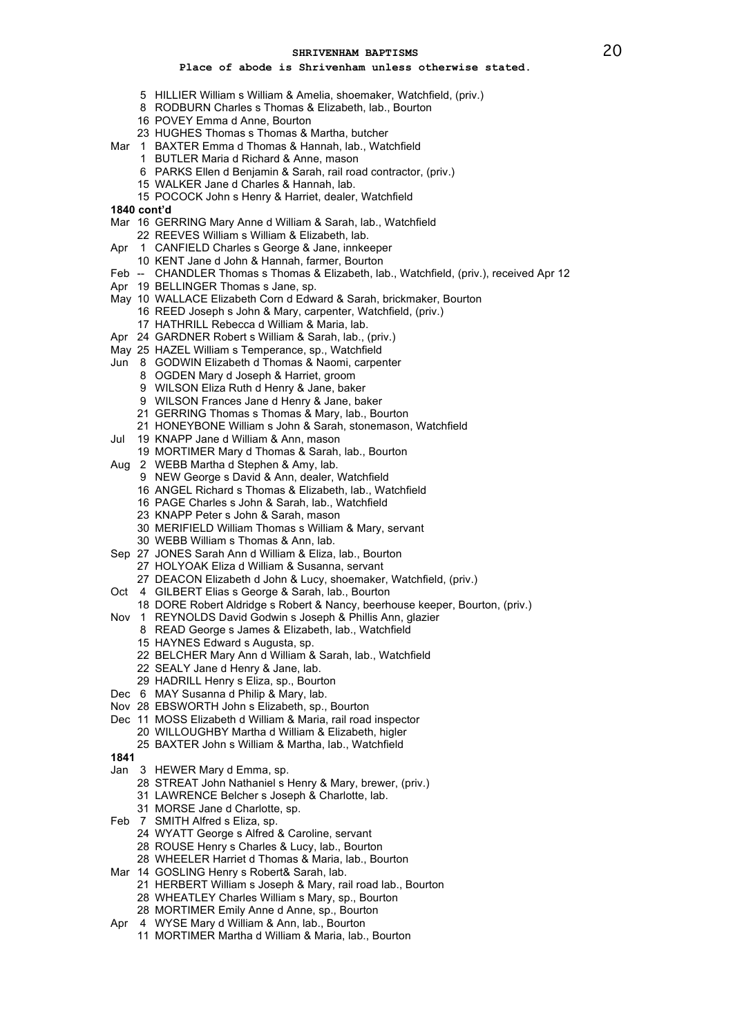**SHRIVENHAM BAPTISMS**

**Place of abode is Shrivenham unless otherwise stated.**

5 HILLIER William s William & Amelia, shoemaker, Watchfield, (priv.)
8 RODBURN Charles s Thomas & Elizabeth, lab., Bourton
16 POVEY Emma d Anne, Bourton
23 HUGHES Thomas s Thomas & Martha, butcher
Mar 1 BAXTER Emma d Thomas & Hannah, lab., Watchfield
1 BUTLER Maria d Richard & Anne, mason
6 PARKS Ellen d Benjamin & Sarah, rail road contractor, (priv.)
15 WALKER Jane d Charles & Hannah, lab.
15 POCOCK John s Henry & Harriet, dealer, Watchfield

**1840 cont'd**

Mar 16 GERRING Mary Anne d William & Sarah, lab., Watchfield
22 REEVES William s William & Elizabeth, lab.
Apr 1 CANFIELD Charles s George & Jane, innkeeper
10 KENT Jane d John & Hannah, farmer, Bourton
Feb -- CHANDLER Thomas s Thomas & Elizabeth, lab., Watchfield, (priv.), received Apr 12
Apr 19 BELLINGER Thomas s Jane, sp.
May 10 WALLACE Elizabeth Corn d Edward & Sarah, brickmaker, Bourton
16 REED Joseph s John & Mary, carpenter, Watchfield, (priv.)
17 HATHRILL Rebecca d William & Maria, lab.
Apr 24 GARDNER Robert s William & Sarah, lab., (priv.)
May 25 HAZEL William s Temperance, sp., Watchfield
Jun 8 GODWIN Elizabeth d Thomas & Naomi, carpenter
8 OGDEN Mary d Joseph & Harriet, groom
9 WILSON Eliza Ruth d Henry & Jane, baker
9 WILSON Frances Jane d Henry & Jane, baker
21 GERRING Thomas s Thomas & Mary, lab., Bourton
21 HONEYBONE William s John & Sarah, stonemason, Watchfield
Jul 19 KNAPP Jane d William & Ann, mason
19 MORTIMER Mary d Thomas & Sarah, lab., Bourton
Aug 2 WEBB Martha d Stephen & Amy, lab.
9 NEW George s David & Ann, dealer, Watchfield
16 ANGEL Richard s Thomas & Elizabeth, lab., Watchfield
16 PAGE Charles s John & Sarah, lab., Watchfield
23 KNAPP Peter s John & Sarah, mason
30 MERIFIELD William Thomas s William & Mary, servant
30 WEBB William s Thomas & Ann, lab.
Sep 27 JONES Sarah Ann d William & Eliza, lab., Bourton
27 HOLYOAK Eliza d William & Susanna, servant
27 DEACON Elizabeth d John & Lucy, shoemaker, Watchfield, (priv.)
Oct 4 GILBERT Elias s George & Sarah, lab., Bourton
18 DORE Robert Aldridge s Robert & Nancy, beerhouse keeper, Bourton, (priv.)
Nov 1 REYNOLDS David Godwin s Joseph & Phillis Ann, glazier
8 READ George s James & Elizabeth, lab., Watchfield
15 HAYNES Edward s Augusta, sp.
22 BELCHER Mary Ann d William & Sarah, lab., Watchfield
22 SEALY Jane d Henry & Jane, lab.
29 HADRILL Henry s Eliza, sp., Bourton
Dec 6 MAY Susanna d Philip & Mary, lab.
Nov 28 EBSWORTH John s Elizabeth, sp., Bourton
Dec 11 MOSS Elizabeth d William & Maria, rail road inspector
20 WILLOUGHBY Martha d William & Elizabeth, higler
25 BAXTER John s William & Martha, lab., Watchfield

**1841**

Jan 3 HEWER Mary d Emma, sp.
28 STREAT John Nathaniel s Henry & Mary, brewer, (priv.)
31 LAWRENCE Belcher s Joseph & Charlotte, lab.
31 MORSE Jane d Charlotte, sp.
Feb 7 SMITH Alfred s Eliza, sp.
24 WYATT George s Alfred & Caroline, servant
28 ROUSE Henry s Charles & Lucy, lab., Bourton
28 WHEELER Harriet d Thomas & Maria, lab., Bourton
Mar 14 GOSLING Henry s Robert& Sarah, lab.
21 HERBERT William s Joseph & Mary, rail road lab., Bourton
28 WHEATLEY Charles William s Mary, sp., Bourton
28 MORTIMER Emily Anne d Anne, sp., Bourton
Apr 4 WYSE Mary d William & Ann, lab., Bourton
11 MORTIMER Martha d William & Maria, lab., Bourton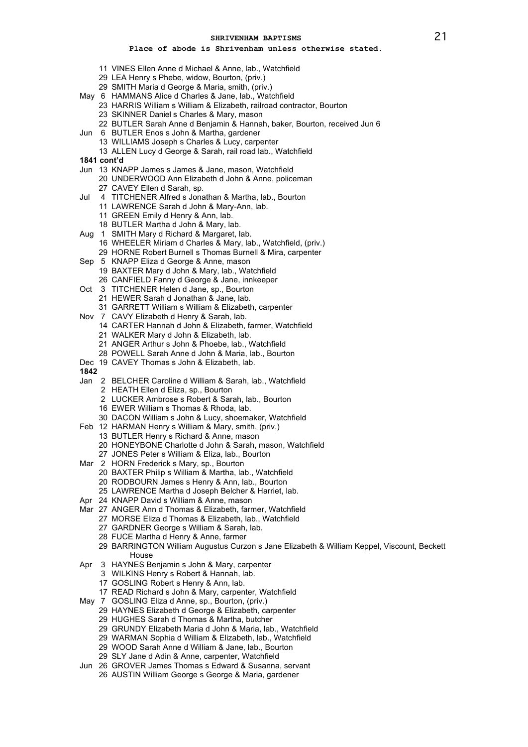## SHRIVENHAM BAPTISMS

**Place of abode is Shrivenham unless otherwise stated.**

11 VINES Ellen Anne d Michael & Anne, lab., Watchfield
29 LEA Henry s Phebe, widow, Bourton, (priv.)
29 SMITH Maria d George & Maria, smith, (priv.)
May 6 HAMMANS Alice d Charles & Jane, lab., Watchfield
23 HARRIS William s William & Elizabeth, railroad contractor, Bourton
23 SKINNER Daniel s Charles & Mary, mason
22 BUTLER Sarah Anne d Benjamin & Hannah, baker, Bourton, received Jun 6
Jun 6 BUTLER Enos s John & Martha, gardener
13 WILLIAMS Joseph s Charles & Lucy, carpenter
13 ALLEN Lucy d George & Sarah, rail road lab., Watchfield

**1841 cont'd**

Jun 13 KNAPP James s James & Jane, mason, Watchfield
20 UNDERWOOD Ann Elizabeth d John & Anne, policeman
27 CAVEY Ellen d Sarah, sp.
Jul 4 TITCHENER Alfred s Jonathan & Martha, lab., Bourton
11 LAWRENCE Sarah d John & Mary-Ann, lab.
11 GREEN Emily d Henry & Ann, lab.
18 BUTLER Martha d John & Mary, lab.
Aug 1 SMITH Mary d Richard & Margaret, lab.
16 WHEELER Miriam d Charles & Mary, lab., Watchfield, (priv.)
29 HORNE Robert Burnell s Thomas Burnell & Mira, carpenter
Sep 5 KNAPP Eliza d George & Anne, mason
19 BAXTER Mary d John & Mary, lab., Watchfield
26 CANFIELD Fanny d George & Jane, innkeeper
Oct 3 TITCHENER Helen d Jane, sp., Bourton
21 HEWER Sarah d Jonathan & Jane, lab.
31 GARRETT William s William & Elizabeth, carpenter
Nov 7 CAVY Elizabeth d Henry & Sarah, lab.
14 CARTER Hannah d John & Elizabeth, farmer, Watchfield
21 WALKER Mary d John & Elizabeth, lab.
21 ANGER Arthur s John & Phoebe, lab., Watchfield
28 POWELL Sarah Anne d John & Maria, lab., Bourton
Dec 19 CAVEY Thomas s John & Elizabeth, lab.

**1842**

Jan 2 BELCHER Caroline d William & Sarah, lab., Watchfield
2 HEATH Ellen d Eliza, sp., Bourton
2 LUCKER Ambrose s Robert & Sarah, lab., Bourton
16 EWER William s Thomas & Rhoda, lab.
30 DACON William s John & Lucy, shoemaker, Watchfield
Feb 12 HARMAN Henry s William & Mary, smith, (priv.)
13 BUTLER Henry s Richard & Anne, mason
20 HONEYBONE Charlotte d John & Sarah, mason, Watchfield
27 JONES Peter s William & Eliza, lab., Bourton
Mar 2 HORN Frederick s Mary, sp., Bourton
20 BAXTER Philip s William & Martha, lab., Watchfield
20 RODBOURN James s Henry & Ann, lab., Bourton
25 LAWRENCE Martha d Joseph Belcher & Harriet, lab.
Apr 24 KNAPP David s William & Anne, mason
Mar 27 ANGER Ann d Thomas & Elizabeth, farmer, Watchfield
27 MORSE Eliza d Thomas & Elizabeth, lab., Watchfield
27 GARDNER George s William & Sarah, lab.
28 FUCE Martha d Henry & Anne, farmer
29 BARRINGTON William Augustus Curzon s Jane Elizabeth & William Keppel, Viscount, Beckett House
Apr 3 HAYNES Benjamin s John & Mary, carpenter
3 WILKINS Henry s Robert & Hannah, lab.
17 GOSLING Robert s Henry & Ann, lab.
17 READ Richard s John & Mary, carpenter, Watchfield
May 7 GOSLING Eliza d Anne, sp., Bourton, (priv.)
29 HAYNES Elizabeth d George & Elizabeth, carpenter
29 HUGHES Sarah d Thomas & Martha, butcher
29 GRUNDY Elizabeth Maria d John & Maria, lab., Watchfield
29 WARMAN Sophia d William & Elizabeth, lab., Watchfield
29 WOOD Sarah Anne d William & Jane, lab., Bourton
29 SLY Jane d Adin & Anne, carpenter, Watchfield
Jun 26 GROVER James Thomas s Edward & Susanna, servant
26 AUSTIN William George s George & Maria, gardener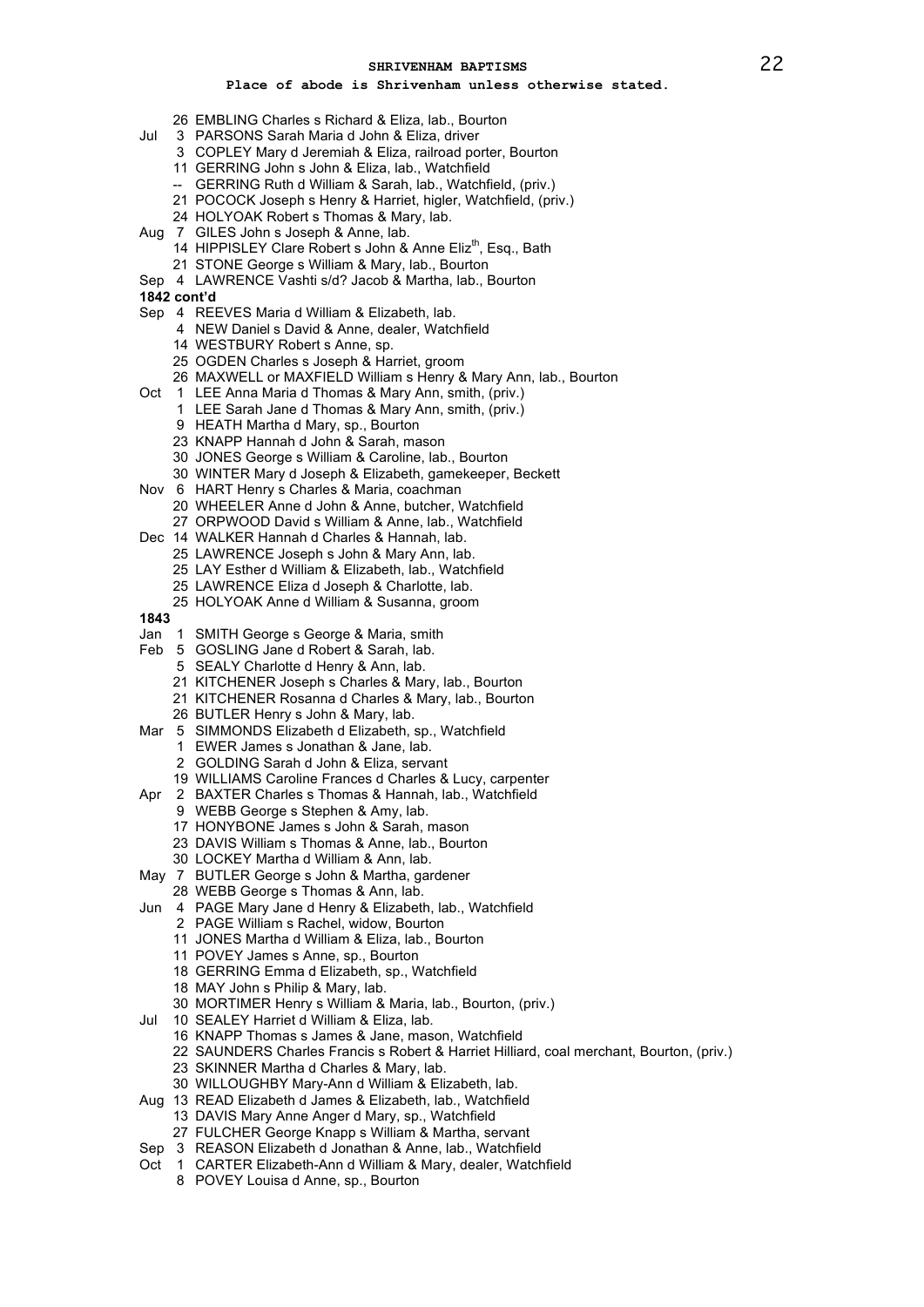## SHRIVENHAM BAPTISMS

**Place of abode is Shrivenham unless otherwise stated.**

26 EMBLING Charles s Richard & Eliza, lab., Bourton
Jul 3 PARSONS Sarah Maria d John & Eliza, driver
3 COPLEY Mary d Jeremiah & Eliza, railroad porter, Bourton
11 GERRING John s John & Eliza, lab., Watchfield
-- GERRING Ruth d William & Sarah, lab., Watchfield, (priv.)
21 POCOCK Joseph s Henry & Harriet, higler, Watchfield, (priv.)
24 HOLYOAK Robert s Thomas & Mary, lab.
Aug 7 GILES John s Joseph & Anne, lab.
14 HIPPISLEY Clare Robert s John & Anne Eliz[th], Esq., Bath
21 STONE George s William & Mary, lab., Bourton
Sep 4 LAWRENCE Vashti s/d? Jacob & Martha, lab., Bourton

**1842 cont'd**

Sep 4 REEVES Maria d William & Elizabeth, lab.
4 NEW Daniel s David & Anne, dealer, Watchfield
14 WESTBURY Robert s Anne, sp.
25 OGDEN Charles s Joseph & Harriet, groom
26 MAXWELL or MAXFIELD William s Henry & Mary Ann, lab., Bourton
Oct 1 LEE Anna Maria d Thomas & Mary Ann, smith, (priv.)
1 LEE Sarah Jane d Thomas & Mary Ann, smith, (priv.)
9 HEATH Martha d Mary, sp., Bourton
23 KNAPP Hannah d John & Sarah, mason
30 JONES George s William & Caroline, lab., Bourton
30 WINTER Mary d Joseph & Elizabeth, gamekeeper, Beckett
Nov 6 HART Henry s Charles & Maria, coachman
20 WHEELER Anne d John & Anne, butcher, Watchfield
27 ORPWOOD David s William & Anne, lab., Watchfield
Dec 14 WALKER Hannah d Charles & Hannah, lab.
25 LAWRENCE Joseph s John & Mary Ann, lab.
25 LAY Esther d William & Elizabeth, lab., Watchfield
25 LAWRENCE Eliza d Joseph & Charlotte, lab.
25 HOLYOAK Anne d William & Susanna, groom

**1843**

Jan 1 SMITH George s George & Maria, smith
Feb 5 GOSLING Jane d Robert & Sarah, lab.
5 SEALY Charlotte d Henry & Ann, lab.
21 KITCHENER Joseph s Charles & Mary, lab., Bourton
21 KITCHENER Rosanna d Charles & Mary, lab., Bourton
26 BUTLER Henry s John & Mary, lab.
Mar 5 SIMMONDS Elizabeth d Elizabeth, sp., Watchfield
1 EWER James s Jonathan & Jane, lab.
2 GOLDING Sarah d John & Eliza, servant
19 WILLIAMS Caroline Frances d Charles & Lucy, carpenter
Apr 2 BAXTER Charles s Thomas & Hannah, lab., Watchfield
9 WEBB George s Stephen & Amy, lab.
17 HONYBONE James s John & Sarah, mason
23 DAVIS William s Thomas & Anne, lab., Bourton
30 LOCKEY Martha d William & Ann, lab.
May 7 BUTLER George s John & Martha, gardener
28 WEBB George s Thomas & Ann, lab.
Jun 4 PAGE Mary Jane d Henry & Elizabeth, lab., Watchfield
2 PAGE William s Rachel, widow, Bourton
11 JONES Martha d William & Eliza, lab., Bourton
11 POVEY James s Anne, sp., Bourton
18 GERRING Emma d Elizabeth, sp., Watchfield
18 MAY John s Philip & Mary, lab.
30 MORTIMER Henry s William & Maria, lab., Bourton, (priv.)
Jul 10 SEALEY Harriet d William & Eliza, lab.
16 KNAPP Thomas s James & Jane, mason, Watchfield
22 SAUNDERS Charles Francis s Robert & Harriet Hilliard, coal merchant, Bourton, (priv.)
23 SKINNER Martha d Charles & Mary, lab.
30 WILLOUGHBY Mary-Ann d William & Elizabeth, lab.
Aug 13 READ Elizabeth d James & Elizabeth, lab., Watchfield
13 DAVIS Mary Anne Anger d Mary, sp., Watchfield
27 FULCHER George Knapp s William & Martha, servant
Sep 3 REASON Elizabeth d Jonathan & Anne, lab., Watchfield
Oct 1 CARTER Elizabeth-Ann d William & Mary, dealer, Watchfield
8 POVEY Louisa d Anne, sp., Bourton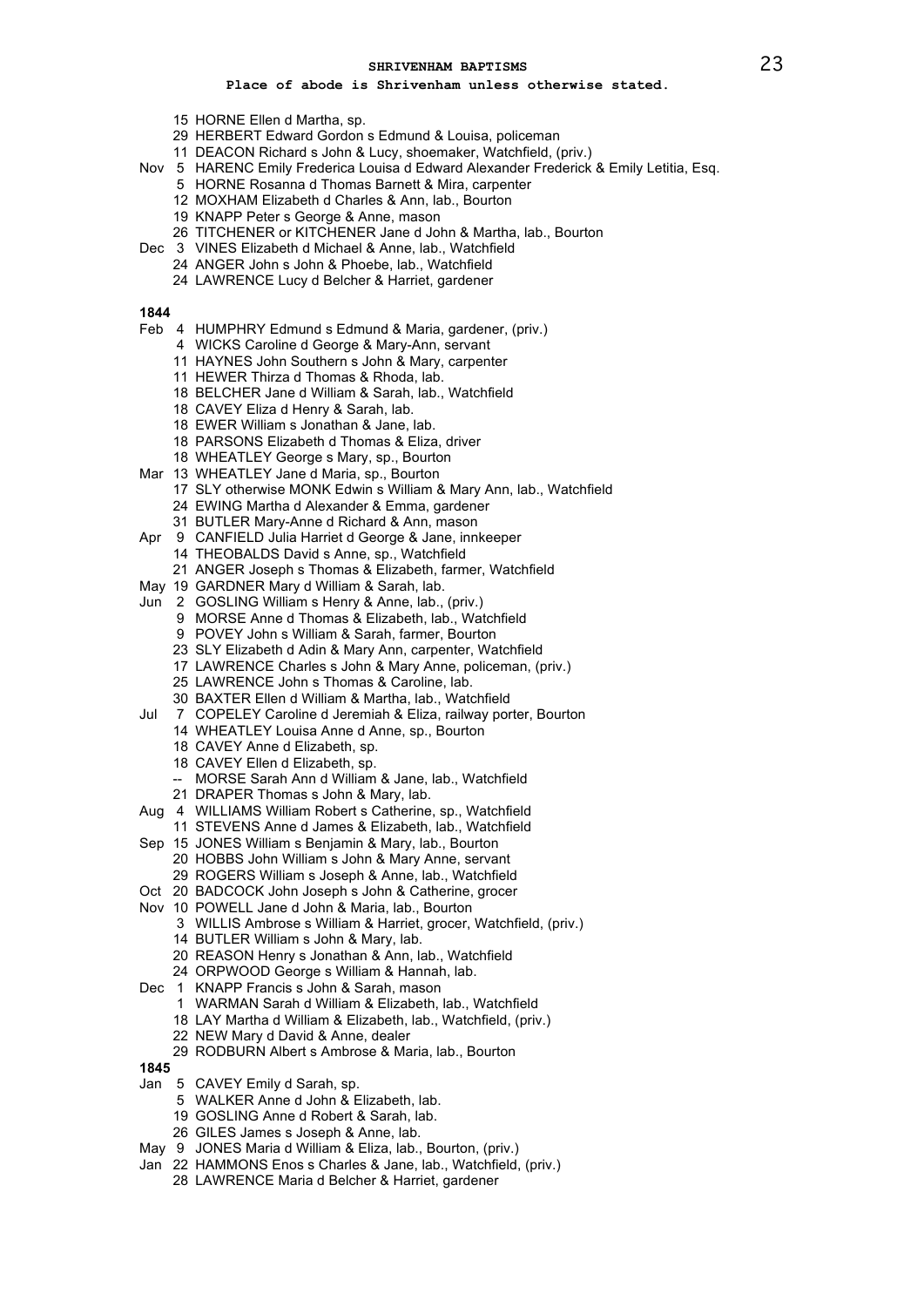**SHRIVENHAM BAPTISMS**

**Place of abode is Shrivenham unless otherwise stated.**

15 HORNE Ellen d Martha, sp.
29 HERBERT Edward Gordon s Edmund & Louisa, policeman
11 DEACON Richard s John & Lucy, shoemaker, Watchfield, (priv.)
Nov 5 HARENC Emily Frederica Louisa d Edward Alexander Frederick & Emily Letitia, Esq.
5 HORNE Rosanna d Thomas Barnett & Mira, carpenter
12 MOXHAM Elizabeth d Charles & Ann, lab., Bourton
19 KNAPP Peter s George & Anne, mason
26 TITCHENER or KITCHENER Jane d John & Martha, lab., Bourton
Dec 3 VINES Elizabeth d Michael & Anne, lab., Watchfield
24 ANGER John s John & Phoebe, lab., Watchfield
24 LAWRENCE Lucy d Belcher & Harriet, gardener

**1844**

Feb 4 HUMPHRY Edmund s Edmund & Maria, gardener, (priv.)
4 WICKS Caroline d George & Mary-Ann, servant
11 HAYNES John Southern s John & Mary, carpenter
11 HEWER Thirza d Thomas & Rhoda, lab.
18 BELCHER Jane d William & Sarah, lab., Watchfield
18 CAVEY Eliza d Henry & Sarah, lab.
18 EWER William s Jonathan & Jane, lab.
18 PARSONS Elizabeth d Thomas & Eliza, driver
18 WHEATLEY George s Mary, sp., Bourton
Mar 13 WHEATLEY Jane d Maria, sp., Bourton
17 SLY otherwise MONK Edwin s William & Mary Ann, lab., Watchfield
24 EWING Martha d Alexander & Emma, gardener
31 BUTLER Mary-Anne d Richard & Ann, mason
Apr 9 CANFIELD Julia Harriet d George & Jane, innkeeper
14 THEOBALDS David s Anne, sp., Watchfield
21 ANGER Joseph s Thomas & Elizabeth, farmer, Watchfield
May 19 GARDNER Mary d William & Sarah, lab.
Jun 2 GOSLING William s Henry & Anne, lab., (priv.)
9 MORSE Anne d Thomas & Elizabeth, lab., Watchfield
9 POVEY John s William & Sarah, farmer, Bourton
23 SLY Elizabeth d Adin & Mary Ann, carpenter, Watchfield
17 LAWRENCE Charles s John & Mary Anne, policeman, (priv.)
25 LAWRENCE John s Thomas & Caroline, lab.
30 BAXTER Ellen d William & Martha, lab., Watchfield
Jul 7 COPELEY Caroline d Jeremiah & Eliza, railway porter, Bourton
14 WHEATLEY Louisa Anne d Anne, sp., Bourton
18 CAVEY Anne d Elizabeth, sp.
18 CAVEY Ellen d Elizabeth, sp.
-- MORSE Sarah Ann d William & Jane, lab., Watchfield
21 DRAPER Thomas s John & Mary, lab.
Aug 4 WILLIAMS William Robert s Catherine, sp., Watchfield
11 STEVENS Anne d James & Elizabeth, lab., Watchfield
Sep 15 JONES William s Benjamin & Mary, lab., Bourton
20 HOBBS John William s John & Mary Anne, servant
29 ROGERS William s Joseph & Anne, lab., Watchfield
Oct 20 BADCOCK John Joseph s John & Catherine, grocer
Nov 10 POWELL Jane d John & Maria, lab., Bourton
3 WILLIS Ambrose s William & Harriet, grocer, Watchfield, (priv.)
14 BUTLER William s John & Mary, lab.
20 REASON Henry s Jonathan & Ann, lab., Watchfield
24 ORPWOOD George s William & Hannah, lab.
Dec 1 KNAPP Francis s John & Sarah, mason
1 WARMAN Sarah d William & Elizabeth, lab., Watchfield
18 LAY Martha d William & Elizabeth, lab., Watchfield, (priv.)
22 NEW Mary d David & Anne, dealer
29 RODBURN Albert s Ambrose & Maria, lab., Bourton

**1845**

Jan 5 CAVEY Emily d Sarah, sp.
5 WALKER Anne d John & Elizabeth, lab.
19 GOSLING Anne d Robert & Sarah, lab.
26 GILES James s Joseph & Anne, lab.
May 9 JONES Maria d William & Eliza, lab., Bourton, (priv.)
Jan 22 HAMMONS Enos s Charles & Jane, lab., Watchfield, (priv.)
28 LAWRENCE Maria d Belcher & Harriet, gardener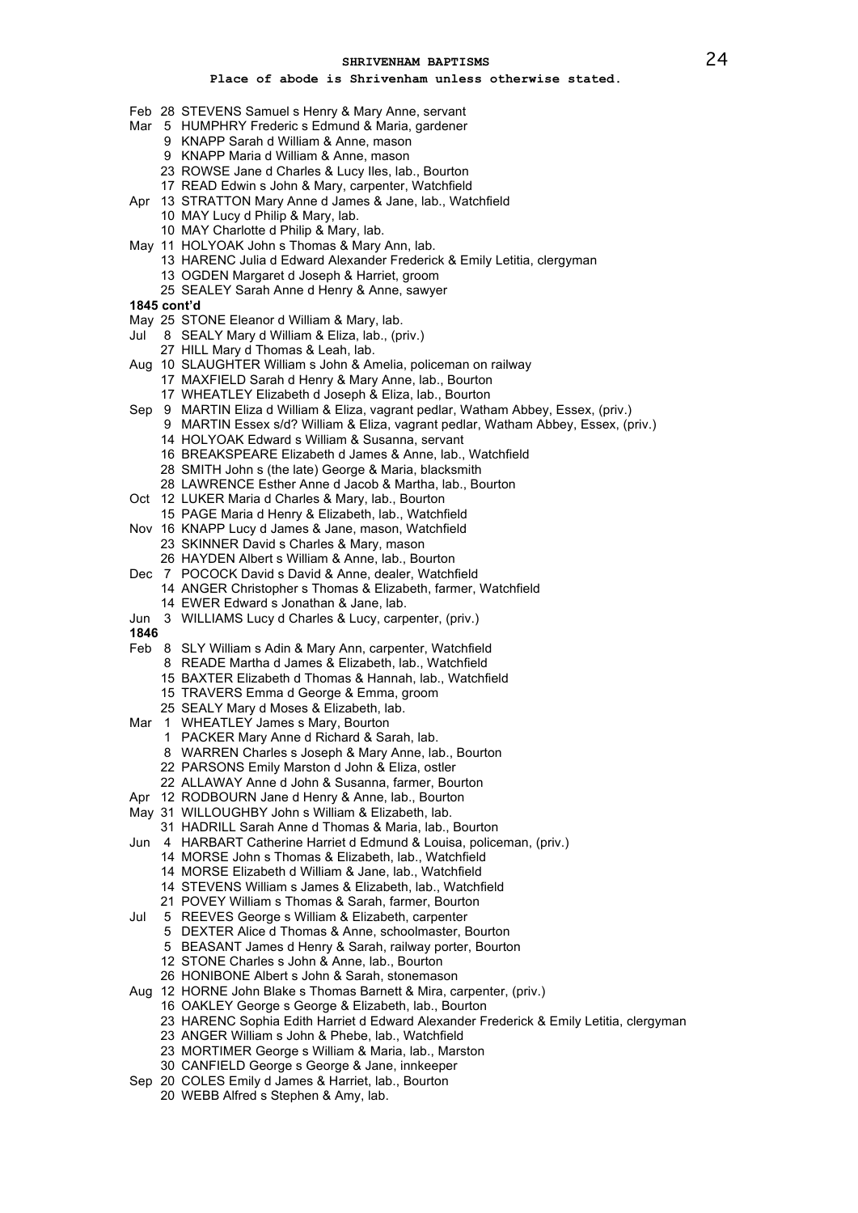**SHRIVENHAM BAPTISMS**

**Place of abode is Shrivenham unless otherwise stated.**

Feb 28 STEVENS Samuel s Henry & Mary Anne, servant
Mar 5 HUMPHRY Frederic s Edmund & Maria, gardener
9 KNAPP Sarah d William & Anne, mason
9 KNAPP Maria d William & Anne, mason
23 ROWSE Jane d Charles & Lucy Iles, lab., Bourton
17 READ Edwin s John & Mary, carpenter, Watchfield
Apr 13 STRATTON Mary Anne d James & Jane, lab., Watchfield
10 MAY Lucy d Philip & Mary, lab.
10 MAY Charlotte d Philip & Mary, lab.
May 11 HOLYOAK John s Thomas & Mary Ann, lab.
13 HARENC Julia d Edward Alexander Frederick & Emily Letitia, clergyman
13 OGDEN Margaret d Joseph & Harriet, groom
25 SEALEY Sarah Anne d Henry & Anne, sawyer

**1845 cont'd**

May 25 STONE Eleanor d William & Mary, lab.
Jul 8 SEALY Mary d William & Eliza, lab., (priv.)
27 HILL Mary d Thomas & Leah, lab.
Aug 10 SLAUGHTER William s John & Amelia, policeman on railway
17 MAXFIELD Sarah d Henry & Mary Anne, lab., Bourton
17 WHEATLEY Elizabeth d Joseph & Eliza, lab., Bourton
Sep 9 MARTIN Eliza d William & Eliza, vagrant pedlar, Watham Abbey, Essex, (priv.)
9 MARTIN Essex s/d? William & Eliza, vagrant pedlar, Watham Abbey, Essex, (priv.)
14 HOLYOAK Edward s William & Susanna, servant
16 BREAKSPEARE Elizabeth d James & Anne, lab., Watchfield
28 SMITH John s (the late) George & Maria, blacksmith
28 LAWRENCE Esther Anne d Jacob & Martha, lab., Bourton
Oct 12 LUKER Maria d Charles & Mary, lab., Bourton
15 PAGE Maria d Henry & Elizabeth, lab., Watchfield
Nov 16 KNAPP Lucy d James & Jane, mason, Watchfield
23 SKINNER David s Charles & Mary, mason
26 HAYDEN Albert s William & Anne, lab., Bourton
Dec 7 POCOCK David s David & Anne, dealer, Watchfield
14 ANGER Christopher s Thomas & Elizabeth, farmer, Watchfield
14 EWER Edward s Jonathan & Jane, lab.
Jun 3 WILLIAMS Lucy d Charles & Lucy, carpenter, (priv.)

**1846**

Feb 8 SLY William s Adin & Mary Ann, carpenter, Watchfield
8 READE Martha d James & Elizabeth, lab., Watchfield
15 BAXTER Elizabeth d Thomas & Hannah, lab., Watchfield
15 TRAVERS Emma d George & Emma, groom
25 SEALY Mary d Moses & Elizabeth, lab.
Mar 1 WHEATLEY James s Mary, Bourton
1 PACKER Mary Anne d Richard & Sarah, lab.
8 WARREN Charles s Joseph & Mary Anne, lab., Bourton
22 PARSONS Emily Marston d John & Eliza, ostler
22 ALLAWAY Anne d John & Susanna, farmer, Bourton
Apr 12 RODBOURN Jane d Henry & Anne, lab., Bourton
May 31 WILLOUGHBY John s William & Elizabeth, lab.
31 HADRILL Sarah Anne d Thomas & Maria, lab., Bourton
Jun 4 HARBART Catherine Harriet d Edmund & Louisa, policeman, (priv.)
14 MORSE John s Thomas & Elizabeth, lab., Watchfield
14 MORSE Elizabeth d William & Jane, lab., Watchfield
14 STEVENS William s James & Elizabeth, lab., Watchfield
21 POVEY William s Thomas & Sarah, farmer, Bourton
Jul 5 REEVES George s William & Elizabeth, carpenter
5 DEXTER Alice d Thomas & Anne, schoolmaster, Bourton
5 BEASANT James d Henry & Sarah, railway porter, Bourton
12 STONE Charles s John & Anne, lab., Bourton
26 HONIBONE Albert s John & Sarah, stonemason
Aug 12 HORNE John Blake s Thomas Barnett & Mira, carpenter, (priv.)
16 OAKLEY George s George & Elizabeth, lab., Bourton
23 HARENC Sophia Edith Harriet d Edward Alexander Frederick & Emily Letitia, clergyman
23 ANGER William s John & Phebe, lab., Watchfield
23 MORTIMER George s William & Maria, lab., Marston
30 CANFIELD George s George & Jane, innkeeper
Sep 20 COLES Emily d James & Harriet, lab., Bourton
20 WEBB Alfred s Stephen & Amy, lab.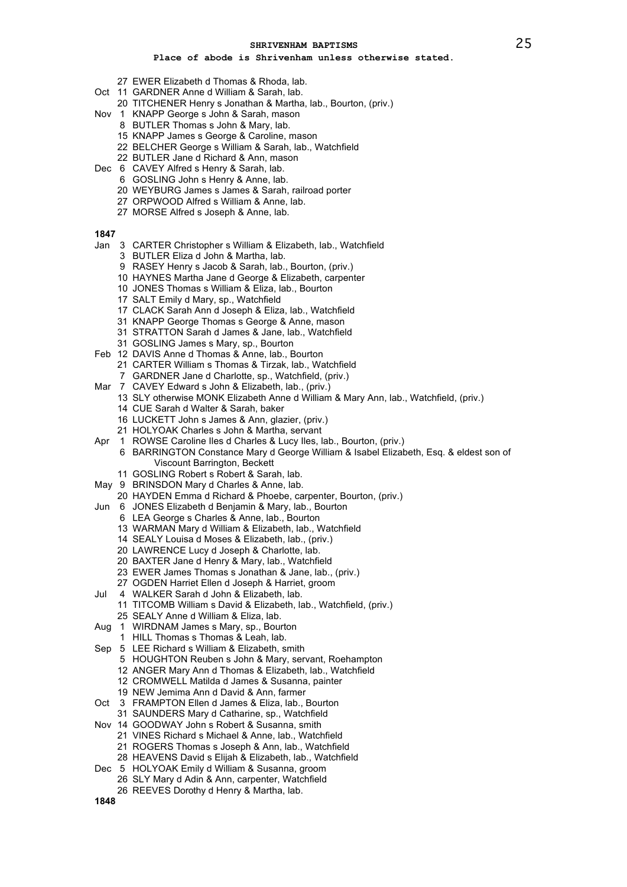**Place of abode is Shrivenham unless otherwise stated.**

27 EWER Elizabeth d Thomas & Rhoda, lab.
Oct 11 GARDNER Anne d William & Sarah, lab.
20 TITCHENER Henry s Jonathan & Martha, lab., Bourton, (priv.)
Nov 1 KNAPP George s John & Sarah, mason
8 BUTLER Thomas s John & Mary, lab.
15 KNAPP James s George & Caroline, mason
22 BELCHER George s William & Sarah, lab., Watchfield
22 BUTLER Jane d Richard & Ann, mason
Dec 6 CAVEY Alfred s Henry & Sarah, lab.
6 GOSLING John s Henry & Anne, lab.
20 WEYBURG James s James & Sarah, railroad porter
27 ORPWOOD Alfred s William & Anne, lab.
27 MORSE Alfred s Joseph & Anne, lab.

**1847**

Jan 3 CARTER Christopher s William & Elizabeth, lab., Watchfield
3 BUTLER Eliza d John & Martha, lab.
9 RASEY Henry s Jacob & Sarah, lab., Bourton, (priv.)
10 HAYNES Martha Jane d George & Elizabeth, carpenter
10 JONES Thomas s William & Eliza, lab., Bourton
17 SALT Emily d Mary, sp., Watchfield
17 CLACK Sarah Ann d Joseph & Eliza, lab., Watchfield
31 KNAPP George Thomas s George & Anne, mason
31 STRATTON Sarah d James & Jane, lab., Watchfield
31 GOSLING James s Mary, sp., Bourton
Feb 12 DAVIS Anne d Thomas & Anne, lab., Bourton
21 CARTER William s Thomas & Tirzak, lab., Watchfield
7 GARDNER Jane d Charlotte, sp., Watchfield, (priv.)
Mar 7 CAVEY Edward s John & Elizabeth, lab., (priv.)
13 SLY otherwise MONK Elizabeth Anne d William & Mary Ann, lab., Watchfield, (priv.)
14 CUE Sarah d Walter & Sarah, baker
16 LUCKETT John s James & Ann, glazier, (priv.)
21 HOLYOAK Charles s John & Martha, servant
Apr 1 ROWSE Caroline Iles d Charles & Lucy Iles, lab., Bourton, (priv.)
6 BARRINGTON Constance Mary d George William & Isabel Elizabeth, Esq. & eldest son of Viscount Barrington, Beckett
11 GOSLING Robert s Robert & Sarah, lab.
May 9 BRINSDON Mary d Charles & Anne, lab.
20 HAYDEN Emma d Richard & Phoebe, carpenter, Bourton, (priv.)
Jun 6 JONES Elizabeth d Benjamin & Mary, lab., Bourton
6 LEA George s Charles & Anne, lab., Bourton
13 WARMAN Mary d William & Elizabeth, lab., Watchfield
14 SEALY Louisa d Moses & Elizabeth, lab., (priv.)
20 LAWRENCE Lucy d Joseph & Charlotte, lab.
20 BAXTER Jane d Henry & Mary, lab., Watchfield
23 EWER James Thomas s Jonathan & Jane, lab., (priv.)
27 OGDEN Harriet Ellen d Joseph & Harriet, groom
Jul 4 WALKER Sarah d John & Elizabeth, lab.
11 TITCOMB William s David & Elizabeth, lab., Watchfield, (priv.)
25 SEALY Anne d William & Eliza, lab.
Aug 1 WIRDNAM James s Mary, sp., Bourton
1 HILL Thomas s Thomas & Leah, lab.
Sep 5 LEE Richard s William & Elizabeth, smith
5 HOUGHTON Reuben s John & Mary, servant, Roehampton
12 ANGER Mary Ann d Thomas & Elizabeth, lab., Watchfield
12 CROMWELL Matilda d James & Susanna, painter
19 NEW Jemima Ann d David & Ann, farmer
Oct 3 FRAMPTON Ellen d James & Eliza, lab., Bourton
31 SAUNDERS Mary d Catharine, sp., Watchfield
Nov 14 GOODWAY John s Robert & Susanna, smith
21 VINES Richard s Michael & Anne, lab., Watchfield
21 ROGERS Thomas s Joseph & Ann, lab., Watchfield
28 HEAVENS David s Elijah & Elizabeth, lab., Watchfield
Dec 5 HOLYOAK Emily d William & Susanna, groom
26 SLY Mary d Adin & Ann, carpenter, Watchfield
26 REEVES Dorothy d Henry & Martha, lab.

**1848**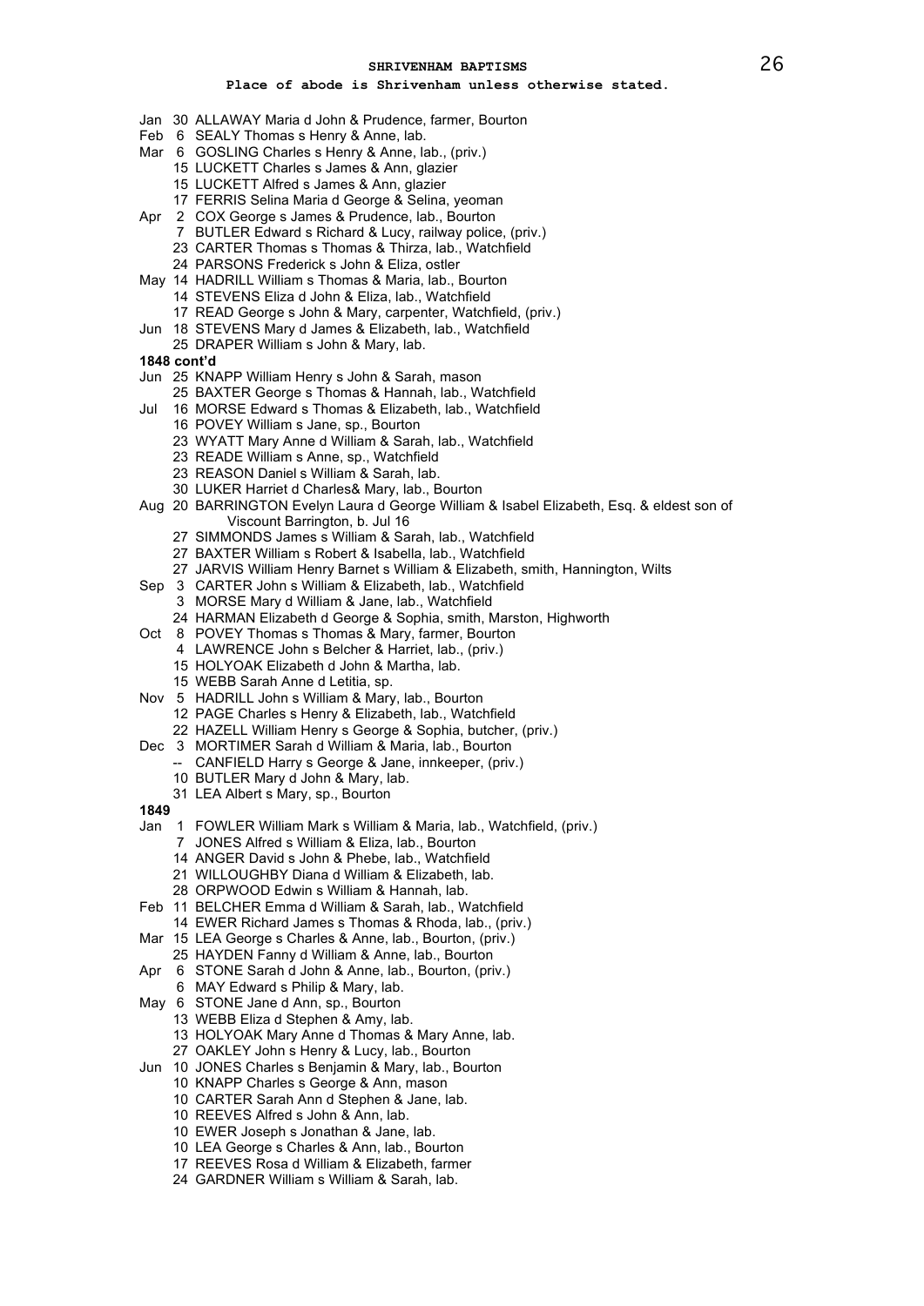**SHRIVENHAM BAPTISMS**

**Place of abode is Shrivenham unless otherwise stated.**

Jan 30 ALLAWAY Maria d John & Prudence, farmer, Bourton
Feb 6 SEALY Thomas s Henry & Anne, lab.
Mar 6 GOSLING Charles s Henry & Anne, lab., (priv.)
15 LUCKETT Charles s James & Ann, glazier
15 LUCKETT Alfred s James & Ann, glazier
17 FERRIS Selina Maria d George & Selina, yeoman
Apr 2 COX George s James & Prudence, lab., Bourton
7 BUTLER Edward s Richard & Lucy, railway police, (priv.)
23 CARTER Thomas s Thomas & Thirza, lab., Watchfield
24 PARSONS Frederick s John & Eliza, ostler
May 14 HADRILL William s Thomas & Maria, lab., Bourton
14 STEVENS Eliza d John & Eliza, lab., Watchfield
17 READ George s John & Mary, carpenter, Watchfield, (priv.)
Jun 18 STEVENS Mary d James & Elizabeth, lab., Watchfield
25 DRAPER William s John & Mary, lab.

**1848 cont'd**

Jun 25 KNAPP William Henry s John & Sarah, mason
25 BAXTER George s Thomas & Hannah, lab., Watchfield
Jul 16 MORSE Edward s Thomas & Elizabeth, lab., Watchfield
16 POVEY William s Jane, sp., Bourton
23 WYATT Mary Anne d William & Sarah, lab., Watchfield
23 READE William s Anne, sp., Watchfield
23 REASON Daniel s William & Sarah, lab.
30 LUKER Harriet d Charles& Mary, lab., Bourton
Aug 20 BARRINGTON Evelyn Laura d George William & Isabel Elizabeth, Esq. & eldest son of Viscount Barrington, b. Jul 16
27 SIMMONDS James s William & Sarah, lab., Watchfield
27 BAXTER William s Robert & Isabella, lab., Watchfield
27 JARVIS William Henry Barnet s William & Elizabeth, smith, Hannington, Wilts
Sep 3 CARTER John s William & Elizabeth, lab., Watchfield
3 MORSE Mary d William & Jane, lab., Watchfield
24 HARMAN Elizabeth d George & Sophia, smith, Marston, Highworth
Oct 8 POVEY Thomas s Thomas & Mary, farmer, Bourton
4 LAWRENCE John s Belcher & Harriet, lab., (priv.)
15 HOLYOAK Elizabeth d John & Martha, lab.
15 WEBB Sarah Anne d Letitia, sp.
Nov 5 HADRILL John s William & Mary, lab., Bourton
12 PAGE Charles s Henry & Elizabeth, lab., Watchfield
22 HAZELL William Henry s George & Sophia, butcher, (priv.)
Dec 3 MORTIMER Sarah d William & Maria, lab., Bourton
-- CANFIELD Harry s George & Jane, innkeeper, (priv.)
10 BUTLER Mary d John & Mary, lab.
31 LEA Albert s Mary, sp., Bourton

**1849**

Jan 1 FOWLER William Mark s William & Maria, lab., Watchfield, (priv.)
7 JONES Alfred s William & Eliza, lab., Bourton
14 ANGER David s John & Phebe, lab., Watchfield
21 WILLOUGHBY Diana d William & Elizabeth, lab.
28 ORPWOOD Edwin s William & Hannah, lab.
Feb 11 BELCHER Emma d William & Sarah, lab., Watchfield
14 EWER Richard James s Thomas & Rhoda, lab., (priv.)
Mar 15 LEA George s Charles & Anne, lab., Bourton, (priv.)
25 HAYDEN Fanny d William & Anne, lab., Bourton
Apr 6 STONE Sarah d John & Anne, lab., Bourton, (priv.)
6 MAY Edward s Philip & Mary, lab.
May 6 STONE Jane d Ann, sp., Bourton
13 WEBB Eliza d Stephen & Amy, lab.
13 HOLYOAK Mary Anne d Thomas & Mary Anne, lab.
27 OAKLEY John s Henry & Lucy, lab., Bourton
Jun 10 JONES Charles s Benjamin & Mary, lab., Bourton
10 KNAPP Charles s George & Ann, mason
10 CARTER Sarah Ann d Stephen & Jane, lab.
10 REEVES Alfred s John & Ann, lab.
10 EWER Joseph s Jonathan & Jane, lab.
10 LEA George s Charles & Ann, lab., Bourton
17 REEVES Rosa d William & Elizabeth, farmer
24 GARDNER William s William & Sarah, lab.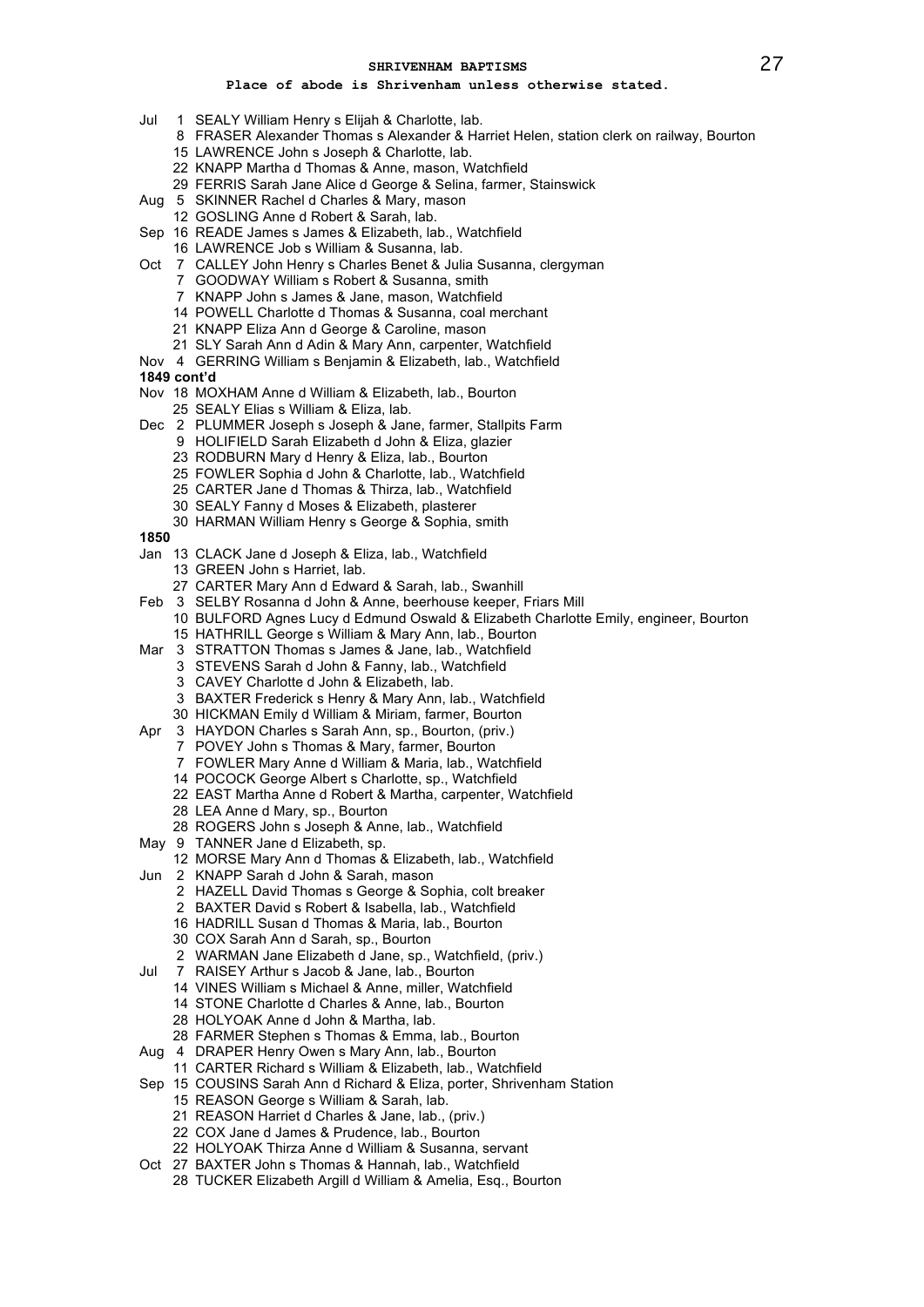## SHRIVENHAM BAPTISMS

**Place of abode is Shrivenham unless otherwise stated.**

Jul 1 SEALY William Henry s Elijah & Charlotte, lab.
8 FRASER Alexander Thomas s Alexander & Harriet Helen, station clerk on railway, Bourton
15 LAWRENCE John s Joseph & Charlotte, lab.
22 KNAPP Martha d Thomas & Anne, mason, Watchfield
29 FERRIS Sarah Jane Alice d George & Selina, farmer, Stainswick
Aug 5 SKINNER Rachel d Charles & Mary, mason
12 GOSLING Anne d Robert & Sarah, lab.
Sep 16 READE James s James & Elizabeth, lab., Watchfield
16 LAWRENCE Job s William & Susanna, lab.
Oct 7 CALLEY John Henry s Charles Benet & Julia Susanna, clergyman
7 GOODWAY William s Robert & Susanna, smith
7 KNAPP John s James & Jane, mason, Watchfield
14 POWELL Charlotte d Thomas & Susanna, coal merchant
21 KNAPP Eliza Ann d George & Caroline, mason
21 SLY Sarah Ann d Adin & Mary Ann, carpenter, Watchfield
Nov 4 GERRING William s Benjamin & Elizabeth, lab., Watchfield

**1849 cont'd**

Nov 18 MOXHAM Anne d William & Elizabeth, lab., Bourton
25 SEALY Elias s William & Eliza, lab.
Dec 2 PLUMMER Joseph s Joseph & Jane, farmer, Stallpits Farm
9 HOLIFIELD Sarah Elizabeth d John & Eliza, glazier
23 RODBURN Mary d Henry & Eliza, lab., Bourton
25 FOWLER Sophia d John & Charlotte, lab., Watchfield
25 CARTER Jane d Thomas & Thirza, lab., Watchfield
30 SEALY Fanny d Moses & Elizabeth, plasterer
30 HARMAN William Henry s George & Sophia, smith

**1850**

Jan 13 CLACK Jane d Joseph & Eliza, lab., Watchfield
13 GREEN John s Harriet, lab.
27 CARTER Mary Ann d Edward & Sarah, lab., Swanhill
Feb 3 SELBY Rosanna d John & Anne, beerhouse keeper, Friars Mill
10 BULFORD Agnes Lucy d Edmund Oswald & Elizabeth Charlotte Emily, engineer, Bourton
15 HATHRILL George s William & Mary Ann, lab., Bourton
Mar 3 STRATTON Thomas s James & Jane, lab., Watchfield
3 STEVENS Sarah d John & Fanny, lab., Watchfield
3 CAVEY Charlotte d John & Elizabeth, lab.
3 BAXTER Frederick s Henry & Mary Ann, lab., Watchfield
30 HICKMAN Emily d William & Miriam, farmer, Bourton
Apr 3 HAYDON Charles s Sarah Ann, sp., Bourton, (priv.)
7 POVEY John s Thomas & Mary, farmer, Bourton
7 FOWLER Mary Anne d William & Maria, lab., Watchfield
14 POCOCK George Albert s Charlotte, sp., Watchfield
22 EAST Martha Anne d Robert & Martha, carpenter, Watchfield
28 LEA Anne d Mary, sp., Bourton
28 ROGERS John s Joseph & Anne, lab., Watchfield
May 9 TANNER Jane d Elizabeth, sp.
12 MORSE Mary Ann d Thomas & Elizabeth, lab., Watchfield
Jun 2 KNAPP Sarah d John & Sarah, mason
2 HAZELL David Thomas s George & Sophia, colt breaker
2 BAXTER David s Robert & Isabella, lab., Watchfield
16 HADRILL Susan d Thomas & Maria, lab., Bourton
30 COX Sarah Ann d Sarah, sp., Bourton
2 WARMAN Jane Elizabeth d Jane, sp., Watchfield, (priv.)
Jul 7 RAISEY Arthur s Jacob & Jane, lab., Bourton
14 VINES William s Michael & Anne, miller, Watchfield
14 STONE Charlotte d Charles & Anne, lab., Bourton
28 HOLYOAK Anne d John & Martha, lab.
28 FARMER Stephen s Thomas & Emma, lab., Bourton
Aug 4 DRAPER Henry Owen s Mary Ann, lab., Bourton
11 CARTER Richard s William & Elizabeth, lab., Watchfield
Sep 15 COUSINS Sarah Ann d Richard & Eliza, porter, Shrivenham Station
15 REASON George s William & Sarah, lab.
21 REASON Harriet d Charles & Jane, lab., (priv.)
22 COX Jane d James & Prudence, lab., Bourton
22 HOLYOAK Thirza Anne d William & Susanna, servant
Oct 27 BAXTER John s Thomas & Hannah, lab., Watchfield
28 TUCKER Elizabeth Argill d William & Amelia, Esq., Bourton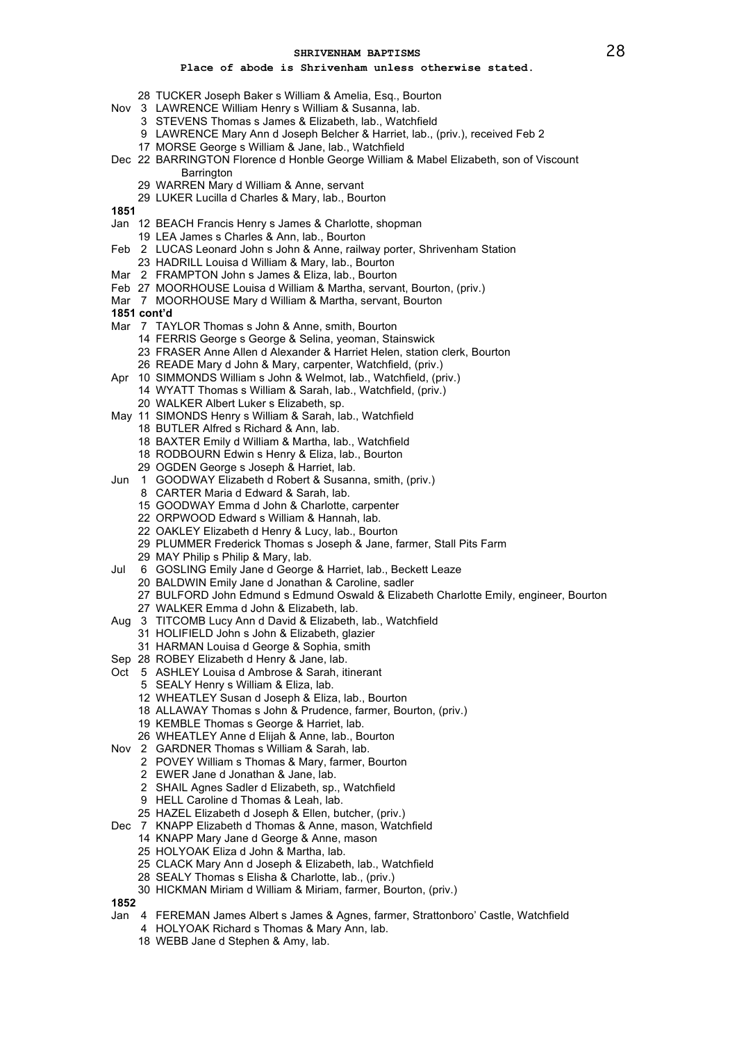# SHRIVENHAM BAPTISMS

**Place of abode is Shrivenham unless otherwise stated.**

28 TUCKER Joseph Baker s William & Amelia, Esq., Bourton
Nov 3 LAWRENCE William Henry s William & Susanna, lab.
3 STEVENS Thomas s James & Elizabeth, lab., Watchfield
9 LAWRENCE Mary Ann d Joseph Belcher & Harriet, lab., (priv.), received Feb 2
17 MORSE George s William & Jane, lab., Watchfield
Dec 22 BARRINGTON Florence d Honble George William & Mabel Elizabeth, son of Viscount Barrington
29 WARREN Mary d William & Anne, servant
29 LUKER Lucilla d Charles & Mary, lab., Bourton

**1851**

Jan 12 BEACH Francis Henry s James & Charlotte, shopman
19 LEA James s Charles & Ann, lab., Bourton
Feb 2 LUCAS Leonard John s John & Anne, railway porter, Shrivenham Station
23 HADRILL Louisa d William & Mary, lab., Bourton
Mar 2 FRAMPTON John s James & Eliza, lab., Bourton
Feb 27 MOORHOUSE Louisa d William & Martha, servant, Bourton, (priv.)
Mar 7 MOORHOUSE Mary d William & Martha, servant, Bourton

**1851 cont'd**

Mar 7 TAYLOR Thomas s John & Anne, smith, Bourton
14 FERRIS George s George & Selina, yeoman, Stainswick
23 FRASER Anne Allen d Alexander & Harriet Helen, station clerk, Bourton
26 READE Mary d John & Mary, carpenter, Watchfield, (priv.)
Apr 10 SIMMONDS William s John & Welmot, lab., Watchfield, (priv.)
14 WYATT Thomas s William & Sarah, lab., Watchfield, (priv.)
20 WALKER Albert Luker s Elizabeth, sp.
May 11 SIMONDS Henry s William & Sarah, lab., Watchfield
18 BUTLER Alfred s Richard & Ann, lab.
18 BAXTER Emily d William & Martha, lab., Watchfield
18 RODBOURN Edwin s Henry & Eliza, lab., Bourton
29 OGDEN George s Joseph & Harriet, lab.
Jun 1 GOODWAY Elizabeth d Robert & Susanna, smith, (priv.)
8 CARTER Maria d Edward & Sarah, lab.
15 GOODWAY Emma d John & Charlotte, carpenter
22 ORPWOOD Edward s William & Hannah, lab.
22 OAKLEY Elizabeth d Henry & Lucy, lab., Bourton
29 PLUMMER Frederick Thomas s Joseph & Jane, farmer, Stall Pits Farm
29 MAY Philip s Philip & Mary, lab.
Jul 6 GOSLING Emily Jane d George & Harriet, lab., Beckett Leaze
20 BALDWIN Emily Jane d Jonathan & Caroline, sadler
27 BULFORD John Edmund s Edmund Oswald & Elizabeth Charlotte Emily, engineer, Bourton
27 WALKER Emma d John & Elizabeth, lab.
Aug 3 TITCOMB Lucy Ann d David & Elizabeth, lab., Watchfield
31 HOLIFIELD John s John & Elizabeth, glazier
31 HARMAN Louisa d George & Sophia, smith
Sep 28 ROBEY Elizabeth d Henry & Jane, lab.
Oct 5 ASHLEY Louisa d Ambrose & Sarah, itinerant
5 SEALY Henry s William & Eliza, lab.
12 WHEATLEY Susan d Joseph & Eliza, lab., Bourton
18 ALLAWAY Thomas s John & Prudence, farmer, Bourton, (priv.)
19 KEMBLE Thomas s George & Harriet, lab.
26 WHEATLEY Anne d Elijah & Anne, lab., Bourton
Nov 2 GARDNER Thomas s William & Sarah, lab.
2 POVEY William s Thomas & Mary, farmer, Bourton
2 EWER Jane d Jonathan & Jane, lab.
2 SHAIL Agnes Sadler d Elizabeth, sp., Watchfield
9 HELL Caroline d Thomas & Leah, lab.
25 HAZEL Elizabeth d Joseph & Ellen, butcher, (priv.)
Dec 7 KNAPP Elizabeth d Thomas & Anne, mason, Watchfield
14 KNAPP Mary Jane d George & Anne, mason
25 HOLYOAK Eliza d John & Martha, lab.
25 CLACK Mary Ann d Joseph & Elizabeth, lab., Watchfield
28 SEALY Thomas s Elisha & Charlotte, lab., (priv.)
30 HICKMAN Miriam d William & Miriam, farmer, Bourton, (priv.)

**1852**

Jan 4 FEREMAN James Albert s James & Agnes, farmer, Strattonboro' Castle, Watchfield
4 HOLYOAK Richard s Thomas & Mary Ann, lab.
18 WEBB Jane d Stephen & Amy, lab.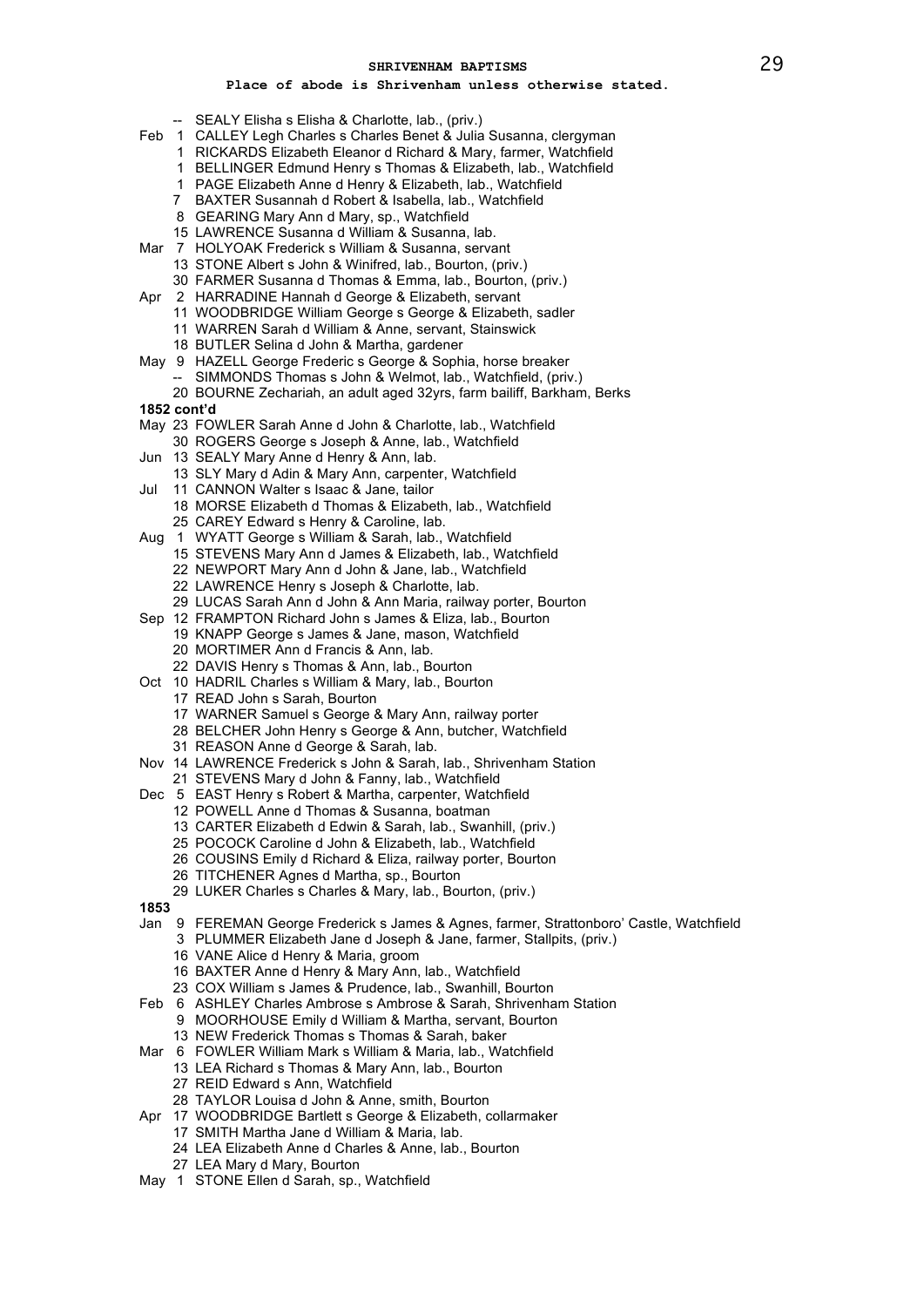**Place of abode is Shrivenham unless otherwise stated.**

-- SEALY Elisha s Elisha & Charlotte, lab., (priv.)
Feb 1 CALLEY Legh Charles s Charles Benet & Julia Susanna, clergyman
1 RICKARDS Elizabeth Eleanor d Richard & Mary, farmer, Watchfield
1 BELLINGER Edmund Henry s Thomas & Elizabeth, lab., Watchfield
1 PAGE Elizabeth Anne d Henry & Elizabeth, lab., Watchfield
7 BAXTER Susannah d Robert & Isabella, lab., Watchfield
8 GEARING Mary Ann d Mary, sp., Watchfield
15 LAWRENCE Susanna d William & Susanna, lab.
Mar 7 HOLYOAK Frederick s William & Susanna, servant
13 STONE Albert s John & Winifred, lab., Bourton, (priv.)
30 FARMER Susanna d Thomas & Emma, lab., Bourton, (priv.)
Apr 2 HARRADINE Hannah d George & Elizabeth, servant
11 WOODBRIDGE William George s George & Elizabeth, sadler
11 WARREN Sarah d William & Anne, servant, Stainswick
18 BUTLER Selina d John & Martha, gardener
May 9 HAZELL George Frederic s George & Sophia, horse breaker
-- SIMMONDS Thomas s John & Welmot, lab., Watchfield, (priv.)
20 BOURNE Zechariah, an adult aged 32yrs, farm bailiff, Barkham, Berks

**1852 cont'd**

May 23 FOWLER Sarah Anne d John & Charlotte, lab., Watchfield
30 ROGERS George s Joseph & Anne, lab., Watchfield
Jun 13 SEALY Mary Anne d Henry & Ann, lab.
13 SLY Mary d Adin & Mary Ann, carpenter, Watchfield
Jul 11 CANNON Walter s Isaac & Jane, tailor
18 MORSE Elizabeth d Thomas & Elizabeth, lab., Watchfield
25 CAREY Edward s Henry & Caroline, lab.
Aug 1 WYATT George s William & Sarah, lab., Watchfield
15 STEVENS Mary Ann d James & Elizabeth, lab., Watchfield
22 NEWPORT Mary Ann d John & Jane, lab., Watchfield
22 LAWRENCE Henry s Joseph & Charlotte, lab.
29 LUCAS Sarah Ann d John & Ann Maria, railway porter, Bourton
Sep 12 FRAMPTON Richard John s James & Eliza, lab., Bourton
19 KNAPP George s James & Jane, mason, Watchfield
20 MORTIMER Ann d Francis & Ann, lab.
22 DAVIS Henry s Thomas & Ann, lab., Bourton
Oct 10 HADRIL Charles s William & Mary, lab., Bourton
17 READ John s Sarah, Bourton
17 WARNER Samuel s George & Mary Ann, railway porter
28 BELCHER John Henry s George & Ann, butcher, Watchfield
31 REASON Anne d George & Sarah, lab.
Nov 14 LAWRENCE Frederick s John & Sarah, lab., Shrivenham Station
21 STEVENS Mary d John & Fanny, lab., Watchfield
Dec 5 EAST Henry s Robert & Martha, carpenter, Watchfield
12 POWELL Anne d Thomas & Susanna, boatman
13 CARTER Elizabeth d Edwin & Sarah, lab., Swanhill, (priv.)
25 POCOCK Caroline d John & Elizabeth, lab., Watchfield
26 COUSINS Emily d Richard & Eliza, railway porter, Bourton
26 TITCHENER Agnes d Martha, sp., Bourton
29 LUKER Charles s Charles & Mary, lab., Bourton, (priv.)

**1853**

Jan 9 FEREMAN George Frederick s James & Agnes, farmer, Strattonboro' Castle, Watchfield
3 PLUMMER Elizabeth Jane d Joseph & Jane, farmer, Stallpits, (priv.)
16 VANE Alice d Henry & Maria, groom
16 BAXTER Anne d Henry & Mary Ann, lab., Watchfield
23 COX William s James & Prudence, lab., Swanhill, Bourton
Feb 6 ASHLEY Charles Ambrose s Ambrose & Sarah, Shrivenham Station
9 MOORHOUSE Emily d William & Martha, servant, Bourton
13 NEW Frederick Thomas s Thomas & Sarah, baker
Mar 6 FOWLER William Mark s William & Maria, lab., Watchfield
13 LEA Richard s Thomas & Mary Ann, lab., Bourton
27 REID Edward s Ann, Watchfield
28 TAYLOR Louisa d John & Anne, smith, Bourton
Apr 17 WOODBRIDGE Bartlett s George & Elizabeth, collarmaker
17 SMITH Martha Jane d William & Maria, lab.
24 LEA Elizabeth Anne d Charles & Anne, lab., Bourton
27 LEA Mary d Mary, Bourton
May 1 STONE Ellen d Sarah, sp., Watchfield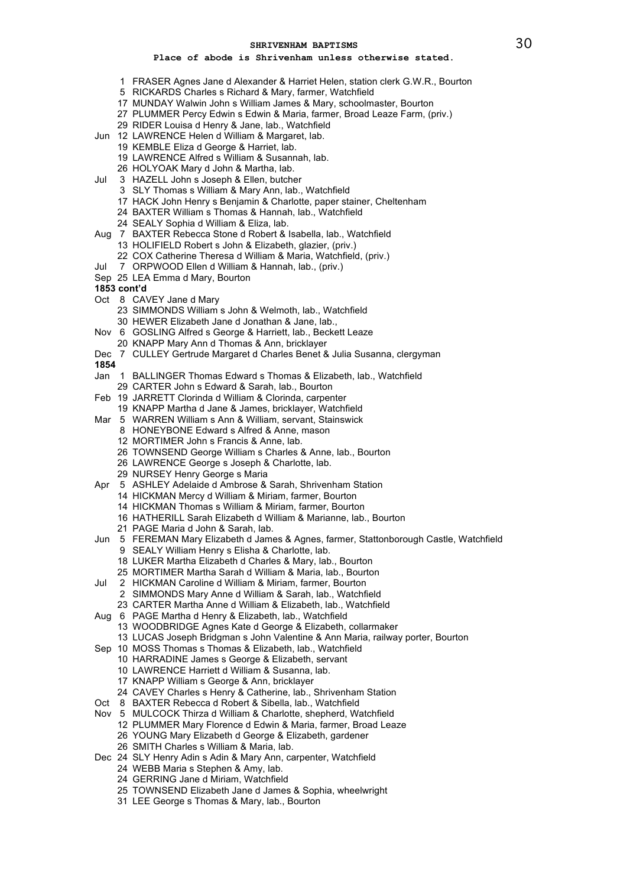**SHRIVENHAM BAPTISMS**

**Place of abode is Shrivenham unless otherwise stated.**

1 FRASER Agnes Jane d Alexander & Harriet Helen, station clerk G.W.R., Bourton
5 RICKARDS Charles s Richard & Mary, farmer, Watchfield
17 MUNDAY Walwin John s William James & Mary, schoolmaster, Bourton
27 PLUMMER Percy Edwin s Edwin & Maria, farmer, Broad Leaze Farm, (priv.)
29 RIDER Louisa d Henry & Jane, lab., Watchfield
Jun 12 LAWRENCE Helen d William & Margaret, lab.
19 KEMBLE Eliza d George & Harriet, lab.
19 LAWRENCE Alfred s William & Susannah, lab.
26 HOLYOAK Mary d John & Martha, lab.
Jul 3 HAZELL John s Joseph & Ellen, butcher
3 SLY Thomas s William & Mary Ann, lab., Watchfield
17 HACK John Henry s Benjamin & Charlotte, paper stainer, Cheltenham
24 BAXTER William s Thomas & Hannah, lab., Watchfield
24 SEALY Sophia d William & Eliza, lab.
Aug 7 BAXTER Rebecca Stone d Robert & Isabella, lab., Watchfield
13 HOLIFIELD Robert s John & Elizabeth, glazier, (priv.)
22 COX Catherine Theresa d William & Maria, Watchfield, (priv.)
Jul 7 ORPWOOD Ellen d William & Hannah, lab., (priv.)
Sep 25 LEA Emma d Mary, Bourton

**1853 cont'd**

Oct 8 CAVEY Jane d Mary
23 SIMMONDS William s John & Welmoth, lab., Watchfield
30 HEWER Elizabeth Jane d Jonathan & Jane, lab.,
Nov 6 GOSLING Alfred s George & Harriett, lab., Beckett Leaze
20 KNAPP Mary Ann d Thomas & Ann, bricklayer
Dec 7 CULLEY Gertrude Margaret d Charles Benet & Julia Susanna, clergyman

**1854**

Jan 1 BALLINGER Thomas Edward s Thomas & Elizabeth, lab., Watchfield
29 CARTER John s Edward & Sarah, lab., Bourton
Feb 19 JARRETT Clorinda d William & Clorinda, carpenter
19 KNAPP Martha d Jane & James, bricklayer, Watchfield
Mar 5 WARREN William s Ann & William, servant, Stainswick
8 HONEYBONE Edward s Alfred & Anne, mason
12 MORTIMER John s Francis & Anne, lab.
26 TOWNSEND George William s Charles & Anne, lab., Bourton
26 LAWRENCE George s Joseph & Charlotte, lab.
29 NURSEY Henry George s Maria
Apr 5 ASHLEY Adelaide d Ambrose & Sarah, Shrivenham Station
14 HICKMAN Mercy d William & Miriam, farmer, Bourton
14 HICKMAN Thomas s William & Miriam, farmer, Bourton
16 HATHERILL Sarah Elizabeth d William & Marianne, lab., Bourton
21 PAGE Maria d John & Sarah, lab.
Jun 5 FEREMAN Mary Elizabeth d James & Agnes, farmer, Stattonborough Castle, Watchfield
9 SEALY William Henry s Elisha & Charlotte, lab.
18 LUKER Martha Elizabeth d Charles & Mary, lab., Bourton
25 MORTIMER Martha Sarah d William & Maria, lab., Bourton
Jul 2 HICKMAN Caroline d William & Miriam, farmer, Bourton
2 SIMMONDS Mary Anne d William & Sarah, lab., Watchfield
23 CARTER Martha Anne d William & Elizabeth, lab., Watchfield
Aug 6 PAGE Martha d Henry & Elizabeth, lab., Watchfield
13 WOODBRIDGE Agnes Kate d George & Elizabeth, collarmaker
13 LUCAS Joseph Bridgman s John Valentine & Ann Maria, railway porter, Bourton
Sep 10 MOSS Thomas s Thomas & Elizabeth, lab., Watchfield
10 HARRADINE James s George & Elizabeth, servant
10 LAWRENCE Harriett d William & Susanna, lab.
17 KNAPP William s George & Ann, bricklayer
24 CAVEY Charles s Henry & Catherine, lab., Shrivenham Station
Oct 8 BAXTER Rebecca d Robert & Sibella, lab., Watchfield
Nov 5 MULCOCK Thirza d William & Charlotte, shepherd, Watchfield
12 PLUMMER Mary Florence d Edwin & Maria, farmer, Broad Leaze
26 YOUNG Mary Elizabeth d George & Elizabeth, gardener
26 SMITH Charles s William & Maria, lab.
Dec 24 SLY Henry Adin s Adin & Mary Ann, carpenter, Watchfield
24 WEBB Maria s Stephen & Amy, lab.
24 GERRING Jane d Miriam, Watchfield
25 TOWNSEND Elizabeth Jane d James & Sophia, wheelwright
31 LEE George s Thomas & Mary, lab., Bourton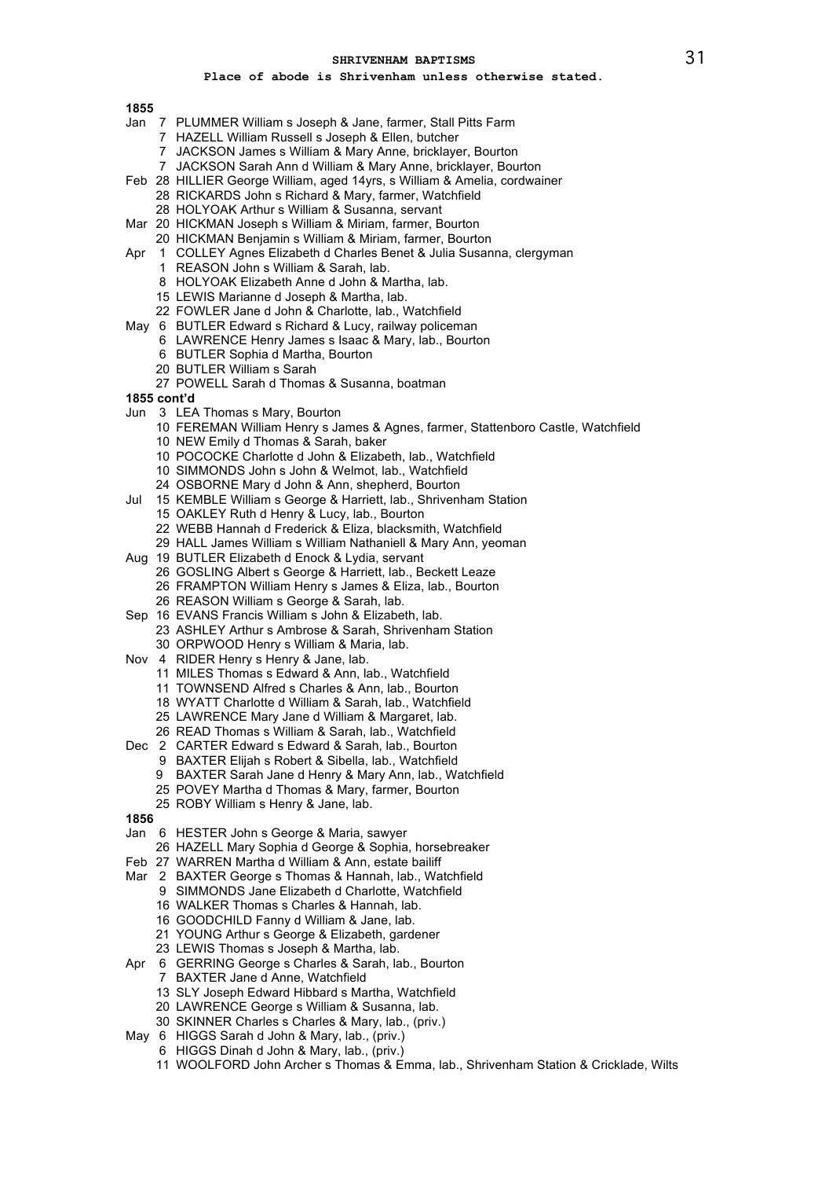## SHRIVENHAM BAPTISMS

**Place of abode is Shrivenham unless otherwise stated.**

**1855**

Jan 7 PLUMMER William s Joseph & Jane, farmer, Stall Pitts Farm
7 HAZELL William Russell s Joseph & Ellen, butcher
7 JACKSON James s William & Mary Anne, bricklayer, Bourton
7 JACKSON Sarah Ann d William & Mary Anne, bricklayer, Bourton
Feb 28 HILLIER George William, aged 14yrs, s William & Amelia, cordwainer
28 RICKARDS John s Richard & Mary, farmer, Watchfield
28 HOLYOAK Arthur s William & Susanna, servant
Mar 20 HICKMAN Joseph s William & Miriam, farmer, Bourton
20 HICKMAN Benjamin s William & Miriam, farmer, Bourton
Apr 1 COLLEY Agnes Elizabeth d Charles Benet & Julia Susanna, clergyman
1 REASON John s William & Sarah, lab.
8 HOLYOAK Elizabeth Anne d John & Martha, lab.
15 LEWIS Marianne d Joseph & Martha, lab.
22 FOWLER Jane d John & Charlotte, lab., Watchfield
May 6 BUTLER Edward s Richard & Lucy, railway policeman
6 LAWRENCE Henry James s Isaac & Mary, lab., Bourton
6 BUTLER Sophia d Martha, Bourton
20 BUTLER William s Sarah
27 POWELL Sarah d Thomas & Susanna, boatman

**1855 cont'd**

Jun 3 LEA Thomas s Mary, Bourton
10 FEREMAN William Henry s James & Agnes, farmer, Stattenboro Castle, Watchfield
10 NEW Emily d Thomas & Sarah, baker
10 POCOCKE Charlotte d John & Elizabeth, lab., Watchfield
10 SIMMONDS John s John & Welmot, lab., Watchfield
24 OSBORNE Mary d John & Ann, shepherd, Bourton
Jul 15 KEMBLE William s George & Harriett, lab., Shrivenham Station
15 OAKLEY Ruth d Henry & Lucy, lab., Bourton
22 WEBB Hannah d Frederick & Eliza, blacksmith, Watchfield
29 HALL James William s William Nathaniell & Mary Ann, yeoman
Aug 19 BUTLER Elizabeth d Enock & Lydia, servant
26 GOSLING Albert s George & Harriett, lab., Beckett Leaze
26 FRAMPTON William Henry s James & Eliza, lab., Bourton
26 REASON William s George & Sarah, lab.
Sep 16 EVANS Francis William s John & Elizabeth, lab.
23 ASHLEY Arthur s Ambrose & Sarah, Shrivenham Station
30 ORPWOOD Henry s William & Maria, lab.
Nov 4 RIDER Henry s Henry & Jane, lab.
11 MILES Thomas s Edward & Ann, lab., Watchfield
11 TOWNSEND Alfred s Charles & Ann, lab., Bourton
18 WYATT Charlotte d William & Sarah, lab., Watchfield
25 LAWRENCE Mary Jane d William & Margaret, lab.
26 READ Thomas s William & Sarah, lab., Watchfield
Dec 2 CARTER Edward s Edward & Sarah, lab., Bourton
9 BAXTER Elijah s Robert & Sibella, lab., Watchfield
9 BAXTER Sarah Jane d Henry & Mary Ann, lab., Watchfield
25 POVEY Martha d Thomas & Mary, farmer, Bourton
25 ROBY William s Henry & Jane, lab.

**1856**

Jan 6 HESTER John s George & Maria, sawyer
26 HAZELL Mary Sophia d George & Sophia, horsebreaker
Feb 27 WARREN Martha d William & Ann, estate bailiff
Mar 2 BAXTER George s Thomas & Hannah, lab., Watchfield
9 SIMMONDS Jane Elizabeth d Charlotte, Watchfield
16 WALKER Thomas s Charles & Hannah, lab.
16 GOODCHILD Fanny d William & Jane, lab.
21 YOUNG Arthur s George & Elizabeth, gardener
23 LEWIS Thomas s Joseph & Martha, lab.
Apr 6 GERRING George s Charles & Sarah, lab., Bourton
7 BAXTER Jane d Anne, Watchfield
13 SLY Joseph Edward Hibbard s Martha, Watchfield
20 LAWRENCE George s William & Susanna, lab.
30 SKINNER Charles s Charles & Mary, lab., (priv.)
May 6 HIGGS Sarah d John & Mary, lab., (priv.)
6 HIGGS Dinah d John & Mary, lab., (priv.)
11 WOOLFORD John Archer s Thomas & Emma, lab., Shrivenham Station & Cricklade, Wilts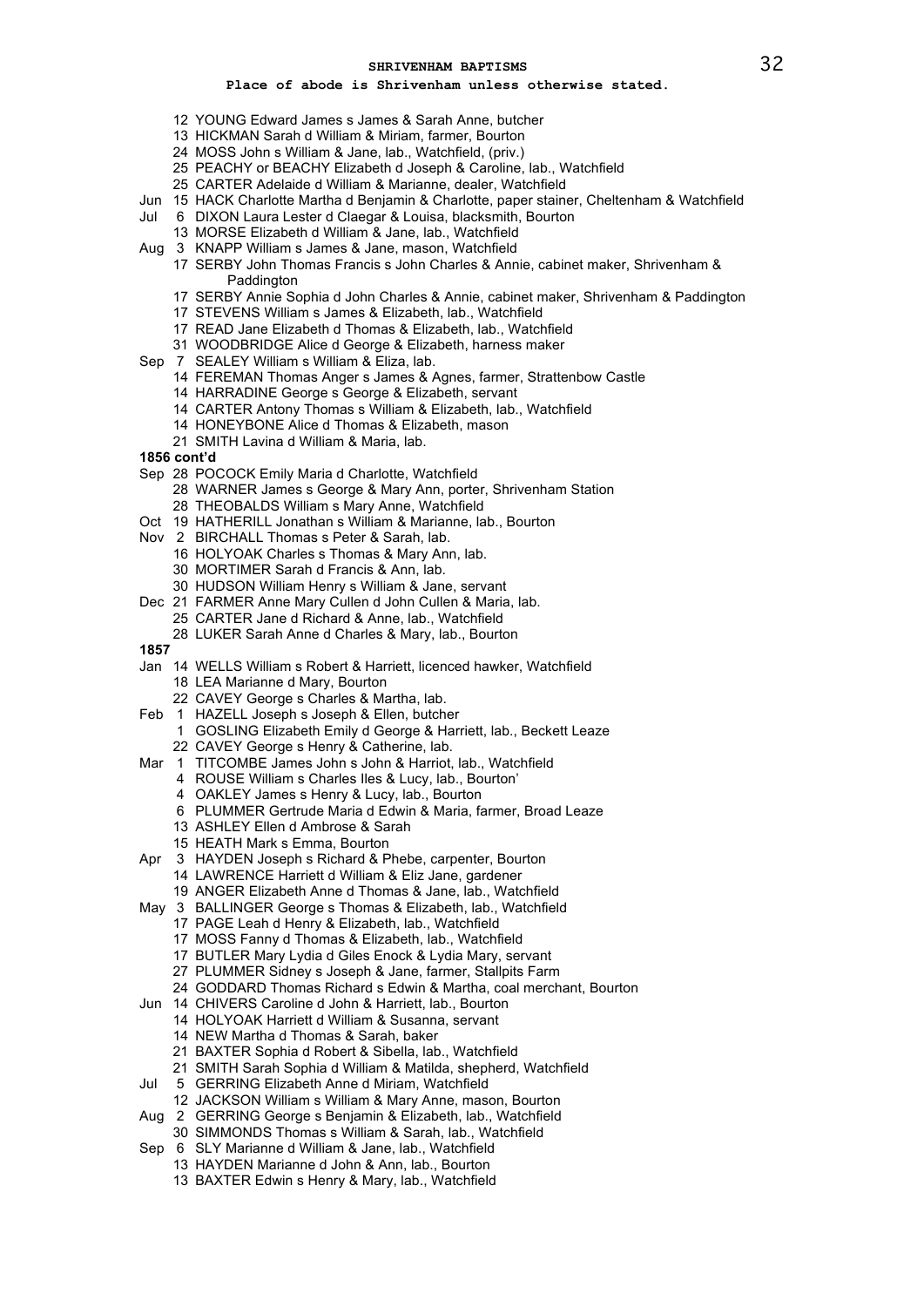# SHRIVENHAM BAPTISMS

**Place of abode is Shrivenham unless otherwise stated.**

12 YOUNG Edward James s James & Sarah Anne, butcher
13 HICKMAN Sarah d William & Miriam, farmer, Bourton
24 MOSS John s William & Jane, lab., Watchfield, (priv.)
25 PEACHY or BEACHY Elizabeth d Joseph & Caroline, lab., Watchfield
25 CARTER Adelaide d William & Marianne, dealer, Watchfield
Jun 15 HACK Charlotte Martha d Benjamin & Charlotte, paper stainer, Cheltenham & Watchfield
Jul 6 DIXON Laura Lester d Claegar & Louisa, blacksmith, Bourton
13 MORSE Elizabeth d William & Jane, lab., Watchfield
Aug 3 KNAPP William s James & Jane, mason, Watchfield
17 SERBY John Thomas Francis s John Charles & Annie, cabinet maker, Shrivenham & Paddington
17 SERBY Annie Sophia d John Charles & Annie, cabinet maker, Shrivenham & Paddington
17 STEVENS William s James & Elizabeth, lab., Watchfield
17 READ Jane Elizabeth d Thomas & Elizabeth, lab., Watchfield
31 WOODBRIDGE Alice d George & Elizabeth, harness maker
Sep 7 SEALEY William s William & Eliza, lab.
14 FEREMAN Thomas Anger s James & Agnes, farmer, Strattenbow Castle
14 HARRADINE George s George & Elizabeth, servant
14 CARTER Antony Thomas s William & Elizabeth, lab., Watchfield
14 HONEYBONE Alice d Thomas & Elizabeth, mason
21 SMITH Lavina d William & Maria, lab.

**1856 cont'd**

Sep 28 POCOCK Emily Maria d Charlotte, Watchfield
28 WARNER James s George & Mary Ann, porter, Shrivenham Station
28 THEOBALDS William s Mary Anne, Watchfield
Oct 19 HATHERILL Jonathan s William & Marianne, lab., Bourton
Nov 2 BIRCHALL Thomas s Peter & Sarah, lab.
16 HOLYOAK Charles s Thomas & Mary Ann, lab.
30 MORTIMER Sarah d Francis & Ann, lab.
30 HUDSON William Henry s William & Jane, servant
Dec 21 FARMER Anne Mary Cullen d John Cullen & Maria, lab.
25 CARTER Jane d Richard & Anne, lab., Watchfield
28 LUKER Sarah Anne d Charles & Mary, lab., Bourton

**1857**

Jan 14 WELLS William s Robert & Harriett, licenced hawker, Watchfield
18 LEA Marianne d Mary, Bourton
22 CAVEY George s Charles & Martha, lab.
Feb 1 HAZELL Joseph s Joseph & Ellen, butcher
1 GOSLING Elizabeth Emily d George & Harriett, lab., Beckett Leaze
22 CAVEY George s Henry & Catherine, lab.
Mar 1 TITCOMBE James John s John & Harriot, lab., Watchfield
4 ROUSE William s Charles Iles & Lucy, lab., Bourton'
4 OAKLEY James s Henry & Lucy, lab., Bourton
6 PLUMMER Gertrude Maria d Edwin & Maria, farmer, Broad Leaze
13 ASHLEY Ellen d Ambrose & Sarah
15 HEATH Mark s Emma, Bourton
Apr 3 HAYDEN Joseph s Richard & Phebe, carpenter, Bourton
14 LAWRENCE Harriett d William & Eliz Jane, gardener
19 ANGER Elizabeth Anne d Thomas & Jane, lab., Watchfield
May 3 BALLINGER George s Thomas & Elizabeth, lab., Watchfield
17 PAGE Leah d Henry & Elizabeth, lab., Watchfield
17 MOSS Fanny d Thomas & Elizabeth, lab., Watchfield
17 BUTLER Mary Lydia d Giles Enock & Lydia Mary, servant
27 PLUMMER Sidney s Joseph & Jane, farmer, Stallpits Farm
24 GODDARD Thomas Richard s Edwin & Martha, coal merchant, Bourton
Jun 14 CHIVERS Caroline d John & Harriett, lab., Bourton
14 HOLYOAK Harriett d William & Susanna, servant
14 NEW Martha d Thomas & Sarah, baker
21 BAXTER Sophia d Robert & Sibella, lab., Watchfield
21 SMITH Sarah Sophia d William & Matilda, shepherd, Watchfield
Jul 5 GERRING Elizabeth Anne d Miriam, Watchfield
12 JACKSON William s William & Mary Anne, mason, Bourton
Aug 2 GERRING George s Benjamin & Elizabeth, lab., Watchfield
30 SIMMONDS Thomas s William & Sarah, lab., Watchfield
Sep 6 SLY Marianne d William & Jane, lab., Watchfield
13 HAYDEN Marianne d John & Ann, lab., Bourton
13 BAXTER Edwin s Henry & Mary, lab., Watchfield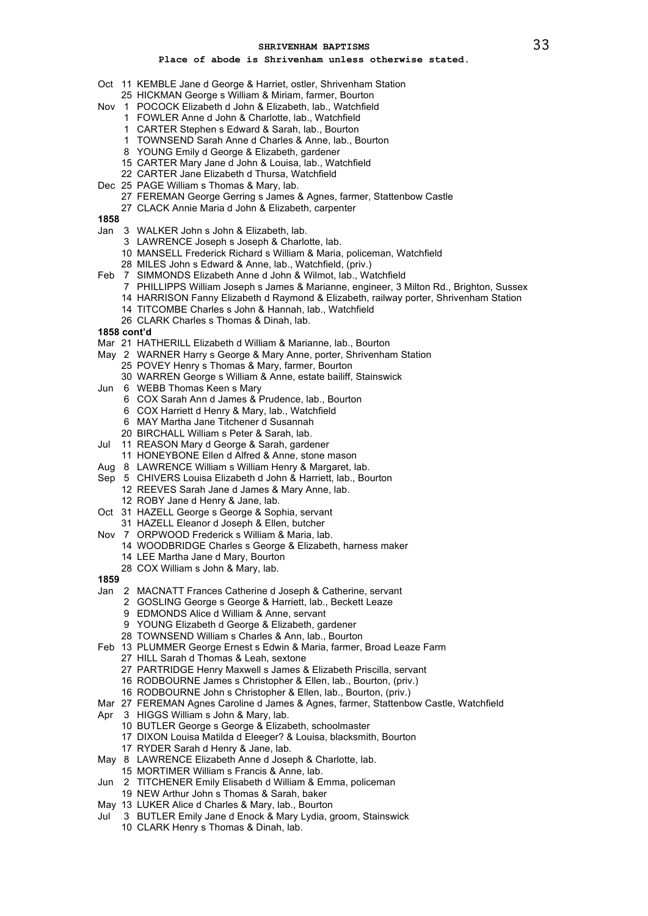**Place of abode is Shrivenham unless otherwise stated.**

Oct 11 KEMBLE Jane d George & Harriet, ostler, Shrivenham Station
25 HICKMAN George s William & Miriam, farmer, Bourton
Nov 1 POCOCK Elizabeth d John & Elizabeth, lab., Watchfield
1 FOWLER Anne d John & Charlotte, lab., Watchfield
1 CARTER Stephen s Edward & Sarah, lab., Bourton
1 TOWNSEND Sarah Anne d Charles & Anne, lab., Bourton
8 YOUNG Emily d George & Elizabeth, gardener
15 CARTER Mary Jane d John & Louisa, lab., Watchfield
22 CARTER Jane Elizabeth d Thursa, Watchfield
Dec 25 PAGE William s Thomas & Mary, lab.
27 FEREMAN George Gerring s James & Agnes, farmer, Stattenbow Castle
27 CLACK Annie Maria d John & Elizabeth, carpenter

**1858**

Jan 3 WALKER John s John & Elizabeth, lab.
3 LAWRENCE Joseph s Joseph & Charlotte, lab.
10 MANSELL Frederick Richard s William & Maria, policeman, Watchfield
28 MILES John s Edward & Anne, lab., Watchfield, (priv.)
Feb 7 SIMMONDS Elizabeth Anne d John & Wilmot, lab., Watchfield
7 PHILLIPPS William Joseph s James & Marianne, engineer, 3 Milton Rd., Brighton, Sussex
14 HARRISON Fanny Elizabeth d Raymond & Elizabeth, railway porter, Shrivenham Station
14 TITCOMBE Charles s John & Hannah, lab., Watchfield
26 CLARK Charles s Thomas & Dinah, lab.

**1858 cont'd**

Mar 21 HATHERILL Elizabeth d William & Marianne, lab., Bourton
May 2 WARNER Harry s George & Mary Anne, porter, Shrivenham Station
25 POVEY Henry s Thomas & Mary, farmer, Bourton
30 WARREN George s William & Anne, estate bailiff, Stainswick
Jun 6 WEBB Thomas Keen s Mary
6 COX Sarah Ann d James & Prudence, lab., Bourton
6 COX Harriett d Henry & Mary, lab., Watchfield
6 MAY Martha Jane Titchener d Susannah
20 BIRCHALL William s Peter & Sarah, lab.
Jul 11 REASON Mary d George & Sarah, gardener
11 HONEYBONE Ellen d Alfred & Anne, stone mason
Aug 8 LAWRENCE William s William Henry & Margaret, lab.
Sep 5 CHIVERS Louisa Elizabeth d John & Harriett, lab., Bourton
12 REEVES Sarah Jane d James & Mary Anne, lab.
12 ROBY Jane d Henry & Jane, lab.
Oct 31 HAZELL George s George & Sophia, servant
31 HAZELL Eleanor d Joseph & Ellen, butcher
Nov 7 ORPWOOD Frederick s William & Maria, lab.
14 WOODBRIDGE Charles s George & Elizabeth, harness maker
14 LEE Martha Jane d Mary, Bourton
28 COX William s John & Mary, lab.

**1859**

Jan 2 MACNATT Frances Catherine d Joseph & Catherine, servant
2 GOSLING George s George & Harriett, lab., Beckett Leaze
9 EDMONDS Alice d William & Anne, servant
9 YOUNG Elizabeth d George & Elizabeth, gardener
28 TOWNSEND William s Charles & Ann, lab., Bourton
Feb 13 PLUMMER George Ernest s Edwin & Maria, farmer, Broad Leaze Farm
27 HILL Sarah d Thomas & Leah, sextone
27 PARTRIDGE Henry Maxwell s James & Elizabeth Priscilla, servant
16 RODBOURNE James s Christopher & Ellen, lab., Bourton, (priv.)
16 RODBOURNE John s Christopher & Ellen, lab., Bourton, (priv.)
Mar 27 FEREMAN Agnes Caroline d James & Agnes, farmer, Stattenbow Castle, Watchfield
Apr 3 HIGGS William s John & Mary, lab.
10 BUTLER George s George & Elizabeth, schoolmaster
17 DIXON Louisa Matilda d Eleeger? & Louisa, blacksmith, Bourton
17 RYDER Sarah d Henry & Jane, lab.
May 8 LAWRENCE Elizabeth Anne d Joseph & Charlotte, lab.
15 MORTIMER William s Francis & Anne, lab.
Jun 2 TITCHENER Emily Elisabeth d William & Emma, policeman
19 NEW Arthur John s Thomas & Sarah, baker
May 13 LUKER Alice d Charles & Mary, lab., Bourton
Jul 3 BUTLER Emily Jane d Enock & Mary Lydia, groom, Stainswick
10 CLARK Henry s Thomas & Dinah, lab.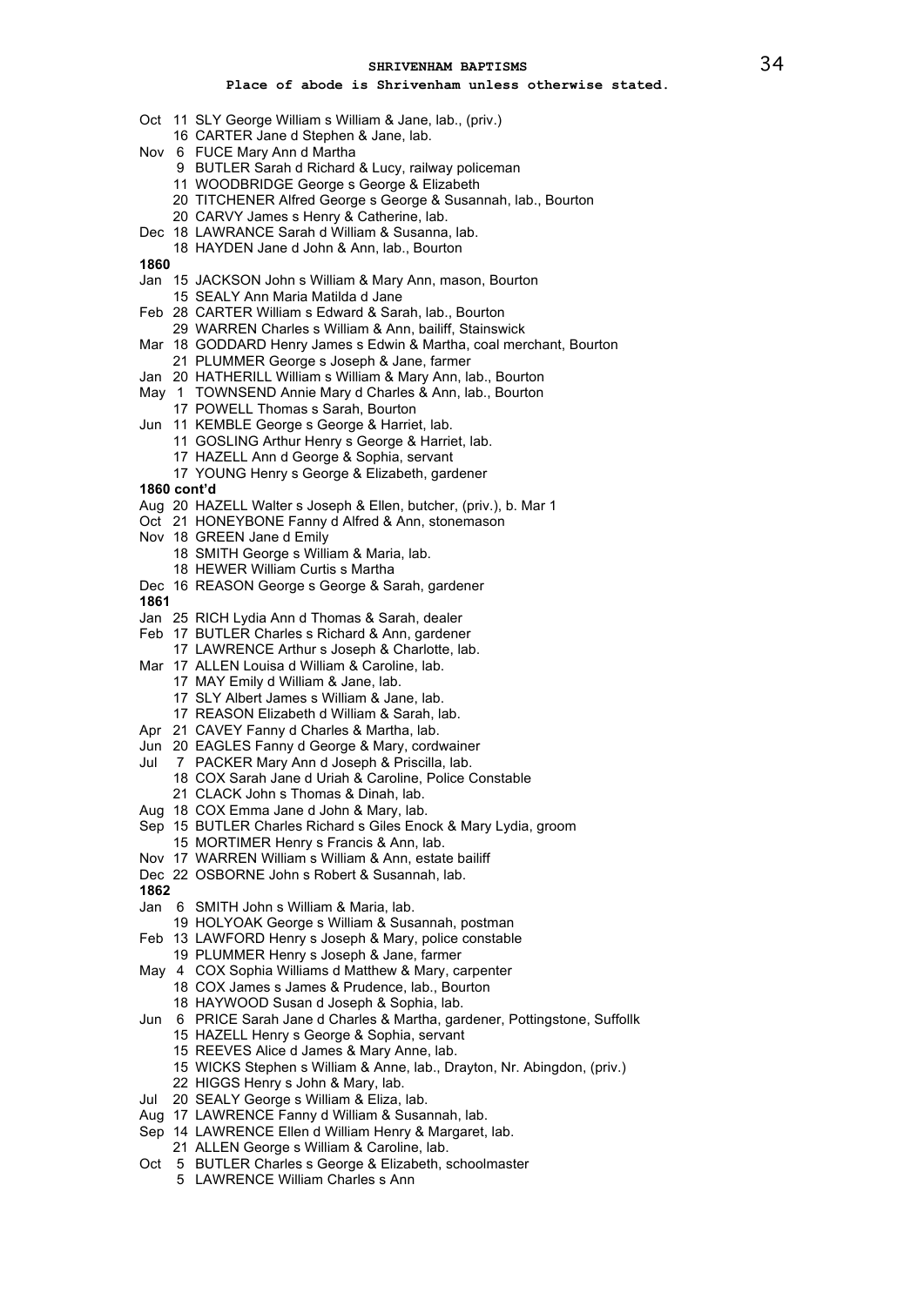**Place of abode is Shrivenham unless otherwise stated.**

Oct 11 SLY George William s William & Jane, lab., (priv.)
16 CARTER Jane d Stephen & Jane, lab.
Nov 6 FUCE Mary Ann d Martha
9 BUTLER Sarah d Richard & Lucy, railway policeman
11 WOODBRIDGE George s George & Elizabeth
20 TITCHENER Alfred George s George & Susannah, lab., Bourton
20 CARVY James s Henry & Catherine, lab.
Dec 18 LAWRANCE Sarah d William & Susanna, lab.
18 HAYDEN Jane d John & Ann, lab., Bourton

**1860**

Jan 15 JACKSON John s William & Mary Ann, mason, Bourton
15 SEALY Ann Maria Matilda d Jane
Feb 28 CARTER William s Edward & Sarah, lab., Bourton
29 WARREN Charles s William & Ann, bailiff, Stainswick
Mar 18 GODDARD Henry James s Edwin & Martha, coal merchant, Bourton
21 PLUMMER George s Joseph & Jane, farmer
Jan 20 HATHERILL William s William & Mary Ann, lab., Bourton
May 1 TOWNSEND Annie Mary d Charles & Ann, lab., Bourton
17 POWELL Thomas s Sarah, Bourton
Jun 11 KEMBLE George s George & Harriet, lab.
11 GOSLING Arthur Henry s George & Harriet, lab.
17 HAZELL Ann d George & Sophia, servant
17 YOUNG Henry s George & Elizabeth, gardener

**1860 cont'd**

Aug 20 HAZELL Walter s Joseph & Ellen, butcher, (priv.), b. Mar 1
Oct 21 HONEYBONE Fanny d Alfred & Ann, stonemason
Nov 18 GREEN Jane d Emily
18 SMITH George s William & Maria, lab.
18 HEWER William Curtis s Martha
Dec 16 REASON George s George & Sarah, gardener

**1861**

Jan 25 RICH Lydia Ann d Thomas & Sarah, dealer
Feb 17 BUTLER Charles s Richard & Ann, gardener
17 LAWRENCE Arthur s Joseph & Charlotte, lab.
Mar 17 ALLEN Louisa d William & Caroline, lab.
17 MAY Emily d William & Jane, lab.
17 SLY Albert James s William & Jane, lab.
17 REASON Elizabeth d William & Sarah, lab.
Apr 21 CAVEY Fanny d Charles & Martha, lab.
Jun 20 EAGLES Fanny d George & Mary, cordwainer
Jul 7 PACKER Mary Ann d Joseph & Priscilla, lab.
18 COX Sarah Jane d Uriah & Caroline, Police Constable
21 CLACK John s Thomas & Dinah, lab.
Aug 18 COX Emma Jane d John & Mary, lab.
Sep 15 BUTLER Charles Richard s Giles Enock & Mary Lydia, groom
15 MORTIMER Henry s Francis & Ann, lab.
Nov 17 WARREN William s William & Ann, estate bailiff
Dec 22 OSBORNE John s Robert & Susannah, lab.

**1862**

Jan 6 SMITH John s William & Maria, lab.
19 HOLYOAK George s William & Susannah, postman
Feb 13 LAWFORD Henry s Joseph & Mary, police constable
19 PLUMMER Henry s Joseph & Jane, farmer
May 4 COX Sophia Williams d Matthew & Mary, carpenter
18 COX James s James & Prudence, lab., Bourton
18 HAYWOOD Susan d Joseph & Sophia, lab.
Jun 6 PRICE Sarah Jane d Charles & Martha, gardener, Pottingstone, Suffollk
15 HAZELL Henry s George & Sophia, servant
15 REEVES Alice d James & Mary Anne, lab.
15 WICKS Stephen s William & Anne, lab., Drayton, Nr. Abingdon, (priv.)
22 HIGGS Henry s John & Mary, lab.
Jul 20 SEALY George s William & Eliza, lab.
Aug 17 LAWRENCE Fanny d William & Susannah, lab.
Sep 14 LAWRENCE Ellen d William Henry & Margaret, lab.
21 ALLEN George s William & Caroline, lab.
Oct 5 BUTLER Charles s George & Elizabeth, schoolmaster
5 LAWRENCE William Charles s Ann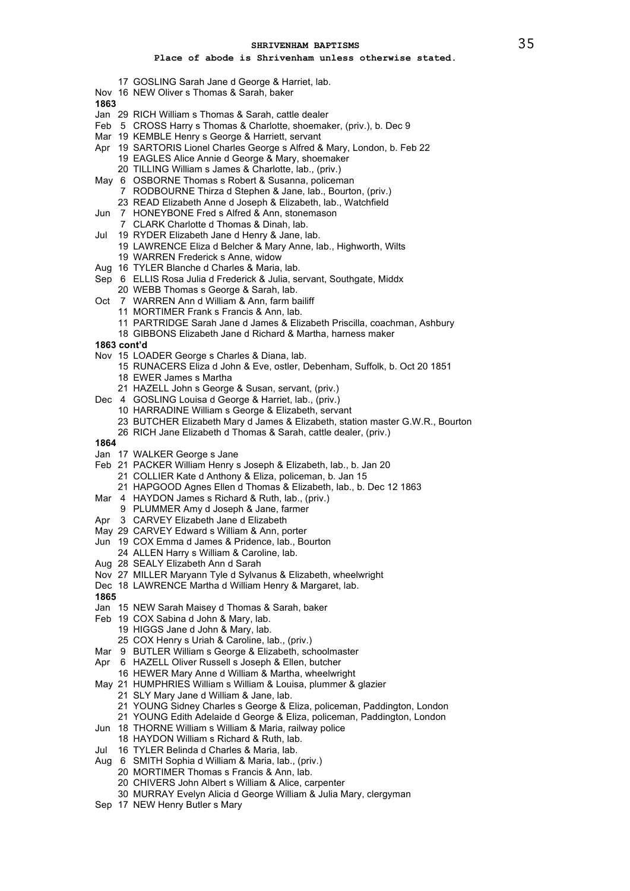## SHRIVENHAM BAPTISMS

**Place of abode is Shrivenham unless otherwise stated.**

17 GOSLING Sarah Jane d George & Harriet, lab.
Nov 16 NEW Oliver s Thomas & Sarah, baker

**1863**

Jan 29 RICH William s Thomas & Sarah, cattle dealer
Feb 5 CROSS Harry s Thomas & Charlotte, shoemaker, (priv.), b. Dec 9
Mar 19 KEMBLE Henry s George & Harriett, servant
Apr 19 SARTORIS Lionel Charles George s Alfred & Mary, London, b. Feb 22
19 EAGLES Alice Annie d George & Mary, shoemaker
20 TILLING William s James & Charlotte, lab., (priv.)
May 6 OSBORNE Thomas s Robert & Susanna, policeman
7 RODBOURNE Thirza d Stephen & Jane, lab., Bourton, (priv.)
23 READ Elizabeth Anne d Joseph & Elizabeth, lab., Watchfield
Jun 7 HONEYBONE Fred s Alfred & Ann, stonemason
7 CLARK Charlotte d Thomas & Dinah, lab.
Jul 19 RYDER Elizabeth Jane d Henry & Jane, lab.
19 LAWRENCE Eliza d Belcher & Mary Anne, lab., Highworth, Wilts
19 WARREN Frederick s Anne, widow
Aug 16 TYLER Blanche d Charles & Maria, lab.
Sep 6 ELLIS Rosa Julia d Frederick & Julia, servant, Southgate, Middx
20 WEBB Thomas s George & Sarah, lab.
Oct 7 WARREN Ann d William & Ann, farm bailiff
11 MORTIMER Frank s Francis & Ann, lab.
11 PARTRIDGE Sarah Jane d James & Elizabeth Priscilla, coachman, Ashbury
18 GIBBONS Elizabeth Jane d Richard & Martha, harness maker

**1863 cont'd**

Nov 15 LOADER George s Charles & Diana, lab.
15 RUNACERS Eliza d John & Eve, ostler, Debenham, Suffolk, b. Oct 20 1851
18 EWER James s Martha
21 HAZELL John s George & Susan, servant, (priv.)
Dec 4 GOSLING Louisa d George & Harriet, lab., (priv.)
10 HARRADINE William s George & Elizabeth, servant
23 BUTCHER Elizabeth Mary d James & Elizabeth, station master G.W.R., Bourton
26 RICH Jane Elizabeth d Thomas & Sarah, cattle dealer, (priv.)

**1864**

Jan 17 WALKER George s Jane
Feb 21 PACKER William Henry s Joseph & Elizabeth, lab., b. Jan 20
21 COLLIER Kate d Anthony & Eliza, policeman, b. Jan 15
21 HAPGOOD Agnes Ellen d Thomas & Elizabeth, lab., b. Dec 12 1863
Mar 4 HAYDON James s Richard & Ruth, lab., (priv.)
9 PLUMMER Amy d Joseph & Jane, farmer
Apr 3 CARVEY Elizabeth Jane d Elizabeth
May 29 CARVEY Edward s William & Ann, porter
Jun 19 COX Emma d James & Pridence, lab., Bourton
24 ALLEN Harry s William & Caroline, lab.
Aug 28 SEALY Elizabeth Ann d Sarah
Nov 27 MILLER Maryann Tyle d Sylvanus & Elizabeth, wheelwright
Dec 18 LAWRENCE Martha d William Henry & Margaret, lab.

**1865**

Jan 15 NEW Sarah Maisey d Thomas & Sarah, baker
Feb 19 COX Sabina d John & Mary, lab.
19 HIGGS Jane d John & Mary, lab.
25 COX Henry s Uriah & Caroline, lab., (priv.)
Mar 9 BUTLER William s George & Elizabeth, schoolmaster
Apr 6 HAZELL Oliver Russell s Joseph & Ellen, butcher
16 HEWER Mary Anne d William & Martha, wheelwright
May 21 HUMPHRIES William s William & Louisa, plummer & glazier
21 SLY Mary Jane d William & Jane, lab.
21 YOUNG Sidney Charles s George & Eliza, policeman, Paddington, London
21 YOUNG Edith Adelaide d George & Eliza, policeman, Paddington, London
Jun 18 THORNE William s William & Maria, railway police
18 HAYDON William s Richard & Ruth, lab.
Jul 16 TYLER Belinda d Charles & Maria, lab.
Aug 6 SMITH Sophia d William & Maria, lab., (priv.)
20 MORTIMER Thomas s Francis & Ann, lab.
20 CHIVERS John Albert s William & Alice, carpenter
30 MURRAY Evelyn Alicia d George William & Julia Mary, clergyman
Sep 17 NEW Henry Butler s Mary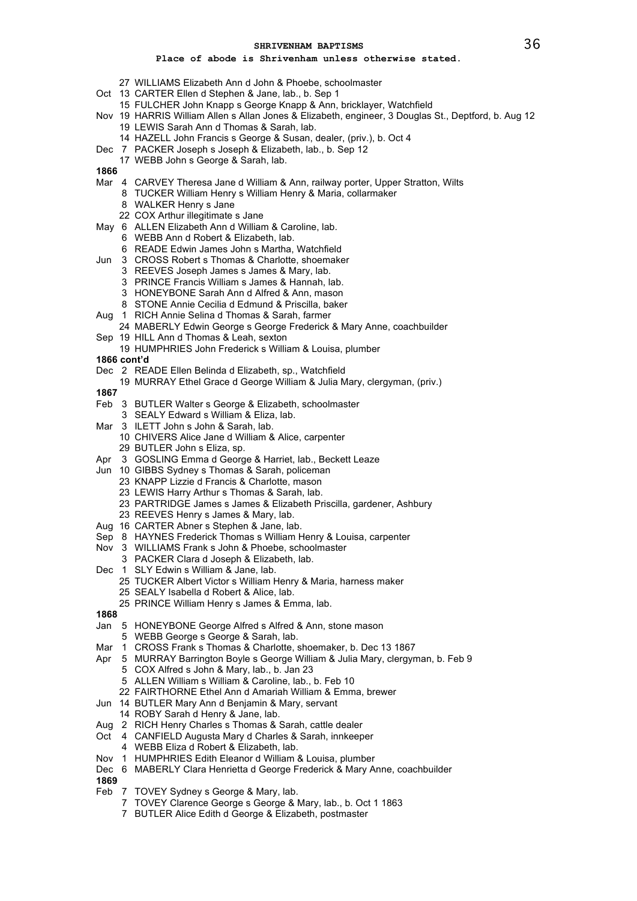**SHRIVENHAM BAPTISMS**

**Place of abode is Shrivenham unless otherwise stated.**

27 WILLIAMS Elizabeth Ann d John & Phoebe, schoolmaster
Oct 13 CARTER Ellen d Stephen & Jane, lab., b. Sep 1
15 FULCHER John Knapp s George Knapp & Ann, bricklayer, Watchfield
Nov 19 HARRIS William Allen s Allan Jones & Elizabeth, engineer, 3 Douglas St., Deptford, b. Aug 12
19 LEWIS Sarah Ann d Thomas & Sarah, lab.
14 HAZELL John Francis s George & Susan, dealer, (priv.), b. Oct 4
Dec 7 PACKER Joseph s Joseph & Elizabeth, lab., b. Sep 12
17 WEBB John s George & Sarah, lab.

**1866**

Mar 4 CARVEY Theresa Jane d William & Ann, railway porter, Upper Stratton, Wilts
8 TUCKER William Henry s William Henry & Maria, collarmaker
8 WALKER Henry s Jane
22 COX Arthur illegitimate s Jane
May 6 ALLEN Elizabeth Ann d William & Caroline, lab.
6 WEBB Ann d Robert & Elizabeth, lab.
6 READE Edwin James John s Martha, Watchfield
Jun 3 CROSS Robert s Thomas & Charlotte, shoemaker
3 REEVES Joseph James s James & Mary, lab.
3 PRINCE Francis William s James & Hannah, lab.
3 HONEYBONE Sarah Ann d Alfred & Ann, mason
8 STONE Annie Cecilia d Edmund & Priscilla, baker
Aug 1 RICH Annie Selina d Thomas & Sarah, farmer
24 MABERLY Edwin George s George Frederick & Mary Anne, coachbuilder
Sep 19 HILL Ann d Thomas & Leah, sexton
19 HUMPHRIES John Frederick s William & Louisa, plumber

**1866 cont'd**

Dec 2 READE Ellen Belinda d Elizabeth, sp., Watchfield
19 MURRAY Ethel Grace d George William & Julia Mary, clergyman, (priv.)

**1867**

Feb 3 BUTLER Walter s George & Elizabeth, schoolmaster
3 SEALY Edward s William & Eliza, lab.
Mar 3 ILETT John s John & Sarah, lab.
10 CHIVERS Alice Jane d William & Alice, carpenter
29 BUTLER John s Eliza, sp.
Apr 3 GOSLING Emma d George & Harriet, lab., Beckett Leaze
Jun 10 GIBBS Sydney s Thomas & Sarah, policeman
23 KNAPP Lizzie d Francis & Charlotte, mason
23 LEWIS Harry Arthur s Thomas & Sarah, lab.
23 PARTRIDGE James s James & Elizabeth Priscilla, gardener, Ashbury
23 REEVES Henry s James & Mary, lab.
Aug 16 CARTER Abner s Stephen & Jane, lab.
Sep 8 HAYNES Frederick Thomas s William Henry & Louisa, carpenter
Nov 3 WILLIAMS Frank s John & Phoebe, schoolmaster
3 PACKER Clara d Joseph & Elizabeth, lab.
Dec 1 SLY Edwin s William & Jane, lab.
25 TUCKER Albert Victor s William Henry & Maria, harness maker
25 SEALY Isabella d Robert & Alice, lab.
25 PRINCE William Henry s James & Emma, lab.

**1868**

Jan 5 HONEYBONE George Alfred s Alfred & Ann, stone mason
5 WEBB George s George & Sarah, lab.
Mar 1 CROSS Frank s Thomas & Charlotte, shoemaker, b. Dec 13 1867
Apr 5 MURRAY Barrington Boyle s George William & Julia Mary, clergyman, b. Feb 9
5 COX Alfred s John & Mary, lab., b. Jan 23
5 ALLEN William s William & Caroline, lab., b. Feb 10
22 FAIRTHORNE Ethel Ann d Amariah William & Emma, brewer
Jun 14 BUTLER Mary Ann d Benjamin & Mary, servant
14 ROBY Sarah d Henry & Jane, lab.
Aug 2 RICH Henry Charles s Thomas & Sarah, cattle dealer
Oct 4 CANFIELD Augusta Mary d Charles & Sarah, innkeeper
4 WEBB Eliza d Robert & Elizabeth, lab.
Nov 1 HUMPHRIES Edith Eleanor d William & Louisa, plumber
Dec 6 MABERLY Clara Henrietta d George Frederick & Mary Anne, coachbuilder

**1869**

Feb 7 TOVEY Sydney s George & Mary, lab.
7 TOVEY Clarence George s George & Mary, lab., b. Oct 1 1863
7 BUTLER Alice Edith d George & Elizabeth, postmaster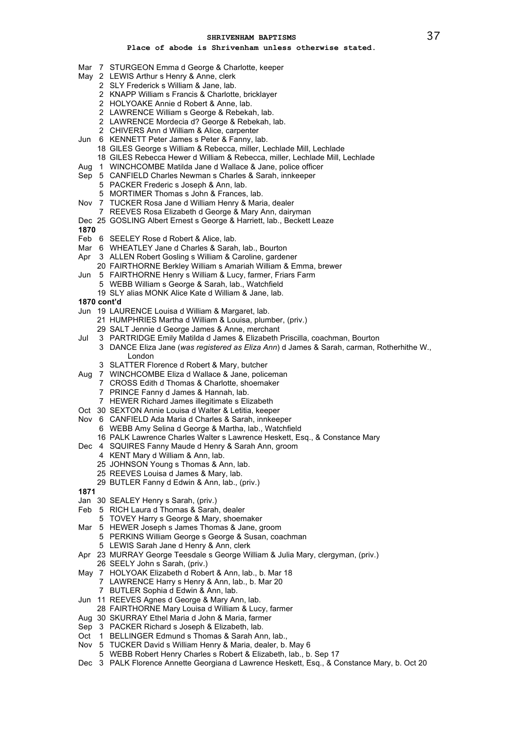# SHRIVENHAM BAPTISMS

**Place of abode is Shrivenham unless otherwise stated.**

Mar 7 STURGEON Emma d George & Charlotte, keeper
May 2 LEWIS Arthur s Henry & Anne, clerk
 2 SLY Frederick s William & Jane, lab.
 2 KNAPP William s Francis & Charlotte, bricklayer
 2 HOLYOAKE Annie d Robert & Anne, lab.
 2 LAWRENCE William s George & Rebekah, lab.
 2 LAWRENCE Mordecia d? George & Rebekah, lab.
 2 CHIVERS Ann d William & Alice, carpenter
Jun 6 KENNETT Peter James s Peter & Fanny, lab.
 18 GILES George s William & Rebecca, miller, Lechlade Mill, Lechlade
 18 GILES Rebecca Hewer d William & Rebecca, miller, Lechlade Mill, Lechlade
Aug 1 WINCHCOMBE Matilda Jane d Wallace & Jane, police officer
Sep 5 CANFIELD Charles Newman s Charles & Sarah, innkeeper
 5 PACKER Frederic s Joseph & Ann, lab.
 5 MORTIMER Thomas s John & Frances, lab.
Nov 7 TUCKER Rosa Jane d William Henry & Maria, dealer
 7 REEVES Rosa Elizabeth d George & Mary Ann, dairyman
Dec 25 GOSLING Albert Ernest s George & Harriett, lab., Beckett Leaze

**1870**

Feb 6 SEELEY Rose d Robert & Alice, lab.
Mar 6 WHEATLEY Jane d Charles & Sarah, lab., Bourton
Apr 3 ALLEN Robert Gosling s William & Caroline, gardener
 20 FAIRTHORNE Berkley William s Amariah William & Emma, brewer
Jun 5 FAIRTHORNE Henry s William & Lucy, farmer, Friars Farm
 5 WEBB William s George & Sarah, lab., Watchfield
 19 SLY alias MONK Alice Kate d William & Jane, lab.

**1870 cont'd**

Jun 19 LAURENCE Louisa d William & Margaret, lab.
 21 HUMPHRIES Martha d William & Louisa, plumber, (priv.)
 29 SALT Jennie d George James & Anne, merchant
Jul 3 PARTRIDGE Emily Matilda d James & Elizabeth Priscilla, coachman, Bourton
 3 DANCE Eliza Jane (*was registered as Eliza Ann*) d James & Sarah, carman, Rotherhithe W., London
 3 SLATTER Florence d Robert & Mary, butcher
Aug 7 WINCHCOMBE Eliza d Wallace & Jane, policeman
 7 CROSS Edith d Thomas & Charlotte, shoemaker
 7 PRINCE Fanny d James & Hannah, lab.
 7 HEWER Richard James illegitimate s Elizabeth
Oct 30 SEXTON Annie Louisa d Walter & Letitia, keeper
Nov 6 CANFIELD Ada Maria d Charles & Sarah, innkeeper
 6 WEBB Amy Selina d George & Martha, lab., Watchfield
 16 PALK Lawrence Charles Walter s Lawrence Heskett, Esq., & Constance Mary
Dec 4 SQUIRES Fanny Maude d Henry & Sarah Ann, groom
 4 KENT Mary d William & Ann, lab.
 25 JOHNSON Young s Thomas & Ann, lab.
 25 REEVES Louisa d James & Mary, lab.
 29 BUTLER Fanny d Edwin & Ann, lab., (priv.)

**1871**

Jan 30 SEALEY Henry s Sarah, (priv.)
Feb 5 RICH Laura d Thomas & Sarah, dealer
 5 TOVEY Harry s George & Mary, shoemaker
Mar 5 HEWER Joseph s James Thomas & Jane, groom
 5 PERKINS William George s George & Susan, coachman
 5 LEWIS Sarah Jane d Henry & Ann, clerk
Apr 23 MURRAY George Teesdale s George William & Julia Mary, clergyman, (priv.)
 26 SEELY John s Sarah, (priv.)
May 7 HOLYOAK Elizabeth d Robert & Ann, lab., b. Mar 18
 7 LAWRENCE Harry s Henry & Ann, lab., b. Mar 20
 7 BUTLER Sophia d Edwin & Ann, lab.
Jun 11 REEVES Agnes d George & Mary Ann, lab.
 28 FAIRTHORNE Mary Louisa d William & Lucy, farmer
Aug 30 SKURRAY Ethel Maria d John & Maria, farmer
Sep 3 PACKER Richard s Joseph & Elizabeth, lab.
Oct 1 BELLINGER Edmund s Thomas & Sarah Ann, lab.,
Nov 5 TUCKER David s William Henry & Maria, dealer, b. May 6
 5 WEBB Robert Henry Charles s Robert & Elizabeth, lab., b. Sep 17
Dec 3 PALK Florence Annette Georgiana d Lawrence Heskett, Esq., & Constance Mary, b. Oct 20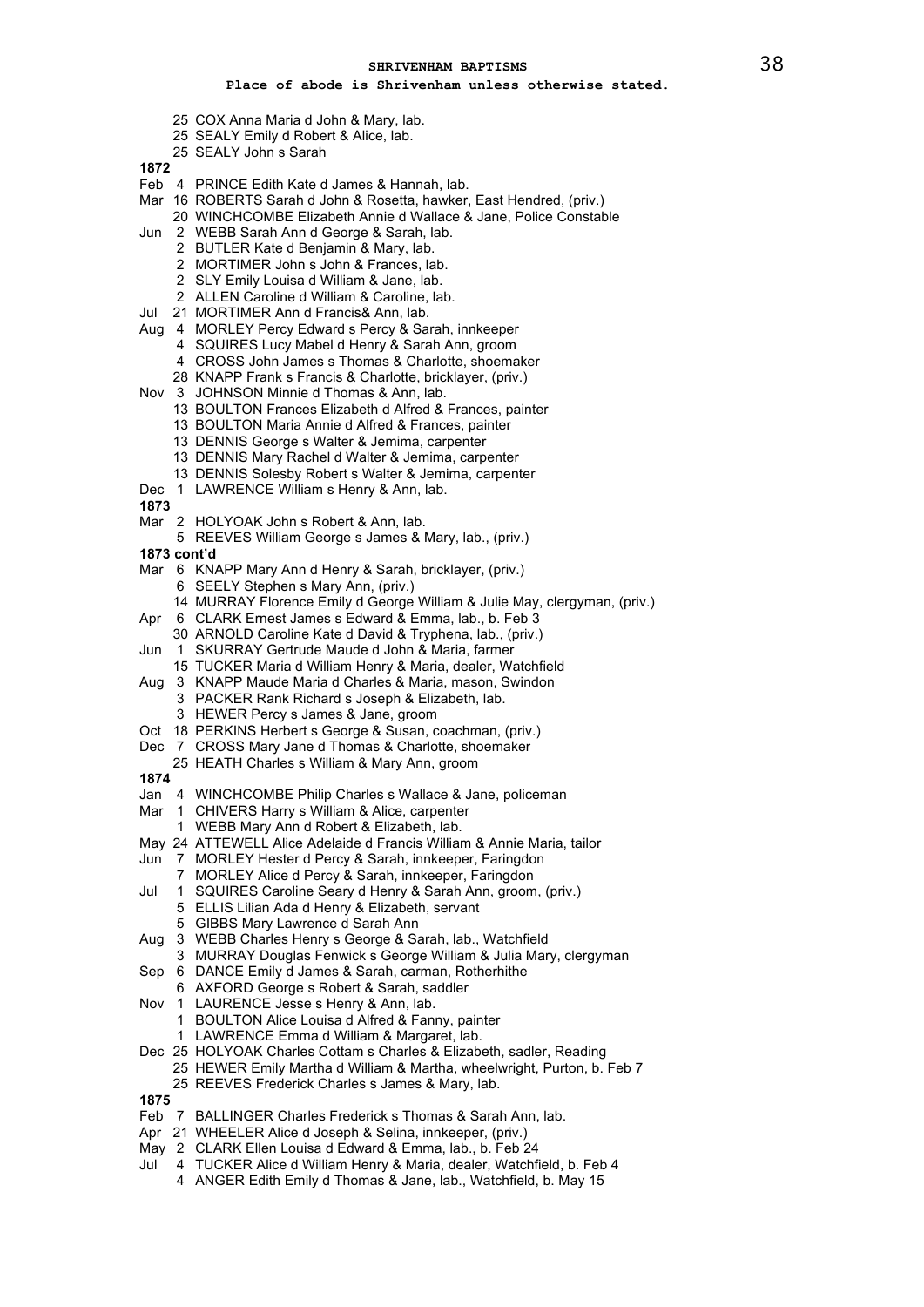**SHRIVENHAM BAPTISMS**

**Place of abode is Shrivenham unless otherwise stated.**

25 COX Anna Maria d John & Mary, lab.
25 SEALY Emily d Robert & Alice, lab.
25 SEALY John s Sarah

**1872**

Feb 4 PRINCE Edith Kate d James & Hannah, lab.
Mar 16 ROBERTS Sarah d John & Rosetta, hawker, East Hendred, (priv.)
20 WINCHCOMBE Elizabeth Annie d Wallace & Jane, Police Constable
Jun 2 WEBB Sarah Ann d George & Sarah, lab.
2 BUTLER Kate d Benjamin & Mary, lab.
2 MORTIMER John s John & Frances, lab.
2 SLY Emily Louisa d William & Jane, lab.
2 ALLEN Caroline d William & Caroline, lab.
Jul 21 MORTIMER Ann d Francis& Ann, lab.
Aug 4 MORLEY Percy Edward s Percy & Sarah, innkeeper
4 SQUIRES Lucy Mabel d Henry & Sarah Ann, groom
4 CROSS John James s Thomas & Charlotte, shoemaker
28 KNAPP Frank s Francis & Charlotte, bricklayer, (priv.)
Nov 3 JOHNSON Minnie d Thomas & Ann, lab.
13 BOULTON Frances Elizabeth d Alfred & Frances, painter
13 BOULTON Maria Annie d Alfred & Frances, painter
13 DENNIS George s Walter & Jemima, carpenter
13 DENNIS Mary Rachel d Walter & Jemima, carpenter
13 DENNIS Solesby Robert s Walter & Jemima, carpenter
Dec 1 LAWRENCE William s Henry & Ann, lab.

**1873**

Mar 2 HOLYOAK John s Robert & Ann, lab.
5 REEVES William George s James & Mary, lab., (priv.)

**1873 cont'd**

Mar 6 KNAPP Mary Ann d Henry & Sarah, bricklayer, (priv.)
6 SEELY Stephen s Mary Ann, (priv.)
14 MURRAY Florence Emily d George William & Julie May, clergyman, (priv.)
Apr 6 CLARK Ernest James s Edward & Emma, lab., b. Feb 3
30 ARNOLD Caroline Kate d David & Tryphena, lab., (priv.)
Jun 1 SKURRAY Gertrude Maude d John & Maria, farmer
15 TUCKER Maria d William Henry & Maria, dealer, Watchfield
Aug 3 KNAPP Maude Maria d Charles & Maria, mason, Swindon
3 PACKER Rank Richard s Joseph & Elizabeth, lab.
3 HEWER Percy s James & Jane, groom
Oct 18 PERKINS Herbert s George & Susan, coachman, (priv.)
Dec 7 CROSS Mary Jane d Thomas & Charlotte, shoemaker
25 HEATH Charles s William & Mary Ann, groom

**1874**

Jan 4 WINCHCOMBE Philip Charles s Wallace & Jane, policeman
Mar 1 CHIVERS Harry s William & Alice, carpenter
1 WEBB Mary Ann d Robert & Elizabeth, lab.
May 24 ATTEWELL Alice Adelaide d Francis William & Annie Maria, tailor
Jun 7 MORLEY Hester d Percy & Sarah, innkeeper, Faringdon
7 MORLEY Alice d Percy & Sarah, innkeeper, Faringdon
Jul 1 SQUIRES Caroline Seary d Henry & Sarah Ann, groom, (priv.)
5 ELLIS Lilian Ada d Henry & Elizabeth, servant
5 GIBBS Mary Lawrence d Sarah Ann
Aug 3 WEBB Charles Henry s George & Sarah, lab., Watchfield
3 MURRAY Douglas Fenwick s George William & Julia Mary, clergyman
Sep 6 DANCE Emily d James & Sarah, carman, Rotherhithe
6 AXFORD George s Robert & Sarah, saddler
Nov 1 LAURENCE Jesse s Henry & Ann, lab.
1 BOULTON Alice Louisa d Alfred & Fanny, painter
1 LAWRENCE Emma d William & Margaret, lab.
Dec 25 HOLYOAK Charles Cottam s Charles & Elizabeth, sadler, Reading
25 HEWER Emily Martha d William & Martha, wheelwright, Purton, b. Feb 7
25 REEVES Frederick Charles s James & Mary, lab.

**1875**

Feb 7 BALLINGER Charles Frederick s Thomas & Sarah Ann, lab.
Apr 21 WHEELER Alice d Joseph & Selina, innkeeper, (priv.)
May 2 CLARK Ellen Louisa d Edward & Emma, lab., b. Feb 24
Jul 4 TUCKER Alice d William Henry & Maria, dealer, Watchfield, b. Feb 4
4 ANGER Edith Emily d Thomas & Jane, lab., Watchfield, b. May 15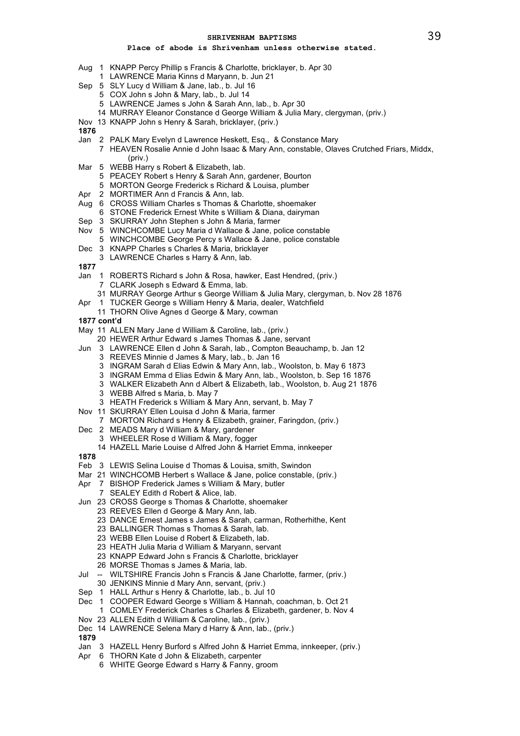**SHRIVENHAM BAPTISMS**

**Place of abode is Shrivenham unless otherwise stated.**

Aug 1 KNAPP Percy Phillip s Francis & Charlotte, bricklayer, b. Apr 30
1 LAWRENCE Maria Kinns d Maryann, b. Jun 21
Sep 5 SLY Lucy d William & Jane, lab., b. Jul 16
5 COX John s John & Mary, lab., b. Jul 14
5 LAWRENCE James s John & Sarah Ann, lab., b. Apr 30
14 MURRAY Eleanor Constance d George William & Julia Mary, clergyman, (priv.)
Nov 13 KNAPP John s Henry & Sarah, bricklayer, (priv.)

**1876**

Jan 2 PALK Mary Evelyn d Lawrence Heskett, Esq., & Constance Mary
7 HEAVEN Rosalie Annie d John Isaac & Mary Ann, constable, Olaves Crutched Friars, Middx, (priv.)
Mar 5 WEBB Harry s Robert & Elizabeth, lab.
5 PEACEY Robert s Henry & Sarah Ann, gardener, Bourton
5 MORTON George Frederick s Richard & Louisa, plumber
Apr 2 MORTIMER Ann d Francis & Ann, lab.
Aug 6 CROSS William Charles s Thomas & Charlotte, shoemaker
6 STONE Frederick Ernest White s William & Diana, dairyman
Sep 3 SKURRAY John Stephen s John & Maria, farmer
Nov 5 WINCHCOMBE Lucy Maria d Wallace & Jane, police constable
5 WINCHCOMBE George Percy s Wallace & Jane, police constable
Dec 3 KNAPP Charles s Charles & Maria, bricklayer
3 LAWRENCE Charles s Harry & Ann, lab.

**1877**

Jan 1 ROBERTS Richard s John & Rosa, hawker, East Hendred, (priv.)
7 CLARK Joseph s Edward & Emma, lab.
31 MURRAY George Arthur s George William & Julia Mary, clergyman, b. Nov 28 1876
Apr 1 TUCKER George s William Henry & Maria, dealer, Watchfield
11 THORN Olive Agnes d George & Mary, cowman

**1877 cont'd**

May 11 ALLEN Mary Jane d William & Caroline, lab., (priv.)
20 HEWER Arthur Edward s James Thomas & Jane, servant
Jun 3 LAWRENCE Ellen d John & Sarah, lab., Compton Beauchamp, b. Jan 12
3 REEVES Minnie d James & Mary, lab., b. Jan 16
3 INGRAM Sarah d Elias Edwin & Mary Ann, lab., Woolston, b. May 6 1873
3 INGRAM Emma d Elias Edwin & Mary Ann, lab., Woolston, b. Sep 16 1876
3 WALKER Elizabeth Ann d Albert & Elizabeth, lab., Woolston, b. Aug 21 1876
3 WEBB Alfred s Maria, b. May 7
3 HEATH Frederick s William & Mary Ann, servant, b. May 7
Nov 11 SKURRAY Ellen Louisa d John & Maria, farmer
7 MORTON Richard s Henry & Elizabeth, grainer, Faringdon, (priv.)
Dec 2 MEADS Mary d William & Mary, gardener
3 WHEELER Rose d William & Mary, fogger
14 HAZELL Marie Louise d Alfred John & Harriet Emma, innkeeper

**1878**

Feb 3 LEWIS Selina Louise d Thomas & Louisa, smith, Swindon
Mar 21 WINCHCOMB Herbert s Wallace & Jane, police constable, (priv.)
Apr 7 BISHOP Frederick James s William & Mary, butler
7 SEALEY Edith d Robert & Alice, lab.
Jun 23 CROSS George s Thomas & Charlotte, shoemaker
23 REEVES Ellen d George & Mary Ann, lab.
23 DANCE Ernest James s James & Sarah, carman, Rotherhithe, Kent
23 BALLINGER Thomas s Thomas & Sarah, lab.
23 WEBB Ellen Louise d Robert & Elizabeth, lab.
23 HEATH Julia Maria d William & Maryann, servant
23 KNAPP Edward John s Francis & Charlotte, bricklayer
26 MORSE Thomas s James & Maria, lab.
Jul -- WILTSHIRE Francis John s Francis & Jane Charlotte, farmer, (priv.)
30 JENKINS Minnie d Mary Ann, servant, (priv.)
Sep 1 HALL Arthur s Henry & Charlotte, lab., b. Jul 10
Dec 1 COOPER Edward George s William & Hannah, coachman, b. Oct 21
1 COMLEY Frederick Charles s Charles & Elizabeth, gardener, b. Nov 4
Nov 23 ALLEN Edith d William & Caroline, lab., (priv.)
Dec 14 LAWRENCE Selena Mary d Harry & Ann, lab., (priv.)

**1879**

Jan 3 HAZELL Henry Burford s Alfred John & Harriet Emma, innkeeper, (priv.)
Apr 6 THORN Kate d John & Elizabeth, carpenter
6 WHITE George Edward s Harry & Fanny, groom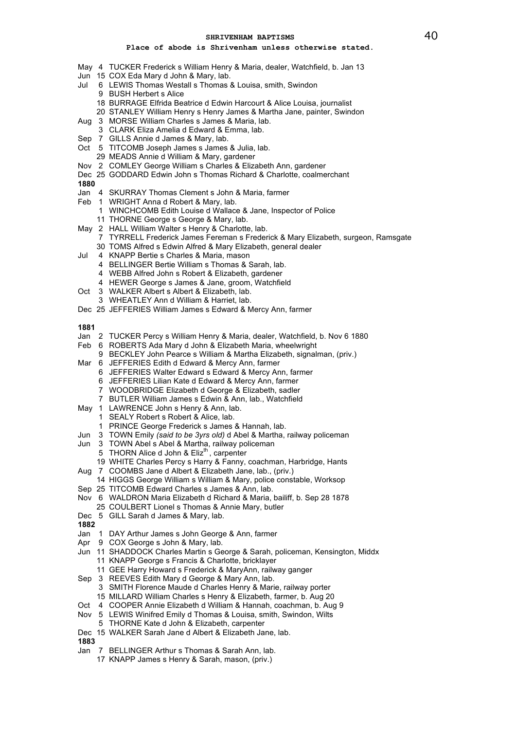**SHRIVENHAM BAPTISMS**

**Place of abode is Shrivenham unless otherwise stated.**

May 4 TUCKER Frederick s William Henry & Maria, dealer, Watchfield, b. Jan 13
Jun 15 COX Eda Mary d John & Mary, lab.
Jul 6 LEWIS Thomas Westall s Thomas & Louisa, smith, Swindon
9 BUSH Herbert s Alice
18 BURRAGE Elfrida Beatrice d Edwin Harcourt & Alice Louisa, journalist
20 STANLEY William Henry s Henry James & Martha Jane, painter, Swindon
Aug 3 MORSE William Charles s James & Maria, lab.
3 CLARK Eliza Amelia d Edward & Emma, lab.
Sep 7 GILLS Annie d James & Mary, lab.
Oct 5 TITCOMB Joseph James s James & Julia, lab.
29 MEADS Annie d William & Mary, gardener
Nov 2 COMLEY George William s Charles & Elizabeth Ann, gardener
Dec 25 GODDARD Edwin John s Thomas Richard & Charlotte, coalmerchant

**1880**

Jan 4 SKURRAY Thomas Clement s John & Maria, farmer
Feb 1 WRIGHT Anna d Robert & Mary, lab.
1 WINCHCOMB Edith Louise d Wallace & Jane, Inspector of Police
11 THORNE George s George & Mary, lab.
May 2 HALL William Walter s Henry & Charlotte, lab.
7 TYRRELL Frederick James Fereman s Frederick & Mary Elizabeth, surgeon, Ramsgate
30 TOMS Alfred s Edwin Alfred & Mary Elizabeth, general dealer
Jul 4 KNAPP Bertie s Charles & Maria, mason
4 BELLINGER Bertie William s Thomas & Sarah, lab.
4 WEBB Alfred John s Robert & Elizabeth, gardener
4 HEWER George s James & Jane, groom, Watchfield
Oct 3 WALKER Albert s Albert & Elizabeth, lab.
3 WHEATLEY Ann d William & Harriet, lab.
Dec 25 JEFFERIES William James s Edward & Mercy Ann, farmer

**1881**

Jan 2 TUCKER Percy s William Henry & Maria, dealer, Watchfield, b. Nov 6 1880
Feb 6 ROBERTS Ada Mary d John & Elizabeth Maria, wheelwright
9 BECKLEY John Pearce s William & Martha Elizabeth, signalman, (priv.)
Mar 6 JEFFERIES Edith d Edward & Mercy Ann, farmer
6 JEFFERIES Walter Edward s Edward & Mercy Ann, farmer
6 JEFFERIES Lilian Kate d Edward & Mercy Ann, farmer
7 WOODBRIDGE Elizabeth d George & Elizabeth, sadler
7 BUTLER William James s Edwin & Ann, lab., Watchfield
May 1 LAWRENCE John s Henry & Ann, lab.
1 SEALY Robert s Robert & Alice, lab.
1 PRINCE George Frederick s James & Hannah, lab.
Jun 3 TOWN Emily *(said to be 3yrs old)* d Abel & Martha, railway policeman
Jun 3 TOWN Abel s Abel & Martha, railway policeman
5 THORN Alice d John & Eliz[th], carpenter
19 WHITE Charles Percy s Harry & Fanny, coachman, Harbridge, Hants
Aug 7 COOMBS Jane d Albert & Elizabeth Jane, lab., (priv.)
14 HIGGS George William s William & Mary, police constable, Worksop
Sep 25 TITCOMB Edward Charles s James & Ann, lab.
Nov 6 WALDRON Maria Elizabeth d Richard & Maria, bailiff, b. Sep 28 1878
25 COULBERT Lionel s Thomas & Annie Mary, butler
Dec 5 GILL Sarah d James & Mary, lab.

**1882**

Jan 1 DAY Arthur James s John George & Ann, farmer
Apr 9 COX George s John & Mary, lab.
Jun 11 SHADDOCK Charles Martin s George & Sarah, policeman, Kensington, Middx
11 KNAPP George s Francis & Charlotte, bricklayer
11 GEE Harry Howard s Frederick & MaryAnn, railway ganger
Sep 3 REEVES Edith Mary d George & Mary Ann, lab.
3 SMITH Florence Maude d Charles Henry & Marie, railway porter
15 MILLARD William Charles s Henry & Elizabeth, farmer, b. Aug 20
Oct 4 COOPER Annie Elizabeth d William & Hannah, coachman, b. Aug 9
Nov 5 LEWIS Winifred Emily d Thomas & Louisa, smith, Swindon, Wilts
5 THORNE Kate d John & Elizabeth, carpenter
Dec 15 WALKER Sarah Jane d Albert & Elizabeth Jane, lab.

**1883**

Jan 7 BELLINGER Arthur s Thomas & Sarah Ann, lab.
17 KNAPP James s Henry & Sarah, mason, (priv.)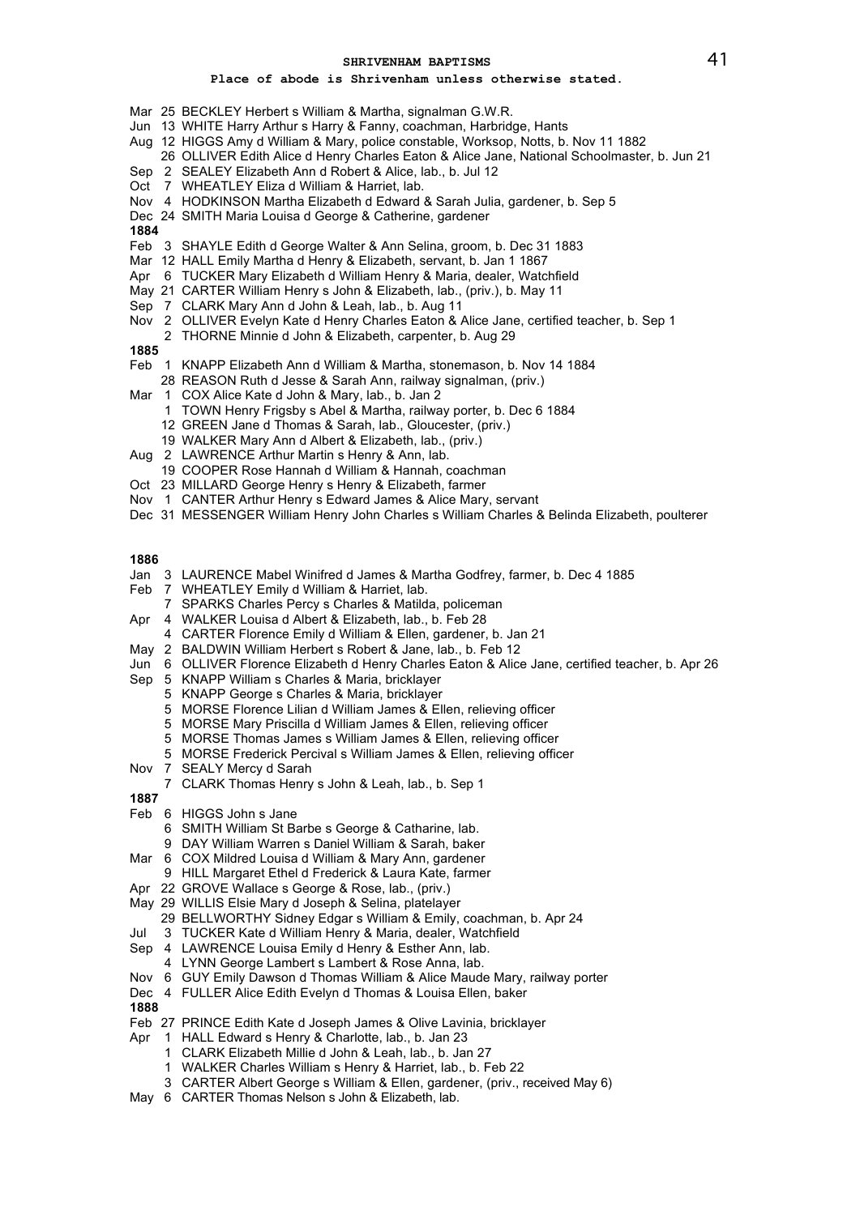## SHRIVENHAM BAPTISMS

**Place of abode is Shrivenham unless otherwise stated.**

Mar 25 BECKLEY Herbert s William & Martha, signalman G.W.R.
Jun 13 WHITE Harry Arthur s Harry & Fanny, coachman, Harbridge, Hants
Aug 12 HIGGS Amy d William & Mary, police constable, Worksop, Notts, b. Nov 11 1882
    26 OLLIVER Edith Alice d Henry Charles Eaton & Alice Jane, National Schoolmaster, b. Jun 21
Sep 2 SEALEY Elizabeth Ann d Robert & Alice, lab., b. Jul 12
Oct 7 WHEATLEY Eliza d William & Harriet, lab.
Nov 4 HODKINSON Martha Elizabeth d Edward & Sarah Julia, gardener, b. Sep 5
Dec 24 SMITH Maria Louisa d George & Catherine, gardener

**1884**

Feb 3 SHAYLE Edith d George Walter & Ann Selina, groom, b. Dec 31 1883
Mar 12 HALL Emily Martha d Henry & Elizabeth, servant, b. Jan 1 1867
Apr 6 TUCKER Mary Elizabeth d William Henry & Maria, dealer, Watchfield
May 21 CARTER William Henry s John & Elizabeth, lab., (priv.), b. May 11
Sep 7 CLARK Mary Ann d John & Leah, lab., b. Aug 11
Nov 2 OLLIVER Evelyn Kate d Henry Charles Eaton & Alice Jane, certified teacher, b. Sep 1
    2 THORNE Minnie d John & Elizabeth, carpenter, b. Aug 29

**1885**

Feb 1 KNAPP Elizabeth Ann d William & Martha, stonemason, b. Nov 14 1884
    28 REASON Ruth d Jesse & Sarah Ann, railway signalman, (priv.)
Mar 1 COX Alice Kate d John & Mary, lab., b. Jan 2
    1 TOWN Henry Frigsby s Abel & Martha, railway porter, b. Dec 6 1884
    12 GREEN Jane d Thomas & Sarah, lab., Gloucester, (priv.)
    19 WALKER Mary Ann d Albert & Elizabeth, lab., (priv.)
Aug 2 LAWRENCE Arthur Martin s Henry & Ann, lab.
    19 COOPER Rose Hannah d William & Hannah, coachman
Oct 23 MILLARD George Henry s Henry & Elizabeth, farmer
Nov 1 CANTER Arthur Henry s Edward James & Alice Mary, servant
Dec 31 MESSENGER William Henry John Charles s William Charles & Belinda Elizabeth, poulterer

**1886**

Jan 3 LAURENCE Mabel Winifred d James & Martha Godfrey, farmer, b. Dec 4 1885
Feb 7 WHEATLEY Emily d William & Harriet, lab.
    7 SPARKS Charles Percy s Charles & Matilda, policeman
Apr 4 WALKER Louisa d Albert & Elizabeth, lab., b. Feb 28
    4 CARTER Florence Emily d William & Ellen, gardener, b. Jan 21
May 2 BALDWIN William Herbert s Robert & Jane, lab., b. Feb 12
Jun 6 OLLIVER Florence Elizabeth d Henry Charles Eaton & Alice Jane, certified teacher, b. Apr 26
Sep 5 KNAPP William s Charles & Maria, bricklayer
    5 KNAPP George s Charles & Maria, bricklayer
    5 MORSE Florence Lilian d William James & Ellen, relieving officer
    5 MORSE Mary Priscilla d William James & Ellen, relieving officer
    5 MORSE Thomas James s William James & Ellen, relieving officer
    5 MORSE Frederick Percival s William James & Ellen, relieving officer
Nov 7 SEALY Mercy d Sarah
    7 CLARK Thomas Henry s John & Leah, lab., b. Sep 1

**1887**

Feb 6 HIGGS John s Jane
    6 SMITH William St Barbe s George & Catharine, lab.
    9 DAY William Warren s Daniel William & Sarah, baker
Mar 6 COX Mildred Louisa d William & Mary Ann, gardener
    9 HILL Margaret Ethel d Frederick & Laura Kate, farmer
Apr 22 GROVE Wallace s George & Rose, lab., (priv.)
May 29 WILLIS Elsie Mary d Joseph & Selina, platelayer
    29 BELLWORTHY Sidney Edgar s William & Emily, coachman, b. Apr 24
Jul 3 TUCKER Kate d William Henry & Maria, dealer, Watchfield
Sep 4 LAWRENCE Louisa Emily d Henry & Esther Ann, lab.
    4 LYNN George Lambert s Lambert & Rose Anna, lab.
Nov 6 GUY Emily Dawson d Thomas William & Alice Maude Mary, railway porter
Dec 4 FULLER Alice Edith Evelyn d Thomas & Louisa Ellen, baker

**1888**

Feb 27 PRINCE Edith Kate d Joseph James & Olive Lavinia, bricklayer
Apr 1 HALL Edward s Henry & Charlotte, lab., b. Jan 23
    1 CLARK Elizabeth Millie d John & Leah, lab., b. Jan 27
    1 WALKER Charles William s Henry & Harriet, lab., b. Feb 22
    3 CARTER Albert George s William & Ellen, gardener, (priv., received May 6)
May 6 CARTER Thomas Nelson s John & Elizabeth, lab.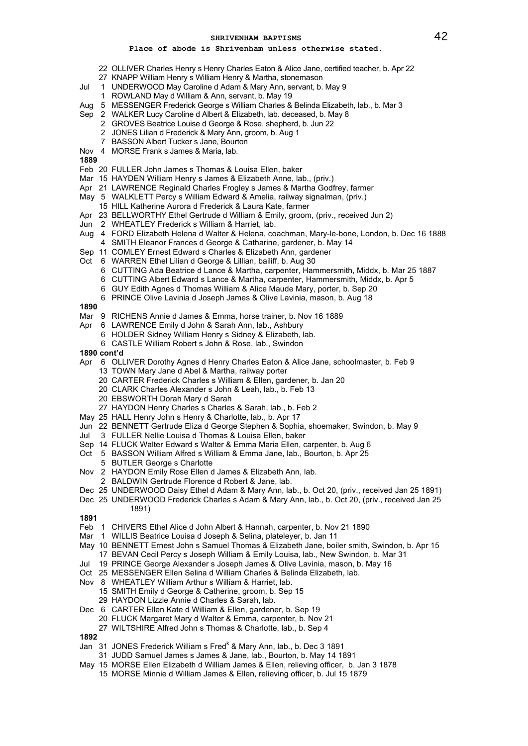**Place of abode is Shrivenham unless otherwise stated.**

22 OLLIVER Charles Henry s Henry Charles Eaton & Alice Jane, certified teacher, b. Apr 22
27 KNAPP William Henry s William Henry & Martha, stonemason
Jul 1 UNDERWOOD May Caroline d Adam & Mary Ann, servant, b. May 9
1 ROWLAND May d William & Ann, servant, b. May 19
Aug 5 MESSENGER Frederick George s William Charles & Belinda Elizabeth, lab., b. Mar 3
Sep 2 WALKER Lucy Caroline d Albert & Elizabeth, lab. deceased, b. May 8
2 GROVES Beatrice Louise d George & Rose, shepherd, b. Jun 22
2 JONES Lilian d Frederick & Mary Ann, groom, b. Aug 1
7 BASSON Albert Tucker s Jane, Bourton
Nov 4 MORSE Frank s James & Maria, lab.

**1889**

Feb 20 FULLER John James s Thomas & Louisa Ellen, baker
Mar 15 HAYDEN William Henry s James & Elizabeth Anne, lab., (priv.)
Apr 21 LAWRENCE Reginald Charles Frogley s James & Martha Godfrey, farmer
May 5 WALKLETT Percy s William Edward & Amelia, railway signalman, (priv.)
15 HILL Katherine Aurora d Frederick & Laura Kate, farmer
Apr 23 BELLWORTHY Ethel Gertrude d William & Emily, groom, (priv., received Jun 2)
Jun 2 WHEATLEY Frederick s William & Harriet, lab.
Aug 4 FORD Elizabeth Helena d Walter & Helena, coachman, Mary-le-bone, London, b. Dec 16 1888
4 SMITH Eleanor Frances d George & Catharine, gardener, b. May 14
Sep 11 COMLEY Ernest Edward s Charles & Elizabeth Ann, gardener
Oct 6 WARREN Ethel Lilian d George & Lillian, bailiff, b. Aug 30
6 CUTTING Ada Beatrice d Lance & Martha, carpenter, Hammersmith, Middx, b. Mar 25 1887
6 CUTTING Albert Edward s Lance & Martha, carpenter, Hammersmith, Middx, b. Apr 5
6 GUY Edith Agnes d Thomas William & Alice Maude Mary, porter, b. Sep 20
6 PRINCE Olive Lavinia d Joseph James & Olive Lavinia, mason, b. Aug 18

**1890**

Mar 9 RICHENS Annie d James & Emma, horse trainer, b. Nov 16 1889
Apr 6 LAWRENCE Emily d John & Sarah Ann, lab., Ashbury
6 HOLDER Sidney William Henry s Sidney & Elizabeth, lab.
6 CASTLE William Robert s John & Rose, lab., Swindon

**1890 cont'd**

Apr 6 OLLIVER Dorothy Agnes d Henry Charles Eaton & Alice Jane, schoolmaster, b. Feb 9
13 TOWN Mary Jane d Abel & Martha, railway porter
20 CARTER Frederick Charles s William & Ellen, gardener, b. Jan 20
20 CLARK Charles Alexander s John & Leah, lab., b. Feb 13
20 EBSWORTH Dorah Mary d Sarah
27 HAYDON Henry Charles s Charles & Sarah, lab., b. Feb 2
May 25 HALL Henry John s Henry & Charlotte, lab., b. Apr 17
Jun 22 BENNETT Gertrude Eliza d George Stephen & Sophia, shoemaker, Swindon, b. May 9
Jul 3 FULLER Nellie Louisa d Thomas & Louisa Ellen, baker
Sep 14 FLUCK Walter Edward s Walter & Emma Maria Ellen, carpenter, b. Aug 6
Oct 5 BASSON William Alfred s William & Emma Jane, lab., Bourton, b. Apr 25
5 BUTLER George s Charlotte
Nov 2 HAYDON Emily Rose Ellen d James & Elizabeth Ann, lab.
2 BALDWIN Gertrude Florence d Robert & Jane, lab.
Dec 25 UNDERWOOD Daisy Ethel d Adam & Mary Ann, lab., b. Oct 20, (priv., received Jan 25 1891)
Dec 25 UNDERWOOD Frederick Charles s Adam & Mary Ann, lab., b. Oct 20, (priv., received Jan 25 1891)

**1891**

Feb 1 CHIVERS Ethel Alice d John Albert & Hannah, carpenter, b. Nov 21 1890
Mar 1 WILLIS Beatrice Louisa d Joseph & Selina, plateleyer, b. Jan 11
May 10 BENNETT Ernest John s Samuel Thomas & Elizabeth Jane, boiler smith, Swindon, b. Apr 15
17 BEVAN Cecil Percy s Joseph William & Emily Louisa, lab., New Swindon, b. Mar 31
Jul 19 PRINCE George Alexander s Joseph James & Olive Lavinia, mason, b. May 16
Oct 25 MESSENGER Ellen Selina d William Charles & Belinda Elizabeth, lab.
Nov 8 WHEATLEY William Arthur s William & Harriet, lab.
15 SMITH Emily d George & Catherine, groom, b. Sep 15
29 HAYDON Lizzie Annie d Charles & Sarah, lab.
Dec 6 CARTER Ellen Kate d William & Ellen, gardener, b. Sep 19
20 FLUCK Margaret Mary d Walter & Emma, carpenter, b. Nov 21
27 WILTSHIRE Alfred John s Thomas & Charlotte, lab., b. Sep 4

**1892**

Jan 31 JONES Frederick William s Fred$^{k}$ & Mary Ann, lab., b. Dec 3 1891
31 JUDD Samuel James s James & Jane, lab., Bourton, b. May 14 1891
May 15 MORSE Ellen Elizabeth d William James & Ellen, relieving officer, b. Jan 3 1878
15 MORSE Minnie d William James & Ellen, relieving officer, b. Jul 15 1879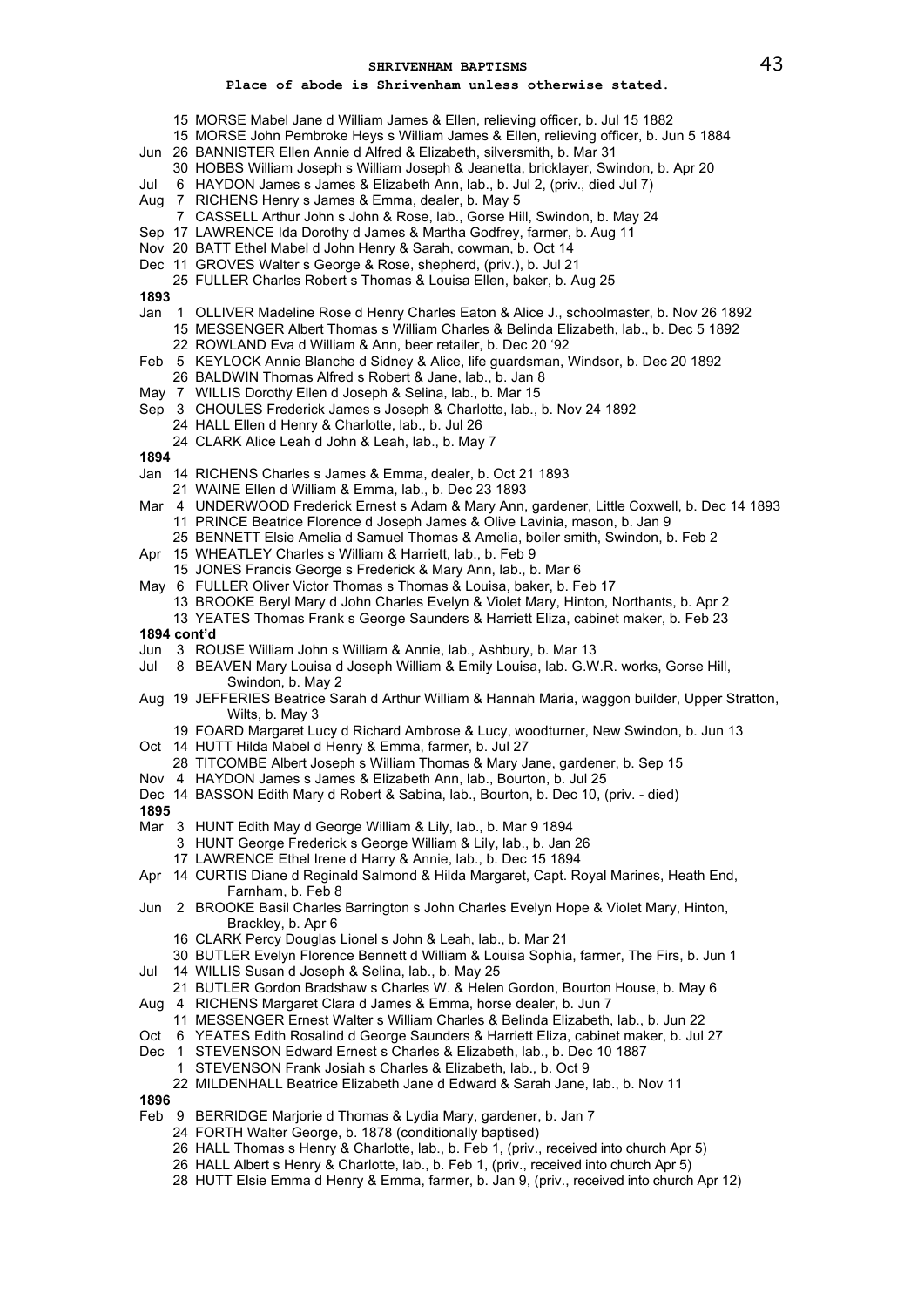# SHRIVENHAM BAPTISMS

**Place of abode is Shrivenham unless otherwise stated.**

15 MORSE Mabel Jane d William James & Ellen, relieving officer, b. Jul 15 1882
15 MORSE John Pembroke Heys s William James & Ellen, relieving officer, b. Jun 5 1884
Jun 26 BANNISTER Ellen Annie d Alfred & Elizabeth, silversmith, b. Mar 31
30 HOBBS William Joseph s William Joseph & Jeanetta, bricklayer, Swindon, b. Apr 20
Jul 6 HAYDON James s James & Elizabeth Ann, lab., b. Jul 2, (priv., died Jul 7)
Aug 7 RICHENS Henry s James & Emma, dealer, b. May 5
7 CASSELL Arthur John s John & Rose, lab., Gorse Hill, Swindon, b. May 24
Sep 17 LAWRENCE Ida Dorothy d James & Martha Godfrey, farmer, b. Aug 11
Nov 20 BATT Ethel Mabel d John Henry & Sarah, cowman, b. Oct 14
Dec 11 GROVES Walter s George & Rose, shepherd, (priv.), b. Jul 21
25 FULLER Charles Robert s Thomas & Louisa Ellen, baker, b. Aug 25

**1893**

Jan 1 OLLIVER Madeline Rose d Henry Charles Eaton & Alice J., schoolmaster, b. Nov 26 1892
15 MESSENGER Albert Thomas s William Charles & Belinda Elizabeth, lab., b. Dec 5 1892
22 ROWLAND Eva d William & Ann, beer retailer, b. Dec 20 '92
Feb 5 KEYLOCK Annie Blanche d Sidney & Alice, life guardsman, Windsor, b. Dec 20 1892
26 BALDWIN Thomas Alfred s Robert & Jane, lab., b. Jan 8
May 7 WILLIS Dorothy Ellen d Joseph & Selina, lab., b. Mar 15
Sep 3 CHOULES Frederick James s Joseph & Charlotte, lab., b. Nov 24 1892
24 HALL Ellen d Henry & Charlotte, lab., b. Jul 26
24 CLARK Alice Leah d John & Leah, lab., b. May 7

**1894**

Jan 14 RICHENS Charles s James & Emma, dealer, b. Oct 21 1893
21 WAINE Ellen d William & Emma, lab., b. Dec 23 1893
Mar 4 UNDERWOOD Frederick Ernest s Adam & Mary Ann, gardener, Little Coxwell, b. Dec 14 1893
11 PRINCE Beatrice Florence d Joseph James & Olive Lavinia, mason, b. Jan 9
25 BENNETT Elsie Amelia d Samuel Thomas & Amelia, boiler smith, Swindon, b. Feb 2
Apr 15 WHEATLEY Charles s William & Harriett, lab., b. Feb 9
15 JONES Francis George s Frederick & Mary Ann, lab., b. Mar 6
May 6 FULLER Oliver Victor Thomas s Thomas & Louisa, baker, b. Feb 17
13 BROOKE Beryl Mary d John Charles Evelyn & Violet Mary, Hinton, Northants, b. Apr 2
13 YEATES Thomas Frank s George Saunders & Harriett Eliza, cabinet maker, b. Feb 23

**1894 cont'd**

Jun 3 ROUSE William John s William & Annie, lab., Ashbury, b. Mar 13
Jul 8 BEAVEN Mary Louisa d Joseph William & Emily Louisa, lab. G.W.R. works, Gorse Hill, Swindon, b. May 2
Aug 19 JEFFERIES Beatrice Sarah d Arthur William & Hannah Maria, waggon builder, Upper Stratton, Wilts, b. May 3
19 FOARD Margaret Lucy d Richard Ambrose & Lucy, woodturner, New Swindon, b. Jun 13
Oct 14 HUTT Hilda Mabel d Henry & Emma, farmer, b. Jul 27
28 TITCOMBE Albert Joseph s William Thomas & Mary Jane, gardener, b. Sep 15
Nov 4 HAYDON James s James & Elizabeth Ann, lab., Bourton, b. Jul 25
Dec 14 BASSON Edith Mary d Robert & Sabina, lab., Bourton, b. Dec 10, (priv. - died)

**1895**

Mar 3 HUNT Edith May d George William & Lily, lab., b. Mar 9 1894
3 HUNT George Frederick s George William & Lily, lab., b. Jan 26
17 LAWRENCE Ethel Irene d Harry & Annie, lab., b. Dec 15 1894
Apr 14 CURTIS Diane d Reginald Salmond & Hilda Margaret, Capt. Royal Marines, Heath End, Farnham, b. Feb 8
Jun 2 BROOKE Basil Charles Barrington s John Charles Evelyn Hope & Violet Mary, Hinton, Brackley, b. Apr 6
16 CLARK Percy Douglas Lionel s John & Leah, lab., b. Mar 21
30 BUTLER Evelyn Florence Bennett d William & Louisa Sophia, farmer, The Firs, b. Jun 1
Jul 14 WILLIS Susan d Joseph & Selina, lab., b. May 25
21 BUTLER Gordon Bradshaw s Charles W. & Helen Gordon, Bourton House, b. May 6
Aug 4 RICHENS Margaret Clara d James & Emma, horse dealer, b. Jun 7
11 MESSENGER Ernest Walter s William Charles & Belinda Elizabeth, lab., b. Jun 22
Oct 6 YEATES Edith Rosalind d George Saunders & Harriett Eliza, cabinet maker, b. Jul 27
Dec 1 STEVENSON Edward Ernest s Charles & Elizabeth, lab., b. Dec 10 1887
1 STEVENSON Frank Josiah s Charles & Elizabeth, lab., b. Oct 9
22 MILDENHALL Beatrice Elizabeth Jane d Edward & Sarah Jane, lab., b. Nov 11

**1896**

Feb 9 BERRIDGE Marjorie d Thomas & Lydia Mary, gardener, b. Jan 7
24 FORTH Walter George, b. 1878 (conditionally baptised)
26 HALL Thomas s Henry & Charlotte, lab., b. Feb 1, (priv., received into church Apr 5)
26 HALL Albert s Henry & Charlotte, lab., b. Feb 1, (priv., received into church Apr 5)
28 HUTT Elsie Emma d Henry & Emma, farmer, b. Jan 9, (priv., received into church Apr 12)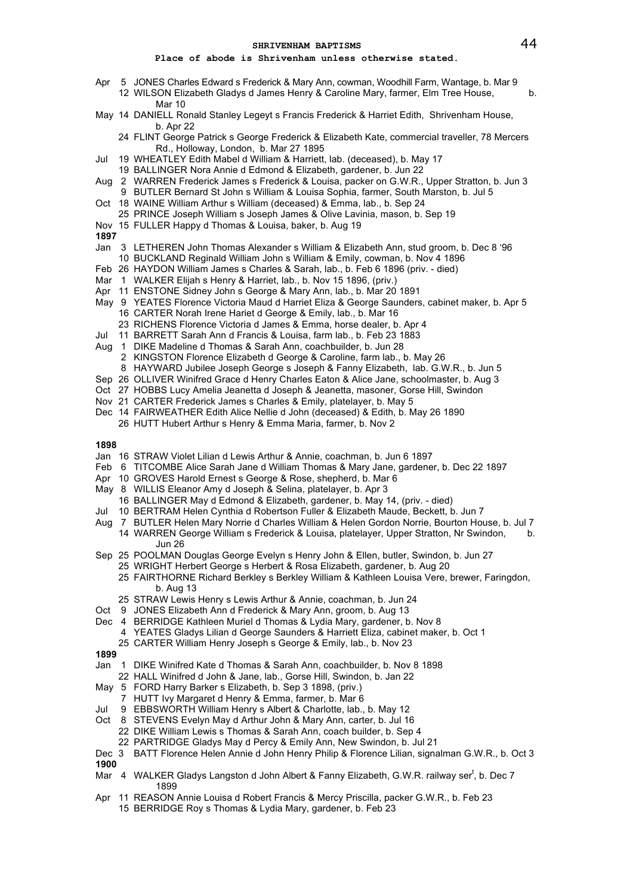**Place of abode is Shrivenham unless otherwise stated.**

Apr 5 JONES Charles Edward s Frederick & Mary Ann, cowman, Woodhill Farm, Wantage, b. Mar 9
12 WILSON Elizabeth Gladys d James Henry & Caroline Mary, farmer, Elm Tree House, b. Mar 10
May 14 DANIELL Ronald Stanley Legeyt s Francis Frederick & Harriet Edith, Shrivenham House, b. Apr 22
24 FLINT George Patrick s George Frederick & Elizabeth Kate, commercial traveller, 78 Mercers Rd., Holloway, London, b. Mar 27 1895
Jul 19 WHEATLEY Edith Mabel d William & Harriett, lab. (deceased), b. May 17
19 BALLINGER Nora Annie d Edmond & Elizabeth, gardener, b. Jun 22
Aug 2 WARREN Frederick James s Frederick & Louisa, packer on G.W.R., Upper Stratton, b. Jun 3
9 BUTLER Bernard St John s William & Louisa Sophia, farmer, South Marston, b. Jul 5
Oct 18 WAINE William Arthur s William (deceased) & Emma, lab., b. Sep 24
25 PRINCE Joseph William s Joseph James & Olive Lavinia, mason, b. Sep 19
Nov 15 FULLER Happy d Thomas & Louisa, baker, b. Aug 19

**1897**

Jan 3 LETHEREN John Thomas Alexander s William & Elizabeth Ann, stud groom, b. Dec 8 '96
10 BUCKLAND Reginald William John s William & Emily, cowman, b. Nov 4 1896
Feb 26 HAYDON William James s Charles & Sarah, lab., b. Feb 6 1896 (priv. - died)
Mar 1 WALKER Elijah s Henry & Harriet, lab., b. Nov 15 1896, (priv.)
Apr 11 ENSTONE Sidney John s George & Mary Ann, lab., b. Mar 20 1891
May 9 YEATES Florence Victoria Maud d Harriet Eliza & George Saunders, cabinet maker, b. Apr 5
16 CARTER Norah Irene Hariet d George & Emily, lab., b. Mar 16
23 RICHENS Florence Victoria d James & Emma, horse dealer, b. Apr 4
Jul 11 BARRETT Sarah Ann d Francis & Louisa, farm lab., b. Feb 23 1883
Aug 1 DIKE Madeline d Thomas & Sarah Ann, coachbuilder, b. Jun 28
2 KINGSTON Florence Elizabeth d George & Caroline, farm lab., b. May 26
8 HAYWARD Jubilee Joseph George s Joseph & Fanny Elizabeth, lab. G.W.R., b. Jun 5
Sep 26 OLLIVER Winifred Grace d Henry Charles Eaton & Alice Jane, schoolmaster, b. Aug 3
Oct 27 HOBBS Lucy Amelia Jeanetta d Joseph & Jeanetta, masoner, Gorse Hill, Swindon
Nov 21 CARTER Frederick James s Charles & Emily, platelayer, b. May 5
Dec 14 FAIRWEATHER Edith Alice Nellie d John (deceased) & Edith, b. May 26 1890
26 HUTT Hubert Arthur s Henry & Emma Maria, farmer, b. Nov 2

**1898**

Jan 16 STRAW Violet Lilian d Lewis Arthur & Annie, coachman, b. Jun 6 1897
Feb 6 TITCOMBE Alice Sarah Jane d William Thomas & Mary Jane, gardener, b. Dec 22 1897
Apr 10 GROVES Harold Ernest s George & Rose, shepherd, b. Mar 6
May 8 WILLIS Eleanor Amy d Joseph & Selina, platelayer, b. Apr 3
16 BALLINGER May d Edmond & Elizabeth, gardener, b. May 14, (priv. - died)
Jul 10 BERTRAM Helen Cynthia d Robertson Fuller & Elizabeth Maude, Beckett, b. Jun 7
Aug 7 BUTLER Helen Mary Norrie d Charles William & Helen Gordon Norrie, Bourton House, b. Jul 7
14 WARREN George William s Frederick & Louisa, platelayer, Upper Stratton, Nr Swindon, b. Jun 26
Sep 25 POOLMAN Douglas George Evelyn s Henry John & Ellen, butler, Swindon, b. Jun 27
25 WRIGHT Herbert George s Herbert & Rosa Elizabeth, gardener, b. Aug 20
25 FAIRTHORNE Richard Berkley s Berkley William & Kathleen Louisa Vere, brewer, Faringdon, b. Aug 13
25 STRAW Lewis Henry s Lewis Arthur & Annie, coachman, b. Jun 24
Oct 9 JONES Elizabeth Ann d Frederick & Mary Ann, groom, b. Aug 13
Dec 4 BERRIDGE Kathleen Muriel d Thomas & Lydia Mary, gardener, b. Nov 8
4 YEATES Gladys Lilian d George Saunders & Harriett Eliza, cabinet maker, b. Oct 1
25 CARTER William Henry Joseph s George & Emily, lab., b. Nov 23

**1899**

Jan 1 DIKE Winifred Kate d Thomas & Sarah Ann, coachbuilder, b. Nov 8 1898
22 HALL Winifred d John & Jane, lab., Gorse Hill, Swindon, b. Jan 22
May 5 FORD Harry Barker s Elizabeth, b. Sep 3 1898, (priv.)
7 HUTT Ivy Margaret d Henry & Emma, farmer, b. Mar 6
Jul 9 EBBSWORTH William Henry s Albert & Charlotte, lab., b. May 12
Oct 8 STEVENS Evelyn May d Arthur John & Mary Ann, carter, b. Jul 16
22 DIKE William Lewis s Thomas & Sarah Ann, coach builder, b. Sep 4
22 PARTRIDGE Gladys May d Percy & Emily Ann, New Swindon, b. Jul 21
Dec 3 BATT Florence Helen Annie d John Henry Philip & Florence Lilian, signalman G.W.R., b. Oct 3

**1900**

Mar 4 WALKER Gladys Langston d John Albert & Fanny Elizabeth, G.W.R. railway ser[t], b. Dec 7 1899
Apr 11 REASON Annie Louisa d Robert Francis & Mercy Priscilla, packer G.W.R., b. Feb 23
15 BERRIDGE Roy s Thomas & Lydia Mary, gardener, b. Feb 23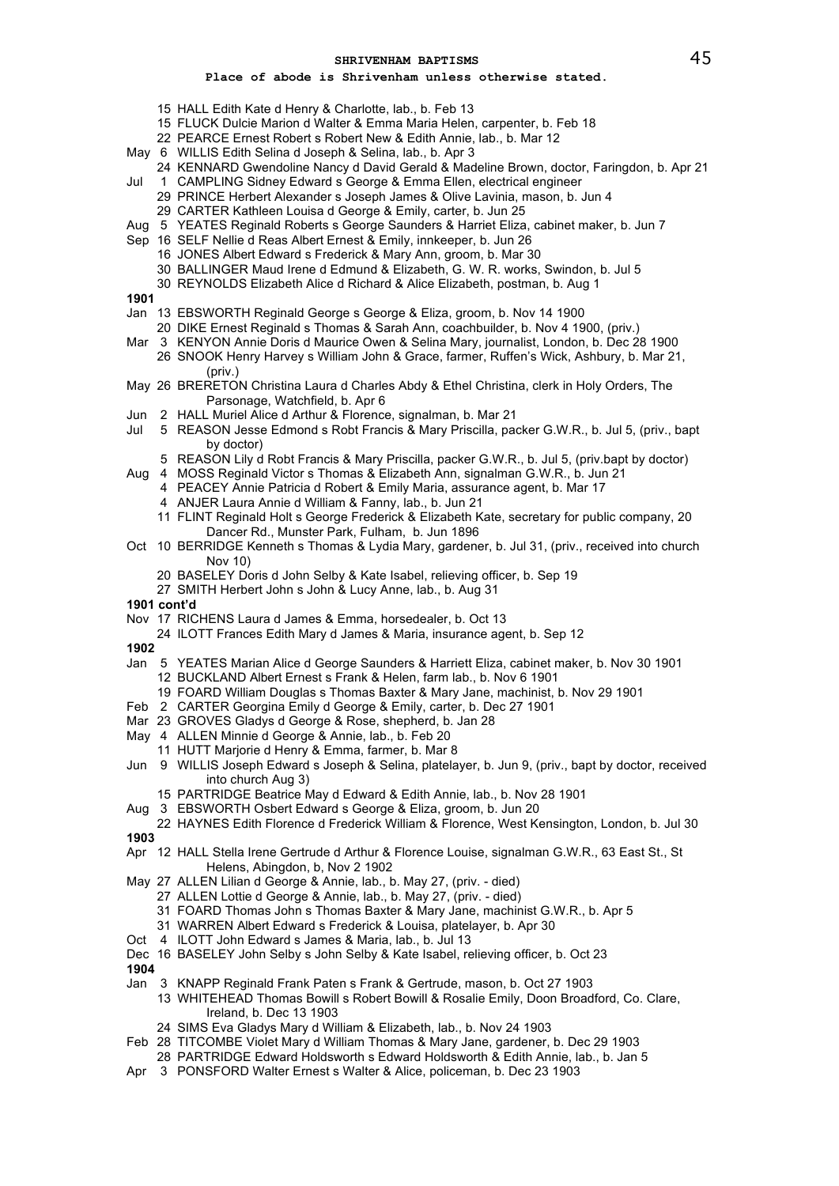## SHRIVENHAM BAPTISMS

**Place of abode is Shrivenham unless otherwise stated.**

15 HALL Edith Kate d Henry & Charlotte, lab., b. Feb 13
15 FLUCK Dulcie Marion d Walter & Emma Maria Helen, carpenter, b. Feb 18
22 PEARCE Ernest Robert s Robert New & Edith Annie, lab., b. Mar 12
May 6 WILLIS Edith Selina d Joseph & Selina, lab., b. Apr 3
24 KENNARD Gwendoline Nancy d David Gerald & Madeline Brown, doctor, Faringdon, b. Apr 21
Jul 1 CAMPLING Sidney Edward s George & Emma Ellen, electrical engineer
29 PRINCE Herbert Alexander s Joseph James & Olive Lavinia, mason, b. Jun 4
29 CARTER Kathleen Louisa d George & Emily, carter, b. Jun 25
Aug 5 YEATES Reginald Roberts s George Saunders & Harriet Eliza, cabinet maker, b. Jun 7
Sep 16 SELF Nellie d Reas Albert Ernest & Emily, innkeeper, b. Jun 26
16 JONES Albert Edward s Frederick & Mary Ann, groom, b. Mar 30
30 BALLINGER Maud Irene d Edmund & Elizabeth, G. W. R. works, Swindon, b. Jul 5
30 REYNOLDS Elizabeth Alice d Richard & Alice Elizabeth, postman, b. Aug 1

**1901**

Jan 13 EBSWORTH Reginald George s George & Eliza, groom, b. Nov 14 1900
20 DIKE Ernest Reginald s Thomas & Sarah Ann, coachbuilder, b. Nov 4 1900, (priv.)
Mar 3 KENYON Annie Doris d Maurice Owen & Selina Mary, journalist, London, b. Dec 28 1900
26 SNOOK Henry Harvey s William John & Grace, farmer, Ruffen's Wick, Ashbury, b. Mar 21, (priv.)
May 26 BRERETON Christina Laura d Charles Abdy & Ethel Christina, clerk in Holy Orders, The Parsonage, Watchfield, b. Apr 6
Jun 2 HALL Muriel Alice d Arthur & Florence, signalman, b. Mar 21
Jul 5 REASON Jesse Edmond s Robt Francis & Mary Priscilla, packer G.W.R., b. Jul 5, (priv., bapt by doctor)
5 REASON Lily d Robt Francis & Mary Priscilla, packer G.W.R., b. Jul 5, (priv.bapt by doctor)
Aug 4 MOSS Reginald Victor s Thomas & Elizabeth Ann, signalman G.W.R., b. Jun 21
4 PEACEY Annie Patricia d Robert & Emily Maria, assurance agent, b. Mar 17
4 ANJER Laura Annie d William & Fanny, lab., b. Jun 21
11 FLINT Reginald Holt s George Frederick & Elizabeth Kate, secretary for public company, 20 Dancer Rd., Munster Park, Fulham, b. Jun 1896
Oct 10 BERRIDGE Kenneth s Thomas & Lydia Mary, gardener, b. Jul 31, (priv., received into church Nov 10)
20 BASELEY Doris d John Selby & Kate Isabel, relieving officer, b. Sep 19
27 SMITH Herbert John s John & Lucy Anne, lab., b. Aug 31

**1901 cont'd**

Nov 17 RICHENS Laura d James & Emma, horsedealer, b. Oct 13
24 ILOTT Frances Edith Mary d James & Maria, insurance agent, b. Sep 12

**1902**

Jan 5 YEATES Marian Alice d George Saunders & Harriett Eliza, cabinet maker, b. Nov 30 1901
12 BUCKLAND Albert Ernest s Frank & Helen, farm lab., b. Nov 6 1901
19 FOARD William Douglas s Thomas Baxter & Mary Jane, machinist, b. Nov 29 1901
Feb 2 CARTER Georgina Emily d George & Emily, carter, b. Dec 27 1901
Mar 23 GROVES Gladys d George & Rose, shepherd, b. Jan 28
May 4 ALLEN Minnie d George & Annie, lab., b. Feb 20
11 HUTT Marjorie d Henry & Emma, farmer, b. Mar 8
Jun 9 WILLIS Joseph Edward s Joseph & Selina, platelayer, b. Jun 9, (priv., bapt by doctor, received into church Aug 3)
15 PARTRIDGE Beatrice May d Edward & Edith Annie, lab., b. Nov 28 1901
Aug 3 EBSWORTH Osbert Edward s George & Eliza, groom, b. Jun 20
22 HAYNES Edith Florence d Frederick William & Florence, West Kensington, London, b. Jul 30

**1903**

Apr 12 HALL Stella Irene Gertrude d Arthur & Florence Louise, signalman G.W.R., 63 East St., St Helens, Abingdon, b, Nov 2 1902
May 27 ALLEN Lilian d George & Annie, lab., b. May 27, (priv. - died)
27 ALLEN Lottie d George & Annie, lab., b. May 27, (priv. - died)
31 FOARD Thomas John s Thomas Baxter & Mary Jane, machinist G.W.R., b. Apr 5
31 WARREN Albert Edward s Frederick & Louisa, platelayer, b. Apr 30
Oct 4 ILOTT John Edward s James & Maria, lab., b. Jul 13
Dec 16 BASELEY John Selby s John Selby & Kate Isabel, relieving officer, b. Oct 23

**1904**

Jan 3 KNAPP Reginald Frank Paten s Frank & Gertrude, mason, b. Oct 27 1903
13 WHITEHEAD Thomas Bowill s Robert Bowill & Rosalie Emily, Doon Broadford, Co. Clare, Ireland, b. Dec 13 1903
24 SIMS Eva Gladys Mary d William & Elizabeth, lab., b. Nov 24 1903
Feb 28 TITCOMBE Violet Mary d William Thomas & Mary Jane, gardener, b. Dec 29 1903
28 PARTRIDGE Edward Holdsworth s Edward Holdsworth & Edith Annie, lab., b. Jan 5
Apr 3 PONSFORD Walter Ernest s Walter & Alice, policeman, b. Dec 23 1903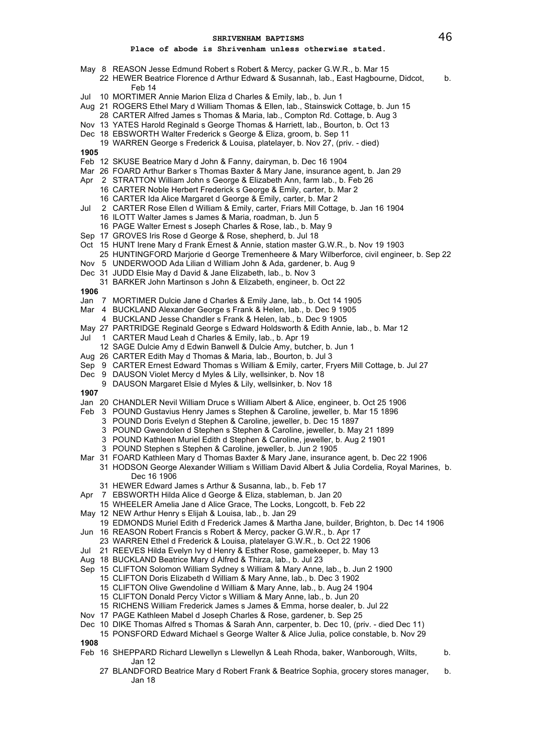## SHRIVENHAM BAPTISMS

**Place of abode is Shrivenham unless otherwise stated.**

May 8 REASON Jesse Edmund Robert s Robert & Mercy, packer G.W.R., b. Mar 15
 22 HEWER Beatrice Florence d Arthur Edward & Susannah, lab., East Hagbourne, Didcot, b. Feb 14
Jul 10 MORTIMER Annie Marion Eliza d Charles & Emily, lab., b. Jun 1
Aug 21 ROGERS Ethel Mary d William Thomas & Ellen, lab., Stainswick Cottage, b. Jun 15
 28 CARTER Alfred James s Thomas & Maria, lab., Compton Rd. Cottage, b. Aug 3
Nov 13 YATES Harold Reginald s George Thomas & Harriett, lab., Bourton, b. Oct 13
Dec 18 EBSWORTH Walter Frederick s George & Eliza, groom, b. Sep 11
 19 WARREN George s Frederick & Louisa, platelayer, b. Nov 27, (priv. - died)

**1905**

Feb 12 SKUSE Beatrice Mary d John & Fanny, dairyman, b. Dec 16 1904
Mar 26 FOARD Arthur Barker s Thomas Baxter & Mary Jane, insurance agent, b. Jan 29
Apr 2 STRATTON William John s George & Elizabeth Ann, farm lab., b. Feb 26
 16 CARTER Noble Herbert Frederick s George & Emily, carter, b. Mar 2
 16 CARTER Ida Alice Margaret d George & Emily, carter, b. Mar 2
Jul 2 CARTER Rose Ellen d William & Emily, carter, Friars Mill Cottage, b. Jan 16 1904
 16 ILOTT Walter James s James & Maria, roadman, b. Jun 5
 16 PAGE Walter Ernest s Joseph Charles & Rose, lab., b. May 9
Sep 17 GROVES Iris Rose d George & Rose, shepherd, b. Jul 18
Oct 15 HUNT Irene Mary d Frank Ernest & Annie, station master G.W.R., b. Nov 19 1903
 25 HUNTINGFORD Marjorie d George Tremenheere & Mary Wilberforce, civil engineer, b. Sep 22
Nov 5 UNDERWOOD Ada Lilian d William John & Ada, gardener, b. Aug 9
Dec 31 JUDD Elsie May d David & Jane Elizabeth, lab., b. Nov 3
 31 BARKER John Martinson s John & Elizabeth, engineer, b. Oct 22

**1906**

Jan 7 MORTIMER Dulcie Jane d Charles & Emily Jane, lab., b. Oct 14 1905
Mar 4 BUCKLAND Alexander George s Frank & Helen, lab., b. Dec 9 1905
 4 BUCKLAND Jesse Chandler s Frank & Helen, lab., b. Dec 9 1905
May 27 PARTRIDGE Reginald George s Edward Holdsworth & Edith Annie, lab., b. Mar 12
Jul 1 CARTER Maud Leah d Charles & Emily, lab., b. Apr 19
 12 SAGE Dulcie Amy d Edwin Banwell & Dulcie Amy, butcher, b. Jun 1
Aug 26 CARTER Edith May d Thomas & Maria, lab., Bourton, b. Jul 3
Sep 9 CARTER Ernest Edward Thomas s William & Emily, carter, Fryers Mill Cottage, b. Jul 27
Dec 9 DAUSON Violet Mercy d Myles & Lily, wellsinker, b. Nov 18
 9 DAUSON Margaret Elsie d Myles & Lily, wellsinker, b. Nov 18

**1907**

Jan 20 CHANDLER Nevil William Druce s William Albert & Alice, engineer, b. Oct 25 1906
Feb 3 POUND Gustavius Henry James s Stephen & Caroline, jeweller, b. Mar 15 1896
 3 POUND Doris Evelyn d Stephen & Caroline, jeweller, b. Dec 15 1897
 3 POUND Gwendolen d Stephen s Stephen & Caroline, jeweller, b. May 21 1899
 3 POUND Kathleen Muriel Edith d Stephen & Caroline, jeweller, b. Aug 2 1901
 3 POUND Stephen s Stephen & Caroline, jeweller, b. Jun 2 1905
Mar 31 FOARD Kathleen Mary d Thomas Baxter & Mary Jane, insurance agent, b. Dec 22 1906
 31 HODSON George Alexander William s William David Albert & Julia Cordelia, Royal Marines, b. Dec 16 1906
 31 HEWER Edward James s Arthur & Susanna, lab., b. Feb 17
Apr 7 EBSWORTH Hilda Alice d George & Eliza, stableman, b. Jan 20
 15 WHEELER Amelia Jane d Alice Grace, The Locks, Longcott, b. Feb 22
May 12 NEW Arthur Henry s Elijah & Louisa, lab., b. Jan 29
 19 EDMONDS Muriel Edith d Frederick James & Martha Jane, builder, Brighton, b. Dec 14 1906
Jun 16 REASON Robert Francis s Robert & Mercy, packer G.W.R., b. Apr 17
 23 WARREN Ethel d Frederick & Louisa, platelayer G.W.R., b. Oct 22 1906
Jul 21 REEVES Hilda Evelyn Ivy d Henry & Esther Rose, gamekeeper, b. May 13
Aug 18 BUCKLAND Beatrice Mary d Alfred & Thirza, lab., b. Jul 23
Sep 15 CLIFTON Solomon William Sydney s William & Mary Anne, lab., b. Jun 2 1900
 15 CLIFTON Doris Elizabeth d William & Mary Anne, lab., b. Dec 3 1902
 15 CLIFTON Olive Gwendoline d William & Mary Anne, lab., b. Aug 24 1904
 15 CLIFTON Donald Percy Victor s William & Mary Anne, lab., b. Jun 20
 15 RICHENS William Frederick James s James & Emma, horse dealer, b. Jul 22
Nov 17 PAGE Kathleen Mabel d Joseph Charles & Rose, gardener, b. Sep 25
Dec 10 DIKE Thomas Alfred s Thomas & Sarah Ann, carpenter, b. Dec 10, (priv. - died Dec 11)
 15 PONSFORD Edward Michael s George Walter & Alice Julia, police constable, b. Nov 29

**1908**

Feb 16 SHEPPARD Richard Llewellyn s Llewellyn & Leah Rhoda, baker, Wanborough, Wilts, b. Jan 12
 27 BLANDFORD Beatrice Mary d Robert Frank & Beatrice Sophia, grocery stores manager, b. Jan 18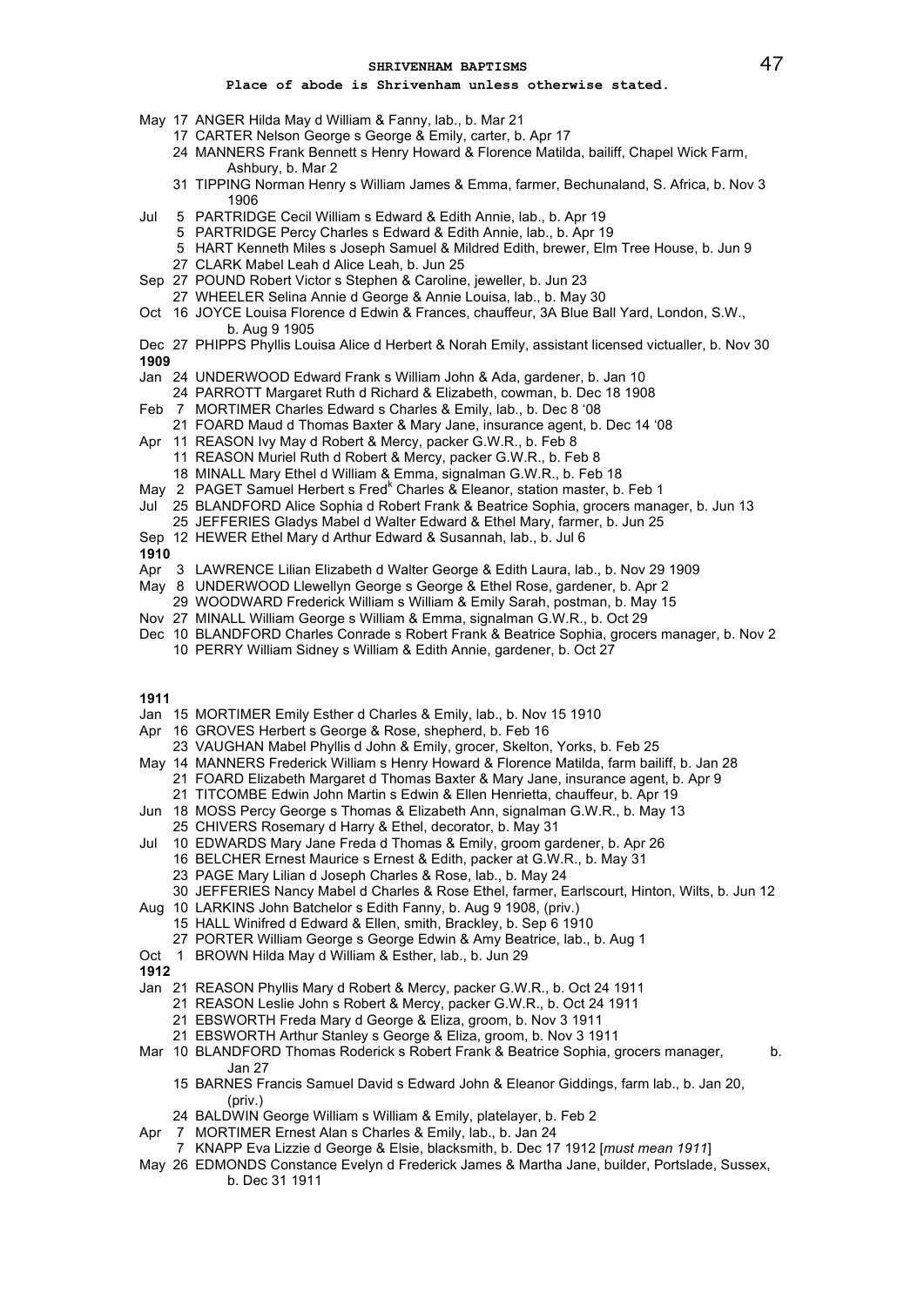**SHRIVENHAM BAPTISMS**

**Place of abode is Shrivenham unless otherwise stated.**

May 17 ANGER Hilda May d William & Fanny, lab., b. Mar 21
17 CARTER Nelson George s George & Emily, carter, b. Apr 17
24 MANNERS Frank Bennett s Henry Howard & Florence Matilda, bailiff, Chapel Wick Farm, Ashbury, b. Mar 2
31 TIPPING Norman Henry s William James & Emma, farmer, Bechunaland, S. Africa, b. Nov 3 1906

Jul 5 PARTRIDGE Cecil William s Edward & Edith Annie, lab., b. Apr 19
5 PARTRIDGE Percy Charles s Edward & Edith Annie, lab., b. Apr 19
5 HART Kenneth Miles s Joseph Samuel & Mildred Edith, brewer, Elm Tree House, b. Jun 9
27 CLARK Mabel Leah d Alice Leah, b. Jun 25

Sep 27 POUND Robert Victor s Stephen & Caroline, jeweller, b. Jun 23
27 WHEELER Selina Annie d George & Annie Louisa, lab., b. May 30

Oct 16 JOYCE Louisa Florence d Edwin & Frances, chauffeur, 3A Blue Ball Yard, London, S.W., b. Aug 9 1905

Dec 27 PHIPPS Phyllis Louisa Alice d Herbert & Norah Emily, assistant licensed victualler, b. Nov 30

**1909**

Jan 24 UNDERWOOD Edward Frank s William John & Ada, gardener, b. Jan 10
24 PARROTT Margaret Ruth d Richard & Elizabeth, cowman, b. Dec 18 1908

Feb 7 MORTIMER Charles Edward s Charles & Emily, lab., b. Dec 8 '08
21 FOARD Maud d Thomas Baxter & Mary Jane, insurance agent, b. Dec 14 '08

Apr 11 REASON Ivy May d Robert & Mercy, packer G.W.R., b. Feb 8
11 REASON Muriel Ruth d Robert & Mercy, packer G.W.R., b. Feb 8
18 MINALL Mary Ethel d William & Emma, signalman G.W.R., b. Feb 18

May 2 PAGET Samuel Herbert s Fred[k] Charles & Eleanor, station master, b. Feb 1

Jul 25 BLANDFORD Alice Sophia d Robert Frank & Beatrice Sophia, grocers manager, b. Jun 13
25 JEFFERIES Gladys Mabel d Walter Edward & Ethel Mary, farmer, b. Jun 25

Sep 12 HEWER Ethel Mary d Arthur Edward & Susannah, lab., b. Jul 6

**1910**

Apr 3 LAWRENCE Lilian Elizabeth d Walter George & Edith Laura, lab., b. Nov 29 1909

May 8 UNDERWOOD Llewellyn George s George & Ethel Rose, gardener, b. Apr 2
29 WOODWARD Frederick William s William & Emily Sarah, postman, b. May 15

Nov 27 MINALL William George s William & Emma, signalman G.W.R., b. Oct 29

Dec 10 BLANDFORD Charles Conrade s Robert Frank & Beatrice Sophia, grocers manager, b. Nov 2
10 PERRY William Sidney s William & Edith Annie, gardener, b. Oct 27

**1911**

Jan 15 MORTIMER Emily Esther d Charles & Emily, lab., b. Nov 15 1910

Apr 16 GROVES Herbert s George & Rose, shepherd, b. Feb 16
23 VAUGHAN Mabel Phyllis d John & Emily, grocer, Skelton, Yorks, b. Feb 25

May 14 MANNERS Frederick William s Henry Howard & Florence Matilda, farm bailiff, b. Jan 28
21 FOARD Elizabeth Margaret d Thomas Baxter & Mary Jane, insurance agent, b. Apr 9
21 TITCOMBE Edwin John Martin s Edwin & Ellen Henrietta, chauffeur, b. Apr 19

Jun 18 MOSS Percy George s Thomas & Elizabeth Ann, signalman G.W.R., b. May 13
25 CHIVERS Rosemary d Harry & Ethel, decorator, b. May 31

Jul 10 EDWARDS Mary Jane Freda d Thomas & Emily, groom gardener, b. Apr 26
16 BELCHER Ernest Maurice s Ernest & Edith, packer at G.W.R., b. May 31
23 PAGE Mary Lilian d Joseph Charles & Rose, lab., b. May 24
30 JEFFERIES Nancy Mabel d Charles & Rose Ethel, farmer, Earlscourt, Hinton, Wilts, b. Jun 12

Aug 10 LARKINS John Batchelor s Edith Fanny, b. Aug 9 1908, (priv.)
15 HALL Winifred d Edward & Ellen, smith, Brackley, b. Sep 6 1910
27 PORTER William George s George Edwin & Amy Beatrice, lab., b. Aug 1

Oct 1 BROWN Hilda May d William & Esther, lab., b. Jun 29

**1912**

Jan 21 REASON Phyllis Mary d Robert & Mercy, packer G.W.R., b. Oct 24 1911
21 REASON Leslie John s Robert & Mercy, packer G.W.R., b. Oct 24 1911
21 EBSWORTH Freda Mary d George & Eliza, groom, b. Nov 3 1911
21 EBSWORTH Arthur Stanley s George & Eliza, groom, b. Nov 3 1911

Mar 10 BLANDFORD Thomas Roderick s Robert Frank & Beatrice Sophia, grocers manager, b. Jan 27
15 BARNES Francis Samuel David s Edward John & Eleanor Giddings, farm lab., b. Jan 20, (priv.)
24 BALDWIN George William s William & Emily, platelayer, b. Feb 2

Apr 7 MORTIMER Ernest Alan s Charles & Emily, lab., b. Jan 24
7 KNAPP Eva Lizzie d George & Elsie, blacksmith, b. Dec 17 1912 [*must mean 1911*]

May 26 EDMONDS Constance Evelyn d Frederick James & Martha Jane, builder, Portslade, Sussex, b. Dec 31 1911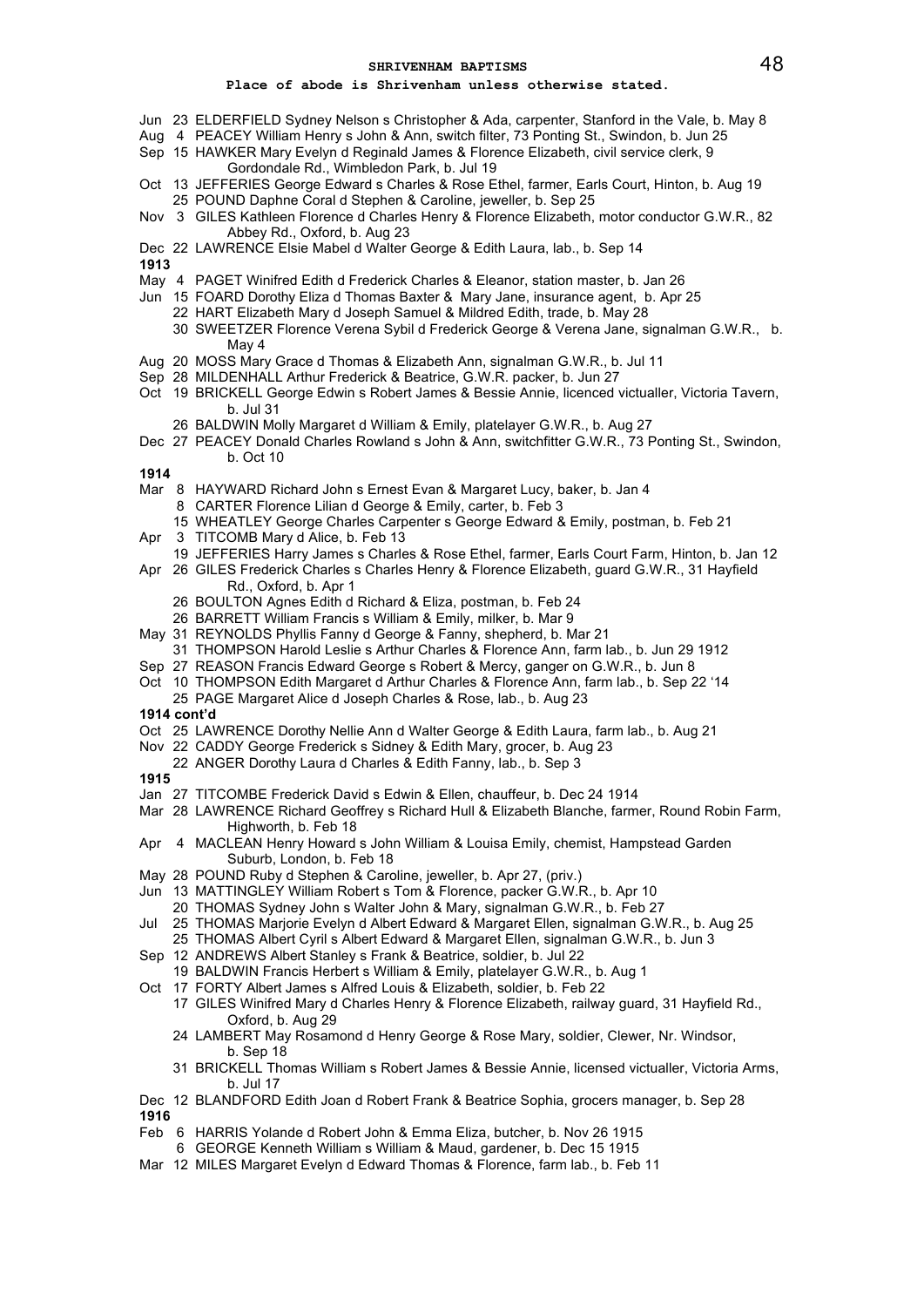**SHRIVENHAM BAPTISMS**

**Place of abode is Shrivenham unless otherwise stated.**

Jun 23 ELDERFIELD Sydney Nelson s Christopher & Ada, carpenter, Stanford in the Vale, b. May 8
Aug 4 PEACEY William Henry s John & Ann, switch filter, 73 Ponting St., Swindon, b. Jun 25
Sep 15 HAWKER Mary Evelyn d Reginald James & Florence Elizabeth, civil service clerk, 9 Gordondale Rd., Wimbledon Park, b. Jul 19
Oct 13 JEFFERIES George Edward s Charles & Rose Ethel, farmer, Earls Court, Hinton, b. Aug 19
25 POUND Daphne Coral d Stephen & Caroline, jeweller, b. Sep 25
Nov 3 GILES Kathleen Florence d Charles Henry & Florence Elizabeth, motor conductor G.W.R., 82 Abbey Rd., Oxford, b. Aug 23
Dec 22 LAWRENCE Elsie Mabel d Walter George & Edith Laura, lab., b. Sep 14

**1913**

May 4 PAGET Winifred Edith d Frederick Charles & Eleanor, station master, b. Jan 26
Jun 15 FOARD Dorothy Eliza d Thomas Baxter & Mary Jane, insurance agent, b. Apr 25
22 HART Elizabeth Mary d Joseph Samuel & Mildred Edith, trade, b. May 28
30 SWEETZER Florence Verena Sybil d Frederick George & Verena Jane, signalman G.W.R., b. May 4
Aug 20 MOSS Mary Grace d Thomas & Elizabeth Ann, signalman G.W.R., b. Jul 11
Sep 28 MILDENHALL Arthur Frederick & Beatrice, G.W.R. packer, b. Jun 27
Oct 19 BRICKELL George Edwin s Robert James & Bessie Annie, licenced victualler, Victoria Tavern, b. Jul 31
26 BALDWIN Molly Margaret d William & Emily, platelayer G.W.R., b. Aug 27
Dec 27 PEACEY Donald Charles Rowland s John & Ann, switchfitter G.W.R., 73 Ponting St., Swindon, b. Oct 10

**1914**

Mar 8 HAYWARD Richard John s Ernest Evan & Margaret Lucy, baker, b. Jan 4
8 CARTER Florence Lilian d George & Emily, carter, b. Feb 3
15 WHEATLEY George Charles Carpenter s George Edward & Emily, postman, b. Feb 21
Apr 3 TITCOMB Mary d Alice, b. Feb 13
19 JEFFERIES Harry James s Charles & Rose Ethel, farmer, Earls Court Farm, Hinton, b. Jan 12
Apr 26 GILES Frederick Charles s Charles Henry & Florence Elizabeth, guard G.W.R., 31 Hayfield Rd., Oxford, b. Apr 1
26 BOULTON Agnes Edith d Richard & Eliza, postman, b. Feb 24
26 BARRETT William Francis s William & Emily, milker, b. Mar 9
May 31 REYNOLDS Phyllis Fanny d George & Fanny, shepherd, b. Mar 21
31 THOMPSON Harold Leslie s Arthur Charles & Florence Ann, farm lab., b. Jun 29 1912
Sep 27 REASON Francis Edward George s Robert & Mercy, ganger on G.W.R., b. Jun 8
Oct 10 THOMPSON Edith Margaret d Arthur Charles & Florence Ann, farm lab., b. Sep 22 '14
25 PAGE Margaret Alice d Joseph Charles & Rose, lab., b. Aug 23

**1914 cont'd**

Oct 25 LAWRENCE Dorothy Nellie Ann d Walter George & Edith Laura, farm lab., b. Aug 21
Nov 22 CADDY George Frederick s Sidney & Edith Mary, grocer, b. Aug 23
22 ANGER Dorothy Laura d Charles & Edith Fanny, lab., b. Sep 3

**1915**

Jan 27 TITCOMBE Frederick David s Edwin & Ellen, chauffeur, b. Dec 24 1914
Mar 28 LAWRENCE Richard Geoffrey s Richard Hull & Elizabeth Blanche, farmer, Round Robin Farm, Highworth, b. Feb 18
Apr 4 MACLEAN Henry Howard s John William & Louisa Emily, chemist, Hampstead Garden Suburb, London, b. Feb 18
May 28 POUND Ruby d Stephen & Caroline, jeweller, b. Apr 27, (priv.)
Jun 13 MATTINGLEY William Robert s Tom & Florence, packer G.W.R., b. Apr 10
20 THOMAS Sydney John s Walter John & Mary, signalman G.W.R., b. Feb 27
Jul 25 THOMAS Marjorie Evelyn d Albert Edward & Margaret Ellen, signalman G.W.R., b. Aug 25
25 THOMAS Albert Cyril s Albert Edward & Margaret Ellen, signalman G.W.R., b. Jun 3
Sep 12 ANDREWS Albert Stanley s Frank & Beatrice, soldier, b. Jul 22
19 BALDWIN Francis Herbert s William & Emily, platelayer G.W.R., b. Aug 1
Oct 17 FORTY Albert James s Alfred Louis & Elizabeth, soldier, b. Feb 22
17 GILES Winifred Mary d Charles Henry & Florence Elizabeth, railway guard, 31 Hayfield Rd., Oxford, b. Aug 29
24 LAMBERT May Rosamond d Henry George & Rose Mary, soldier, Clewer, Nr. Windsor, b. Sep 18
31 BRICKELL Thomas William s Robert James & Bessie Annie, licensed victualler, Victoria Arms, b. Jul 17
Dec 12 BLANDFORD Edith Joan d Robert Frank & Beatrice Sophia, grocers manager, b. Sep 28

**1916**

Feb 6 HARRIS Yolande d Robert John & Emma Eliza, butcher, b. Nov 26 1915
6 GEORGE Kenneth William s William & Maud, gardener, b. Dec 15 1915
Mar 12 MILES Margaret Evelyn d Edward Thomas & Florence, farm lab., b. Feb 11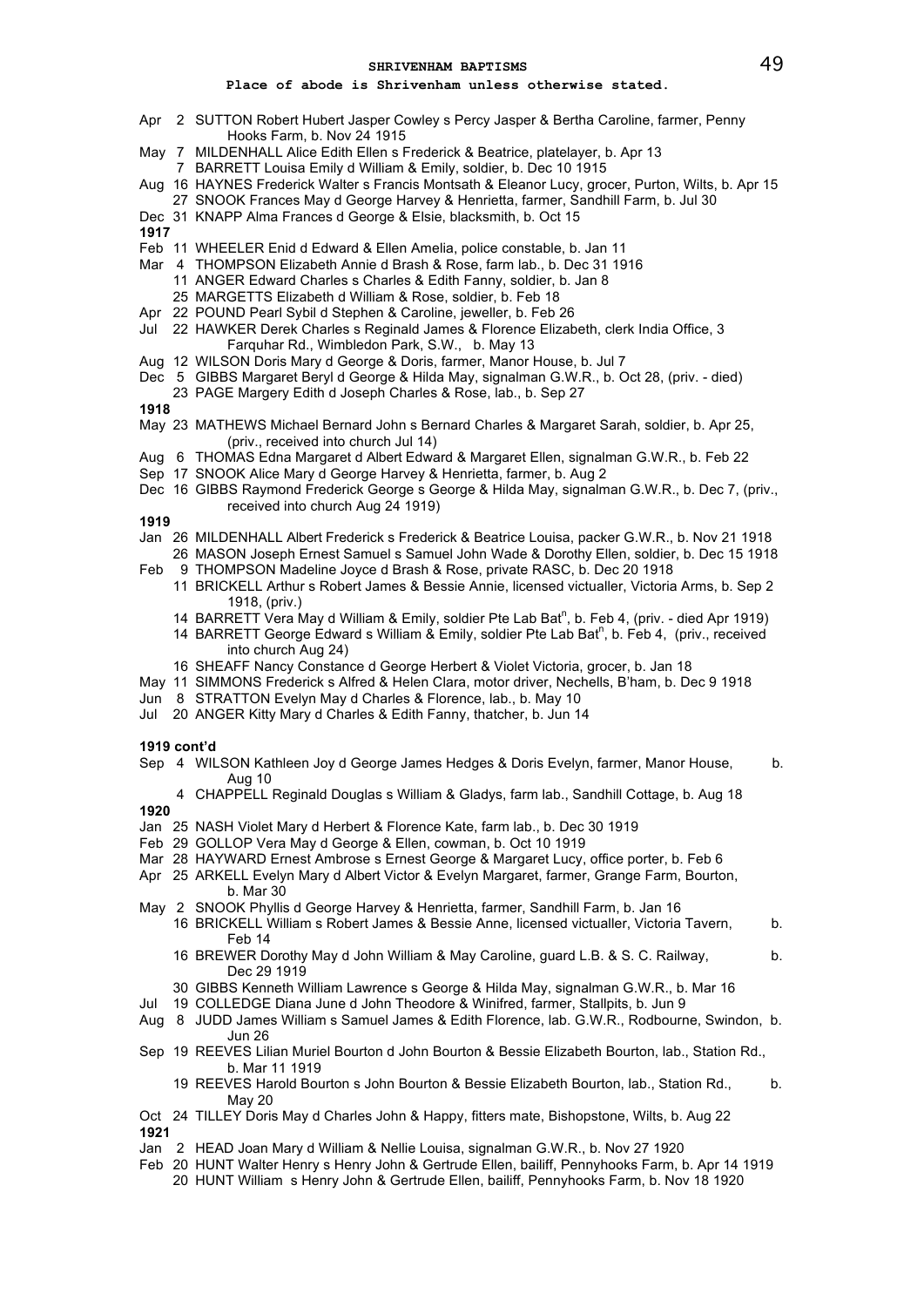# SHRIVENHAM BAPTISMS

**Place of abode is Shrivenham unless otherwise stated.**

Apr 2 SUTTON Robert Hubert Jasper Cowley s Percy Jasper & Bertha Caroline, farmer, Penny Hooks Farm, b. Nov 24 1915
May 7 MILDENHALL Alice Edith Ellen s Frederick & Beatrice, platelayer, b. Apr 13
7 BARRETT Louisa Emily d William & Emily, soldier, b. Dec 10 1915
Aug 16 HAYNES Frederick Walter s Francis Montsath & Eleanor Lucy, grocer, Purton, Wilts, b. Apr 15
27 SNOOK Frances May d George Harvey & Henrietta, farmer, Sandhill Farm, b. Jul 30
Dec 31 KNAPP Alma Frances d George & Elsie, blacksmith, b. Oct 15

**1917**

Feb 11 WHEELER Enid d Edward & Ellen Amelia, police constable, b. Jan 11
Mar 4 THOMPSON Elizabeth Annie d Brash & Rose, farm lab., b. Dec 31 1916
11 ANGER Edward Charles s Charles & Edith Fanny, soldier, b. Jan 8
25 MARGETTS Elizabeth d William & Rose, soldier, b. Feb 18
Apr 22 POUND Pearl Sybil d Stephen & Caroline, jeweller, b. Feb 26
Jul 22 HAWKER Derek Charles s Reginald James & Florence Elizabeth, clerk India Office, 3 Farquhar Rd., Wimbledon Park, S.W., b. May 13
Aug 12 WILSON Doris Mary d George & Doris, farmer, Manor House, b. Jul 7
Dec 5 GIBBS Margaret Beryl d George & Hilda May, signalman G.W.R., b. Oct 28, (priv. - died)
23 PAGE Margery Edith d Joseph Charles & Rose, lab., b. Sep 27

**1918**

May 23 MATHEWS Michael Bernard John s Bernard Charles & Margaret Sarah, soldier, b. Apr 25, (priv., received into church Jul 14)
Aug 6 THOMAS Edna Margaret d Albert Edward & Margaret Ellen, signalman G.W.R., b. Feb 22
Sep 17 SNOOK Alice Mary d George Harvey & Henrietta, farmer, b. Aug 2
Dec 16 GIBBS Raymond Frederick George s George & Hilda May, signalman G.W.R., b. Dec 7, (priv., received into church Aug 24 1919)

**1919**

Jan 26 MILDENHALL Albert Frederick s Frederick & Beatrice Louisa, packer G.W.R., b. Nov 21 1918
26 MASON Joseph Ernest Samuel s Samuel John Wade & Dorothy Ellen, soldier, b. Dec 15 1918
Feb 9 THOMPSON Madeline Joyce d Brash & Rose, private RASC, b. Dec 20 1918
11 BRICKELL Arthur s Robert James & Bessie Annie, licensed victualler, Victoria Arms, b. Sep 2 1918, (priv.)
14 BARRETT Vera May d William & Emily, soldier Pte Lab Bat[n], b. Feb 4, (priv. - died Apr 1919)
14 BARRETT George Edward s William & Emily, soldier Pte Lab Bat[n], b. Feb 4, (priv., received into church Aug 24)
16 SHEAFF Nancy Constance d George Herbert & Violet Victoria, grocer, b. Jan 18
May 11 SIMMONS Frederick s Alfred & Helen Clara, motor driver, Nechells, B'ham, b. Dec 9 1918
Jun 8 STRATTON Evelyn May d Charles & Florence, lab., b. May 10
Jul 20 ANGER Kitty Mary d Charles & Edith Fanny, thatcher, b. Jun 14

**1919 cont'd**

Sep 4 WILSON Kathleen Joy d George James Hedges & Doris Evelyn, farmer, Manor House, b. Aug 10
4 CHAPPELL Reginald Douglas s William & Gladys, farm lab., Sandhill Cottage, b. Aug 18

**1920**

Jan 25 NASH Violet Mary d Herbert & Florence Kate, farm lab., b. Dec 30 1919
Feb 29 GOLLOP Vera May d George & Ellen, cowman, b. Oct 10 1919
Mar 28 HAYWARD Ernest Ambrose s Ernest George & Margaret Lucy, office porter, b. Feb 6
Apr 25 ARKELL Evelyn Mary d Albert Victor & Evelyn Margaret, farmer, Grange Farm, Bourton, b. Mar 30
May 2 SNOOK Phyllis d George Harvey & Henrietta, farmer, Sandhill Farm, b. Jan 16
16 BRICKELL William s Robert James & Bessie Anne, licensed victualler, Victoria Tavern, b. Feb 14
16 BREWER Dorothy May d John William & May Caroline, guard L.B. & S. C. Railway, b. Dec 29 1919
30 GIBBS Kenneth William Lawrence s George & Hilda May, signalman G.W.R., b. Mar 16
Jul 19 COLLEDGE Diana June d John Theodore & Winifred, farmer, Stallpits, b. Jun 9
Aug 8 JUDD James William s Samuel James & Edith Florence, lab. G.W.R., Rodbourne, Swindon, b. Jun 26
Sep 19 REEVES Lilian Muriel Bourton d John Bourton & Bessie Elizabeth Bourton, lab., Station Rd., b. Mar 11 1919
19 REEVES Harold Bourton s John Bourton & Bessie Elizabeth Bourton, lab., Station Rd., b. May 20
Oct 24 TILLEY Doris May d Charles John & Happy, fitters mate, Bishopstone, Wilts, b. Aug 22

**1921**

Jan 2 HEAD Joan Mary d William & Nellie Louisa, signalman G.W.R., b. Nov 27 1920
Feb 20 HUNT Walter Henry s Henry John & Gertrude Ellen, bailiff, Pennyhooks Farm, b. Apr 14 1919
20 HUNT William s Henry John & Gertrude Ellen, bailiff, Pennyhooks Farm, b. Nov 18 1920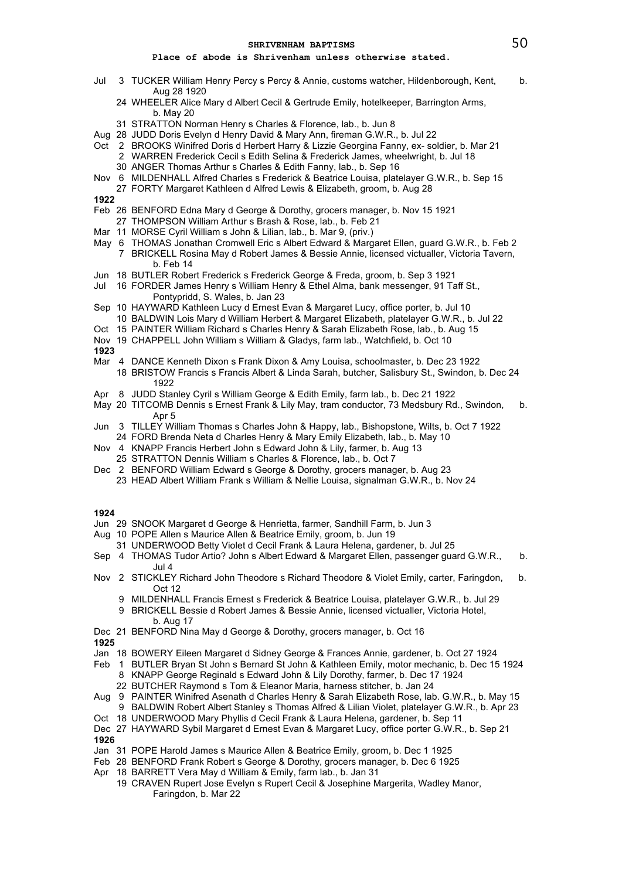**Place of abode is Shrivenham unless otherwise stated.**

Jul 3 TUCKER William Henry Percy s Percy & Annie, customs watcher, Hildenborough, Kent, b. Aug 28 1920
24 WHEELER Alice Mary d Albert Cecil & Gertrude Emily, hotelkeeper, Barrington Arms, b. May 20
31 STRATTON Norman Henry s Charles & Florence, lab., b. Jun 8
Aug 28 JUDD Doris Evelyn d Henry David & Mary Ann, fireman G.W.R., b. Jul 22
Oct 2 BROOKS Winifred Doris d Herbert Harry & Lizzie Georgina Fanny, ex- soldier, b. Mar 21
2 WARREN Frederick Cecil s Edith Selina & Frederick James, wheelwright, b. Jul 18
30 ANGER Thomas Arthur s Charles & Edith Fanny, lab., b. Sep 16
Nov 6 MILDENHALL Alfred Charles s Frederick & Beatrice Louisa, platelayer G.W.R., b. Sep 15
27 FORTY Margaret Kathleen d Alfred Lewis & Elizabeth, groom, b. Aug 28

**1922**

Feb 26 BENFORD Edna Mary d George & Dorothy, grocers manager, b. Nov 15 1921
27 THOMPSON William Arthur s Brash & Rose, lab., b. Feb 21
Mar 11 MORSE Cyril William s John & Lilian, lab., b. Mar 9, (priv.)
May 6 THOMAS Jonathan Cromwell Eric s Albert Edward & Margaret Ellen, guard G.W.R., b. Feb 2
7 BRICKELL Rosina May d Robert James & Bessie Annie, licensed victualler, Victoria Tavern, b. Feb 14
Jun 18 BUTLER Robert Frederick s Frederick George & Freda, groom, b. Sep 3 1921
Jul 16 FORDER James Henry s William Henry & Ethel Alma, bank messenger, 91 Taff St., Pontypridd, S. Wales, b. Jan 23
Sep 10 HAYWARD Kathleen Lucy d Ernest Evan & Margaret Lucy, office porter, b. Jul 10
10 BALDWIN Lois Mary d William Herbert & Margaret Elizabeth, platelayer G.W.R., b. Jul 22
Oct 15 PAINTER William Richard s Charles Henry & Sarah Elizabeth Rose, lab., b. Aug 15
Nov 19 CHAPPELL John William s William & Gladys, farm lab., Watchfield, b. Oct 10

**1923**

Mar 4 DANCE Kenneth Dixon s Frank Dixon & Amy Louisa, schoolmaster, b. Dec 23 1922
18 BRISTOW Francis s Francis Albert & Linda Sarah, butcher, Salisbury St., Swindon, b. Dec 24 1922
Apr 8 JUDD Stanley Cyril s William George & Edith Emily, farm lab., b. Dec 21 1922
May 20 TITCOMB Dennis s Ernest Frank & Lily May, tram conductor, 73 Medsbury Rd., Swindon, b. Apr 5
Jun 3 TILLEY William Thomas s Charles John & Happy, lab., Bishopstone, Wilts, b. Oct 7 1922
24 FORD Brenda Neta d Charles Henry & Mary Emily Elizabeth, lab., b. May 10
Nov 4 KNAPP Francis Herbert John s Edward John & Lily, farmer, b. Aug 13
25 STRATTON Dennis William s Charles & Florence, lab., b. Oct 7
Dec 2 BENFORD William Edward s George & Dorothy, grocers manager, b. Aug 23
23 HEAD Albert William Frank s William & Nellie Louisa, signalman G.W.R., b. Nov 24

**1924**

Jun 29 SNOOK Margaret d George & Henrietta, farmer, Sandhill Farm, b. Jun 3
Aug 10 POPE Allen s Maurice Allen & Beatrice Emily, groom, b. Jun 19
31 UNDERWOOD Betty Violet d Cecil Frank & Laura Helena, gardener, b. Jul 25
Sep 4 THOMAS Tudor Artio? John s Albert Edward & Margaret Ellen, passenger guard G.W.R., b. Jul 4
Nov 2 STICKLEY Richard John Theodore s Richard Theodore & Violet Emily, carter, Faringdon, b. Oct 12
9 MILDENHALL Francis Ernest s Frederick & Beatrice Louisa, platelayer G.W.R., b. Jul 29
9 BRICKELL Bessie d Robert James & Bessie Annie, licensed victualler, Victoria Hotel, b. Aug 17
Dec 21 BENFORD Nina May d George & Dorothy, grocers manager, b. Oct 16

**1925**

Jan 18 BOWERY Eileen Margaret d Sidney George & Frances Annie, gardener, b. Oct 27 1924
Feb 1 BUTLER Bryan St John s Bernard St John & Kathleen Emily, motor mechanic, b. Dec 15 1924
8 KNAPP George Reginald s Edward John & Lily Dorothy, farmer, b. Dec 17 1924
22 BUTCHER Raymond s Tom & Eleanor Maria, harness stitcher, b. Jan 24
Aug 9 PAINTER Winifred Asenath d Charles Henry & Sarah Elizabeth Rose, lab. G.W.R., b. May 15
9 BALDWIN Robert Albert Stanley s Thomas Alfred & Lilian Violet, platelayer G.W.R., b. Apr 23
Oct 18 UNDERWOOD Mary Phyllis d Cecil Frank & Laura Helena, gardener, b. Sep 11
Dec 27 HAYWARD Sybil Margaret d Ernest Evan & Margaret Lucy, office porter G.W.R., b. Sep 21

**1926**

Jan 31 POPE Harold James s Maurice Allen & Beatrice Emily, groom, b. Dec 1 1925
Feb 28 BENFORD Frank Robert s George & Dorothy, grocers manager, b. Dec 6 1925
Apr 18 BARRETT Vera May d William & Emily, farm lab., b. Jan 31
19 CRAVEN Rupert Jose Evelyn s Rupert Cecil & Josephine Margerita, Wadley Manor, Faringdon, b. Mar 22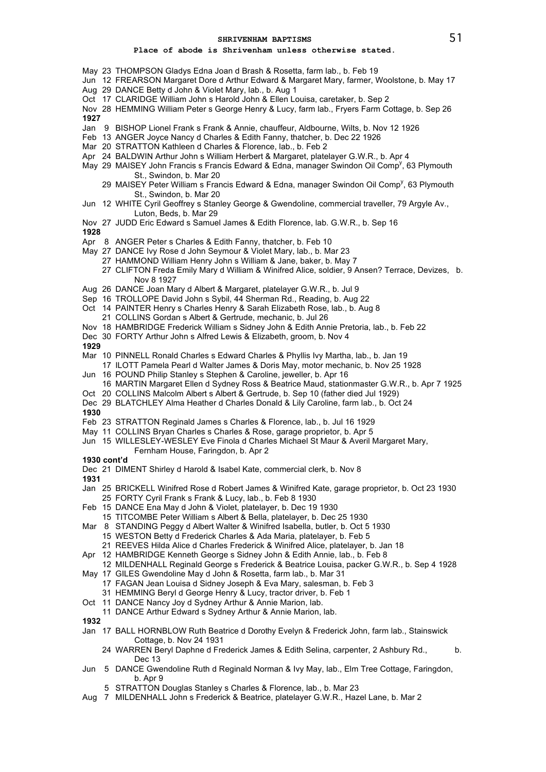**Place of abode is Shrivenham unless otherwise stated.**

May 23 THOMPSON Gladys Edna Joan d Brash & Rosetta, farm lab., b. Feb 19
Jun 12 FREARSON Margaret Dore d Arthur Edward & Margaret Mary, farmer, Woolstone, b. May 17
Aug 29 DANCE Betty d John & Violet Mary, lab., b. Aug 1
Oct 17 CLARIDGE William John s Harold John & Ellen Louisa, caretaker, b. Sep 2
Nov 28 HEMMING William Peter s George Henry & Lucy, farm lab., Fryers Farm Cottage, b. Sep 26

**1927**

Jan 9 BISHOP Lionel Frank s Frank & Annie, chauffeur, Aldbourne, Wilts, b. Nov 12 1926
Feb 13 ANGER Joyce Nancy d Charles & Edith Fanny, thatcher, b. Dec 22 1926
Mar 20 STRATTON Kathleen d Charles & Florence, lab., b. Feb 2
Apr 24 BALDWIN Arthur John s William Herbert & Margaret, platelayer G.W.R., b. Apr 4
May 29 MAISEY John Francis s Francis Edward & Edna, manager Swindon Oil Comp[y], 63 Plymouth St., Swindon, b. Mar 20
29 MAISEY Peter William s Francis Edward & Edna, manager Swindon Oil Comp[y], 63 Plymouth St., Swindon, b. Mar 20
Jun 12 WHITE Cyril Geoffrey s Stanley George & Gwendoline, commercial traveller, 79 Argyle Av., Luton, Beds, b. Mar 29
Nov 27 JUDD Eric Edward s Samuel James & Edith Florence, lab. G.W.R., b. Sep 16

**1928**

Apr 8 ANGER Peter s Charles & Edith Fanny, thatcher, b. Feb 10
May 27 DANCE Ivy Rose d John Seymour & Violet Mary, lab., b. Mar 23
27 HAMMOND William Henry John s William & Jane, baker, b. May 7
27 CLIFTON Freda Emily Mary d William & Winifred Alice, soldier, 9 Ansen? Terrace, Devizes, b. Nov 8 1927
Aug 26 DANCE Joan Mary d Albert & Margaret, platelayer G.W.R., b. Jul 9
Sep 16 TROLLOPE David John s Sybil, 44 Sherman Rd., Reading, b. Aug 22
Oct 14 PAINTER Henry s Charles Henry & Sarah Elizabeth Rose, lab., b. Aug 8
21 COLLINS Gordan s Albert & Gertrude, mechanic, b. Jul 26
Nov 18 HAMBRIDGE Frederick William s Sidney John & Edith Annie Pretoria, lab., b. Feb 22
Dec 30 FORTY Arthur John s Alfred Lewis & Elizabeth, groom, b. Nov 4

**1929**

Mar 10 PINNELL Ronald Charles s Edward Charles & Phyllis Ivy Martha, lab., b. Jan 19
17 ILOTT Pamela Pearl d Walter James & Doris May, motor mechanic, b. Nov 25 1928
Jun 16 POUND Philip Stanley s Stephen & Caroline, jeweller, b. Apr 16
16 MARTIN Margaret Ellen d Sydney Ross & Beatrice Maud, stationmaster G.W.R., b. Apr 7 1925
Oct 20 COLLINS Malcolm Albert s Albert & Gertrude, b. Sep 10 (father died Jul 1929)
Dec 29 BLATCHLEY Alma Heather d Charles Donald & Lily Caroline, farm lab., b. Oct 24

**1930**

Feb 23 STRATTON Reginald James s Charles & Florence, lab., b. Jul 16 1929
May 11 COLLINS Bryan Charles s Charles & Rose, garage proprietor, b. Apr 5
Jun 15 WILLESLEY-WESLEY Eve Finola d Charles Michael St Maur & Averil Margaret Mary, Fernham House, Faringdon, b. Apr 2

**1930 cont'd**

Dec 21 DIMENT Shirley d Harold & Isabel Kate, commercial clerk, b. Nov 8

**1931**

Jan 25 BRICKELL Winifred Rose d Robert James & Winifred Kate, garage proprietor, b. Oct 23 1930
25 FORTY Cyril Frank s Frank & Lucy, lab., b. Feb 8 1930
Feb 15 DANCE Ena May d John & Violet, platelayer, b. Dec 19 1930
15 TITCOMBE Peter William s Albert & Bella, platelayer, b. Dec 25 1930
Mar 8 STANDING Peggy d Albert Walter & Winifred Isabella, butler, b. Oct 5 1930
15 WESTON Betty d Frederick Charles & Ada Maria, platelayer, b. Feb 5
21 REEVES Hilda Alice d Charles Frederick & Winifred Alice, platelayer, b. Jan 18
Apr 12 HAMBRIDGE Kenneth George s Sidney John & Edith Annie, lab., b. Feb 8
12 MILDENHALL Reginald George s Frederick & Beatrice Louisa, packer G.W.R., b. Sep 4 1928
May 17 GILES Gwendoline May d John & Rosetta, farm lab., b. Mar 31
17 FAGAN Jean Louisa d Sidney Joseph & Eva Mary, salesman, b. Feb 3
31 HEMMING Beryl d George Henry & Lucy, tractor driver, b. Feb 1
Oct 11 DANCE Nancy Joy d Sydney Arthur & Annie Marion, lab.
11 DANCE Arthur Edward s Sydney Arthur & Annie Marion, lab.

**1932**

Jan 17 BALL HORNBLOW Ruth Beatrice d Dorothy Evelyn & Frederick John, farm lab., Stainswick Cottage, b. Nov 24 1931
24 WARREN Beryl Daphne d Frederick James & Edith Selina, carpenter, 2 Ashbury Rd., b. Dec 13
Jun 5 DANCE Gwendoline Ruth d Reginald Norman & Ivy May, lab., Elm Tree Cottage, Faringdon, b. Apr 9
5 STRATTON Douglas Stanley s Charles & Florence, lab., b. Mar 23
Aug 7 MILDENHALL John s Frederick & Beatrice, platelayer G.W.R., Hazel Lane, b. Mar 2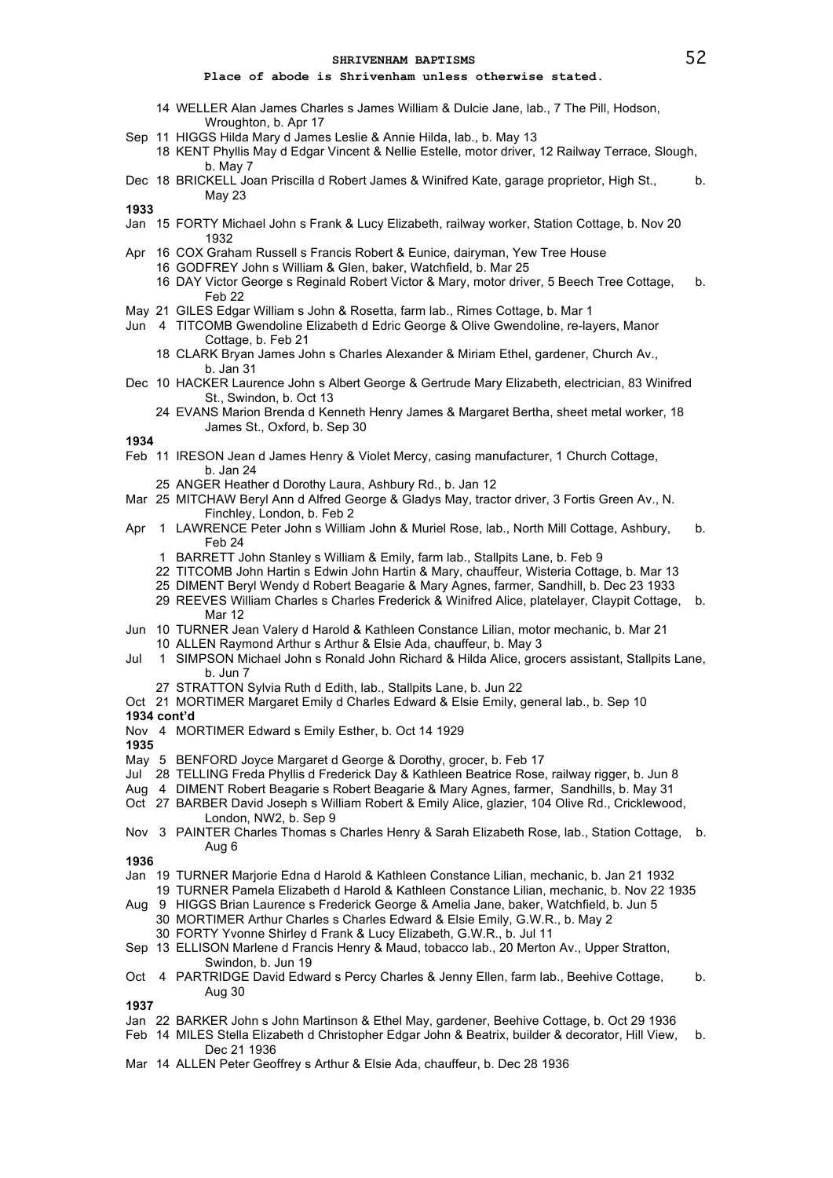## SHRIVENHAM BAPTISMS

**Place of abode is Shrivenham unless otherwise stated.**

14 WELLER Alan James Charles s James William & Dulcie Jane, lab., 7 The Pill, Hodson, Wroughton, b. Apr 17

Sep 11 HIGGS Hilda Mary d James Leslie & Annie Hilda, lab., b. May 13

18 KENT Phyllis May d Edgar Vincent & Nellie Estelle, motor driver, 12 Railway Terrace, Slough, b. May 7

Dec 18 BRICKELL Joan Priscilla d Robert James & Winifred Kate, garage proprietor, High St., b. May 23

**1933**

Jan 15 FORTY Michael John s Frank & Lucy Elizabeth, railway worker, Station Cottage, b. Nov 20 1932

Apr 16 COX Graham Russell s Francis Robert & Eunice, dairyman, Yew Tree House

16 GODFREY John s William & Glen, baker, Watchfield, b. Mar 25

16 DAY Victor George s Reginald Robert Victor & Mary, motor driver, 5 Beech Tree Cottage, b. Feb 22

May 21 GILES Edgar William s John & Rosetta, farm lab., Rimes Cottage, b. Mar 1

Jun 4 TITCOMB Gwendoline Elizabeth d Edric George & Olive Gwendoline, re-layers, Manor Cottage, b. Feb 21

18 CLARK Bryan James John s Charles Alexander & Miriam Ethel, gardener, Church Av., b. Jan 31

Dec 10 HACKER Laurence John s Albert George & Gertrude Mary Elizabeth, electrician, 83 Winifred St., Swindon, b. Oct 13

24 EVANS Marion Brenda d Kenneth Henry James & Margaret Bertha, sheet metal worker, 18 James St., Oxford, b. Sep 30

**1934**

Feb 11 IRESON Jean d James Henry & Violet Mercy, casing manufacturer, 1 Church Cottage, b. Jan 24

25 ANGER Heather d Dorothy Laura, Ashbury Rd., b. Jan 12

Mar 25 MITCHAW Beryl Ann d Alfred George & Gladys May, tractor driver, 3 Fortis Green Av., N. Finchley, London, b. Feb 2

Apr 1 LAWRENCE Peter John s William John & Muriel Rose, lab., North Mill Cottage, Ashbury, b. Feb 24

1 BARRETT John Stanley s William & Emily, farm lab., Stallpits Lane, b. Feb 9

22 TITCOMB John Hartin s Edwin John Hartin & Mary, chauffeur, Wisteria Cottage, b. Mar 13

25 DIMENT Beryl Wendy d Robert Beagarie & Mary Agnes, farmer, Sandhill, b. Dec 23 1933

29 REEVES William Charles s Charles Frederick & Winifred Alice, platelayer, Claypit Cottage, b. Mar 12

Jun 10 TURNER Jean Valery d Harold & Kathleen Constance Lilian, motor mechanic, b. Mar 21

10 ALLEN Raymond Arthur s Arthur & Elsie Ada, chauffeur, b. May 3

Jul 1 SIMPSON Michael John s Ronald John Richard & Hilda Alice, grocers assistant, Stallpits Lane, b. Jun 7

27 STRATTON Sylvia Ruth d Edith, lab., Stallpits Lane, b. Jun 22

Oct 21 MORTIMER Margaret Emily d Charles Edward & Elsie Emily, general lab., b. Sep 10

**1934 cont'd**

Nov 4 MORTIMER Edward s Emily Esther, b. Oct 14 1929

**1935**

May 5 BENFORD Joyce Margaret d George & Dorothy, grocer, b. Feb 17

Jul 28 TELLING Freda Phyllis d Frederick Day & Kathleen Beatrice Rose, railway rigger, b. Jun 8

Aug 4 DIMENT Robert Beagarie s Robert Beagarie & Mary Agnes, farmer, Sandhills, b. May 31

Oct 27 BARBER David Joseph s William Robert & Emily Alice, glazier, 104 Olive Rd., Cricklewood, London, NW2, b. Sep 9

Nov 3 PAINTER Charles Thomas s Charles Henry & Sarah Elizabeth Rose, lab., Station Cottage, b. Aug 6

**1936**

Jan 19 TURNER Marjorie Edna d Harold & Kathleen Constance Lilian, mechanic, b. Jan 21 1932

19 TURNER Pamela Elizabeth d Harold & Kathleen Constance Lilian, mechanic, b. Nov 22 1935

Aug 9 HIGGS Brian Laurence s Frederick George & Amelia Jane, baker, Watchfield, b. Jun 5

30 MORTIMER Arthur Charles s Charles Edward & Elsie Emily, G.W.R., b. May 2

30 FORTY Yvonne Shirley d Frank & Lucy Elizabeth, G.W.R., b. Jul 11

Sep 13 ELLISON Marlene d Francis Henry & Maud, tobacco lab., 20 Merton Av., Upper Stratton, Swindon, b. Jun 19

Oct 4 PARTRIDGE David Edward s Percy Charles & Jenny Ellen, farm lab., Beehive Cottage, b. Aug 30

**1937**

Jan 22 BARKER John s John Martinson & Ethel May, gardener, Beehive Cottage, b. Oct 29 1936

Feb 14 MILES Stella Elizabeth d Christopher Edgar John & Beatrix, builder & decorator, Hill View, b. Dec 21 1936

Mar 14 ALLEN Peter Geoffrey s Arthur & Elsie Ada, chauffeur, b. Dec 28 1936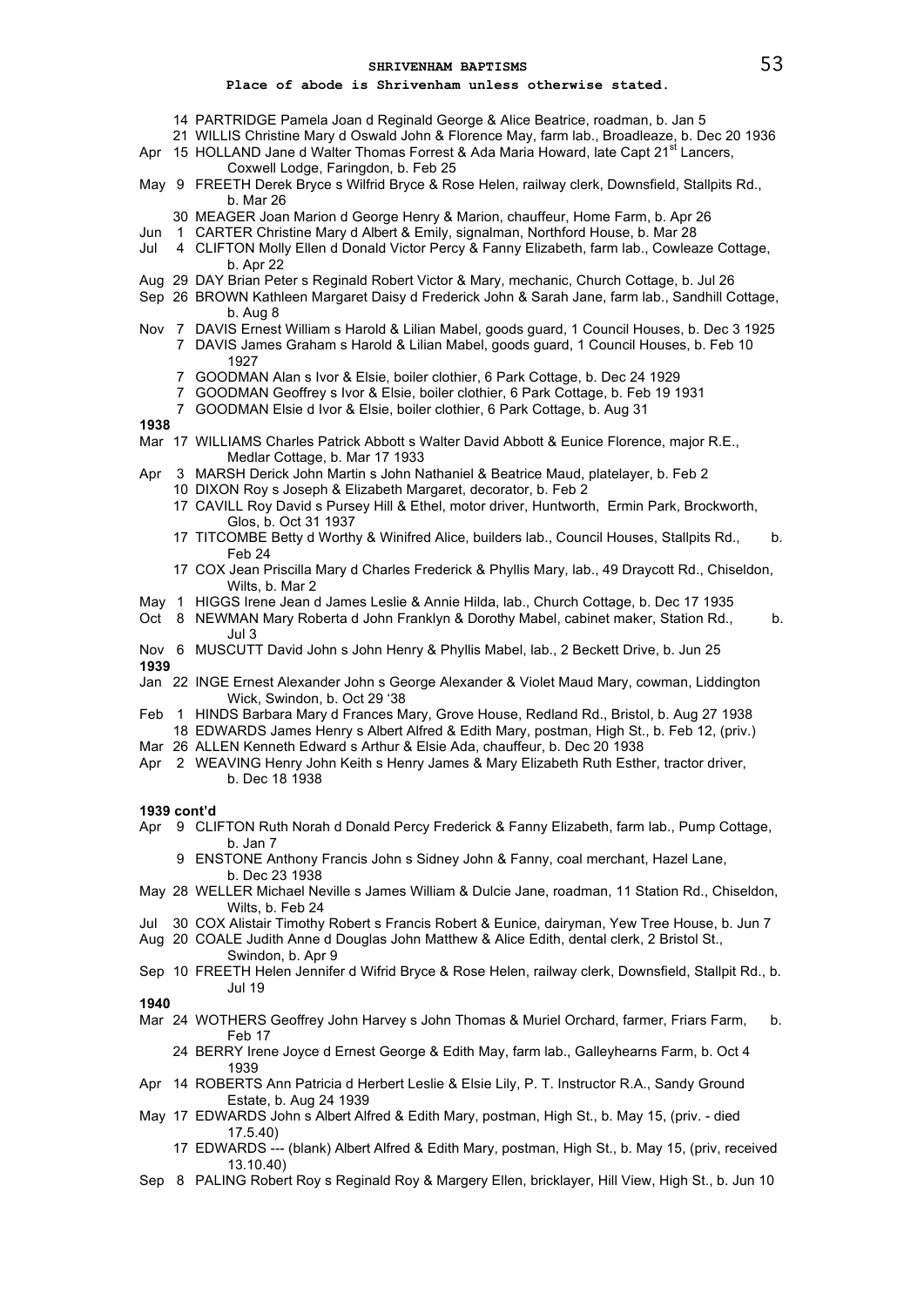**SHRIVENHAM BAPTISMS**

**Place of abode is Shrivenham unless otherwise stated.**

14 PARTRIDGE Pamela Joan d Reginald George & Alice Beatrice, roadman, b. Jan 5
21 WILLIS Christine Mary d Oswald John & Florence May, farm lab., Broadleaze, b. Dec 20 1936
Apr 15 HOLLAND Jane d Walter Thomas Forrest & Ada Maria Howard, late Capt 21st Lancers, Coxwell Lodge, Faringdon, b. Feb 25
May 9 FREETH Derek Bryce s Wilfrid Bryce & Rose Helen, railway clerk, Downsfield, Stallpits Rd., b. Mar 26
30 MEAGER Joan Marion d George Henry & Marion, chauffeur, Home Farm, b. Apr 26
Jun 1 CARTER Christine Mary d Albert & Emily, signalman, Northford House, b. Mar 28
Jul 4 CLIFTON Molly Ellen d Donald Victor Percy & Fanny Elizabeth, farm lab., Cowleaze Cottage, b. Apr 22
Aug 29 DAY Brian Peter s Reginald Robert Victor & Mary, mechanic, Church Cottage, b. Jul 26
Sep 26 BROWN Kathleen Margaret Daisy d Frederick John & Sarah Jane, farm lab., Sandhill Cottage, b. Aug 8
Nov 7 DAVIS Ernest William s Harold & Lilian Mabel, goods guard, 1 Council Houses, b. Dec 3 1925
7 DAVIS James Graham s Harold & Lilian Mabel, goods guard, 1 Council Houses, b. Feb 10 1927
7 GOODMAN Alan s Ivor & Elsie, boiler clothier, 6 Park Cottage, b. Dec 24 1929
7 GOODMAN Geoffrey s Ivor & Elsie, boiler clothier, 6 Park Cottage, b. Feb 19 1931
7 GOODMAN Elsie d Ivor & Elsie, boiler clothier, 6 Park Cottage, b. Aug 31

**1938**

Mar 17 WILLIAMS Charles Patrick Abbott s Walter David Abbott & Eunice Florence, major R.E., Medlar Cottage, b. Mar 17 1933
Apr 3 MARSH Derick John Martin s John Nathaniel & Beatrice Maud, platelayer, b. Feb 2
10 DIXON Roy s Joseph & Elizabeth Margaret, decorator, b. Feb 2
17 CAVILL Roy David s Pursey Hill & Ethel, motor driver, Huntworth, Ermin Park, Brockworth, Glos, b. Oct 31 1937
17 TITCOMBE Betty d Worthy & Winifred Alice, builders lab., Council Houses, Stallpits Rd., b. Feb 24
17 COX Jean Priscilla Mary d Charles Frederick & Phyllis Mary, lab., 49 Draycott Rd., Chiseldon, Wilts, b. Mar 2
May 1 HIGGS Irene Jean d James Leslie & Annie Hilda, lab., Church Cottage, b. Dec 17 1935
Oct 8 NEWMAN Mary Roberta d John Franklyn & Dorothy Mabel, cabinet maker, Station Rd., b. Jul 3
Nov 6 MUSCUTT David John s John Henry & Phyllis Mabel, lab., 2 Beckett Drive, b. Jun 25

**1939**

Jan 22 INGE Ernest Alexander John s George Alexander & Violet Maud Mary, cowman, Liddington Wick, Swindon, b. Oct 29 '38
Feb 1 HINDS Barbara Mary d Frances Mary, Grove House, Redland Rd., Bristol, b. Aug 27 1938
18 EDWARDS James Henry s Albert Alfred & Edith Mary, postman, High St., b. Feb 12, (priv.)
Mar 26 ALLEN Kenneth Edward s Arthur & Elsie Ada, chauffeur, b. Dec 20 1938
Apr 2 WEAVING Henry John Keith s Henry James & Mary Elizabeth Ruth Esther, tractor driver, b. Dec 18 1938

**1939 cont'd**

Apr 9 CLIFTON Ruth Norah d Donald Percy Frederick & Fanny Elizabeth, farm lab., Pump Cottage, b. Jan 7
9 ENSTONE Anthony Francis John s Sidney John & Fanny, coal merchant, Hazel Lane, b. Dec 23 1938
May 28 WELLER Michael Neville s James William & Dulcie Jane, roadman, 11 Station Rd., Chiseldon, Wilts, b. Feb 24
Jul 30 COX Alistair Timothy Robert s Francis Robert & Eunice, dairyman, Yew Tree House, b. Jun 7
Aug 20 COALE Judith Anne d Douglas John Matthew & Alice Edith, dental clerk, 2 Bristol St., Swindon, b. Apr 9
Sep 10 FREETH Helen Jennifer d Wifrid Bryce & Rose Helen, railway clerk, Downsfield, Stallpit Rd., b. Jul 19

**1940**

Mar 24 WOTHERS Geoffrey John Harvey s John Thomas & Muriel Orchard, farmer, Friars Farm, b. Feb 17
24 BERRY Irene Joyce d Ernest George & Edith May, farm lab., Galleyhearns Farm, b. Oct 4 1939
Apr 14 ROBERTS Ann Patricia d Herbert Leslie & Elsie Lily, P. T. Instructor R.A., Sandy Ground Estate, b. Aug 24 1939
May 17 EDWARDS John s Albert Alfred & Edith Mary, postman, High St., b. May 15, (priv. - died 17.5.40)
17 EDWARDS --- (blank) Albert Alfred & Edith Mary, postman, High St., b. May 15, (priv, received 13.10.40)
Sep 8 PALING Robert Roy s Reginald Roy & Margery Ellen, bricklayer, Hill View, High St., b. Jun 10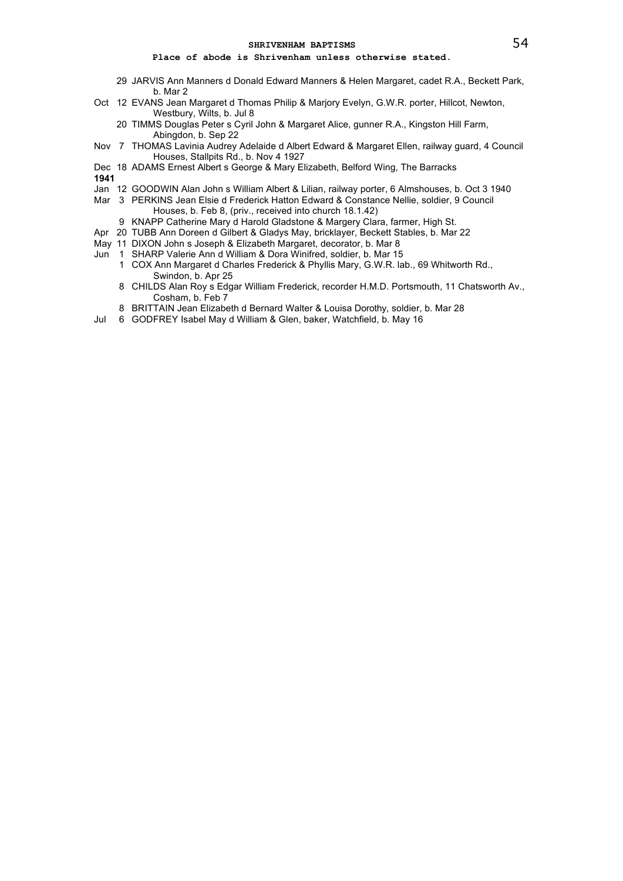**Place of abode is Shrivenham unless otherwise stated.**

29 JARVIS Ann Manners d Donald Edward Manners & Helen Margaret, cadet R.A., Beckett Park, b. Mar 2

Oct 12 EVANS Jean Margaret d Thomas Philip & Marjory Evelyn, G.W.R. porter, Hillcot, Newton, Westbury, Wilts, b. Jul 8

20 TIMMS Douglas Peter s Cyril John & Margaret Alice, gunner R.A., Kingston Hill Farm, Abingdon, b. Sep 22

Nov 7 THOMAS Lavinia Audrey Adelaide d Albert Edward & Margaret Ellen, railway guard, 4 Council Houses, Stallpits Rd., b. Nov 4 1927

Dec 18 ADAMS Ernest Albert s George & Mary Elizabeth, Belford Wing, The Barracks

**1941**

Jan 12 GOODWIN Alan John s William Albert & Lilian, railway porter, 6 Almshouses, b. Oct 3 1940

Mar 3 PERKINS Jean Elsie d Frederick Hatton Edward & Constance Nellie, soldier, 9 Council Houses, b. Feb 8, (priv., received into church 18.1.42)

9 KNAPP Catherine Mary d Harold Gladstone & Margery Clara, farmer, High St.

Apr 20 TUBB Ann Doreen d Gilbert & Gladys May, bricklayer, Beckett Stables, b. Mar 22

May 11 DIXON John s Joseph & Elizabeth Margaret, decorator, b. Mar 8

Jun 1 SHARP Valerie Ann d William & Dora Winifred, soldier, b. Mar 15

1 COX Ann Margaret d Charles Frederick & Phyllis Mary, G.W.R. lab., 69 Whitworth Rd., Swindon, b. Apr 25

8 CHILDS Alan Roy s Edgar William Frederick, recorder H.M.D. Portsmouth, 11 Chatsworth Av., Cosham, b. Feb 7

8 BRITTAIN Jean Elizabeth d Bernard Walter & Louisa Dorothy, soldier, b. Mar 28

Jul 6 GODFREY Isabel May d William & Glen, baker, Watchfield, b. May 16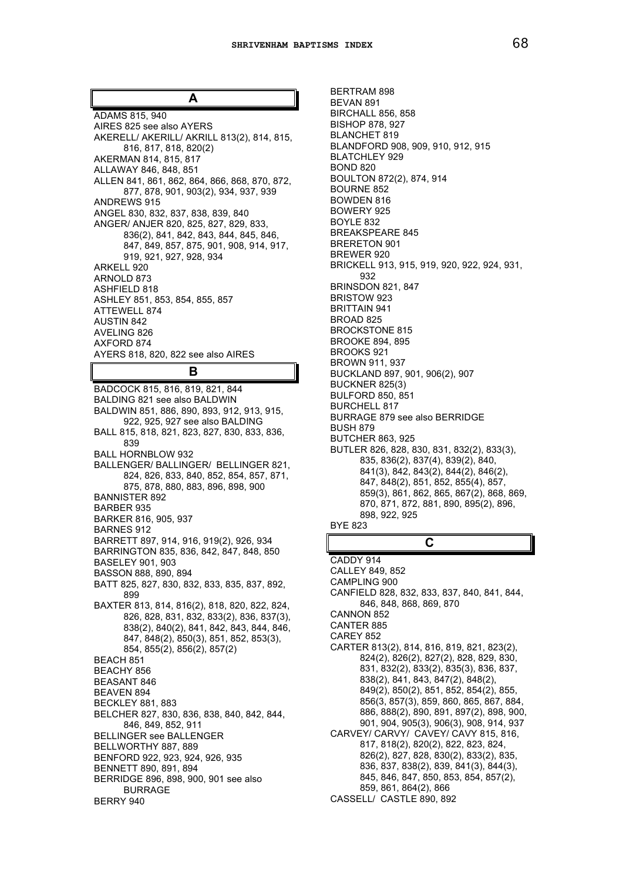## A

ADAMS 815, 940
AIRES 825 see also AYERS
AKERELL/ AKERILL/ AKRILL 813(2), 814, 815, 816, 817, 818, 820(2)
AKERMAN 814, 815, 817
ALLAWAY 846, 848, 851
ALLEN 841, 861, 862, 864, 866, 868, 870, 872, 877, 878, 901, 903(2), 934, 937, 939
ANDREWS 915
ANGEL 830, 832, 837, 838, 839, 840
ANGER/ ANJER 820, 825, 827, 829, 833, 836(2), 841, 842, 843, 844, 845, 846, 847, 849, 857, 875, 901, 908, 914, 917, 919, 921, 927, 928, 934
ARKELL 920
ARNOLD 873
ASHFIELD 818
ASHLEY 851, 853, 854, 855, 857
ATTEWELL 874
AUSTIN 842
AVELING 826
AXFORD 874
AYERS 818, 820, 822 see also AIRES

## B

BADCOCK 815, 816, 819, 821, 844
BALDING 821 see also BALDWIN
BALDWIN 851, 886, 890, 893, 912, 913, 915, 922, 925, 927 see also BALDING
BALL 815, 818, 821, 823, 827, 830, 833, 836, 839
BALL HORNBLOW 932
BALLENGER/ BALLINGER/ BELLINGER 821, 824, 826, 833, 840, 852, 854, 857, 871, 875, 878, 880, 883, 896, 898, 900
BANNISTER 892
BARBER 935
BARKER 816, 905, 937
BARNES 912
BARRETT 897, 914, 916, 919(2), 926, 934
BARRINGTON 835, 836, 842, 847, 848, 850
BASELEY 901, 903
BASSON 888, 890, 894
BATT 825, 827, 830, 832, 833, 835, 837, 892, 899
BAXTER 813, 814, 816(2), 818, 820, 822, 824, 826, 828, 831, 832, 833(2), 836, 837(3), 838(2), 840(2), 841, 842, 843, 844, 846, 847, 848(2), 850(3), 851, 852, 853(3), 854, 855(2), 856(2), 857(2)
BEACH 851
BEACHY 856
BEASANT 846
BEAVEN 894
BECKLEY 881, 883
BELCHER 827, 830, 836, 838, 840, 842, 844, 846, 849, 852, 911
BELLINGER see BALLENGER
BELLWORTHY 887, 889
BENFORD 922, 923, 924, 926, 935
BENNETT 890, 891, 894
BERRIDGE 896, 898, 900, 901 see also BURRAGE
BERRY 940
BERTRAM 898
BEVAN 891
BIRCHALL 856, 858
BISHOP 878, 927
BLANCHET 819
BLANDFORD 908, 909, 910, 912, 915
BLATCHLEY 929
BOND 820
BOULTON 872(2), 874, 914
BOURNE 852
BOWDEN 816
BOWERY 925
BOYLE 832
BREAKSPEARE 845
BRERETON 901
BREWER 920
BRICKELL 913, 915, 919, 920, 922, 924, 931, 932
BRINSDON 821, 847
BRISTOW 923
BRITTAIN 941
BROAD 825
BROCKSTONE 815
BROOKE 894, 895
BROOKS 921
BROWN 911, 937
BUCKLAND 897, 901, 906(2), 907
BUCKNER 825(3)
BULFORD 850, 851
BURCHELL 817
BURRAGE 879 see also BERRIDGE
BUSH 879
BUTCHER 863, 925
BUTLER 826, 828, 830, 831, 832(2), 833(3), 835, 836(2), 837(4), 839(2), 840, 841(3), 842, 843(2), 844(2), 846(2), 847, 848(2), 851, 852, 855(4), 857, 859(3), 861, 862, 865, 867(2), 868, 869, 870, 871, 872, 881, 890, 895(2), 896, 898, 922, 925
BYE 823

## C

CADDY 914
CALLEY 849, 852
CAMPLING 900
CANFIELD 828, 832, 833, 837, 840, 841, 844, 846, 848, 868, 869, 870
CANNON 852
CANTER 885
CAREY 852
CARTER 813(2), 814, 816, 819, 821, 823(2), 824(2), 826(2), 827(2), 828, 829, 830, 831, 832(2), 833(2), 835(3), 836, 837, 838(2), 841, 843, 847(2), 848(2), 849(2), 850(2), 851, 852, 854(2), 855, 856(3, 857(3), 859, 860, 865, 867, 884, 886, 888(2), 890, 891, 897(2), 898, 900, 901, 904, 905(3), 906(3), 908, 914, 937
CARVEY/ CARVY/ CAVEY/ CAVY 815, 816, 817, 818(2), 820(2), 822, 823, 824, 826(2), 827, 828, 830(2), 833(2), 835, 836, 837, 838(2), 839, 841(3), 844(3), 845, 846, 847, 850, 853, 854, 857(2), 859, 861, 864(2), 866
CASSELL/ CASTLE 890, 892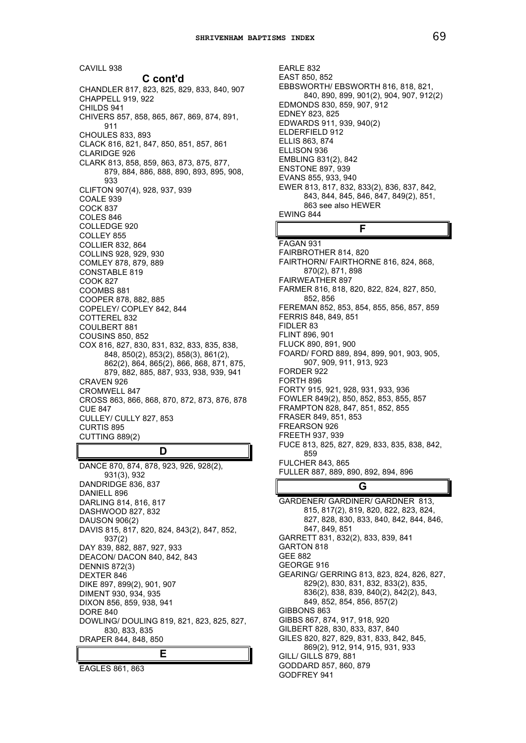CAVILL 938

## C cont'd

CHANDLER 817, 823, 825, 829, 833, 840, 907
CHAPPELL 919, 922
CHILDS 941
CHIVERS 857, 858, 865, 867, 869, 874, 891, 911
CHOULES 833, 893
CLACK 816, 821, 847, 850, 851, 857, 861
CLARIDGE 926
CLARK 813, 858, 859, 863, 873, 875, 877, 879, 884, 886, 888, 890, 893, 895, 908, 933
CLIFTON 907(4), 928, 937, 939
COALE 939
COCK 837
COLES 846
COLLEDGE 920
COLLEY 855
COLLIER 832, 864
COLLINS 928, 929, 930
COMLEY 878, 879, 889
CONSTABLE 819
COOK 827
COOMBS 881
COOPER 878, 882, 885
COPELEY/ COPLEY 842, 844
COTTEREL 832
COULBERT 881
COUSINS 850, 852
COX 816, 827, 830, 831, 832, 833, 835, 838, 848, 850(2), 853(2), 858(3), 861(2), 862(2), 864, 865(2), 866, 868, 871, 875, 879, 882, 885, 887, 933, 938, 939, 941
CRAVEN 926
CROMWELL 847
CROSS 863, 866, 868, 870, 872, 873, 876, 878
CUE 847
CULLEY/ CULLY 827, 853
CURTIS 895
CUTTING 889(2)

## D

DANCE 870, 874, 878, 923, 926, 928(2), 931(3), 932
DANDRIDGE 836, 837
DANIELL 896
DARLING 814, 816, 817
DASHWOOD 827, 832
DAUSON 906(2)
DAVIS 815, 817, 820, 824, 843(2), 847, 852, 937(2)
DAY 839, 882, 887, 927, 933
DEACON/ DACON 840, 842, 843
DENNIS 872(3)
DEXTER 846
DIKE 897, 899(2), 901, 907
DIMENT 930, 934, 935
DIXON 856, 859, 938, 941
DORE 840
DOWLING/ DOULING 819, 821, 823, 825, 827, 830, 833, 835
DRAPER 844, 848, 850

## E

EAGLES 861, 863
EARLE 832
EAST 850, 852
EBBSWORTH/ EBSWORTH 816, 818, 821, 840, 890, 899, 901(2), 904, 907, 912(2)
EDMONDS 830, 859, 907, 912
EDNEY 823, 825
EDWARDS 911, 939, 940(2)
ELDERFIELD 912
ELLIS 863, 874
ELLISON 936
EMBLING 831(2), 842
ENSTONE 897, 939
EVANS 855, 933, 940
EWER 813, 817, 832, 833(2), 836, 837, 842, 843, 844, 845, 846, 847, 849(2), 851, 863 see also HEWER
EWING 844

## F

FAGAN 931
FAIRBROTHER 814, 820
FAIRTHORN/ FAIRTHORNE 816, 824, 868, 870(2), 871, 898
FAIRWEATHER 897
FARMER 816, 818, 820, 822, 824, 827, 850, 852, 856
FEREMAN 852, 853, 854, 855, 856, 857, 859
FERRIS 848, 849, 851
FIDLER 83
FLINT 896, 901
FLUCK 890, 891, 900
FOARD/ FORD 889, 894, 899, 901, 903, 905, 907, 909, 911, 913, 923
FORDER 922
FORTH 896
FORTY 915, 921, 928, 931, 933, 936
FOWLER 849(2), 850, 852, 853, 855, 857
FRAMPTON 828, 847, 851, 852, 855
FRASER 849, 851, 853
FREARSON 926
FREETH 937, 939
FUCE 813, 825, 827, 829, 833, 835, 838, 842, 859
FULCHER 843, 865
FULLER 887, 889, 890, 892, 894, 896

## G

GARDENER/ GARDINER/ GARDNER 813, 815, 817(2), 819, 820, 822, 823, 824, 827, 828, 830, 833, 840, 842, 844, 846, 847, 849, 851
GARRETT 831, 832(2), 833, 839, 841
GARTON 818
GEE 882
GEORGE 916
GEARING/ GERRING 813, 823, 824, 826, 827, 829(2), 830, 831, 832, 833(2), 835, 836(2), 838, 839, 840(2), 842(2), 843, 849, 852, 854, 856, 857(2)
GIBBONS 863
GIBBS 867, 874, 917, 918, 920
GILBERT 828, 830, 833, 837, 840
GILES 820, 827, 829, 831, 833, 842, 845, 869(2), 912, 914, 915, 931, 933
GILL/ GILLS 879, 881
GODDARD 857, 860, 879
GODFREY 941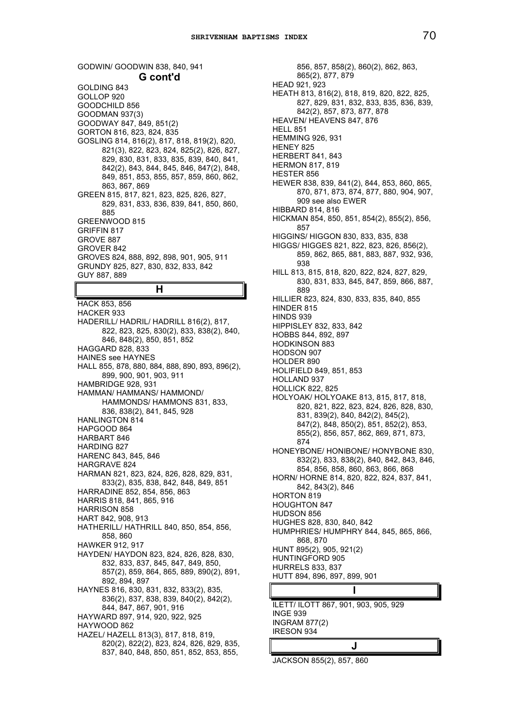GODWIN/ GOODWIN 838, 840, 941

## G cont'd

GOLDING 843
GOLLOP 920
GOODCHILD 856
GOODMAN 937(3)
GOODWAY 847, 849, 851(2)
GORTON 816, 823, 824, 835
GOSLING 814, 816(2), 817, 818, 819(2), 820, 821(3), 822, 823, 824, 825(2), 826, 827, 829, 830, 831, 833, 835, 839, 840, 841, 842(2), 843, 844, 845, 846, 847(2), 848, 849, 851, 853, 855, 857, 859, 860, 862, 863, 867, 869
GREEN 815, 817, 821, 823, 825, 826, 827, 829, 831, 833, 836, 839, 841, 850, 860, 885
GREENWOOD 815
GRIFFIN 817
GROVE 887
GROVER 842
GROVES 824, 888, 892, 898, 901, 905, 911
GRUNDY 825, 827, 830, 832, 833, 842
GUY 887, 889

## H

HACK 853, 856
HACKER 933
HADERILL/ HADRIL/ HADRILL 816(2), 817, 822, 823, 825, 830(2), 833, 838(2), 840, 846, 848(2), 850, 851, 852
HAGGARD 828, 833
HAINES see HAYNES
HALL 855, 878, 880, 884, 888, 890, 893, 896(2), 899, 900, 901, 903, 911
HAMBRIDGE 928, 931
HAMMAN/ HAMMANS/ HAMMOND/ HAMMONDS/ HAMMONS 831, 833, 836, 838(2), 841, 845, 928
HANLINGTON 814
HAPGOOD 864
HARBART 846
HARDING 827
HARENC 843, 845, 846
HARGRAVE 824
HARMAN 821, 823, 824, 826, 828, 829, 831, 833(2), 835, 838, 842, 848, 849, 851
HARRADINE 852, 854, 856, 863
HARRIS 818, 841, 865, 916
HARRISON 858
HART 842, 908, 913
HATHERILL/ HATHRILL 840, 850, 854, 856, 858, 860
HAWKER 912, 917
HAYDEN/ HAYDON 823, 824, 826, 828, 830, 832, 833, 837, 845, 847, 849, 850, 857(2), 859, 864, 865, 889, 890(2), 891, 892, 894, 897
HAYNES 816, 830, 831, 832, 833(2), 835, 836(2), 837, 838, 839, 840(2), 842(2), 844, 847, 867, 901, 916
HAYWARD 897, 914, 920, 922, 925
HAYWOOD 862
HAZEL/ HAZELL 813(3), 817, 818, 819, 820(2), 822(2), 823, 824, 826, 829, 835, 837, 840, 848, 850, 851, 852, 853, 855, 856, 857, 858(2), 860(2), 862, 863, 865(2), 877, 879
HEAD 921, 923
HEATH 813, 816(2), 818, 819, 820, 822, 825, 827, 829, 831, 832, 833, 835, 836, 839, 842(2), 857, 873, 877, 878
HEAVEN/ HEAVENS 847, 876
HELL 851
HEMMING 926, 931
HENEY 825
HERBERT 841, 843
HERMON 817, 819
HESTER 856
HEWER 838, 839, 841(2), 844, 853, 860, 865, 870, 871, 873, 874, 877, 880, 904, 907, 909 see also EWER
HIBBARD 814, 816
HICKMAN 854, 850, 851, 854(2), 855(2), 856, 857
HIGGINS/ HIGGON 830, 833, 835, 838
HIGGS/ HIGGES 821, 822, 823, 826, 856(2), 859, 862, 865, 881, 883, 887, 932, 936, 938
HILL 813, 815, 818, 820, 822, 824, 827, 829, 830, 831, 833, 845, 847, 859, 866, 887, 889
HILLIER 823, 824, 830, 833, 835, 840, 855
HINDER 815
HINDS 939
HIPPISLEY 832, 833, 842
HOBBS 844, 892, 897
HODKINSON 883
HODSON 907
HOLDER 890
HOLIFIELD 849, 851, 853
HOLLAND 937
HOLLICK 822, 825
HOLYOAK/ HOLYOAKE 813, 815, 817, 818, 820, 821, 822, 823, 824, 826, 828, 830, 831, 839(2), 840, 842(2), 845(2), 847(2), 848, 850(2), 851, 852(2), 853, 855(2), 856, 857, 862, 869, 871, 873, 874
HONEYBONE/ HONIBONE/ HONYBONE 830, 832(2), 833, 838(2), 840, 842, 843, 846, 854, 856, 858, 860, 863, 866, 868
HORN/ HORNE 814, 820, 822, 824, 837, 841, 842, 843(2), 846
HORTON 819
HOUGHTON 847
HUDSON 856
HUGHES 828, 830, 840, 842
HUMPHRIES/ HUMPHRY 844, 845, 865, 866, 868, 870
HUNT 895(2), 905, 921(2)
HUNTINGFORD 905
HURRELS 833, 837
HUTT 894, 896, 897, 899, 901

## I

ILETT/ ILOTT 867, 901, 903, 905, 929
INGE 939
INGRAM 877(2)
IRESON 934

## J

JACKSON 855(2), 857, 860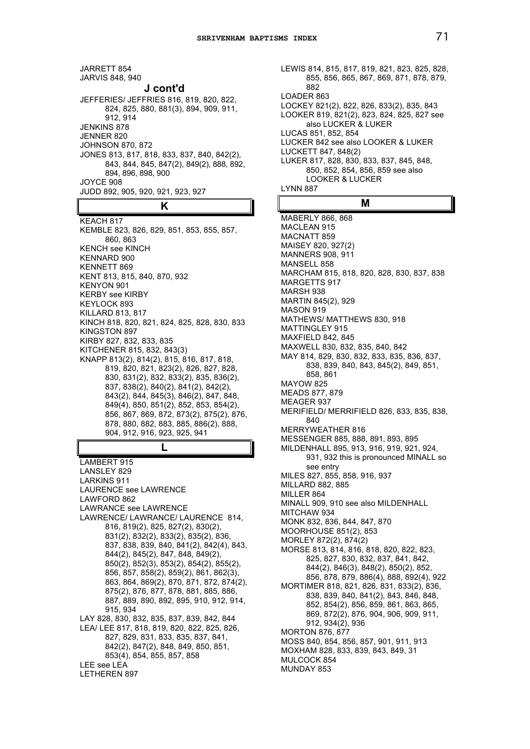JARRETT 854
JARVIS 848, 940

## J cont'd

JEFFERIES/ JEFFRIES 816, 819, 820, 822, 824, 825, 880, 881(3), 894, 909, 911, 912, 914
JENKINS 878
JENNER 820
JOHNSON 870, 872
JONES 813, 817, 818, 833, 837, 840, 842(2), 843, 844, 845, 847(2), 849(2), 888, 892, 894, 896, 898, 900
JOYCE 908
JUDD 892, 905, 920, 921, 923, 927

## K

KEACH 817
KEMBLE 823, 826, 829, 851, 853, 855, 857, 860, 863
KENCH see KINCH
KENNARD 900
KENNETT 869
KENT 813, 815, 840, 870, 932
KENYON 901
KERBY see KIRBY
KEYLOCK 893
KILLARD 813, 817
KINCH 818, 820, 821, 824, 825, 828, 830, 833
KINGSTON 897
KIRBY 827, 832, 833, 835
KITCHENER 815, 832, 843(3)
KNAPP 813(2), 814(2), 815, 816, 817, 818, 819, 820, 821, 823(2), 826, 827, 828, 830, 831(2), 832, 833(2), 835, 836(2), 837, 838(2), 840(2), 841(2), 842(2), 843(2), 844, 845(3), 846(2), 847, 848, 849(4), 850, 851(2), 852, 853, 854(2), 856, 867, 869, 872, 873(2), 875(2), 876, 878, 880, 882, 883, 885, 886(2), 888, 904, 912, 916, 923, 925, 941

## L

LAMBERT 915
LANSLEY 829
LARKINS 911
LAURENCE see LAWRENCE
LAWFORD 862
LAWRANCE see LAWRENCE
LAWRENCE/ LAWRANCE/ LAURENCE 814, 816, 819(2), 825, 827(2), 830(2), 831(2), 832(2), 833(2), 835(2), 836, 837, 838, 839, 840, 841(2), 842(4), 843, 844(2), 845(2), 847, 848, 849(2), 850(2), 852(3), 853(2), 854(2), 855(2), 856, 857, 858(2), 859(2), 861, 862(3), 863, 864, 869(2), 870, 871, 872, 874(2), 875(2), 876, 877, 878, 881, 885, 886, 887, 889, 890, 892, 895, 910, 912, 914, 915, 934
LAY 828, 830, 832, 835, 837, 839, 842, 844
LEA/ LEE 817, 818, 819, 820, 822, 825, 826, 827, 829, 831, 833, 835, 837, 841, 842(2), 847(2), 848, 849, 850, 851, 853(4), 854, 855, 857, 858
LEE see LEA
LETHEREN 897
LEWIS 814, 815, 817, 819, 821, 823, 825, 828, 855, 856, 865, 867, 869, 871, 878, 879, 882
LOADER 863
LOCKEY 821(2), 822, 826, 833(2), 835, 843
LOOKER 819, 821(2), 823, 824, 825, 827 see also LUCKER & LUKER
LUCAS 851, 852, 854
LUCKER 842 see also LOOKER & LUKER
LUCKETT 847, 848(2)
LUKER 817, 828, 830, 833, 837, 845, 848, 850, 852, 854, 856, 859 see also LOOKER & LUCKER
LYNN 887

## M

MABERLY 866, 868
MACLEAN 915
MACNATT 859
MAISEY 820, 927(2)
MANNERS 908, 911
MANSELL 858
MARCHAM 815, 818, 820, 828, 830, 837, 838
MARGETTS 917
MARSH 938
MARTIN 845(2), 929
MASON 919
MATHEWS/ MATTHEWS 830, 918
MATTINGLEY 915
MAXFIELD 842, 845
MAXWELL 830, 832, 835, 840, 842
MAY 814, 829, 830, 832, 833, 835, 836, 837, 838, 839, 840, 843, 845(2), 849, 851, 858, 861
MAYOW 825
MEADS 877, 879
MEAGER 937
MERIFIELD/ MERRIFIELD 826, 833, 835, 838, 840
MERRYWEATHER 816
MESSENGER 885, 888, 891, 893, 895
MILDENHALL 895, 913, 916, 919, 921, 924, 931, 932 this is pronounced MINALL so see entry
MILES 827, 855, 858, 916, 937
MILLARD 882, 885
MILLER 864
MINALL 909, 910 see also MILDENHALL
MITCHAW 934
MONK 832, 836, 844, 847, 870
MOORHOUSE 851(2), 853
MORLEY 872(2), 874(2)
MORSE 813, 814, 816, 818, 820, 822, 823, 825, 827, 830, 832, 837, 841, 842, 844(2), 846(3), 848(2), 850(2), 852, 856, 878, 879, 886(4), 888, 892(4), 922
MORTIMER 818, 821, 826, 831, 833(2), 836, 838, 839, 840, 841(2), 843, 846, 848, 852, 854(2), 856, 859, 861, 863, 865, 869, 872(2), 876, 904, 906, 909, 911, 912, 934(2), 936
MORTON 876, 877
MOSS 840, 854, 856, 857, 901, 911, 913
MOXHAM 828, 833, 839, 843, 849, 31
MULCOCK 854
MUNDAY 853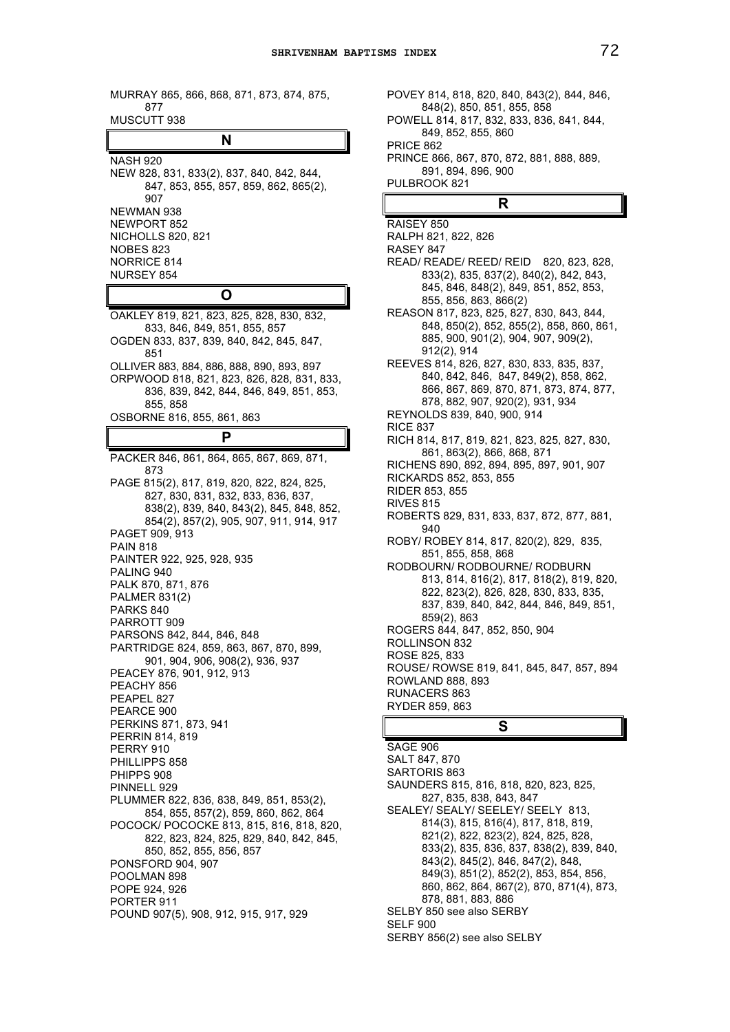MURRAY 865, 866, 868, 871, 873, 874, 875, 877
MUSCUTT 938

## N

NASH 920
NEW 828, 831, 833(2), 837, 840, 842, 844, 847, 853, 855, 857, 859, 862, 865(2), 907
NEWMAN 938
NEWPORT 852
NICHOLLS 820, 821
NOBES 823
NORRICE 814
NURSEY 854

## O

OAKLEY 819, 821, 823, 825, 828, 830, 832, 833, 846, 849, 851, 855, 857
OGDEN 833, 837, 839, 840, 842, 845, 847, 851
OLLIVER 883, 884, 886, 888, 890, 893, 897
ORPWOOD 818, 821, 823, 826, 828, 831, 833, 836, 839, 842, 844, 846, 849, 851, 853, 855, 858
OSBORNE 816, 855, 861, 863

## P

PACKER 846, 861, 864, 865, 867, 869, 871, 873
PAGE 815(2), 817, 819, 820, 822, 824, 825, 827, 830, 831, 832, 833, 836, 837, 838(2), 839, 840, 843(2), 845, 848, 852, 854(2), 857(2), 905, 907, 911, 914, 917
PAGET 909, 913
PAIN 818
PAINTER 922, 925, 928, 935
PALING 940
PALK 870, 871, 876
PALMER 831(2)
PARKS 840
PARROTT 909
PARSONS 842, 844, 846, 848
PARTRIDGE 824, 859, 863, 867, 870, 899, 901, 904, 906, 908(2), 936, 937
PEACEY 876, 901, 912, 913
PEACHY 856
PEAPEL 827
PEARCE 900
PERKINS 871, 873, 941
PERRIN 814, 819
PERRY 910
PHILLIPPS 858
PHIPPS 908
PINNELL 929
PLUMMER 822, 836, 838, 849, 851, 853(2), 854, 855, 857(2), 859, 860, 862, 864
POCOCK/ POCOCKE 813, 815, 816, 818, 820, 822, 823, 824, 825, 829, 840, 842, 845, 850, 852, 855, 856, 857
PONSFORD 904, 907
POOLMAN 898
POPE 924, 926
PORTER 911
POUND 907(5), 908, 912, 915, 917, 929
POVEY 814, 818, 820, 840, 843(2), 844, 846, 848(2), 850, 851, 855, 858
POWELL 814, 817, 832, 833, 836, 841, 844, 849, 852, 855, 860
PRICE 862
PRINCE 866, 867, 870, 872, 881, 888, 889, 891, 894, 896, 900
PULBROOK 821

## R

RAISEY 850
RALPH 821, 822, 826
RASEY 847
READ/ READE/ REED/ REID 820, 823, 828, 833(2), 835, 837(2), 840(2), 842, 843, 845, 846, 848(2), 849, 851, 852, 853, 855, 856, 863, 866(2)
REASON 817, 823, 825, 827, 830, 843, 844, 848, 850(2), 852, 855(2), 858, 860, 861, 885, 900, 901(2), 904, 907, 909(2), 912(2), 914
REEVES 814, 826, 827, 830, 833, 835, 837, 840, 842, 846, 847, 849(2), 858, 862, 866, 867, 869, 870, 871, 873, 874, 877, 878, 882, 907, 920(2), 931, 934
REYNOLDS 839, 840, 900, 914
RICE 837
RICH 814, 817, 819, 821, 823, 825, 827, 830, 861, 863(2), 866, 868, 871
RICHENS 890, 892, 894, 895, 897, 901, 907
RICKARDS 852, 853, 855
RIDER 853, 855
RIVES 815
ROBERTS 829, 831, 833, 837, 872, 877, 881, 940
ROBY/ ROBEY 814, 817, 820(2), 829, 835, 851, 855, 858, 868
RODBOURN/ RODBOURNE/ RODBURN 813, 814, 816(2), 817, 818(2), 819, 820, 822, 823(2), 826, 828, 830, 833, 835, 837, 839, 840, 842, 844, 846, 849, 851, 859(2), 863
ROGERS 844, 847, 852, 850, 904
ROLLINSON 832
ROSE 825, 833
ROUSE/ ROWSE 819, 841, 845, 847, 857, 894
ROWLAND 888, 893
RUNACERS 863
RYDER 859, 863

## S

SAGE 906
SALT 847, 870
SARTORIS 863
SAUNDERS 815, 816, 818, 820, 823, 825, 827, 835, 838, 843, 847
SEALEY/ SEALY/ SEELEY/ SEELY 813, 814(3), 815, 816(4), 817, 818, 819, 821(2), 822, 823(2), 824, 825, 828, 833(2), 835, 836, 837, 838(2), 839, 840, 843(2), 845(2), 846, 847(2), 848, 849(3), 851(2), 852(2), 853, 854, 856, 860, 862, 864, 867(2), 870, 871(4), 873, 878, 881, 883, 886
SELBY 850 see also SERBY
SELF 900
SERBY 856(2) see also SELBY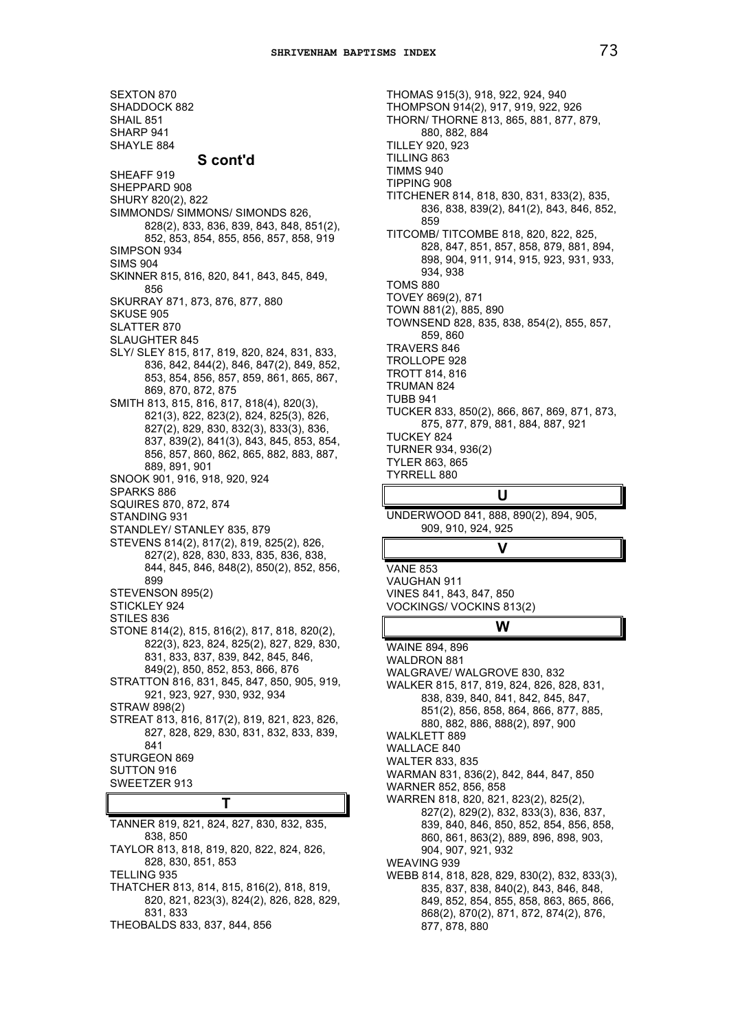SEXTON 870
SHADDOCK 882
SHAIL 851
SHARP 941
SHAYLE 884

## S cont'd

SHEAFF 919
SHEPPARD 908
SHURY 820(2), 822
SIMMONDS/ SIMMONS/ SIMONDS 826, 828(2), 833, 836, 839, 843, 848, 851(2), 852, 853, 854, 855, 856, 857, 858, 919
SIMPSON 934
SIMS 904
SKINNER 815, 816, 820, 841, 843, 845, 849, 856
SKURRAY 871, 873, 876, 877, 880
SKUSE 905
SLATTER 870
SLAUGHTER 845
SLY/ SLEY 815, 817, 819, 820, 824, 831, 833, 836, 842, 844(2), 846, 847(2), 849, 852, 853, 854, 856, 857, 859, 861, 865, 867, 869, 870, 872, 875
SMITH 813, 815, 816, 817, 818(4), 820(3), 821(3), 822, 823(2), 824, 825(3), 826, 827(2), 829, 830, 832(3), 833(3), 836, 837, 839(2), 841(3), 843, 845, 853, 854, 856, 857, 860, 862, 865, 882, 883, 887, 889, 891, 901
SNOOK 901, 916, 918, 920, 924
SPARKS 886
SQUIRES 870, 872, 874
STANDING 931
STANDLEY/ STANLEY 835, 879
STEVENS 814(2), 817(2), 819, 825(2), 826, 827(2), 828, 830, 833, 835, 836, 838, 844, 845, 846, 848(2), 850(2), 852, 856, 899
STEVENSON 895(2)
STICKLEY 924
STILES 836
STONE 814(2), 815, 816(2), 817, 818, 820(2), 822(3), 823, 824, 825(2), 827, 829, 830, 831, 833, 837, 839, 842, 845, 846, 849(2), 850, 852, 853, 866, 876
STRATTON 816, 831, 845, 847, 850, 905, 919, 921, 923, 927, 930, 932, 934
STRAW 898(2)
STREAT 813, 816, 817(2), 819, 821, 823, 826, 827, 828, 829, 830, 831, 832, 833, 839, 841
STURGEON 869
SUTTON 916
SWEETZER 913

## T

TANNER 819, 821, 824, 827, 830, 832, 835, 838, 850
TAYLOR 813, 818, 819, 820, 822, 824, 826, 828, 830, 851, 853
TELLING 935
THATCHER 813, 814, 815, 816(2), 818, 819, 820, 821, 823(3), 824(2), 826, 828, 829, 831, 833
THEOBALDS 833, 837, 844, 856
THOMAS 915(3), 918, 922, 924, 940
THOMPSON 914(2), 917, 919, 922, 926
THORN/ THORNE 813, 865, 881, 877, 879, 880, 882, 884
TILLEY 920, 923
TILLING 863
TIMMS 940
TIPPING 908
TITCHENER 814, 818, 830, 831, 833(2), 835, 836, 838, 839(2), 841(2), 843, 846, 852, 859
TITCOMB/ TITCOMBE 818, 820, 822, 825, 828, 847, 851, 857, 858, 879, 881, 894, 898, 904, 911, 914, 915, 923, 931, 933, 934, 938
TOMS 880
TOVEY 869(2), 871
TOWN 881(2), 885, 890
TOWNSEND 828, 835, 838, 854(2), 855, 857, 859, 860
TRAVERS 846
TROLLOPE 928
TROTT 814, 816
TRUMAN 824
TUBB 941
TUCKER 833, 850(2), 866, 867, 869, 871, 873, 875, 877, 879, 881, 884, 887, 921
TUCKEY 824
TURNER 934, 936(2)
TYLER 863, 865
TYRRELL 880

## U

UNDERWOOD 841, 888, 890(2), 894, 905, 909, 910, 924, 925

## V

VANE 853
VAUGHAN 911
VINES 841, 843, 847, 850
VOCKINGS/ VOCKINS 813(2)

## W

WAINE 894, 896
WALDRON 881
WALGRAVE/ WALGROVE 830, 832
WALKER 815, 817, 819, 824, 826, 828, 831, 838, 839, 840, 841, 842, 845, 847, 851(2), 856, 858, 864, 866, 877, 885, 880, 882, 886, 888(2), 897, 900
WALKLETT 889
WALLACE 840
WALTER 833, 835
WARMAN 831, 836(2), 842, 844, 847, 850
WARNER 852, 856, 858
WARREN 818, 820, 821, 823(2), 825(2), 827(2), 829(2), 832, 833(3), 836, 837, 839, 840, 846, 850, 852, 854, 856, 858, 860, 861, 863(2), 889, 896, 898, 903, 904, 907, 921, 932
WEAVING 939
WEBB 814, 818, 828, 829, 830(2), 832, 833(3), 835, 837, 838, 840(2), 843, 846, 848, 849, 852, 854, 855, 858, 863, 865, 866, 868(2), 870(2), 871, 872, 874(2), 876, 877, 878, 880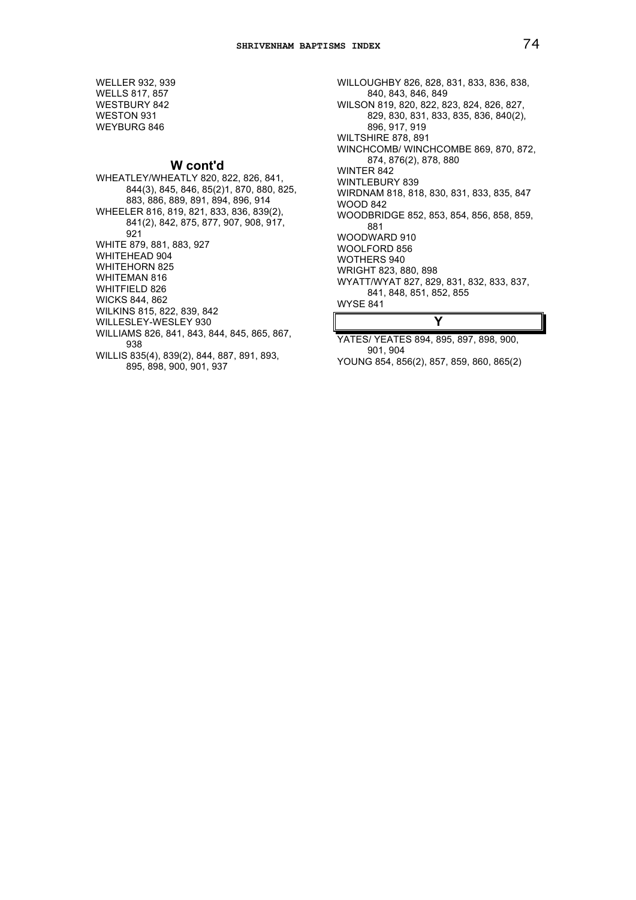WELLER 932, 939
WELLS 817, 857
WESTBURY 842
WESTON 931
WEYBURG 846

## W cont'd

WHEATLEY/WHEATLY 820, 822, 826, 841, 844(3), 845, 846, 85(2)1, 870, 880, 825, 883, 886, 889, 891, 894, 896, 914
WHEELER 816, 819, 821, 833, 836, 839(2), 841(2), 842, 875, 877, 907, 908, 917, 921
WHITE 879, 881, 883, 927
WHITEHEAD 904
WHITEHORN 825
WHITEMAN 816
WHITFIELD 826
WICKS 844, 862
WILKINS 815, 822, 839, 842
WILLESLEY-WESLEY 930
WILLIAMS 826, 841, 843, 844, 845, 865, 867, 938
WILLIS 835(4), 839(2), 844, 887, 891, 893, 895, 898, 900, 901, 937
WILLOUGHBY 826, 828, 831, 833, 836, 838, 840, 843, 846, 849
WILSON 819, 820, 822, 823, 824, 826, 827, 829, 830, 831, 833, 835, 836, 840(2), 896, 917, 919
WILTSHIRE 878, 891
WINCHCOMB/ WINCHCOMBE 869, 870, 872, 874, 876(2), 878, 880
WINTER 842
WINTLEBURY 839
WIRDNAM 818, 818, 830, 831, 833, 835, 847
WOOD 842
WOODBRIDGE 852, 853, 854, 856, 858, 859, 881
WOODWARD 910
WOOLFORD 856
WOTHERS 940
WRIGHT 823, 880, 898
WYATT/WYAT 827, 829, 831, 832, 833, 837, 841, 848, 851, 852, 855
WYSE 841

## Y

YATES/ YEATES 894, 895, 897, 898, 900, 901, 904
YOUNG 854, 856(2), 857, 859, 860, 865(2)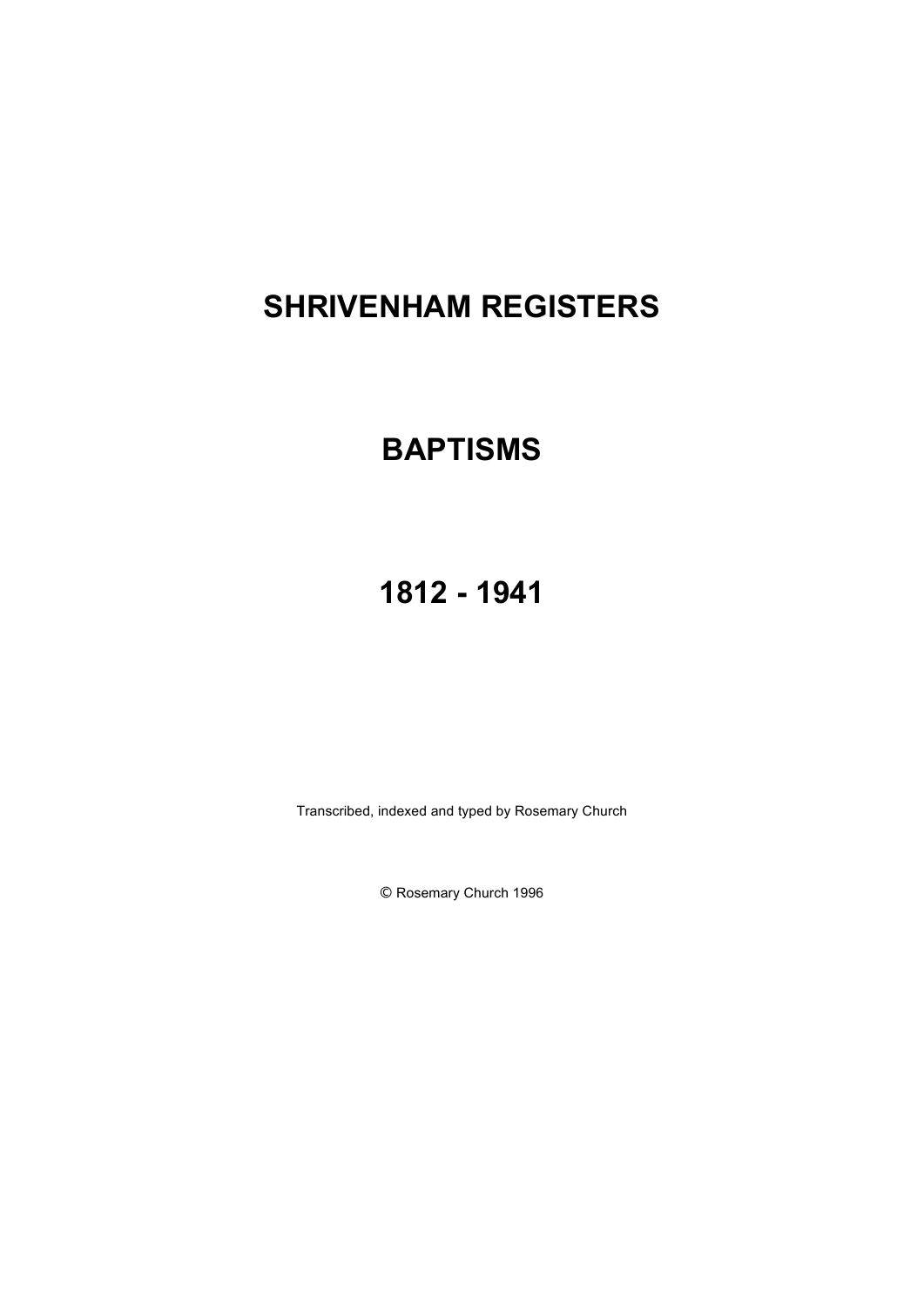# SHRIVENHAM REGISTERS

# BAPTISMS

# 1812 - 1941

Transcribed, indexed and typed by Rosemary Church

© Rosemary Church 1996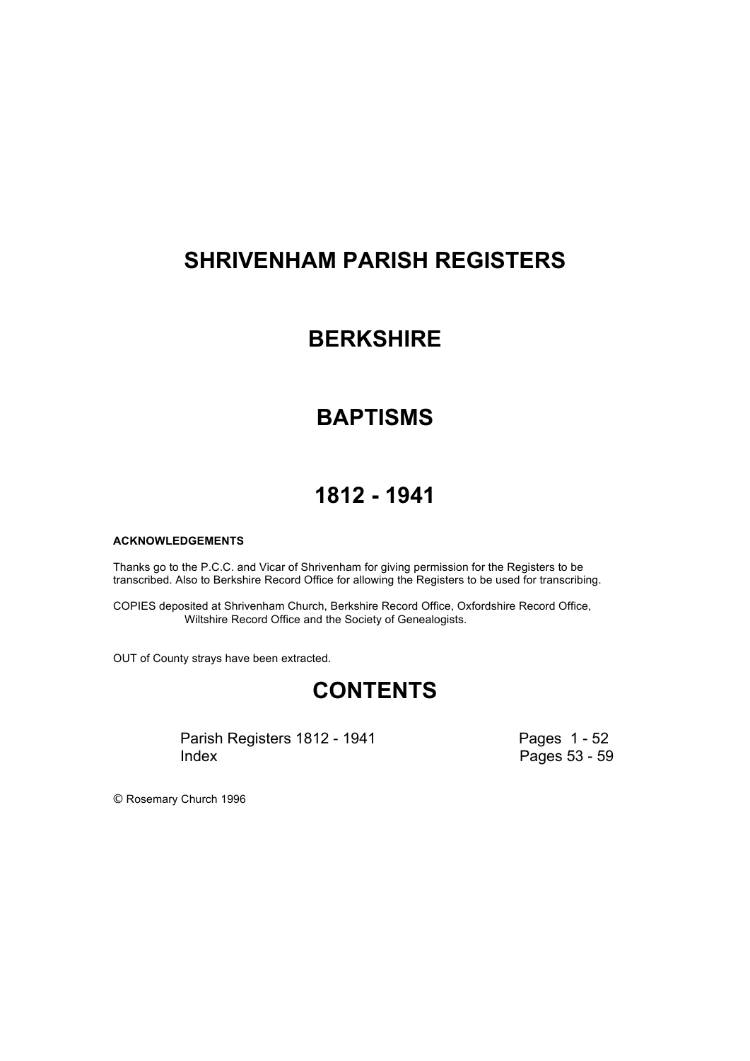# SHRIVENHAM PARISH REGISTERS

# BERKSHIRE

# BAPTISMS

# 1812 - 1941

**ACKNOWLEDGEMENTS**

Thanks go to the P.C.C. and Vicar of Shrivenham for giving permission for the Registers to be transcribed. Also to Berkshire Record Office for allowing the Registers to be used for transcribing.

COPIES deposited at Shrivenham Church, Berkshire Record Office, Oxfordshire Record Office, Wiltshire Record Office and the Society of Genealogists.

OUT of County strays have been extracted.

# CONTENTS

| | |
|---|---|
| Parish Registers 1812 - 1941 | Pages 1 - 52 |
| Index | Pages 53 - 59 |

© Rosemary Church 1996